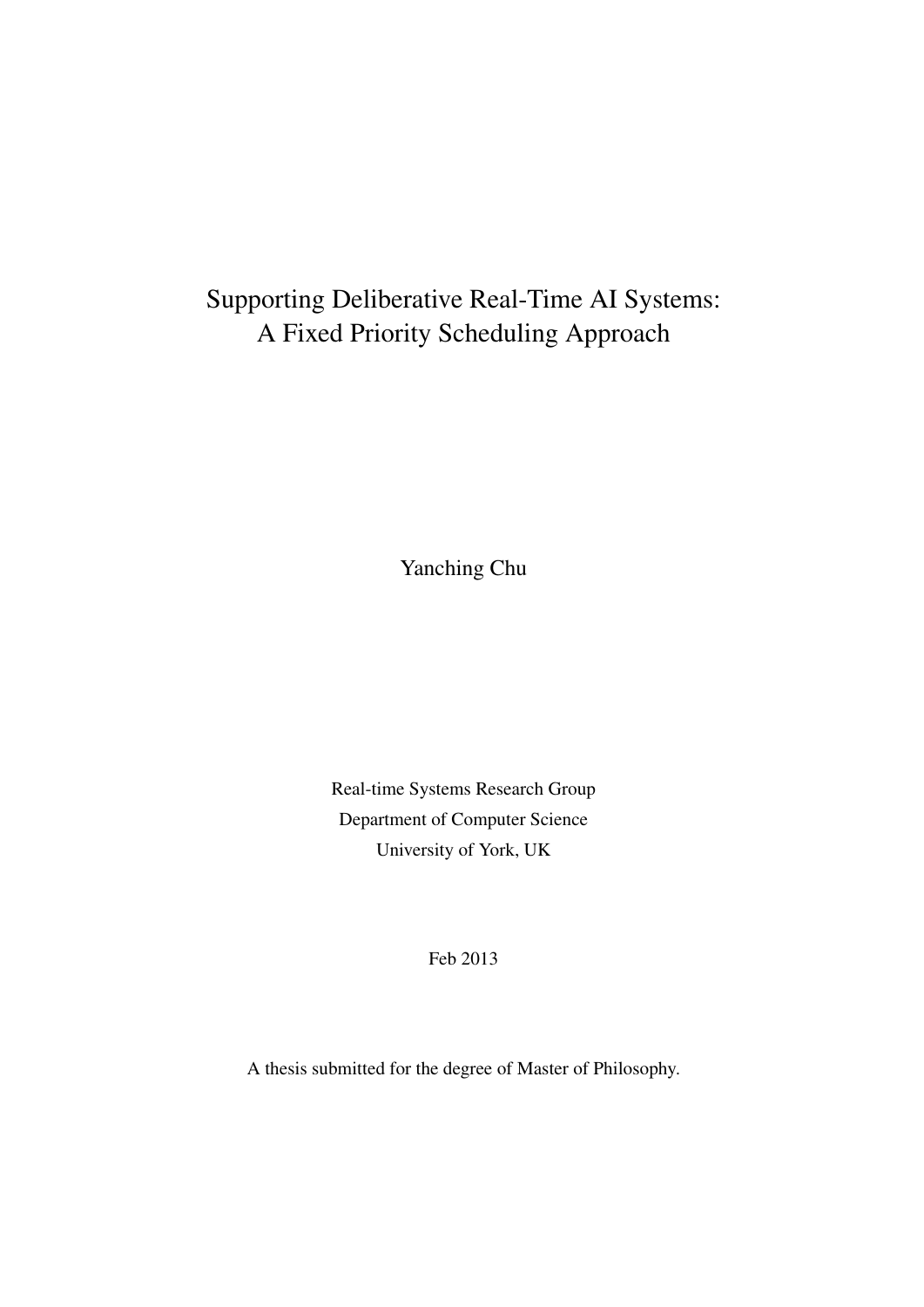# Supporting Deliberative Real-Time AI Systems: A Fixed Priority Scheduling Approach

Yanching Chu

Real-time Systems Research Group
Department of Computer Science
University of York, UK

Feb 2013

A thesis submitted for the degree of Master of Philosophy.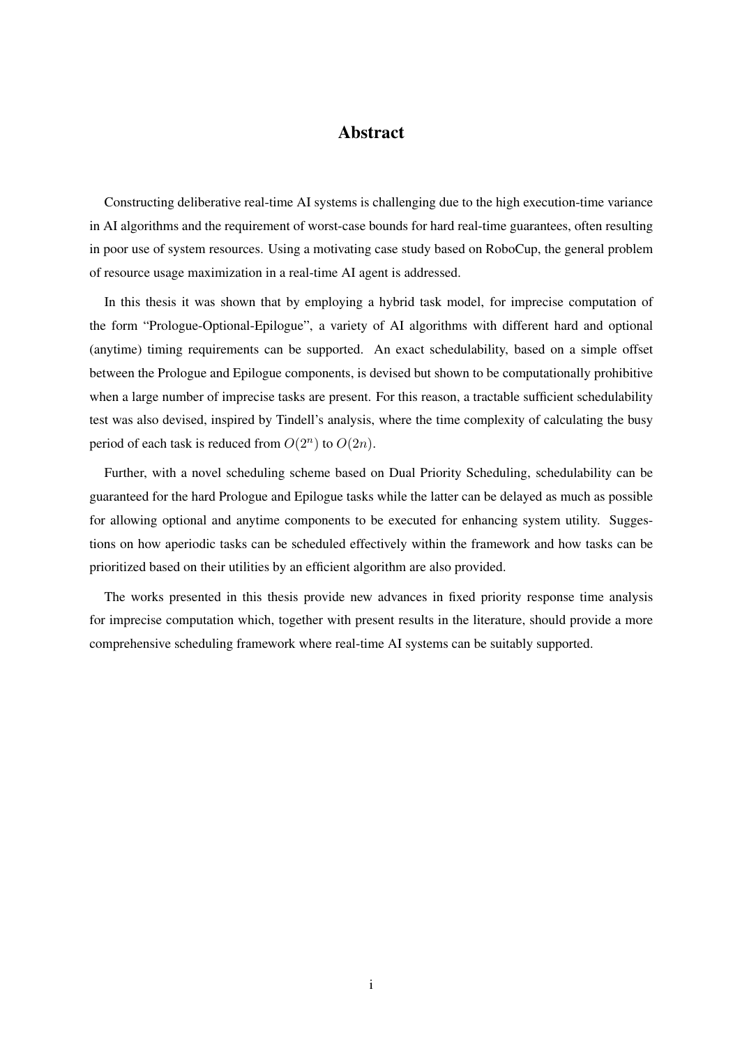# Abstract

Constructing deliberative real-time AI systems is challenging due to the high execution-time variance in AI algorithms and the requirement of worst-case bounds for hard real-time guarantees, often resulting in poor use of system resources. Using a motivating case study based on RoboCup, the general problem of resource usage maximization in a real-time AI agent is addressed.

In this thesis it was shown that by employing a hybrid task model, for imprecise computation of the form "Prologue-Optional-Epilogue", a variety of AI algorithms with different hard and optional (anytime) timing requirements can be supported. An exact schedulability, based on a simple offset between the Prologue and Epilogue components, is devised but shown to be computationally prohibitive when a large number of imprecise tasks are present. For this reason, a tractable sufficient schedulability test was also devised, inspired by Tindell's analysis, where the time complexity of calculating the busy period of each task is reduced from $O(2^n)$ to $O(2n)$.

Further, with a novel scheduling scheme based on Dual Priority Scheduling, schedulability can be guaranteed for the hard Prologue and Epilogue tasks while the latter can be delayed as much as possible for allowing optional and anytime components to be executed for enhancing system utility. Suggestions on how aperiodic tasks can be scheduled effectively within the framework and how tasks can be prioritized based on their utilities by an efficient algorithm are also provided.

The works presented in this thesis provide new advances in fixed priority response time analysis for imprecise computation which, together with present results in the literature, should provide a more comprehensive scheduling framework where real-time AI systems can be suitably supported.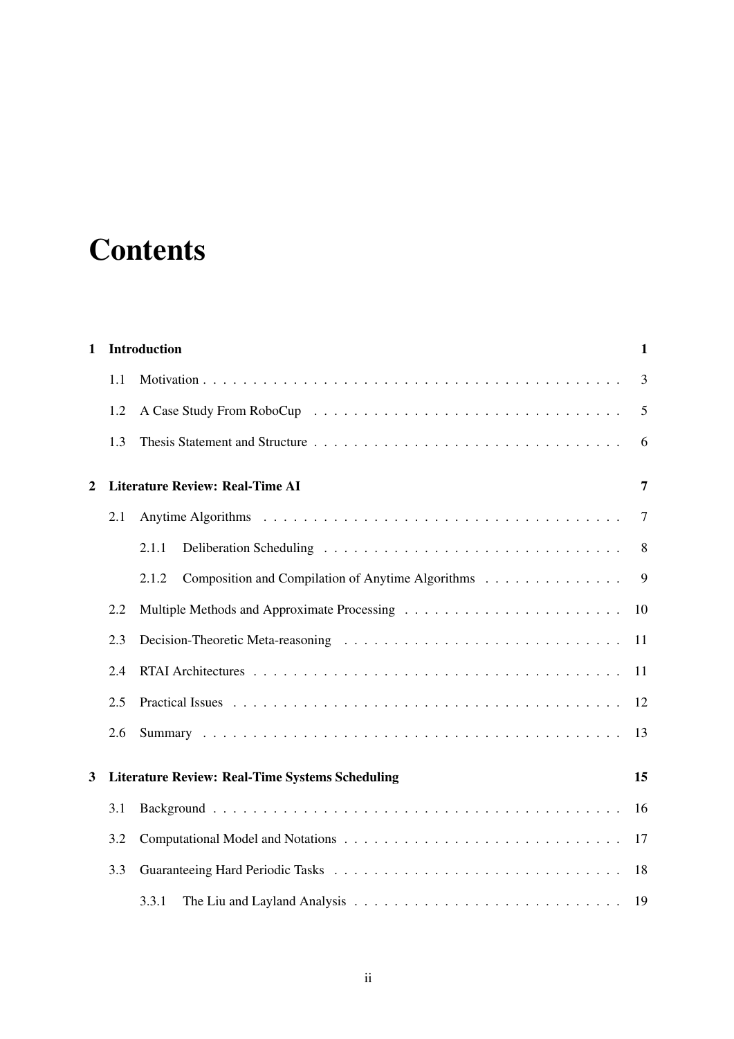# Contents

| | | |
|---|---|---|
| **1** | **Introduction** | **1** |
| 1.1 | Motivation | 3 |
| 1.2 | A Case Study From RoboCup | 5 |
| 1.3 | Thesis Statement and Structure | 6 |
| **2** | **Literature Review: Real-Time AI** | **7** |
| 2.1 | Anytime Algorithms | 7 |
| 2.1.1 | Deliberation Scheduling | 8 |
| 2.1.2 | Composition and Compilation of Anytime Algorithms | 9 |
| 2.2 | Multiple Methods and Approximate Processing | 10 |
| 2.3 | Decision-Theoretic Meta-reasoning | 11 |
| 2.4 | RTAI Architectures | 11 |
| 2.5 | Practical Issues | 12 |
| 2.6 | Summary | 13 |
| **3** | **Literature Review: Real-Time Systems Scheduling** | **15** |
| 3.1 | Background | 16 |
| 3.2 | Computational Model and Notations | 17 |
| 3.3 | Guaranteeing Hard Periodic Tasks | 18 |
| 3.3.1 | The Liu and Layland Analysis | 19 |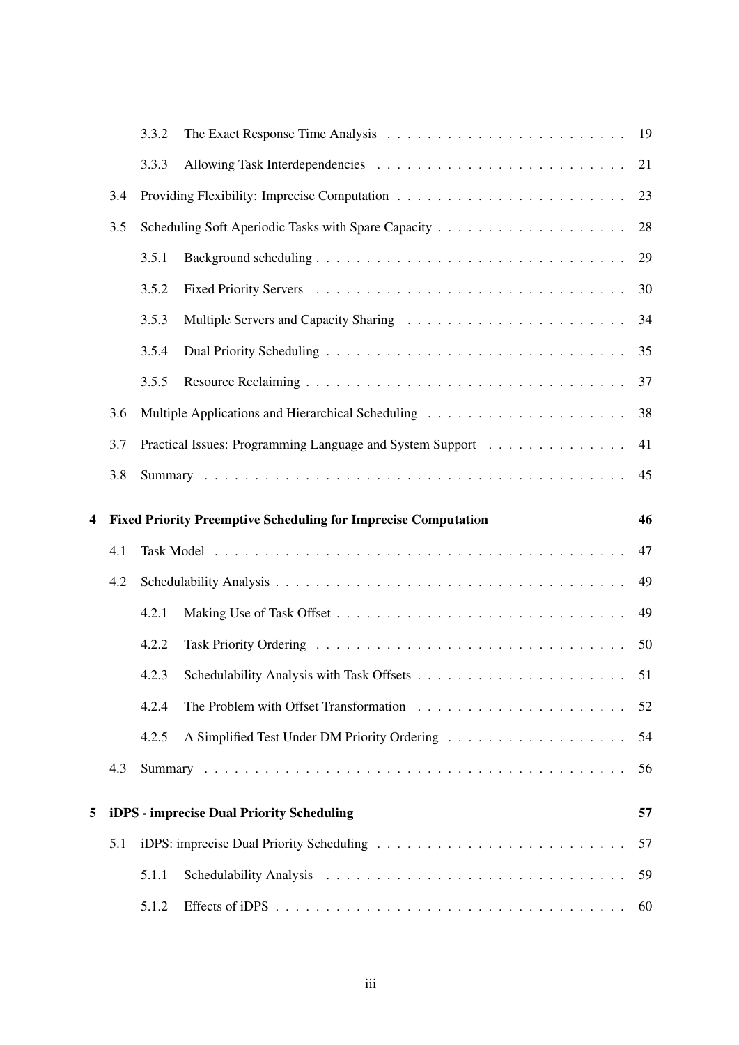- 3.3.2 The Exact Response Time Analysis ... 19
- 3.3.3 Allowing Task Interdependencies ... 21
- 3.4 Providing Flexibility: Imprecise Computation ... 23
- 3.5 Scheduling Soft Aperiodic Tasks with Spare Capacity ... 28
  - 3.5.1 Background scheduling ... 29
  - 3.5.2 Fixed Priority Servers ... 30
  - 3.5.3 Multiple Servers and Capacity Sharing ... 34
  - 3.5.4 Dual Priority Scheduling ... 35
  - 3.5.5 Resource Reclaiming ... 37
- 3.6 Multiple Applications and Hierarchical Scheduling ... 38
- 3.7 Practical Issues: Programming Language and System Support ... 41
- 3.8 Summary ... 45

**4 Fixed Priority Preemptive Scheduling for Imprecise Computation ... 46**

- 4.1 Task Model ... 47
- 4.2 Schedulability Analysis ... 49
  - 4.2.1 Making Use of Task Offset ... 49
  - 4.2.2 Task Priority Ordering ... 50
  - 4.2.3 Schedulability Analysis with Task Offsets ... 51
  - 4.2.4 The Problem with Offset Transformation ... 52
  - 4.2.5 A Simplified Test Under DM Priority Ordering ... 54
- 4.3 Summary ... 56

**5 iDPS - imprecise Dual Priority Scheduling ... 57**

- 5.1 iDPS: imprecise Dual Priority Scheduling ... 57
  - 5.1.1 Schedulability Analysis ... 59
  - 5.1.2 Effects of iDPS ... 60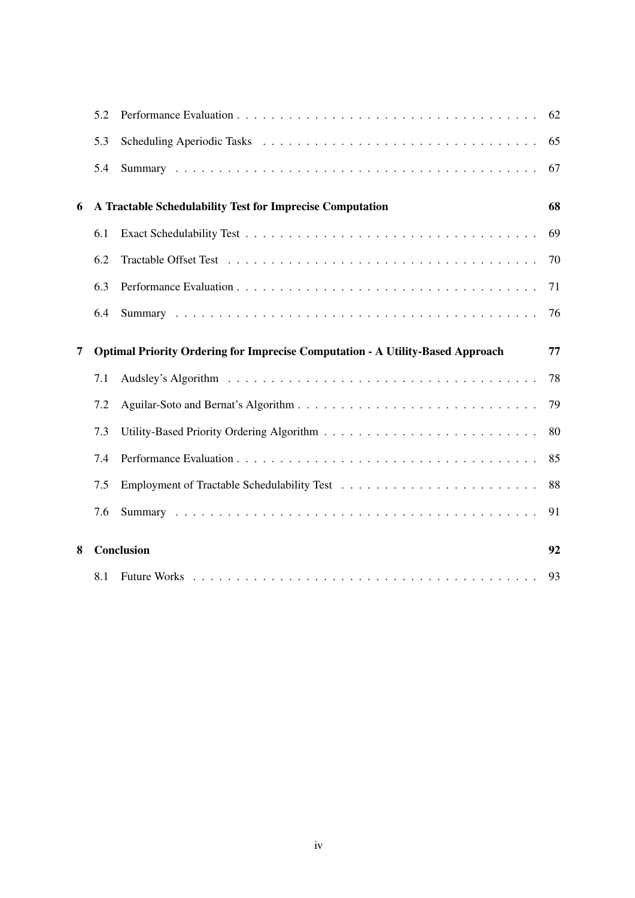- 5.2 Performance Evaluation . . . . . . . . . . . . . . . . . . . . . . . . . . . . . . . . . . 62
- 5.3 Scheduling Aperiodic Tasks . . . . . . . . . . . . . . . . . . . . . . . . . . . . . . . 65
- 5.4 Summary . . . . . . . . . . . . . . . . . . . . . . . . . . . . . . . . . . . . . . . . . 67

**6 A Tractable Schedulability Test for Imprecise Computation 68**

- 6.1 Exact Schedulability Test . . . . . . . . . . . . . . . . . . . . . . . . . . . . . . . . 69
- 6.2 Tractable Offset Test . . . . . . . . . . . . . . . . . . . . . . . . . . . . . . . . . . 70
- 6.3 Performance Evaluation . . . . . . . . . . . . . . . . . . . . . . . . . . . . . . . . . . 71
- 6.4 Summary . . . . . . . . . . . . . . . . . . . . . . . . . . . . . . . . . . . . . . . . . 76

**7 Optimal Priority Ordering for Imprecise Computation - A Utility-Based Approach 77**

- 7.1 Audsley's Algorithm . . . . . . . . . . . . . . . . . . . . . . . . . . . . . . . . . . . 78
- 7.2 Aguilar-Soto and Bernat's Algorithm . . . . . . . . . . . . . . . . . . . . . . . . . . . 79
- 7.3 Utility-Based Priority Ordering Algorithm . . . . . . . . . . . . . . . . . . . . . . . . 80
- 7.4 Performance Evaluation . . . . . . . . . . . . . . . . . . . . . . . . . . . . . . . . . . 85
- 7.5 Employment of Tractable Schedulability Test . . . . . . . . . . . . . . . . . . . . . . 88
- 7.6 Summary . . . . . . . . . . . . . . . . . . . . . . . . . . . . . . . . . . . . . . . . . 91

**8 Conclusion 92**

- 8.1 Future Works . . . . . . . . . . . . . . . . . . . . . . . . . . . . . . . . . . . . . . . 93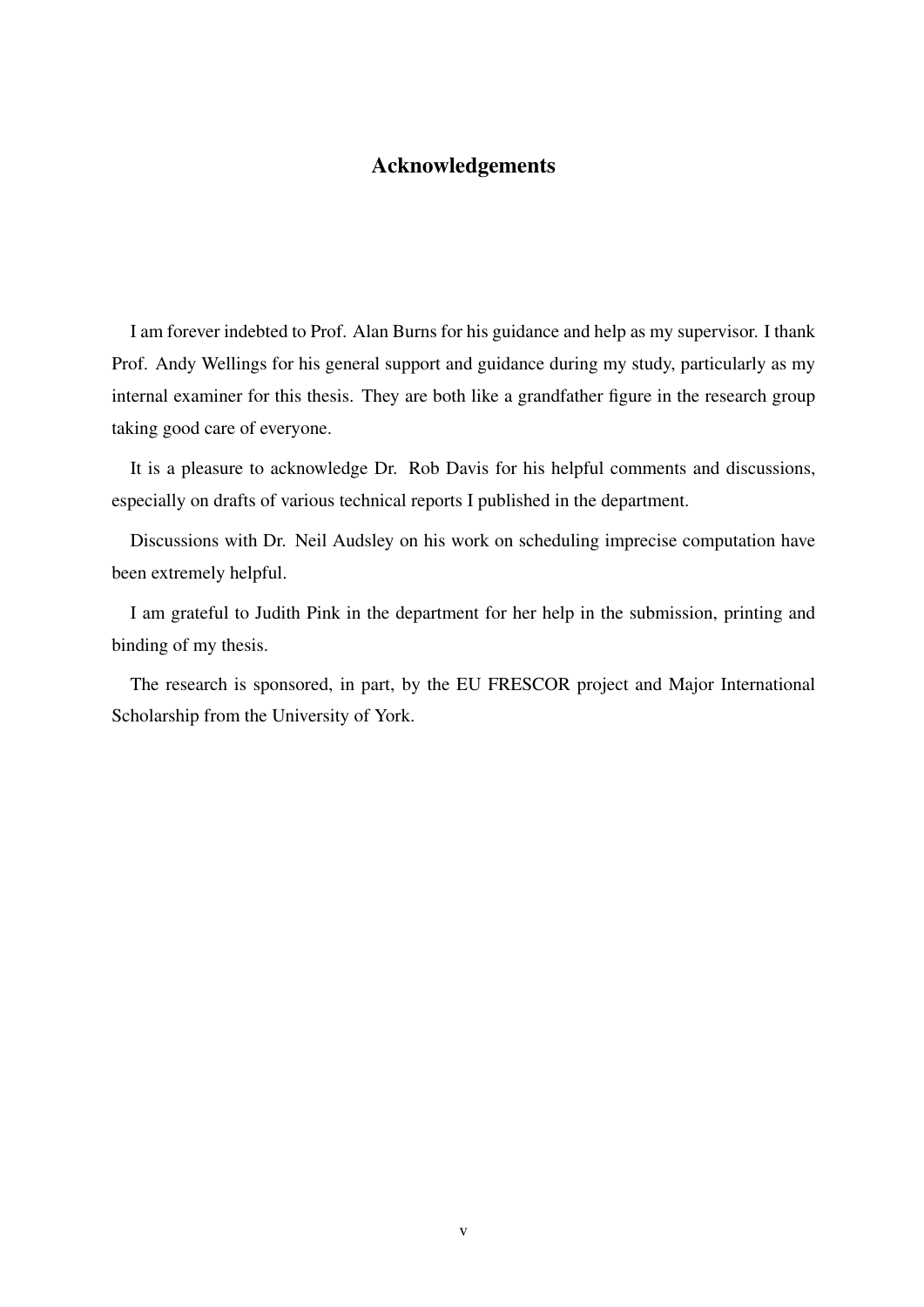# Acknowledgements

I am forever indebted to Prof. Alan Burns for his guidance and help as my supervisor. I thank Prof. Andy Wellings for his general support and guidance during my study, particularly as my internal examiner for this thesis. They are both like a grandfather figure in the research group taking good care of everyone.

It is a pleasure to acknowledge Dr. Rob Davis for his helpful comments and discussions, especially on drafts of various technical reports I published in the department.

Discussions with Dr. Neil Audsley on his work on scheduling imprecise computation have been extremely helpful.

I am grateful to Judith Pink in the department for her help in the submission, printing and binding of my thesis.

The research is sponsored, in part, by the EU FRESCOR project and Major International Scholarship from the University of York.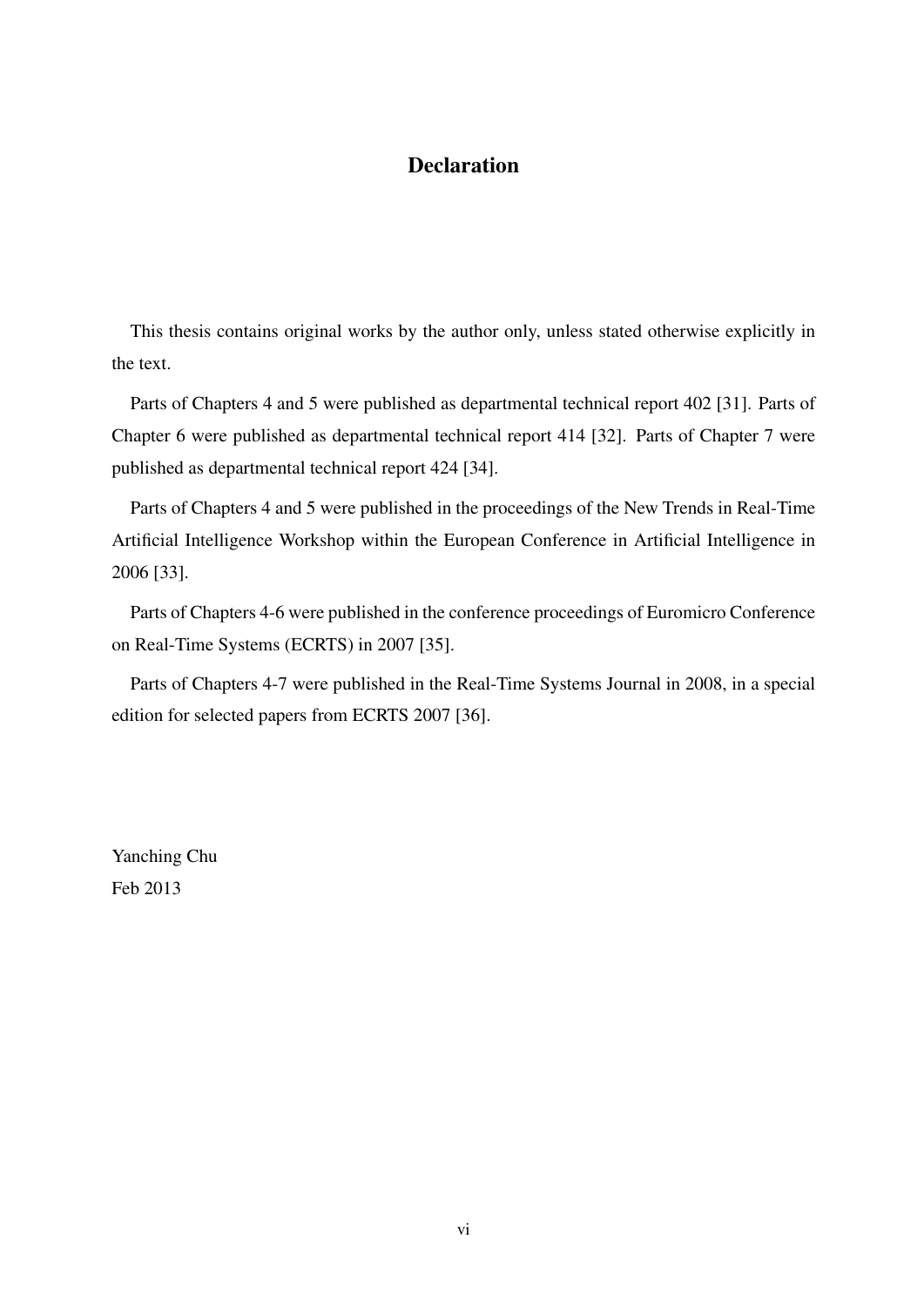# Declaration

This thesis contains original works by the author only, unless stated otherwise explicitly in the text.

Parts of Chapters 4 and 5 were published as departmental technical report 402 [31]. Parts of Chapter 6 were published as departmental technical report 414 [32]. Parts of Chapter 7 were published as departmental technical report 424 [34].

Parts of Chapters 4 and 5 were published in the proceedings of the New Trends in Real-Time Artificial Intelligence Workshop within the European Conference in Artificial Intelligence in 2006 [33].

Parts of Chapters 4-6 were published in the conference proceedings of Euromicro Conference on Real-Time Systems (ECRTS) in 2007 [35].

Parts of Chapters 4-7 were published in the Real-Time Systems Journal in 2008, in a special edition for selected papers from ECRTS 2007 [36].

Yanching Chu
Feb 2013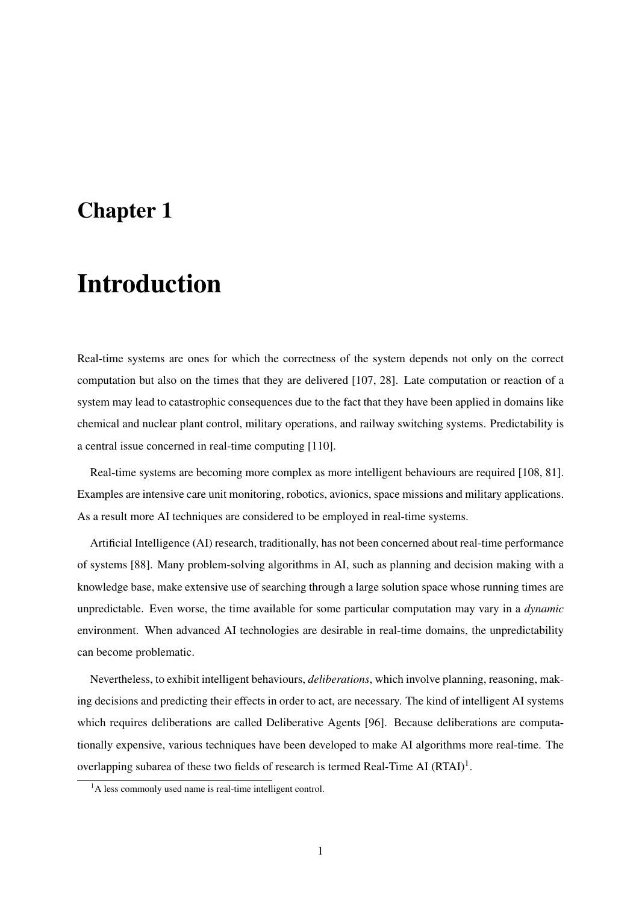# Chapter 1

# Introduction

Real-time systems are ones for which the correctness of the system depends not only on the correct computation but also on the times that they are delivered [107, 28]. Late computation or reaction of a system may lead to catastrophic consequences due to the fact that they have been applied in domains like chemical and nuclear plant control, military operations, and railway switching systems. Predictability is a central issue concerned in real-time computing [110].

Real-time systems are becoming more complex as more intelligent behaviours are required [108, 81]. Examples are intensive care unit monitoring, robotics, avionics, space missions and military applications. As a result more AI techniques are considered to be employed in real-time systems.

Artificial Intelligence (AI) research, traditionally, has not been concerned about real-time performance of systems [88]. Many problem-solving algorithms in AI, such as planning and decision making with a knowledge base, make extensive use of searching through a large solution space whose running times are unpredictable. Even worse, the time available for some particular computation may vary in a *dynamic* environment. When advanced AI technologies are desirable in real-time domains, the unpredictability can become problematic.

Nevertheless, to exhibit intelligent behaviours, *deliberations*, which involve planning, reasoning, making decisions and predicting their effects in order to act, are necessary. The kind of intelligent AI systems which requires deliberations are called Deliberative Agents [96]. Because deliberations are computationally expensive, various techniques have been developed to make AI algorithms more real-time. The overlapping subarea of these two fields of research is termed Real-Time AI (RTAI)[1].

[1] A less commonly used name is real-time intelligent control.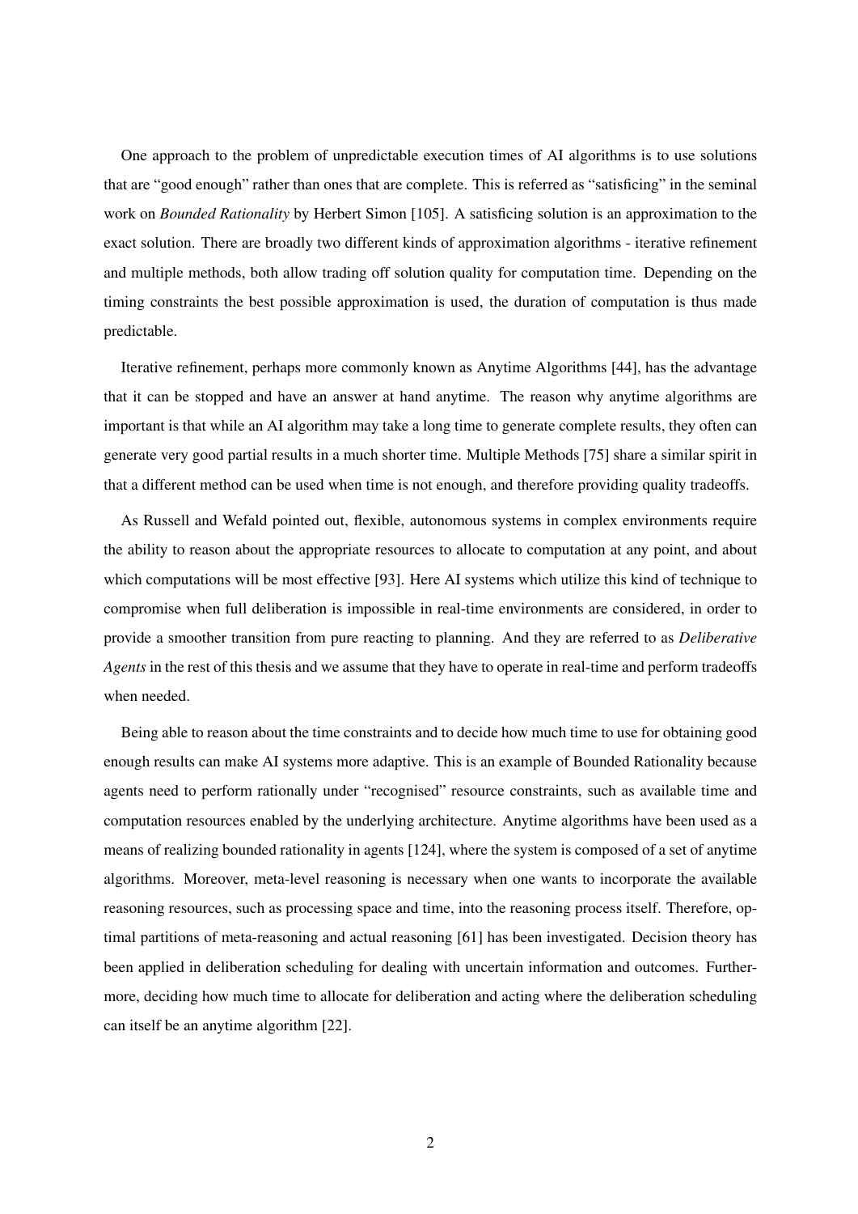One approach to the problem of unpredictable execution times of AI algorithms is to use solutions that are "good enough" rather than ones that are complete. This is referred as "satisficing" in the seminal work on *Bounded Rationality* by Herbert Simon [105]. A satisficing solution is an approximation to the exact solution. There are broadly two different kinds of approximation algorithms - iterative refinement and multiple methods, both allow trading off solution quality for computation time. Depending on the timing constraints the best possible approximation is used, the duration of computation is thus made predictable.

Iterative refinement, perhaps more commonly known as Anytime Algorithms [44], has the advantage that it can be stopped and have an answer at hand anytime. The reason why anytime algorithms are important is that while an AI algorithm may take a long time to generate complete results, they often can generate very good partial results in a much shorter time. Multiple Methods [75] share a similar spirit in that a different method can be used when time is not enough, and therefore providing quality tradeoffs.

As Russell and Wefald pointed out, flexible, autonomous systems in complex environments require the ability to reason about the appropriate resources to allocate to computation at any point, and about which computations will be most effective [93]. Here AI systems which utilize this kind of technique to compromise when full deliberation is impossible in real-time environments are considered, in order to provide a smoother transition from pure reacting to planning. And they are referred to as *Deliberative Agents* in the rest of this thesis and we assume that they have to operate in real-time and perform tradeoffs when needed.

Being able to reason about the time constraints and to decide how much time to use for obtaining good enough results can make AI systems more adaptive. This is an example of Bounded Rationality because agents need to perform rationally under "recognised" resource constraints, such as available time and computation resources enabled by the underlying architecture. Anytime algorithms have been used as a means of realizing bounded rationality in agents [124], where the system is composed of a set of anytime algorithms. Moreover, meta-level reasoning is necessary when one wants to incorporate the available reasoning resources, such as processing space and time, into the reasoning process itself. Therefore, optimal partitions of meta-reasoning and actual reasoning [61] has been investigated. Decision theory has been applied in deliberation scheduling for dealing with uncertain information and outcomes. Furthermore, deciding how much time to allocate for deliberation and acting where the deliberation scheduling can itself be an anytime algorithm [22].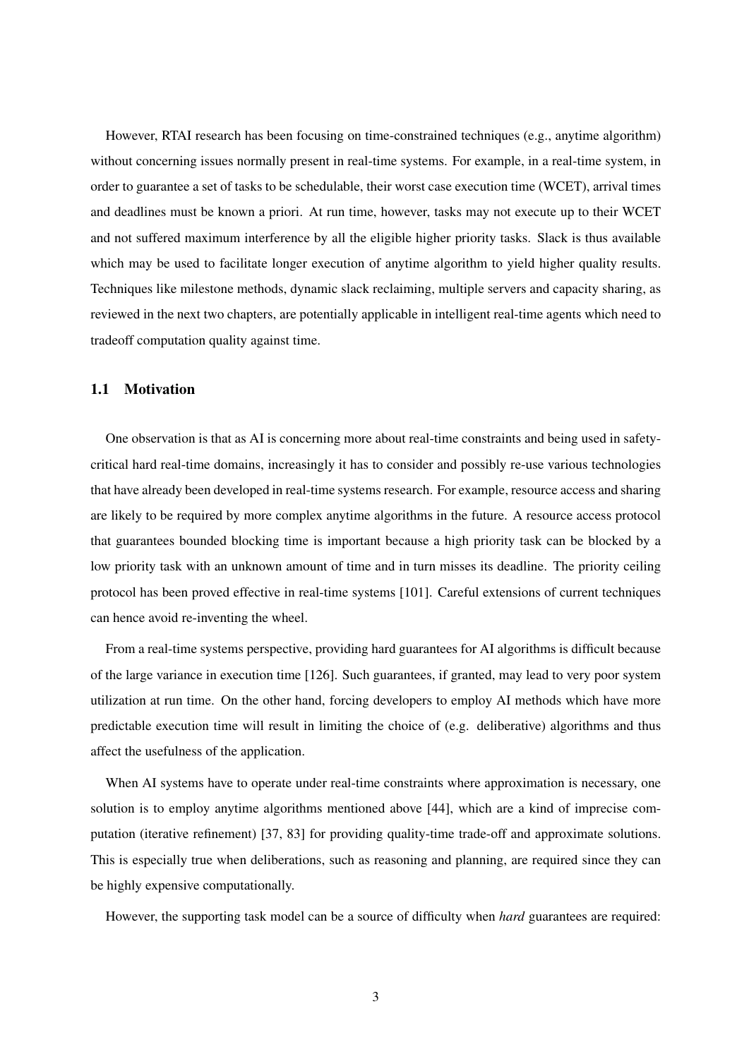However, RTAI research has been focusing on time-constrained techniques (e.g., anytime algorithm) without concerning issues normally present in real-time systems. For example, in a real-time system, in order to guarantee a set of tasks to be schedulable, their worst case execution time (WCET), arrival times and deadlines must be known a priori. At run time, however, tasks may not execute up to their WCET and not suffered maximum interference by all the eligible higher priority tasks. Slack is thus available which may be used to facilitate longer execution of anytime algorithm to yield higher quality results. Techniques like milestone methods, dynamic slack reclaiming, multiple servers and capacity sharing, as reviewed in the next two chapters, are potentially applicable in intelligent real-time agents which need to tradeoff computation quality against time.

## 1.1 Motivation

One observation is that as AI is concerning more about real-time constraints and being used in safety-critical hard real-time domains, increasingly it has to consider and possibly re-use various technologies that have already been developed in real-time systems research. For example, resource access and sharing are likely to be required by more complex anytime algorithms in the future. A resource access protocol that guarantees bounded blocking time is important because a high priority task can be blocked by a low priority task with an unknown amount of time and in turn misses its deadline. The priority ceiling protocol has been proved effective in real-time systems [101]. Careful extensions of current techniques can hence avoid re-inventing the wheel.

From a real-time systems perspective, providing hard guarantees for AI algorithms is difficult because of the large variance in execution time [126]. Such guarantees, if granted, may lead to very poor system utilization at run time. On the other hand, forcing developers to employ AI methods which have more predictable execution time will result in limiting the choice of (e.g. deliberative) algorithms and thus affect the usefulness of the application.

When AI systems have to operate under real-time constraints where approximation is necessary, one solution is to employ anytime algorithms mentioned above [44], which are a kind of imprecise computation (iterative refinement) [37, 83] for providing quality-time trade-off and approximate solutions. This is especially true when deliberations, such as reasoning and planning, are required since they can be highly expensive computationally.

However, the supporting task model can be a source of difficulty when *hard* guarantees are required: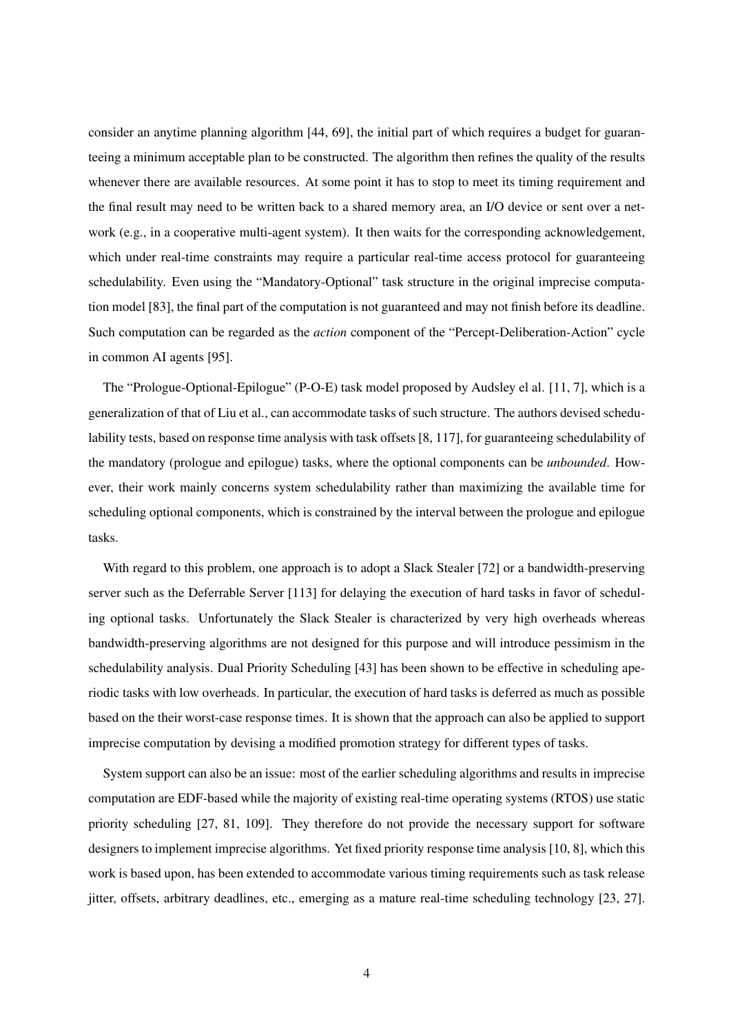consider an anytime planning algorithm [44, 69], the initial part of which requires a budget for guaranteeing a minimum acceptable plan to be constructed. The algorithm then refines the quality of the results whenever there are available resources. At some point it has to stop to meet its timing requirement and the final result may need to be written back to a shared memory area, an I/O device or sent over a network (e.g., in a cooperative multi-agent system). It then waits for the corresponding acknowledgement, which under real-time constraints may require a particular real-time access protocol for guaranteeing schedulability. Even using the "Mandatory-Optional" task structure in the original imprecise computation model [83], the final part of the computation is not guaranteed and may not finish before its deadline. Such computation can be regarded as the *action* component of the "Percept-Deliberation-Action" cycle in common AI agents [95].

The "Prologue-Optional-Epilogue" (P-O-E) task model proposed by Audsley el al. [11, 7], which is a generalization of that of Liu et al., can accommodate tasks of such structure. The authors devised schedulability tests, based on response time analysis with task offsets [8, 117], for guaranteeing schedulability of the mandatory (prologue and epilogue) tasks, where the optional components can be *unbounded*. However, their work mainly concerns system schedulability rather than maximizing the available time for scheduling optional components, which is constrained by the interval between the prologue and epilogue tasks.

With regard to this problem, one approach is to adopt a Slack Stealer [72] or a bandwidth-preserving server such as the Deferrable Server [113] for delaying the execution of hard tasks in favor of scheduling optional tasks. Unfortunately the Slack Stealer is characterized by very high overheads whereas bandwidth-preserving algorithms are not designed for this purpose and will introduce pessimism in the schedulability analysis. Dual Priority Scheduling [43] has been shown to be effective in scheduling aperiodic tasks with low overheads. In particular, the execution of hard tasks is deferred as much as possible based on the their worst-case response times. It is shown that the approach can also be applied to support imprecise computation by devising a modified promotion strategy for different types of tasks.

System support can also be an issue: most of the earlier scheduling algorithms and results in imprecise computation are EDF-based while the majority of existing real-time operating systems (RTOS) use static priority scheduling [27, 81, 109]. They therefore do not provide the necessary support for software designers to implement imprecise algorithms. Yet fixed priority response time analysis [10, 8], which this work is based upon, has been extended to accommodate various timing requirements such as task release jitter, offsets, arbitrary deadlines, etc., emerging as a mature real-time scheduling technology [23, 27].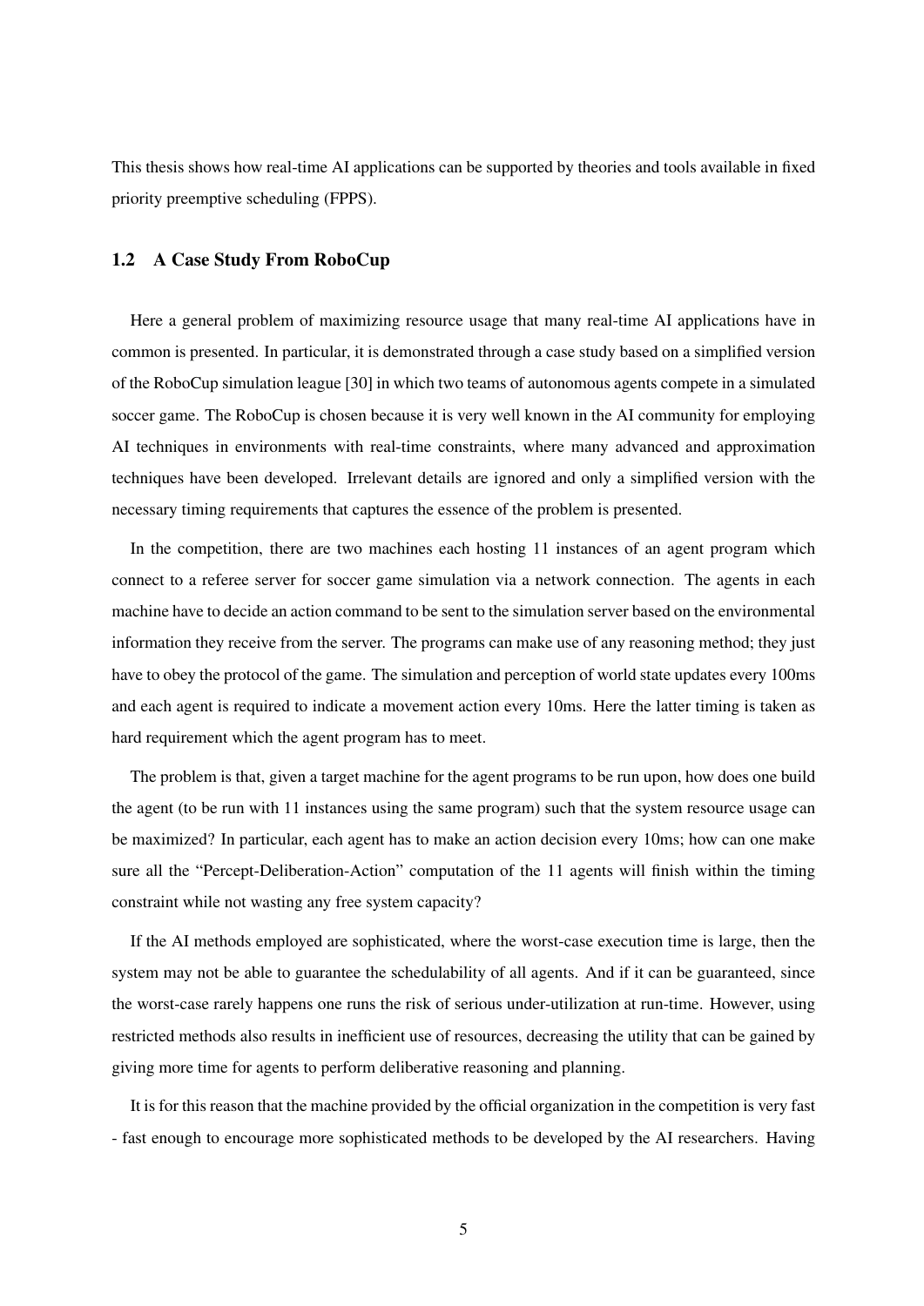This thesis shows how real-time AI applications can be supported by theories and tools available in fixed priority preemptive scheduling (FPPS).

### 1.2 A Case Study From RoboCup

Here a general problem of maximizing resource usage that many real-time AI applications have in common is presented. In particular, it is demonstrated through a case study based on a simplified version of the RoboCup simulation league [30] in which two teams of autonomous agents compete in a simulated soccer game. The RoboCup is chosen because it is very well known in the AI community for employing AI techniques in environments with real-time constraints, where many advanced and approximation techniques have been developed. Irrelevant details are ignored and only a simplified version with the necessary timing requirements that captures the essence of the problem is presented.

In the competition, there are two machines each hosting 11 instances of an agent program which connect to a referee server for soccer game simulation via a network connection. The agents in each machine have to decide an action command to be sent to the simulation server based on the environmental information they receive from the server. The programs can make use of any reasoning method; they just have to obey the protocol of the game. The simulation and perception of world state updates every 100ms and each agent is required to indicate a movement action every 10ms. Here the latter timing is taken as hard requirement which the agent program has to meet.

The problem is that, given a target machine for the agent programs to be run upon, how does one build the agent (to be run with 11 instances using the same program) such that the system resource usage can be maximized? In particular, each agent has to make an action decision every 10ms; how can one make sure all the "Percept-Deliberation-Action" computation of the 11 agents will finish within the timing constraint while not wasting any free system capacity?

If the AI methods employed are sophisticated, where the worst-case execution time is large, then the system may not be able to guarantee the schedulability of all agents. And if it can be guaranteed, since the worst-case rarely happens one runs the risk of serious under-utilization at run-time. However, using restricted methods also results in inefficient use of resources, decreasing the utility that can be gained by giving more time for agents to perform deliberative reasoning and planning.

It is for this reason that the machine provided by the official organization in the competition is very fast - fast enough to encourage more sophisticated methods to be developed by the AI researchers. Having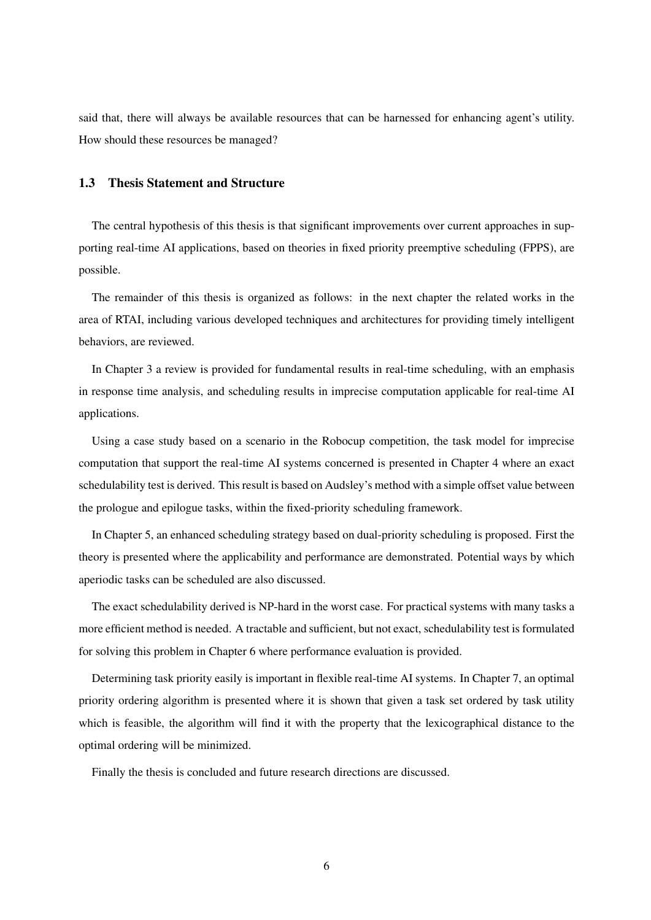said that, there will always be available resources that can be harnessed for enhancing agent's utility. How should these resources be managed?

### 1.3 Thesis Statement and Structure

The central hypothesis of this thesis is that significant improvements over current approaches in supporting real-time AI applications, based on theories in fixed priority preemptive scheduling (FPPS), are possible.

The remainder of this thesis is organized as follows: in the next chapter the related works in the area of RTAI, including various developed techniques and architectures for providing timely intelligent behaviors, are reviewed.

In Chapter 3 a review is provided for fundamental results in real-time scheduling, with an emphasis in response time analysis, and scheduling results in imprecise computation applicable for real-time AI applications.

Using a case study based on a scenario in the Robocup competition, the task model for imprecise computation that support the real-time AI systems concerned is presented in Chapter 4 where an exact schedulability test is derived. This result is based on Audsley's method with a simple offset value between the prologue and epilogue tasks, within the fixed-priority scheduling framework.

In Chapter 5, an enhanced scheduling strategy based on dual-priority scheduling is proposed. First the theory is presented where the applicability and performance are demonstrated. Potential ways by which aperiodic tasks can be scheduled are also discussed.

The exact schedulability derived is NP-hard in the worst case. For practical systems with many tasks a more efficient method is needed. A tractable and sufficient, but not exact, schedulability test is formulated for solving this problem in Chapter 6 where performance evaluation is provided.

Determining task priority easily is important in flexible real-time AI systems. In Chapter 7, an optimal priority ordering algorithm is presented where it is shown that given a task set ordered by task utility which is feasible, the algorithm will find it with the property that the lexicographical distance to the optimal ordering will be minimized.

Finally the thesis is concluded and future research directions are discussed.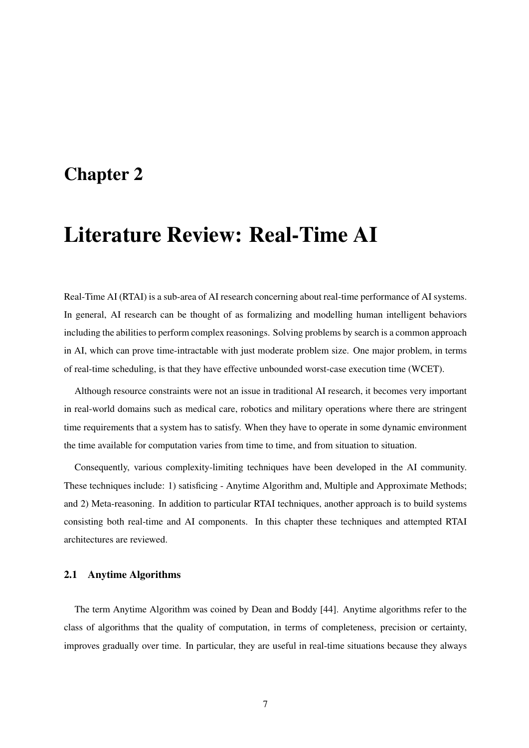# Chapter 2

# Literature Review: Real-Time AI

Real-Time AI (RTAI) is a sub-area of AI research concerning about real-time performance of AI systems. In general, AI research can be thought of as formalizing and modelling human intelligent behaviors including the abilities to perform complex reasonings. Solving problems by search is a common approach in AI, which can prove time-intractable with just moderate problem size. One major problem, in terms of real-time scheduling, is that they have effective unbounded worst-case execution time (WCET).

Although resource constraints were not an issue in traditional AI research, it becomes very important in real-world domains such as medical care, robotics and military operations where there are stringent time requirements that a system has to satisfy. When they have to operate in some dynamic environment the time available for computation varies from time to time, and from situation to situation.

Consequently, various complexity-limiting techniques have been developed in the AI community. These techniques include: 1) satisficing - Anytime Algorithm and, Multiple and Approximate Methods; and 2) Meta-reasoning. In addition to particular RTAI techniques, another approach is to build systems consisting both real-time and AI components. In this chapter these techniques and attempted RTAI architectures are reviewed.

### 2.1 Anytime Algorithms

The term Anytime Algorithm was coined by Dean and Boddy [44]. Anytime algorithms refer to the class of algorithms that the quality of computation, in terms of completeness, precision or certainty, improves gradually over time. In particular, they are useful in real-time situations because they always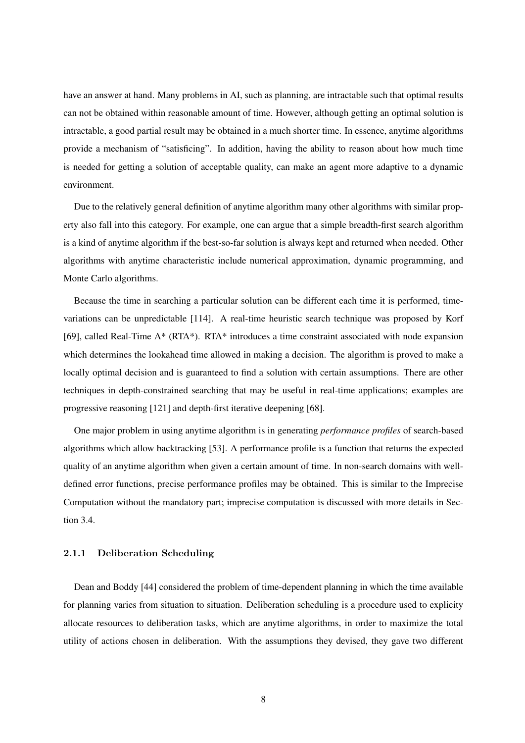have an answer at hand. Many problems in AI, such as planning, are intractable such that optimal results can not be obtained within reasonable amount of time. However, although getting an optimal solution is intractable, a good partial result may be obtained in a much shorter time. In essence, anytime algorithms provide a mechanism of "satisficing". In addition, having the ability to reason about how much time is needed for getting a solution of acceptable quality, can make an agent more adaptive to a dynamic environment.

Due to the relatively general definition of anytime algorithm many other algorithms with similar property also fall into this category. For example, one can argue that a simple breadth-first search algorithm is a kind of anytime algorithm if the best-so-far solution is always kept and returned when needed. Other algorithms with anytime characteristic include numerical approximation, dynamic programming, and Monte Carlo algorithms.

Because the time in searching a particular solution can be different each time it is performed, time-variations can be unpredictable [114]. A real-time heuristic search technique was proposed by Korf [69], called Real-Time A* (RTA*). RTA* introduces a time constraint associated with node expansion which determines the lookahead time allowed in making a decision. The algorithm is proved to make a locally optimal decision and is guaranteed to find a solution with certain assumptions. There are other techniques in depth-constrained searching that may be useful in real-time applications; examples are progressive reasoning [121] and depth-first iterative deepening [68].

One major problem in using anytime algorithm is in generating *performance profiles* of search-based algorithms which allow backtracking [53]. A performance profile is a function that returns the expected quality of an anytime algorithm when given a certain amount of time. In non-search domains with well-defined error functions, precise performance profiles may be obtained. This is similar to the Imprecise Computation without the mandatory part; imprecise computation is discussed with more details in Section 3.4.

### 2.1.1 Deliberation Scheduling

Dean and Boddy [44] considered the problem of time-dependent planning in which the time available for planning varies from situation to situation. Deliberation scheduling is a procedure used to explicity allocate resources to deliberation tasks, which are anytime algorithms, in order to maximize the total utility of actions chosen in deliberation. With the assumptions they devised, they gave two different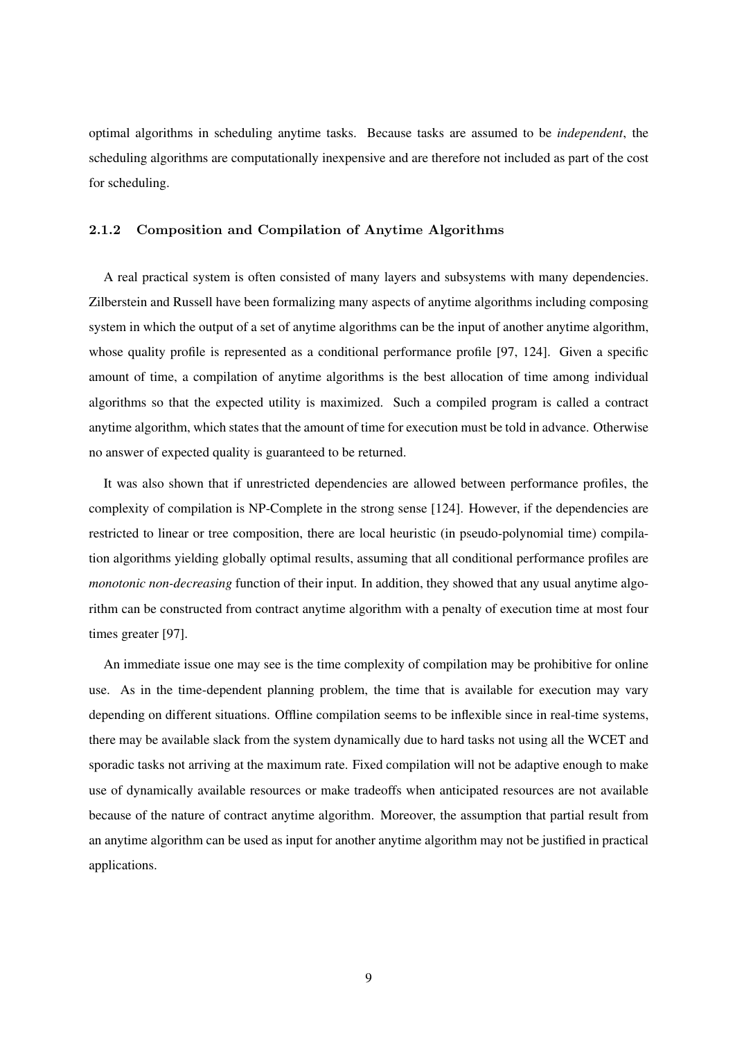optimal algorithms in scheduling anytime tasks. Because tasks are assumed to be *independent*, the scheduling algorithms are computationally inexpensive and are therefore not included as part of the cost for scheduling.

### 2.1.2 Composition and Compilation of Anytime Algorithms

A real practical system is often consisted of many layers and subsystems with many dependencies. Zilberstein and Russell have been formalizing many aspects of anytime algorithms including composing system in which the output of a set of anytime algorithms can be the input of another anytime algorithm, whose quality profile is represented as a conditional performance profile [97, 124]. Given a specific amount of time, a compilation of anytime algorithms is the best allocation of time among individual algorithms so that the expected utility is maximized. Such a compiled program is called a contract anytime algorithm, which states that the amount of time for execution must be told in advance. Otherwise no answer of expected quality is guaranteed to be returned.

It was also shown that if unrestricted dependencies are allowed between performance profiles, the complexity of compilation is NP-Complete in the strong sense [124]. However, if the dependencies are restricted to linear or tree composition, there are local heuristic (in pseudo-polynomial time) compilation algorithms yielding globally optimal results, assuming that all conditional performance profiles are *monotonic non-decreasing* function of their input. In addition, they showed that any usual anytime algorithm can be constructed from contract anytime algorithm with a penalty of execution time at most four times greater [97].

An immediate issue one may see is the time complexity of compilation may be prohibitive for online use. As in the time-dependent planning problem, the time that is available for execution may vary depending on different situations. Offline compilation seems to be inflexible since in real-time systems, there may be available slack from the system dynamically due to hard tasks not using all the WCET and sporadic tasks not arriving at the maximum rate. Fixed compilation will not be adaptive enough to make use of dynamically available resources or make tradeoffs when anticipated resources are not available because of the nature of contract anytime algorithm. Moreover, the assumption that partial result from an anytime algorithm can be used as input for another anytime algorithm may not be justified in practical applications.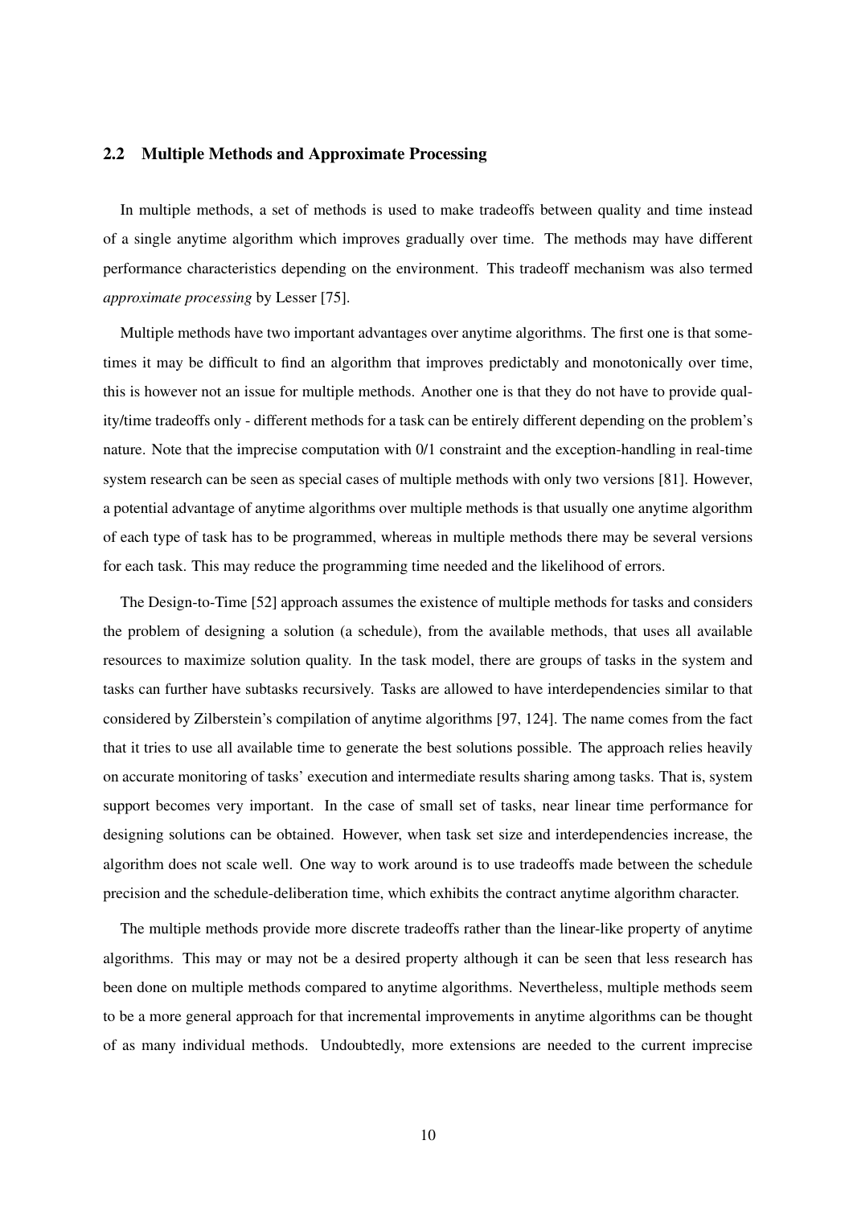## 2.2 Multiple Methods and Approximate Processing

In multiple methods, a set of methods is used to make tradeoffs between quality and time instead of a single anytime algorithm which improves gradually over time. The methods may have different performance characteristics depending on the environment. This tradeoff mechanism was also termed *approximate processing* by Lesser [75].

Multiple methods have two important advantages over anytime algorithms. The first one is that sometimes it may be difficult to find an algorithm that improves predictably and monotonically over time, this is however not an issue for multiple methods. Another one is that they do not have to provide quality/time tradeoffs only - different methods for a task can be entirely different depending on the problem's nature. Note that the imprecise computation with 0/1 constraint and the exception-handling in real-time system research can be seen as special cases of multiple methods with only two versions [81]. However, a potential advantage of anytime algorithms over multiple methods is that usually one anytime algorithm of each type of task has to be programmed, whereas in multiple methods there may be several versions for each task. This may reduce the programming time needed and the likelihood of errors.

The Design-to-Time [52] approach assumes the existence of multiple methods for tasks and considers the problem of designing a solution (a schedule), from the available methods, that uses all available resources to maximize solution quality. In the task model, there are groups of tasks in the system and tasks can further have subtasks recursively. Tasks are allowed to have interdependencies similar to that considered by Zilberstein's compilation of anytime algorithms [97, 124]. The name comes from the fact that it tries to use all available time to generate the best solutions possible. The approach relies heavily on accurate monitoring of tasks' execution and intermediate results sharing among tasks. That is, system support becomes very important. In the case of small set of tasks, near linear time performance for designing solutions can be obtained. However, when task set size and interdependencies increase, the algorithm does not scale well. One way to work around is to use tradeoffs made between the schedule precision and the schedule-deliberation time, which exhibits the contract anytime algorithm character.

The multiple methods provide more discrete tradeoffs rather than the linear-like property of anytime algorithms. This may or may not be a desired property although it can be seen that less research has been done on multiple methods compared to anytime algorithms. Nevertheless, multiple methods seem to be a more general approach for that incremental improvements in anytime algorithms can be thought of as many individual methods. Undoubtedly, more extensions are needed to the current imprecise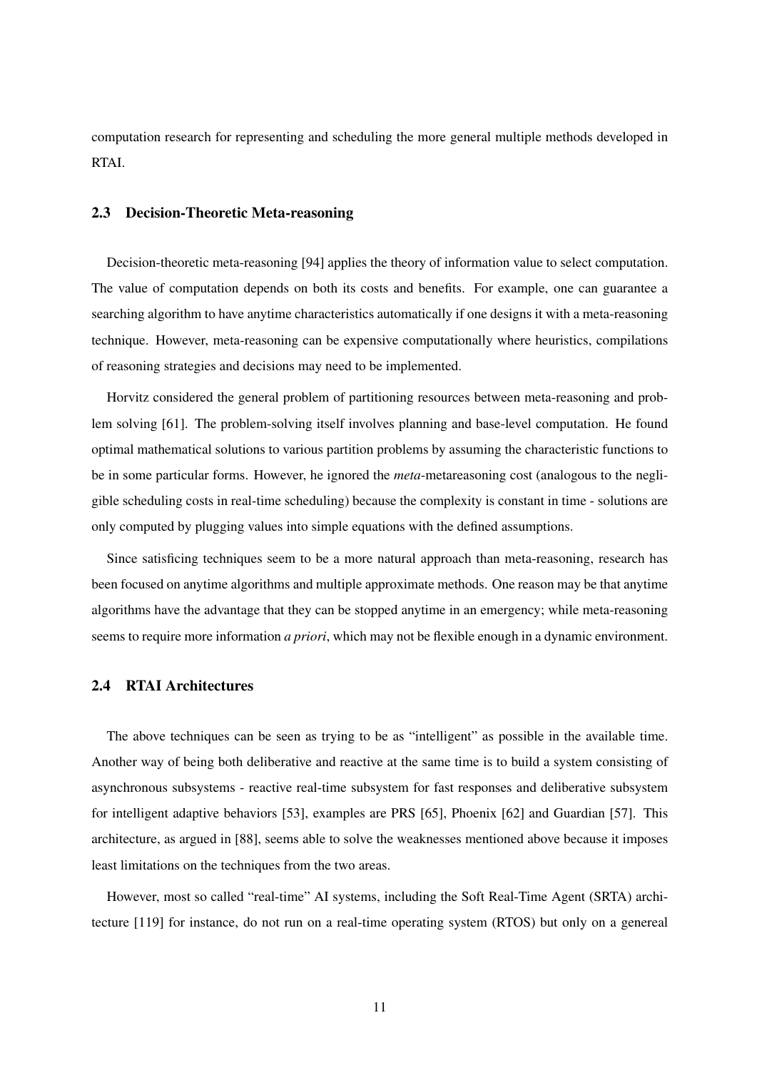computation research for representing and scheduling the more general multiple methods developed in RTAI.

### 2.3 Decision-Theoretic Meta-reasoning

Decision-theoretic meta-reasoning [94] applies the theory of information value to select computation. The value of computation depends on both its costs and benefits. For example, one can guarantee a searching algorithm to have anytime characteristics automatically if one designs it with a meta-reasoning technique. However, meta-reasoning can be expensive computationally where heuristics, compilations of reasoning strategies and decisions may need to be implemented.

Horvitz considered the general problem of partitioning resources between meta-reasoning and problem solving [61]. The problem-solving itself involves planning and base-level computation. He found optimal mathematical solutions to various partition problems by assuming the characteristic functions to be in some particular forms. However, he ignored the *meta*-metareasoning cost (analogous to the negligible scheduling costs in real-time scheduling) because the complexity is constant in time - solutions are only computed by plugging values into simple equations with the defined assumptions.

Since satisficing techniques seem to be a more natural approach than meta-reasoning, research has been focused on anytime algorithms and multiple approximate methods. One reason may be that anytime algorithms have the advantage that they can be stopped anytime in an emergency; while meta-reasoning seems to require more information *a priori*, which may not be flexible enough in a dynamic environment.

### 2.4 RTAI Architectures

The above techniques can be seen as trying to be as "intelligent" as possible in the available time. Another way of being both deliberative and reactive at the same time is to build a system consisting of asynchronous subsystems - reactive real-time subsystem for fast responses and deliberative subsystem for intelligent adaptive behaviors [53], examples are PRS [65], Phoenix [62] and Guardian [57]. This architecture, as argued in [88], seems able to solve the weaknesses mentioned above because it imposes least limitations on the techniques from the two areas.

However, most so called "real-time" AI systems, including the Soft Real-Time Agent (SRTA) architecture [119] for instance, do not run on a real-time operating system (RTOS) but only on a genereal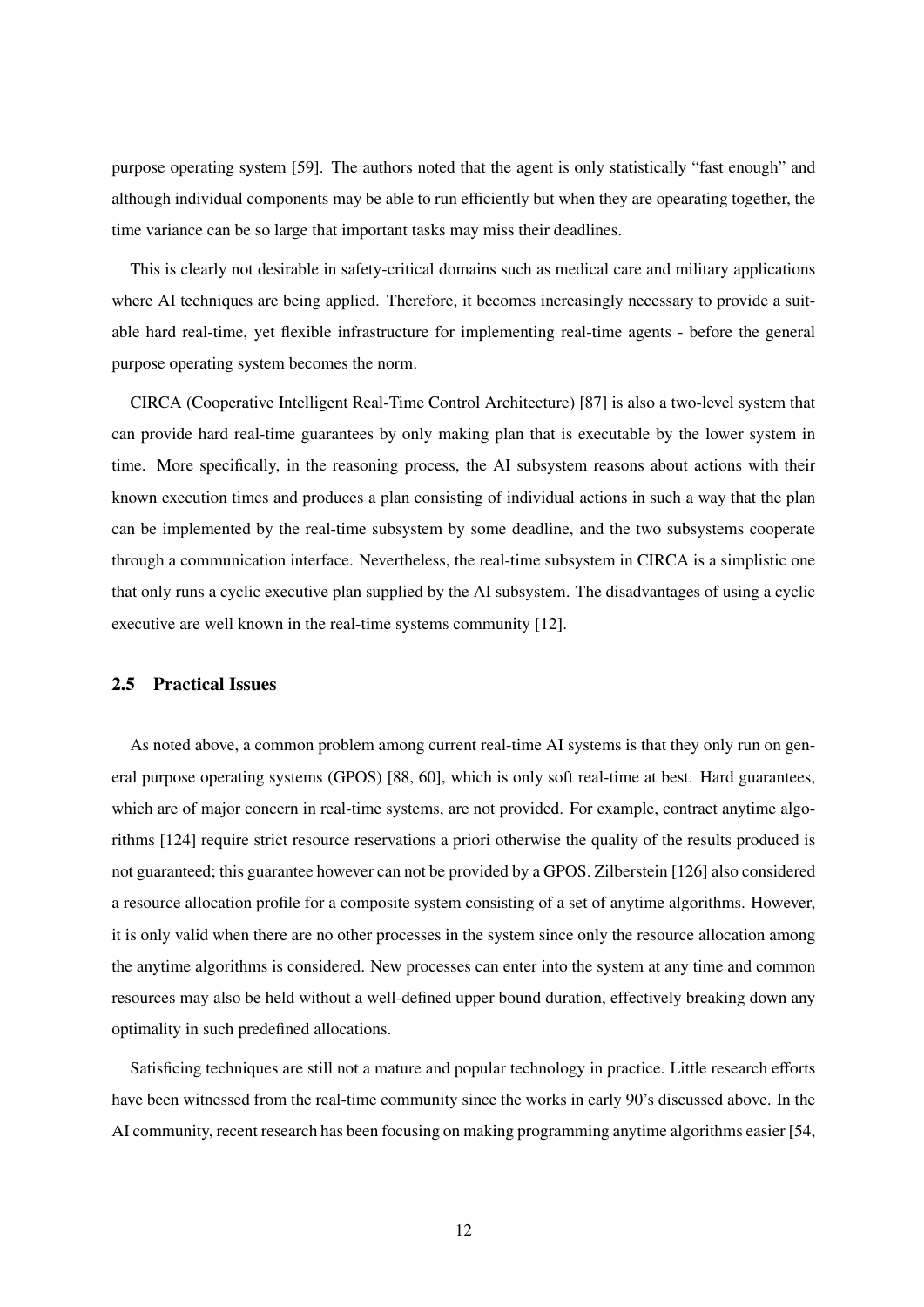purpose operating system [59]. The authors noted that the agent is only statistically "fast enough" and although individual components may be able to run efficiently but when they are opearating together, the time variance can be so large that important tasks may miss their deadlines.

This is clearly not desirable in safety-critical domains such as medical care and military applications where AI techniques are being applied. Therefore, it becomes increasingly necessary to provide a suitable hard real-time, yet flexible infrastructure for implementing real-time agents - before the general purpose operating system becomes the norm.

CIRCA (Cooperative Intelligent Real-Time Control Architecture) [87] is also a two-level system that can provide hard real-time guarantees by only making plan that is executable by the lower system in time. More specifically, in the reasoning process, the AI subsystem reasons about actions with their known execution times and produces a plan consisting of individual actions in such a way that the plan can be implemented by the real-time subsystem by some deadline, and the two subsystems cooperate through a communication interface. Nevertheless, the real-time subsystem in CIRCA is a simplistic one that only runs a cyclic executive plan supplied by the AI subsystem. The disadvantages of using a cyclic executive are well known in the real-time systems community [12].

## 2.5 Practical Issues

As noted above, a common problem among current real-time AI systems is that they only run on general purpose operating systems (GPOS) [88, 60], which is only soft real-time at best. Hard guarantees, which are of major concern in real-time systems, are not provided. For example, contract anytime algorithms [124] require strict resource reservations a priori otherwise the quality of the results produced is not guaranteed; this guarantee however can not be provided by a GPOS. Zilberstein [126] also considered a resource allocation profile for a composite system consisting of a set of anytime algorithms. However, it is only valid when there are no other processes in the system since only the resource allocation among the anytime algorithms is considered. New processes can enter into the system at any time and common resources may also be held without a well-defined upper bound duration, effectively breaking down any optimality in such predefined allocations.

Satisficing techniques are still not a mature and popular technology in practice. Little research efforts have been witnessed from the real-time community since the works in early 90's discussed above. In the AI community, recent research has been focusing on making programming anytime algorithms easier [54,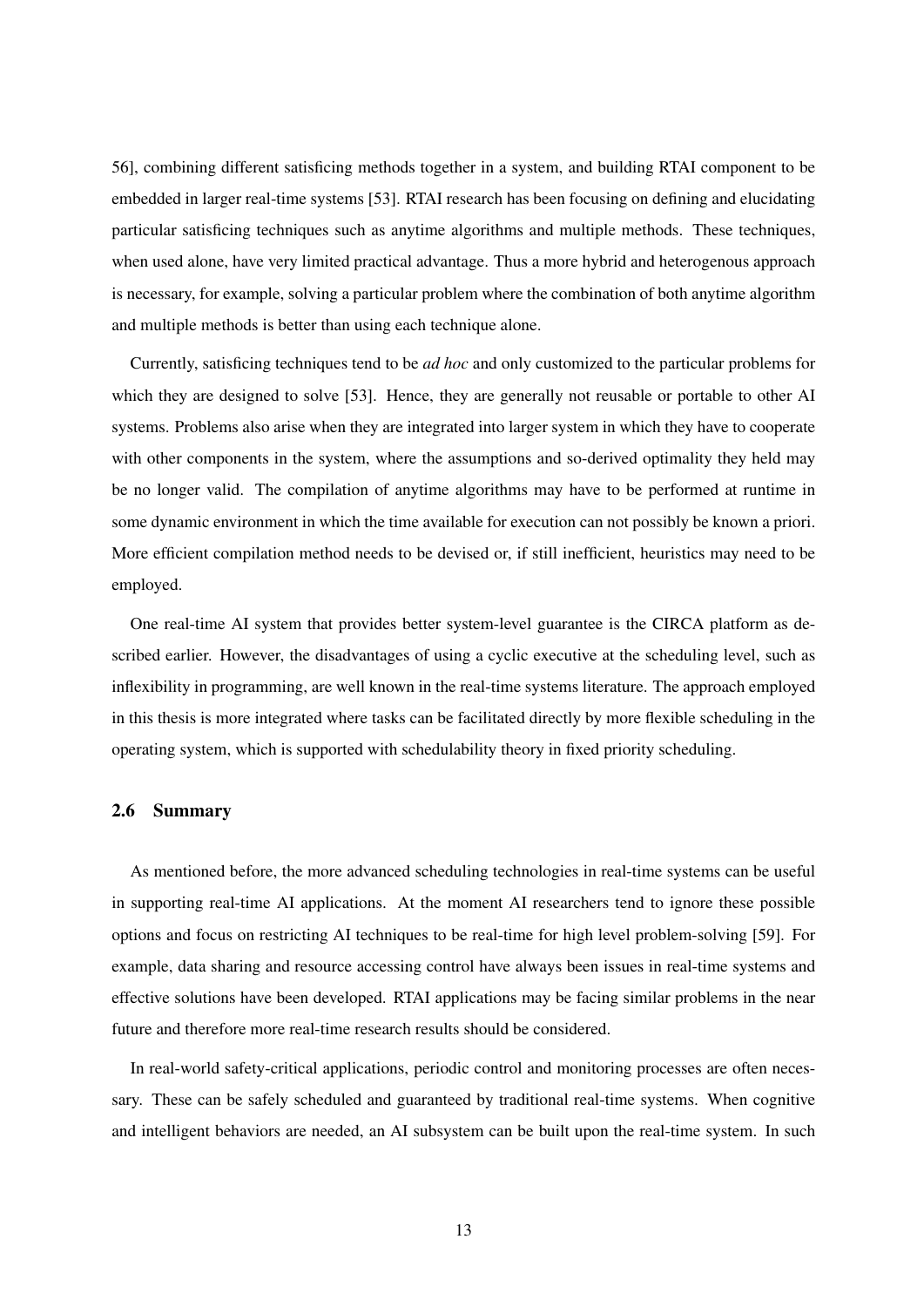56], combining different satisficing methods together in a system, and building RTAI component to be embedded in larger real-time systems [53]. RTAI research has been focusing on defining and elucidating particular satisficing techniques such as anytime algorithms and multiple methods. These techniques, when used alone, have very limited practical advantage. Thus a more hybrid and heterogenous approach is necessary, for example, solving a particular problem where the combination of both anytime algorithm and multiple methods is better than using each technique alone.

Currently, satisficing techniques tend to be *ad hoc* and only customized to the particular problems for which they are designed to solve [53]. Hence, they are generally not reusable or portable to other AI systems. Problems also arise when they are integrated into larger system in which they have to cooperate with other components in the system, where the assumptions and so-derived optimality they held may be no longer valid. The compilation of anytime algorithms may have to be performed at runtime in some dynamic environment in which the time available for execution can not possibly be known a priori. More efficient compilation method needs to be devised or, if still inefficient, heuristics may need to be employed.

One real-time AI system that provides better system-level guarantee is the CIRCA platform as described earlier. However, the disadvantages of using a cyclic executive at the scheduling level, such as inflexibility in programming, are well known in the real-time systems literature. The approach employed in this thesis is more integrated where tasks can be facilitated directly by more flexible scheduling in the operating system, which is supported with schedulability theory in fixed priority scheduling.

## 2.6 Summary

As mentioned before, the more advanced scheduling technologies in real-time systems can be useful in supporting real-time AI applications. At the moment AI researchers tend to ignore these possible options and focus on restricting AI techniques to be real-time for high level problem-solving [59]. For example, data sharing and resource accessing control have always been issues in real-time systems and effective solutions have been developed. RTAI applications may be facing similar problems in the near future and therefore more real-time research results should be considered.

In real-world safety-critical applications, periodic control and monitoring processes are often necessary. These can be safely scheduled and guaranteed by traditional real-time systems. When cognitive and intelligent behaviors are needed, an AI subsystem can be built upon the real-time system. In such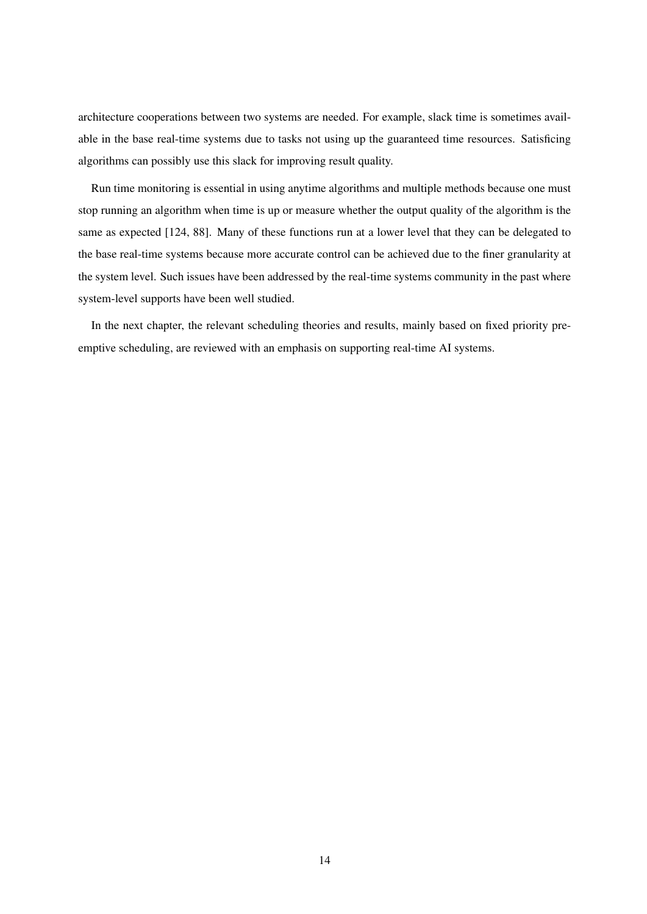architecture cooperations between two systems are needed. For example, slack time is sometimes available in the base real-time systems due to tasks not using up the guaranteed time resources. Satisficing algorithms can possibly use this slack for improving result quality.

Run time monitoring is essential in using anytime algorithms and multiple methods because one must stop running an algorithm when time is up or measure whether the output quality of the algorithm is the same as expected [124, 88]. Many of these functions run at a lower level that they can be delegated to the base real-time systems because more accurate control can be achieved due to the finer granularity at the system level. Such issues have been addressed by the real-time systems community in the past where system-level supports have been well studied.

In the next chapter, the relevant scheduling theories and results, mainly based on fixed priority preemptive scheduling, are reviewed with an emphasis on supporting real-time AI systems.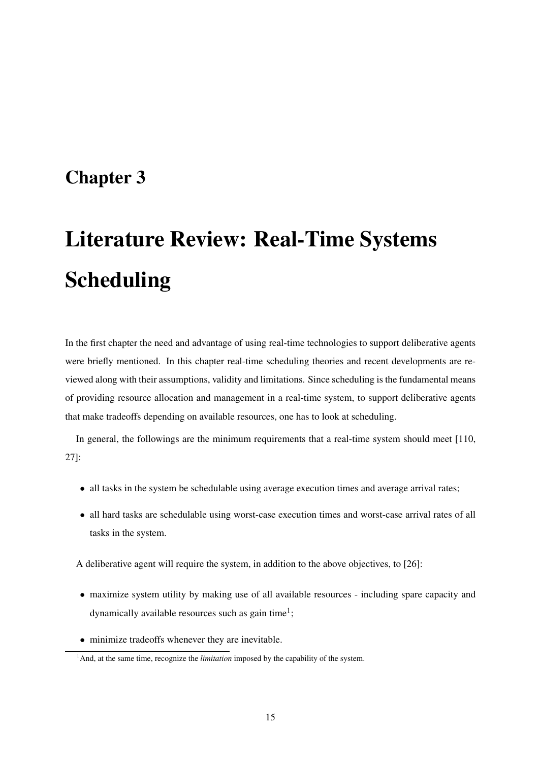# Chapter 3

# Literature Review: Real-Time Systems Scheduling

In the first chapter the need and advantage of using real-time technologies to support deliberative agents were briefly mentioned. In this chapter real-time scheduling theories and recent developments are reviewed along with their assumptions, validity and limitations. Since scheduling is the fundamental means of providing resource allocation and management in a real-time system, to support deliberative agents that make tradeoffs depending on available resources, one has to look at scheduling.

In general, the followings are the minimum requirements that a real-time system should meet [110, 27]:

- all tasks in the system be schedulable using average execution times and average arrival rates;
- all hard tasks are schedulable using worst-case execution times and worst-case arrival rates of all tasks in the system.

A deliberative agent will require the system, in addition to the above objectives, to [26]:

- maximize system utility by making use of all available resources - including spare capacity and dynamically available resources such as gain time[1];
- minimize tradeoffs whenever they are inevitable.

[1] And, at the same time, recognize the *limitation* imposed by the capability of the system.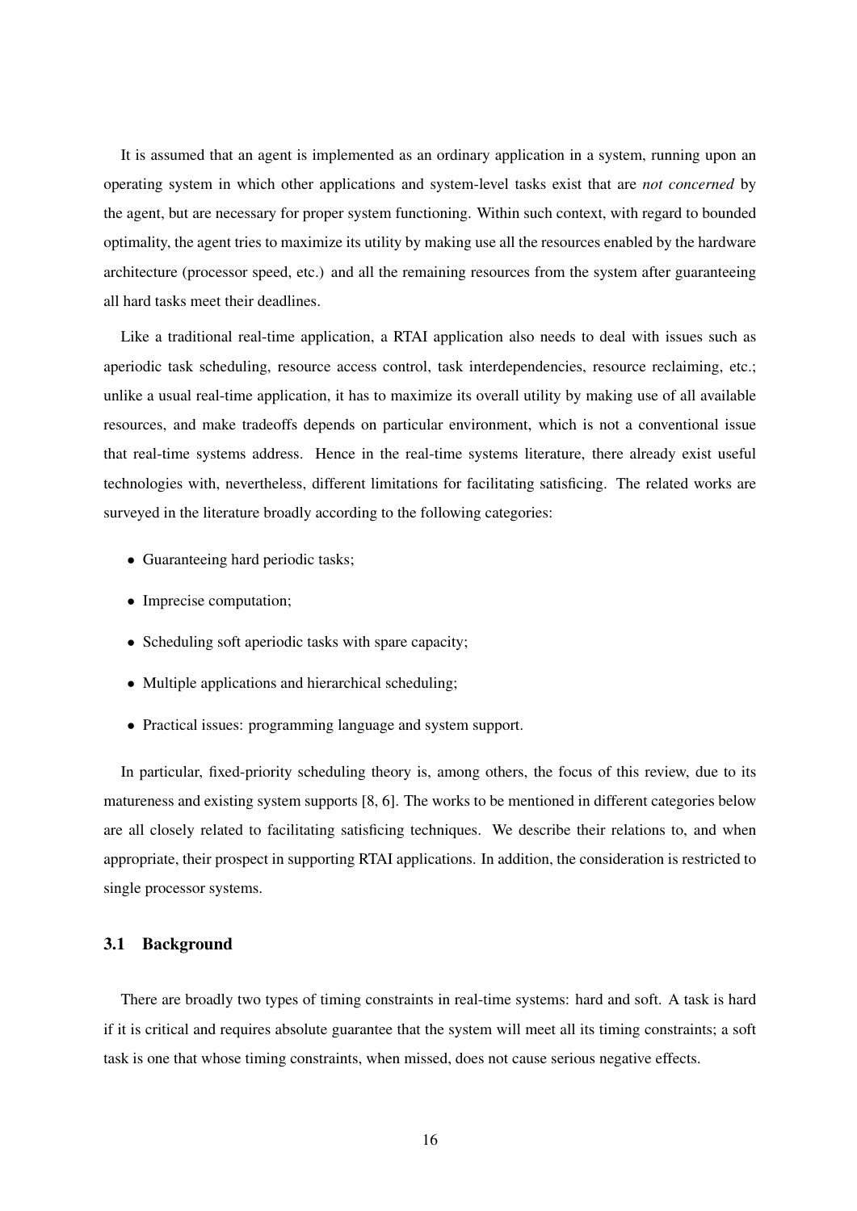It is assumed that an agent is implemented as an ordinary application in a system, running upon an operating system in which other applications and system-level tasks exist that are *not concerned* by the agent, but are necessary for proper system functioning. Within such context, with regard to bounded optimality, the agent tries to maximize its utility by making use all the resources enabled by the hardware architecture (processor speed, etc.) and all the remaining resources from the system after guaranteeing all hard tasks meet their deadlines.

Like a traditional real-time application, a RTAI application also needs to deal with issues such as aperiodic task scheduling, resource access control, task interdependencies, resource reclaiming, etc.; unlike a usual real-time application, it has to maximize its overall utility by making use of all available resources, and make tradeoffs depends on particular environment, which is not a conventional issue that real-time systems address. Hence in the real-time systems literature, there already exist useful technologies with, nevertheless, different limitations for facilitating satisficing. The related works are surveyed in the literature broadly according to the following categories:

- Guaranteeing hard periodic tasks;
- Imprecise computation;
- Scheduling soft aperiodic tasks with spare capacity;
- Multiple applications and hierarchical scheduling;
- Practical issues: programming language and system support.

In particular, fixed-priority scheduling theory is, among others, the focus of this review, due to its matureness and existing system supports [8, 6]. The works to be mentioned in different categories below are all closely related to facilitating satisficing techniques. We describe their relations to, and when appropriate, their prospect in supporting RTAI applications. In addition, the consideration is restricted to single processor systems.

## 3.1 Background

There are broadly two types of timing constraints in real-time systems: hard and soft. A task is hard if it is critical and requires absolute guarantee that the system will meet all its timing constraints; a soft task is one that whose timing constraints, when missed, does not cause serious negative effects.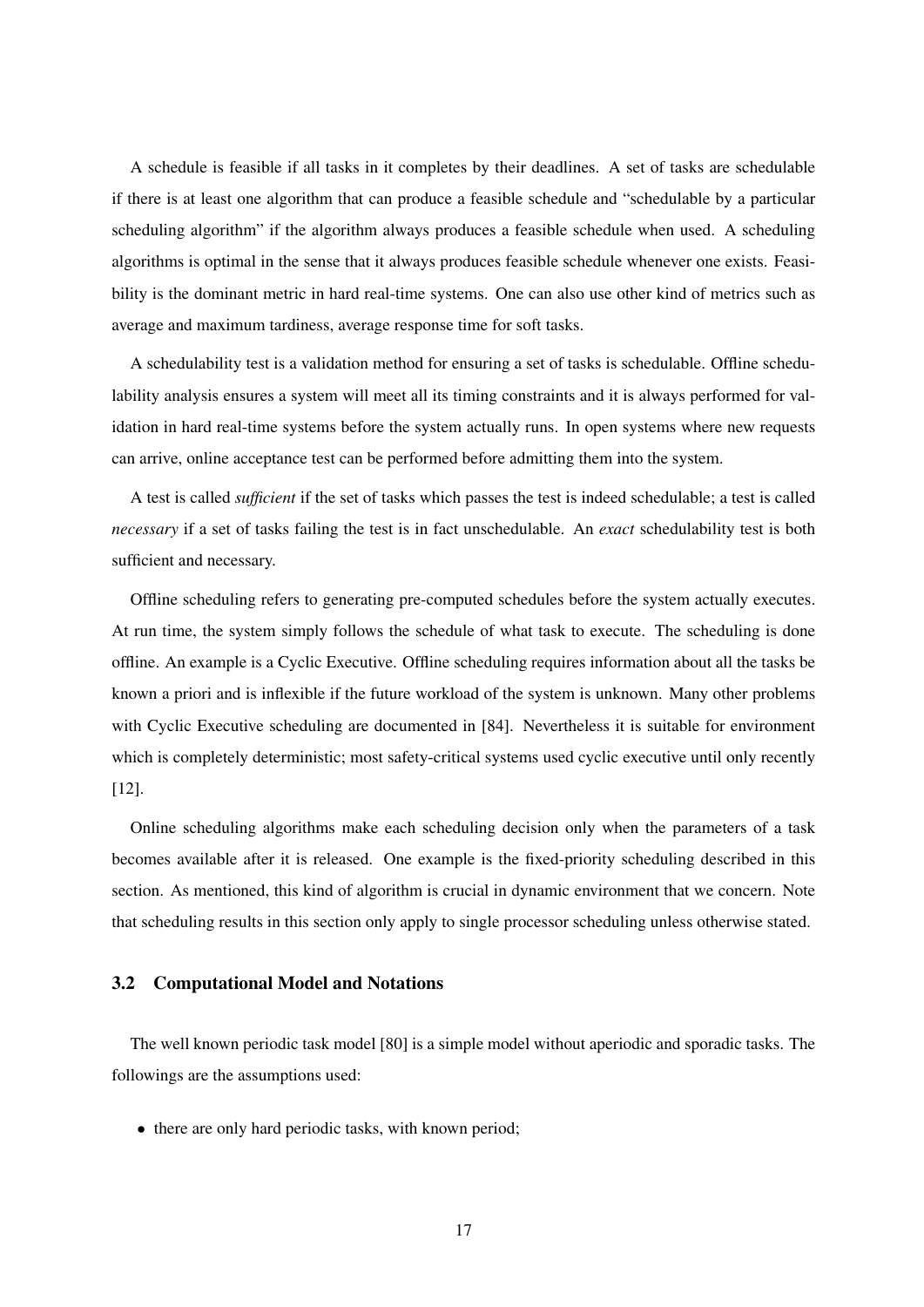A schedule is feasible if all tasks in it completes by their deadlines. A set of tasks are schedulable if there is at least one algorithm that can produce a feasible schedule and "schedulable by a particular scheduling algorithm" if the algorithm always produces a feasible schedule when used. A scheduling algorithms is optimal in the sense that it always produces feasible schedule whenever one exists. Feasibility is the dominant metric in hard real-time systems. One can also use other kind of metrics such as average and maximum tardiness, average response time for soft tasks.

A schedulability test is a validation method for ensuring a set of tasks is schedulable. Offline schedulability analysis ensures a system will meet all its timing constraints and it is always performed for validation in hard real-time systems before the system actually runs. In open systems where new requests can arrive, online acceptance test can be performed before admitting them into the system.

A test is called *sufficient* if the set of tasks which passes the test is indeed schedulable; a test is called *necessary* if a set of tasks failing the test is in fact unschedulable. An *exact* schedulability test is both sufficient and necessary.

Offline scheduling refers to generating pre-computed schedules before the system actually executes. At run time, the system simply follows the schedule of what task to execute. The scheduling is done offline. An example is a Cyclic Executive. Offline scheduling requires information about all the tasks be known a priori and is inflexible if the future workload of the system is unknown. Many other problems with Cyclic Executive scheduling are documented in [84]. Nevertheless it is suitable for environment which is completely deterministic; most safety-critical systems used cyclic executive until only recently [12].

Online scheduling algorithms make each scheduling decision only when the parameters of a task becomes available after it is released. One example is the fixed-priority scheduling described in this section. As mentioned, this kind of algorithm is crucial in dynamic environment that we concern. Note that scheduling results in this section only apply to single processor scheduling unless otherwise stated.

### 3.2 Computational Model and Notations

The well known periodic task model [80] is a simple model without aperiodic and sporadic tasks. The followings are the assumptions used:

- there are only hard periodic tasks, with known period;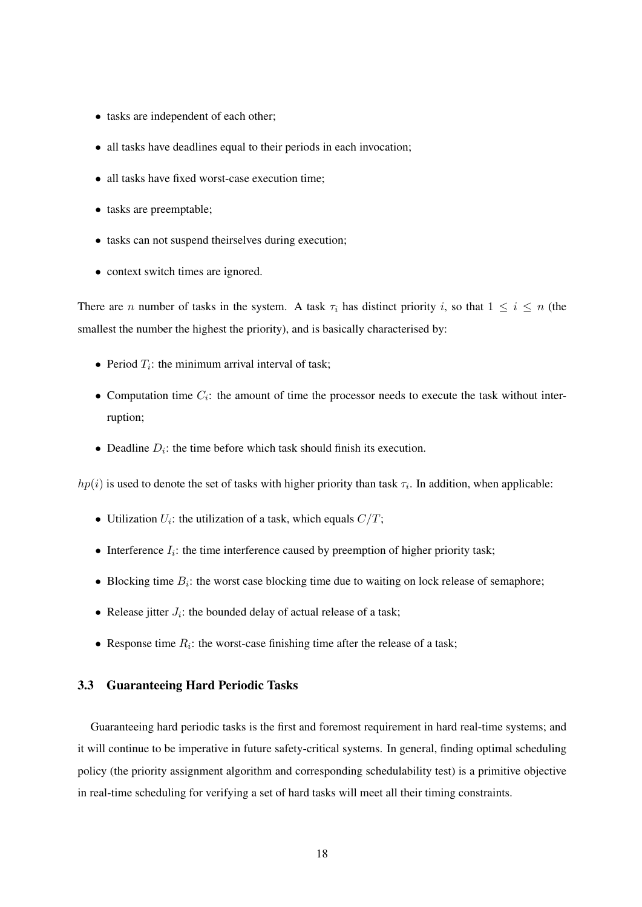- tasks are independent of each other;
- all tasks have deadlines equal to their periods in each invocation;
- all tasks have fixed worst-case execution time;
- tasks are preemptable;
- tasks can not suspend theirselves during execution;
- context switch times are ignored.

There are $n$ number of tasks in the system. A task $\tau_i$ has distinct priority $i$, so that $1 \leq i \leq n$ (the smallest the number the highest the priority), and is basically characterised by:

- Period $T_i$: the minimum arrival interval of task;
- Computation time $C_i$: the amount of time the processor needs to execute the task without interruption;
- Deadline $D_i$: the time before which task should finish its execution.

$hp(i)$ is used to denote the set of tasks with higher priority than task $\tau_i$. In addition, when applicable:

- Utilization $U_i$: the utilization of a task, which equals $C/T$;
- Interference $I_i$: the time interference caused by preemption of higher priority task;
- Blocking time $B_i$: the worst case blocking time due to waiting on lock release of semaphore;
- Release jitter $J_i$: the bounded delay of actual release of a task;
- Response time $R_i$: the worst-case finishing time after the release of a task;

### 3.3 Guaranteeing Hard Periodic Tasks

Guaranteeing hard periodic tasks is the first and foremost requirement in hard real-time systems; and it will continue to be imperative in future safety-critical systems. In general, finding optimal scheduling policy (the priority assignment algorithm and corresponding schedulability test) is a primitive objective in real-time scheduling for verifying a set of hard tasks will meet all their timing constraints.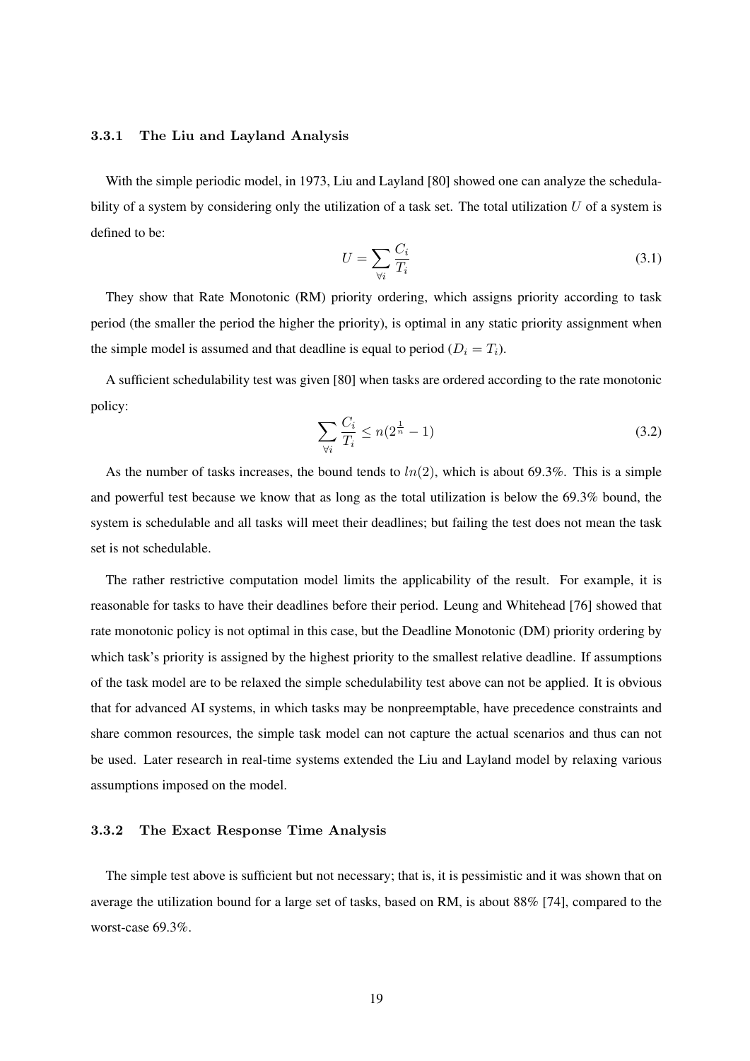### 3.3.1 The Liu and Layland Analysis

With the simple periodic model, in 1973, Liu and Layland [80] showed one can analyze the schedulability of a system by considering only the utilization of a task set. The total utilization $U$ of a system is defined to be:

$$U = \sum_{\forall i} \frac{C_i}{T_i} \tag{3.1}$$

They show that Rate Monotonic (RM) priority ordering, which assigns priority according to task period (the smaller the period the higher the priority), is optimal in any static priority assignment when the simple model is assumed and that deadline is equal to period ($D_i = T_i$).

A sufficient schedulability test was given [80] when tasks are ordered according to the rate monotonic policy:

$$\sum_{\forall i} \frac{C_i}{T_i} \leq n(2^{\frac{1}{n}} - 1) \tag{3.2}$$

As the number of tasks increases, the bound tends to $ln(2)$, which is about 69.3%. This is a simple and powerful test because we know that as long as the total utilization is below the 69.3% bound, the system is schedulable and all tasks will meet their deadlines; but failing the test does not mean the task set is not schedulable.

The rather restrictive computation model limits the applicability of the result. For example, it is reasonable for tasks to have their deadlines before their period. Leung and Whitehead [76] showed that rate monotonic policy is not optimal in this case, but the Deadline Monotonic (DM) priority ordering by which task's priority is assigned by the highest priority to the smallest relative deadline. If assumptions of the task model are to be relaxed the simple schedulability test above can not be applied. It is obvious that for advanced AI systems, in which tasks may be nonpreemptable, have precedence constraints and share common resources, the simple task model can not capture the actual scenarios and thus can not be used. Later research in real-time systems extended the Liu and Layland model by relaxing various assumptions imposed on the model.

### 3.3.2 The Exact Response Time Analysis

The simple test above is sufficient but not necessary; that is, it is pessimistic and it was shown that on average the utilization bound for a large set of tasks, based on RM, is about 88% [74], compared to the worst-case 69.3%.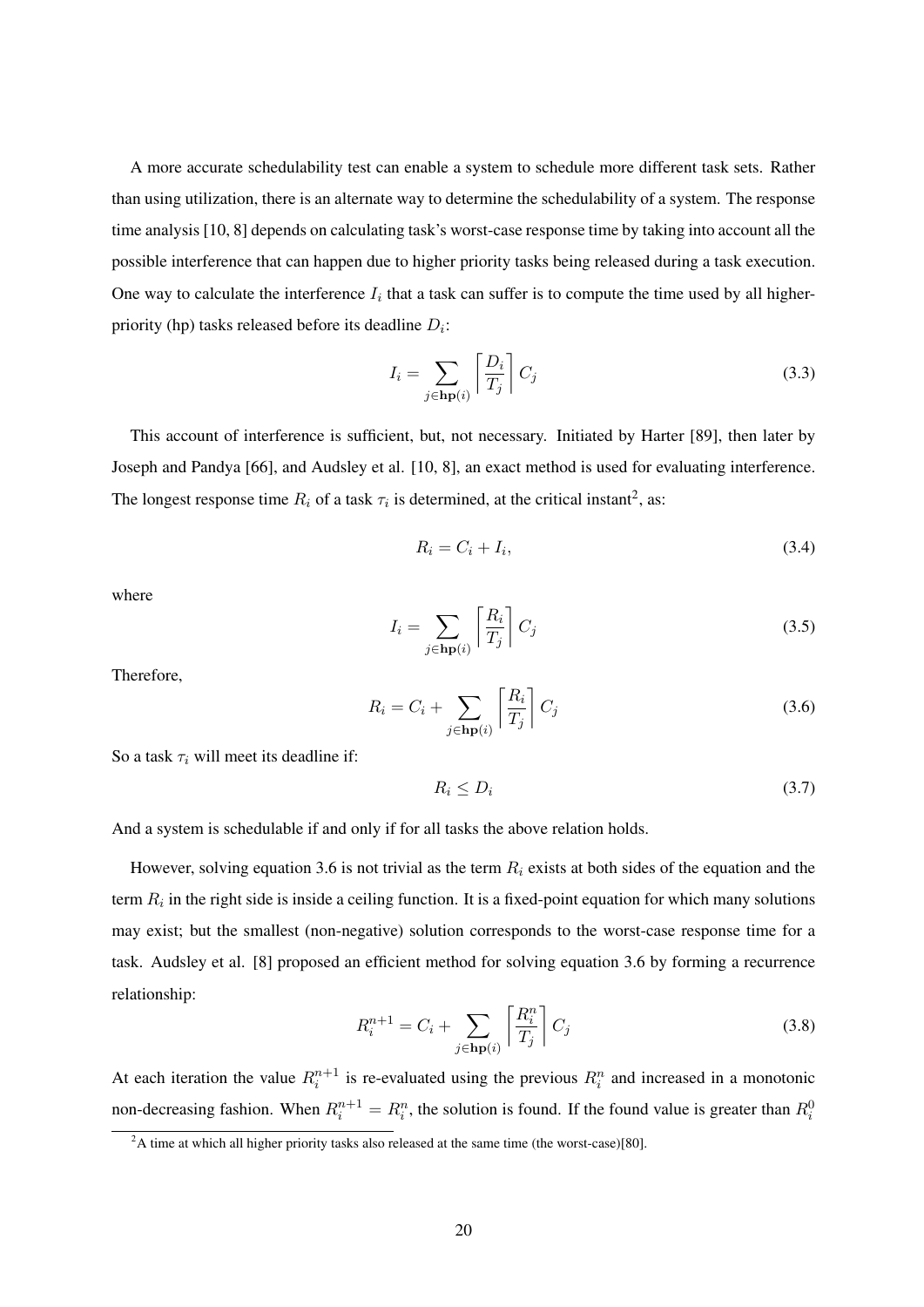A more accurate schedulability test can enable a system to schedule more different task sets. Rather than using utilization, there is an alternate way to determine the schedulability of a system. The response time analysis [10, 8] depends on calculating task's worst-case response time by taking into account all the possible interference that can happen due to higher priority tasks being released during a task execution. One way to calculate the interference $I_i$ that a task can suffer is to compute the time used by all higher-priority (hp) tasks released before its deadline $D_i$:

$$I_i = \sum_{j \in \mathbf{hp}(i)} \left\lceil \frac{D_i}{T_j} \right\rceil C_j \tag{3.3}$$

This account of interference is sufficient, but, not necessary. Initiated by Harter [89], then later by Joseph and Pandya [66], and Audsley et al. [10, 8], an exact method is used for evaluating interference. The longest response time $R_i$ of a task $\tau_i$ is determined, at the critical instant[2], as:

$$R_i = C_i + I_i, \tag{3.4}$$

where

$$I_i = \sum_{j \in \mathbf{hp}(i)} \left\lceil \frac{R_i}{T_j} \right\rceil C_j \tag{3.5}$$

Therefore,

$$R_i = C_i + \sum_{j \in \mathbf{hp}(i)} \left\lceil \frac{R_i}{T_j} \right\rceil C_j \tag{3.6}$$

So a task $\tau_i$ will meet its deadline if:

$$R_i \leq D_i \tag{3.7}$$

And a system is schedulable if and only if for all tasks the above relation holds.

However, solving equation 3.6 is not trivial as the term $R_i$ exists at both sides of the equation and the term $R_i$ in the right side is inside a ceiling function. It is a fixed-point equation for which many solutions may exist; but the smallest (non-negative) solution corresponds to the worst-case response time for a task. Audsley et al. [8] proposed an efficient method for solving equation 3.6 by forming a recurrence relationship:

$$R_i^{n+1} = C_i + \sum_{j \in \mathbf{hp}(i)} \left\lceil \frac{R_i^n}{T_j} \right\rceil C_j \tag{3.8}$$

At each iteration the value $R_i^{n+1}$ is re-evaluated using the previous $R_i^n$ and increased in a monotonic non-decreasing fashion. When $R_i^{n+1} = R_i^n$, the solution is found. If the found value is greater than $R_i^0$

[2] A time at which all higher priority tasks also released at the same time (the worst-case)[80].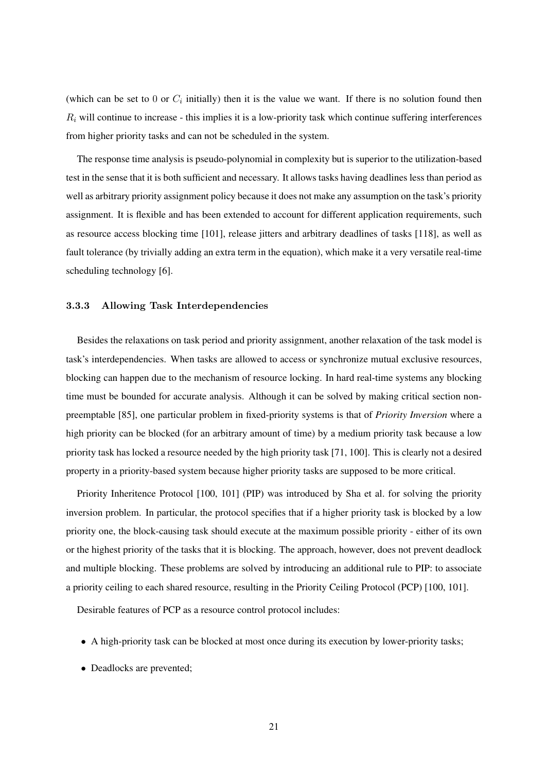(which can be set to 0 or $C_i$ initially) then it is the value we want. If there is no solution found then $R_i$ will continue to increase - this implies it is a low-priority task which continue suffering interferences from higher priority tasks and can not be scheduled in the system.

The response time analysis is pseudo-polynomial in complexity but is superior to the utilization-based test in the sense that it is both sufficient and necessary. It allows tasks having deadlines less than period as well as arbitrary priority assignment policy because it does not make any assumption on the task's priority assignment. It is flexible and has been extended to account for different application requirements, such as resource access blocking time [101], release jitters and arbitrary deadlines of tasks [118], as well as fault tolerance (by trivially adding an extra term in the equation), which make it a very versatile real-time scheduling technology [6].

### 3.3.3 Allowing Task Interdependencies

Besides the relaxations on task period and priority assignment, another relaxation of the task model is task's interdependencies. When tasks are allowed to access or synchronize mutual exclusive resources, blocking can happen due to the mechanism of resource locking. In hard real-time systems any blocking time must be bounded for accurate analysis. Although it can be solved by making critical section non-preemptable [85], one particular problem in fixed-priority systems is that of *Priority Inversion* where a high priority can be blocked (for an arbitrary amount of time) by a medium priority task because a low priority task has locked a resource needed by the high priority task [71, 100]. This is clearly not a desired property in a priority-based system because higher priority tasks are supposed to be more critical.

Priority Inheritence Protocol [100, 101] (PIP) was introduced by Sha et al. for solving the priority inversion problem. In particular, the protocol specifies that if a higher priority task is blocked by a low priority one, the block-causing task should execute at the maximum possible priority - either of its own or the highest priority of the tasks that it is blocking. The approach, however, does not prevent deadlock and multiple blocking. These problems are solved by introducing an additional rule to PIP: to associate a priority ceiling to each shared resource, resulting in the Priority Ceiling Protocol (PCP) [100, 101].

Desirable features of PCP as a resource control protocol includes:

- A high-priority task can be blocked at most once during its execution by lower-priority tasks;
- Deadlocks are prevented;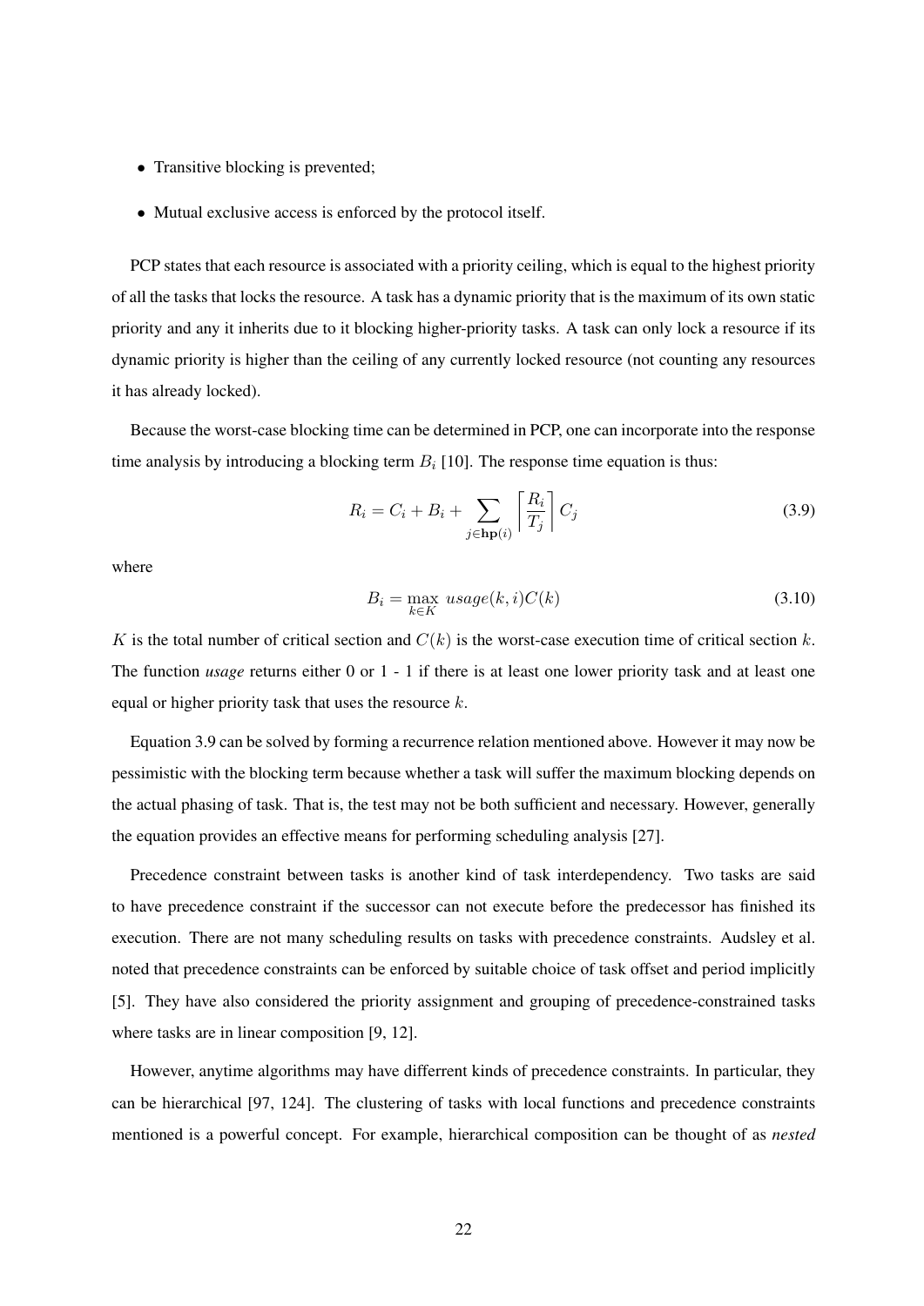- Transitive blocking is prevented;
- Mutual exclusive access is enforced by the protocol itself.

PCP states that each resource is associated with a priority ceiling, which is equal to the highest priority of all the tasks that locks the resource. A task has a dynamic priority that is the maximum of its own static priority and any it inherits due to it blocking higher-priority tasks. A task can only lock a resource if its dynamic priority is higher than the ceiling of any currently locked resource (not counting any resources it has already locked).

Because the worst-case blocking time can be determined in PCP, one can incorporate into the response time analysis by introducing a blocking term $B_i$ [10]. The response time equation is thus:

$$R_i = C_i + B_i + \sum_{j \in \mathbf{hp}(i)} \left\lceil \frac{R_i}{T_j} \right\rceil C_j \tag{3.9}$$

where

$$B_i = \max_{k \in K} \ usage(k, i) C(k) \tag{3.10}$$

$K$ is the total number of critical section and $C(k)$ is the worst-case execution time of critical section $k$. The function *usage* returns either 0 or 1 - 1 if there is at least one lower priority task and at least one equal or higher priority task that uses the resource $k$.

Equation 3.9 can be solved by forming a recurrence relation mentioned above. However it may now be pessimistic with the blocking term because whether a task will suffer the maximum blocking depends on the actual phasing of task. That is, the test may not be both sufficient and necessary. However, generally the equation provides an effective means for performing scheduling analysis [27].

Precedence constraint between tasks is another kind of task interdependency. Two tasks are said to have precedence constraint if the successor can not execute before the predecessor has finished its execution. There are not many scheduling results on tasks with precedence constraints. Audsley et al. noted that precedence constraints can be enforced by suitable choice of task offset and period implicitly [5]. They have also considered the priority assignment and grouping of precedence-constrained tasks where tasks are in linear composition [9, 12].

However, anytime algorithms may have differrent kinds of precedence constraints. In particular, they can be hierarchical [97, 124]. The clustering of tasks with local functions and precedence constraints mentioned is a powerful concept. For example, hierarchical composition can be thought of as *nested*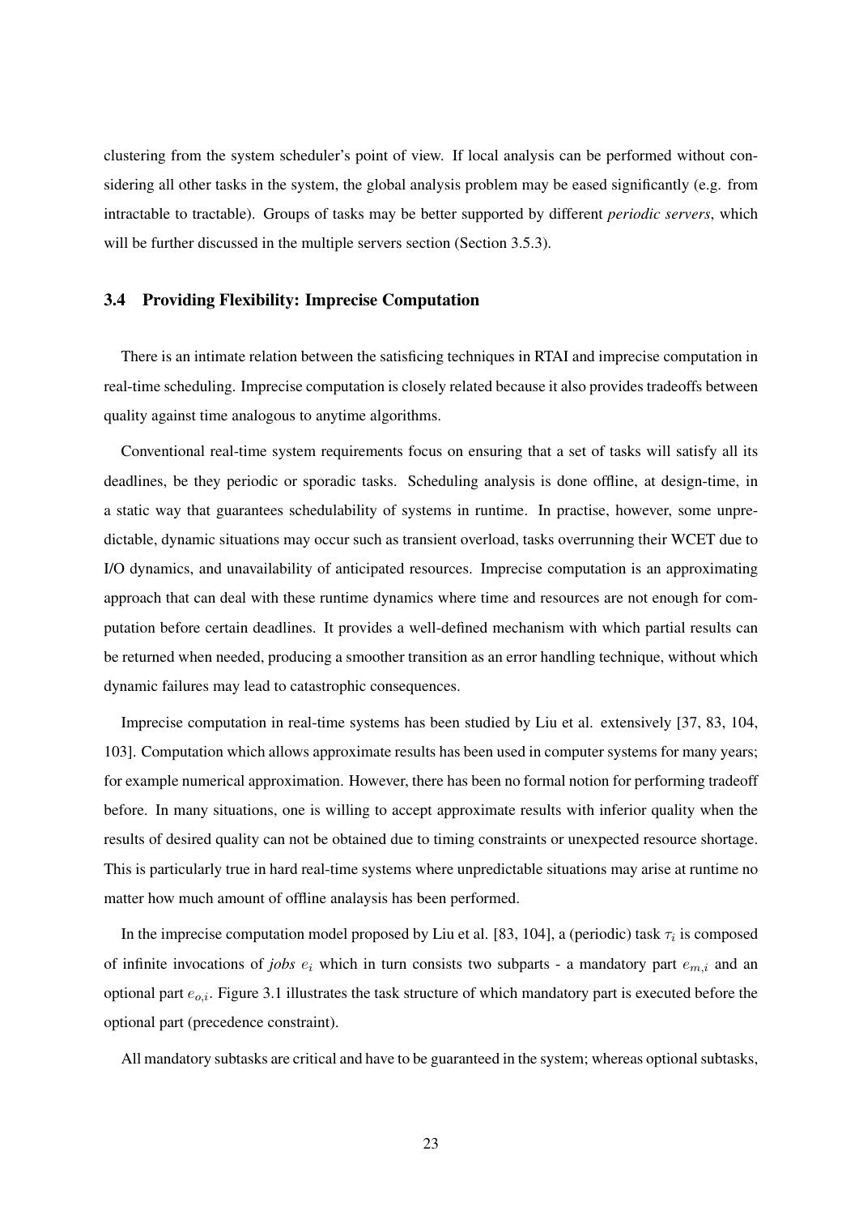clustering from the system scheduler's point of view. If local analysis can be performed without considering all other tasks in the system, the global analysis problem may be eased significantly (e.g. from intractable to tractable). Groups of tasks may be better supported by different *periodic servers*, which will be further discussed in the multiple servers section (Section 3.5.3).

### 3.4 Providing Flexibility: Imprecise Computation

There is an intimate relation between the satisficing techniques in RTAI and imprecise computation in real-time scheduling. Imprecise computation is closely related because it also provides tradeoffs between quality against time analogous to anytime algorithms.

Conventional real-time system requirements focus on ensuring that a set of tasks will satisfy all its deadlines, be they periodic or sporadic tasks. Scheduling analysis is done offline, at design-time, in a static way that guarantees schedulability of systems in runtime. In practise, however, some unpredictable, dynamic situations may occur such as transient overload, tasks overrunning their WCET due to I/O dynamics, and unavailability of anticipated resources. Imprecise computation is an approximating approach that can deal with these runtime dynamics where time and resources are not enough for computation before certain deadlines. It provides a well-defined mechanism with which partial results can be returned when needed, producing a smoother transition as an error handling technique, without which dynamic failures may lead to catastrophic consequences.

Imprecise computation in real-time systems has been studied by Liu et al. extensively [37, 83, 104, 103]. Computation which allows approximate results has been used in computer systems for many years; for example numerical approximation. However, there has been no formal notion for performing tradeoff before. In many situations, one is willing to accept approximate results with inferior quality when the results of desired quality can not be obtained due to timing constraints or unexpected resource shortage. This is particularly true in hard real-time systems where unpredictable situations may arise at runtime no matter how much amount of offline analaysis has been performed.

In the imprecise computation model proposed by Liu et al. [83, 104], a (periodic) task $\tau_i$ is composed of infinite invocations of *jobs* $e_i$ which in turn consists two subparts - a mandatory part $e_{m,i}$ and an optional part $e_{o,i}$. Figure 3.1 illustrates the task structure of which mandatory part is executed before the optional part (precedence constraint).

All mandatory subtasks are critical and have to be guaranteed in the system; whereas optional subtasks,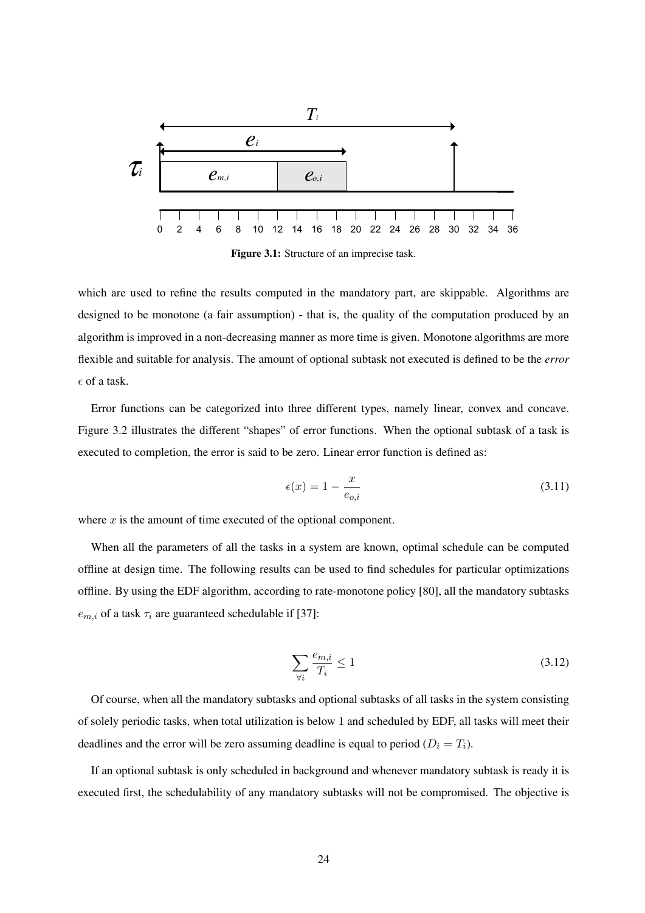Figure 3.1: Structure of an imprecise task.

which are used to refine the results computed in the mandatory part, are skippable. Algorithms are designed to be monotone (a fair assumption) - that is, the quality of the computation produced by an algorithm is improved in a non-decreasing manner as more time is given. Monotone algorithms are more flexible and suitable for analysis. The amount of optional subtask not executed is defined to be the *error* $\epsilon$ of a task.

Error functions can be categorized into three different types, namely linear, convex and concave. Figure 3.2 illustrates the different "shapes" of error functions. When the optional subtask of a task is executed to completion, the error is said to be zero. Linear error function is defined as:

$$\epsilon(x) = 1 - \frac{x}{e_{o,i}} \tag{3.11}$$

where $x$ is the amount of time executed of the optional component.

When all the parameters of all the tasks in a system are known, optimal schedule can be computed offline at design time. The following results can be used to find schedules for particular optimizations offline. By using the EDF algorithm, according to rate-monotone policy [80], all the mandatory subtasks $e_{m,i}$ of a task $\tau_i$ are guaranteed schedulable if [37]:

$$\sum_{\forall i} \frac{e_{m,i}}{T_i} \leq 1 \tag{3.12}$$

Of course, when all the mandatory subtasks and optional subtasks of all tasks in the system consisting of solely periodic tasks, when total utilization is below 1 and scheduled by EDF, all tasks will meet their deadlines and the error will be zero assuming deadline is equal to period ($D_i = T_i$).

If an optional subtask is only scheduled in background and whenever mandatory subtask is ready it is executed first, the schedulability of any mandatory subtasks will not be compromised. The objective is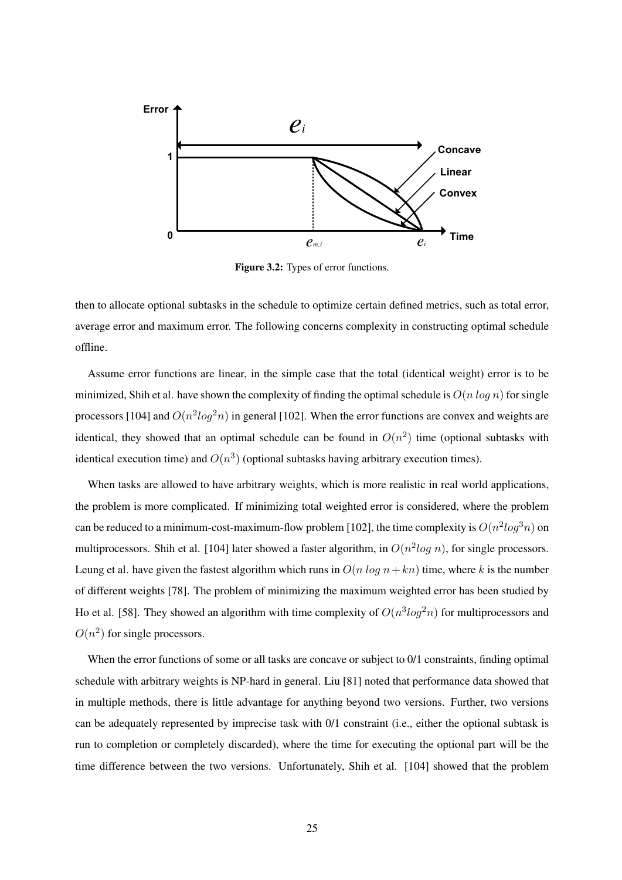Figure 3.2: Types of error functions.

then to allocate optional subtasks in the schedule to optimize certain defined metrics, such as total error, average error and maximum error. The following concerns complexity in constructing optimal schedule offline.

Assume error functions are linear, in the simple case that the total (identical weight) error is to be minimized, Shih et al. have shown the complexity of finding the optimal schedule is $O(n\ log\ n)$ for single processors [104] and $O(n^2 log^2 n)$ in general [102]. When the error functions are convex and weights are identical, they showed that an optimal schedule can be found in $O(n^2)$ time (optional subtasks with identical execution time) and $O(n^3)$ (optional subtasks having arbitrary execution times).

When tasks are allowed to have arbitrary weights, which is more realistic in real world applications, the problem is more complicated. If minimizing total weighted error is considered, where the problem can be reduced to a minimum-cost-maximum-flow problem [102], the time complexity is $O(n^2 log^3 n)$ on multiprocessors. Shih et al. [104] later showed a faster algorithm, in $O(n^2 log\ n)$, for single processors. Leung et al. have given the fastest algorithm which runs in $O(n\ log\ n + kn)$ time, where $k$ is the number of different weights [78]. The problem of minimizing the maximum weighted error has been studied by Ho et al. [58]. They showed an algorithm with time complexity of $O(n^3 log^2 n)$ for multiprocessors and $O(n^2)$ for single processors.

When the error functions of some or all tasks are concave or subject to 0/1 constraints, finding optimal schedule with arbitrary weights is NP-hard in general. Liu [81] noted that performance data showed that in multiple methods, there is little advantage for anything beyond two versions. Further, two versions can be adequately represented by imprecise task with 0/1 constraint (i.e., either the optional subtask is run to completion or completely discarded), where the time for executing the optional part will be the time difference between the two versions. Unfortunately, Shih et al. [104] showed that the problem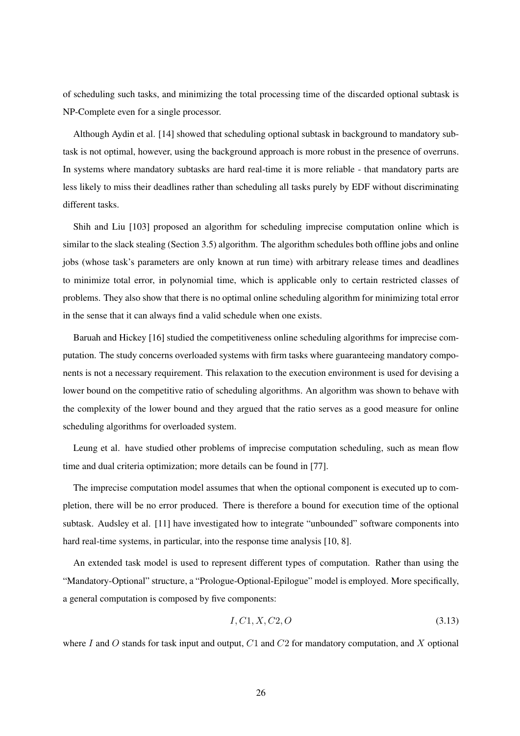of scheduling such tasks, and minimizing the total processing time of the discarded optional subtask is NP-Complete even for a single processor.

Although Aydin et al. [14] showed that scheduling optional subtask in background to mandatory subtask is not optimal, however, using the background approach is more robust in the presence of overruns. In systems where mandatory subtasks are hard real-time it is more reliable - that mandatory parts are less likely to miss their deadlines rather than scheduling all tasks purely by EDF without discriminating different tasks.

Shih and Liu [103] proposed an algorithm for scheduling imprecise computation online which is similar to the slack stealing (Section 3.5) algorithm. The algorithm schedules both offline jobs and online jobs (whose task's parameters are only known at run time) with arbitrary release times and deadlines to minimize total error, in polynomial time, which is applicable only to certain restricted classes of problems. They also show that there is no optimal online scheduling algorithm for minimizing total error in the sense that it can always find a valid schedule when one exists.

Baruah and Hickey [16] studied the competitiveness online scheduling algorithms for imprecise computation. The study concerns overloaded systems with firm tasks where guaranteeing mandatory components is not a necessary requirement. This relaxation to the execution environment is used for devising a lower bound on the competitive ratio of scheduling algorithms. An algorithm was shown to behave with the complexity of the lower bound and they argued that the ratio serves as a good measure for online scheduling algorithms for overloaded system.

Leung et al. have studied other problems of imprecise computation scheduling, such as mean flow time and dual criteria optimization; more details can be found in [77].

The imprecise computation model assumes that when the optional component is executed up to completion, there will be no error produced. There is therefore a bound for execution time of the optional subtask. Audsley et al. [11] have investigated how to integrate "unbounded" software components into hard real-time systems, in particular, into the response time analysis [10, 8].

An extended task model is used to represent different types of computation. Rather than using the "Mandatory-Optional" structure, a "Prologue-Optional-Epilogue" model is employed. More specifically, a general computation is composed by five components:

$$I, C1, X, C2, O \tag{3.13}$$

where $I$ and $O$ stands for task input and output, $C1$ and $C2$ for mandatory computation, and $X$ optional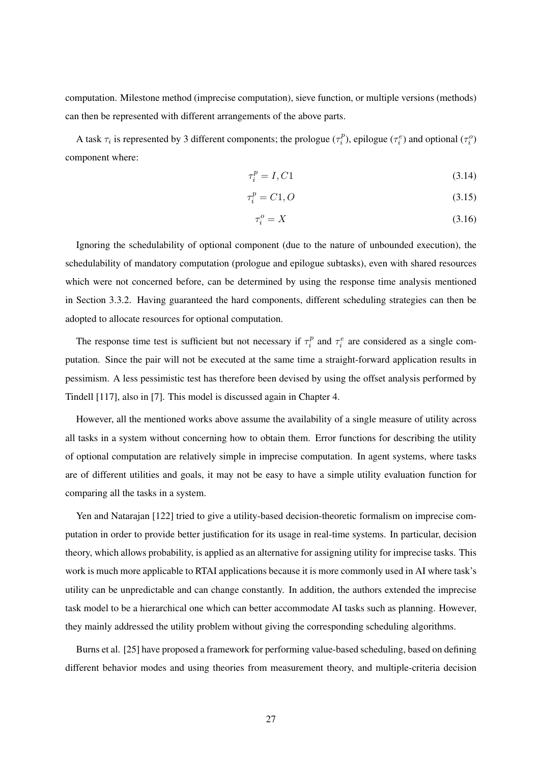computation. Milestone method (imprecise computation), sieve function, or multiple versions (methods) can then be represented with different arrangements of the above parts.

A task $\tau_i$ is represented by 3 different components; the prologue ($\tau_i^p$), epilogue ($\tau_i^e$) and optional ($\tau_i^o$) component where:

$$\tau_i^p = I, C1 \tag{3.14}$$

$$\tau_i^p = C1, O \tag{3.15}$$

$$\tau_i^o = X \tag{3.16}$$

Ignoring the schedulability of optional component (due to the nature of unbounded execution), the schedulability of mandatory computation (prologue and epilogue subtasks), even with shared resources which were not concerned before, can be determined by using the response time analysis mentioned in Section 3.3.2. Having guaranteed the hard components, different scheduling strategies can then be adopted to allocate resources for optional computation.

The response time test is sufficient but not necessary if $\tau_i^p$ and $\tau_i^e$ are considered as a single computation. Since the pair will not be executed at the same time a straight-forward application results in pessimism. A less pessimistic test has therefore been devised by using the offset analysis performed by Tindell [117], also in [7]. This model is discussed again in Chapter 4.

However, all the mentioned works above assume the availability of a single measure of utility across all tasks in a system without concerning how to obtain them. Error functions for describing the utility of optional computation are relatively simple in imprecise computation. In agent systems, where tasks are of different utilities and goals, it may not be easy to have a simple utility evaluation function for comparing all the tasks in a system.

Yen and Natarajan [122] tried to give a utility-based decision-theoretic formalism on imprecise computation in order to provide better justification for its usage in real-time systems. In particular, decision theory, which allows probability, is applied as an alternative for assigning utility for imprecise tasks. This work is much more applicable to RTAI applications because it is more commonly used in AI where task's utility can be unpredictable and can change constantly. In addition, the authors extended the imprecise task model to be a hierarchical one which can better accommodate AI tasks such as planning. However, they mainly addressed the utility problem without giving the corresponding scheduling algorithms.

Burns et al. [25] have proposed a framework for performing value-based scheduling, based on defining different behavior modes and using theories from measurement theory, and multiple-criteria decision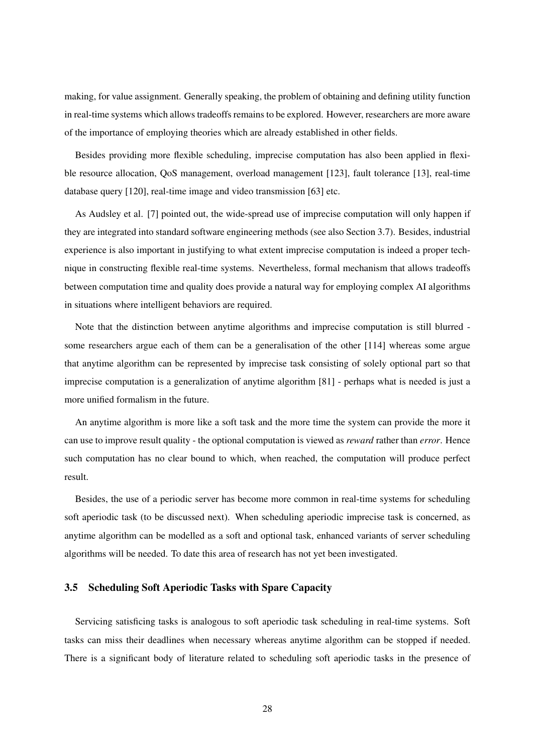making, for value assignment. Generally speaking, the problem of obtaining and defining utility function in real-time systems which allows tradeoffs remains to be explored. However, researchers are more aware of the importance of employing theories which are already established in other fields.

Besides providing more flexible scheduling, imprecise computation has also been applied in flexible resource allocation, QoS management, overload management [123], fault tolerance [13], real-time database query [120], real-time image and video transmission [63] etc.

As Audsley et al. [7] pointed out, the wide-spread use of imprecise computation will only happen if they are integrated into standard software engineering methods (see also Section 3.7). Besides, industrial experience is also important in justifying to what extent imprecise computation is indeed a proper technique in constructing flexible real-time systems. Nevertheless, formal mechanism that allows tradeoffs between computation time and quality does provide a natural way for employing complex AI algorithms in situations where intelligent behaviors are required.

Note that the distinction between anytime algorithms and imprecise computation is still blurred - some researchers argue each of them can be a generalisation of the other [114] whereas some argue that anytime algorithm can be represented by imprecise task consisting of solely optional part so that imprecise computation is a generalization of anytime algorithm [81] - perhaps what is needed is just a more unified formalism in the future.

An anytime algorithm is more like a soft task and the more time the system can provide the more it can use to improve result quality - the optional computation is viewed as *reward* rather than *error*. Hence such computation has no clear bound to which, when reached, the computation will produce perfect result.

Besides, the use of a periodic server has become more common in real-time systems for scheduling soft aperiodic task (to be discussed next). When scheduling aperiodic imprecise task is concerned, as anytime algorithm can be modelled as a soft and optional task, enhanced variants of server scheduling algorithms will be needed. To date this area of research has not yet been investigated.

### 3.5 Scheduling Soft Aperiodic Tasks with Spare Capacity

Servicing satisficing tasks is analogous to soft aperiodic task scheduling in real-time systems. Soft tasks can miss their deadlines when necessary whereas anytime algorithm can be stopped if needed. There is a significant body of literature related to scheduling soft aperiodic tasks in the presence of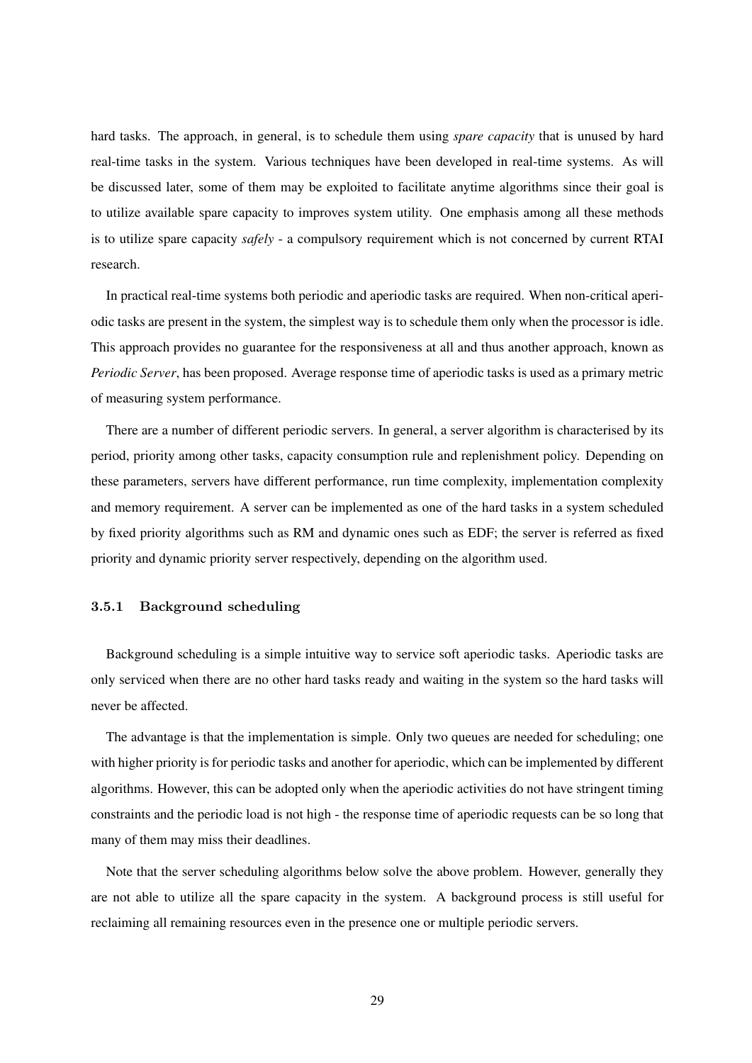hard tasks. The approach, in general, is to schedule them using *spare capacity* that is unused by hard real-time tasks in the system. Various techniques have been developed in real-time systems. As will be discussed later, some of them may be exploited to facilitate anytime algorithms since their goal is to utilize available spare capacity to improves system utility. One emphasis among all these methods is to utilize spare capacity *safely* - a compulsory requirement which is not concerned by current RTAI research.

In practical real-time systems both periodic and aperiodic tasks are required. When non-critical aperiodic tasks are present in the system, the simplest way is to schedule them only when the processor is idle. This approach provides no guarantee for the responsiveness at all and thus another approach, known as *Periodic Server*, has been proposed. Average response time of aperiodic tasks is used as a primary metric of measuring system performance.

There are a number of different periodic servers. In general, a server algorithm is characterised by its period, priority among other tasks, capacity consumption rule and replenishment policy. Depending on these parameters, servers have different performance, run time complexity, implementation complexity and memory requirement. A server can be implemented as one of the hard tasks in a system scheduled by fixed priority algorithms such as RM and dynamic ones such as EDF; the server is referred as fixed priority and dynamic priority server respectively, depending on the algorithm used.

### 3.5.1 Background scheduling

Background scheduling is a simple intuitive way to service soft aperiodic tasks. Aperiodic tasks are only serviced when there are no other hard tasks ready and waiting in the system so the hard tasks will never be affected.

The advantage is that the implementation is simple. Only two queues are needed for scheduling; one with higher priority is for periodic tasks and another for aperiodic, which can be implemented by different algorithms. However, this can be adopted only when the aperiodic activities do not have stringent timing constraints and the periodic load is not high - the response time of aperiodic requests can be so long that many of them may miss their deadlines.

Note that the server scheduling algorithms below solve the above problem. However, generally they are not able to utilize all the spare capacity in the system. A background process is still useful for reclaiming all remaining resources even in the presence one or multiple periodic servers.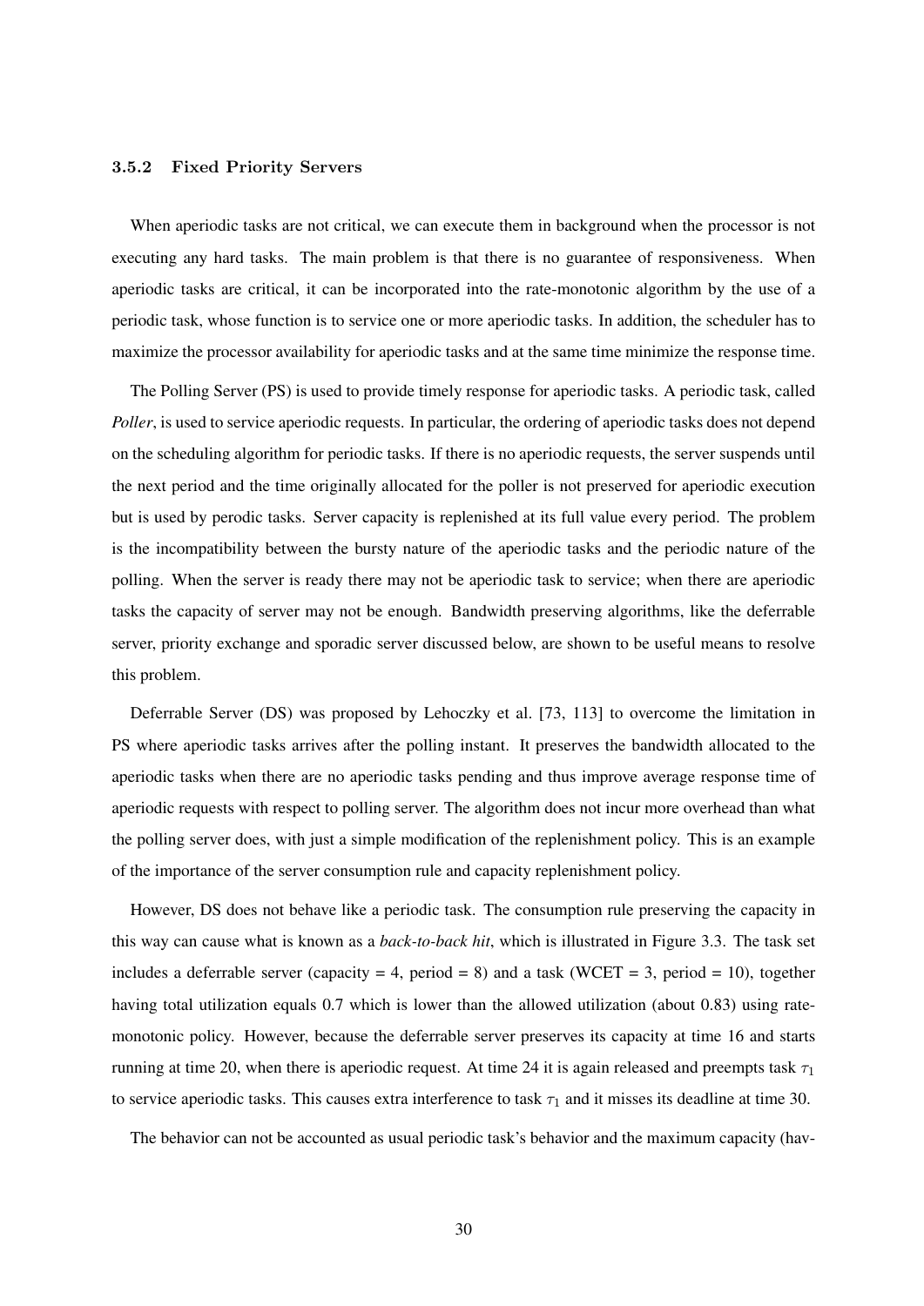### 3.5.2 Fixed Priority Servers

When aperiodic tasks are not critical, we can execute them in background when the processor is not executing any hard tasks. The main problem is that there is no guarantee of responsiveness. When aperiodic tasks are critical, it can be incorporated into the rate-monotonic algorithm by the use of a periodic task, whose function is to service one or more aperiodic tasks. In addition, the scheduler has to maximize the processor availability for aperiodic tasks and at the same time minimize the response time.

The Polling Server (PS) is used to provide timely response for aperiodic tasks. A periodic task, called *Poller*, is used to service aperiodic requests. In particular, the ordering of aperiodic tasks does not depend on the scheduling algorithm for periodic tasks. If there is no aperiodic requests, the server suspends until the next period and the time originally allocated for the poller is not preserved for aperiodic execution but is used by perodic tasks. Server capacity is replenished at its full value every period. The problem is the incompatibility between the bursty nature of the aperiodic tasks and the periodic nature of the polling. When the server is ready there may not be aperiodic task to service; when there are aperiodic tasks the capacity of server may not be enough. Bandwidth preserving algorithms, like the deferrable server, priority exchange and sporadic server discussed below, are shown to be useful means to resolve this problem.

Deferrable Server (DS) was proposed by Lehoczky et al. [73, 113] to overcome the limitation in PS where aperiodic tasks arrives after the polling instant. It preserves the bandwidth allocated to the aperiodic tasks when there are no aperiodic tasks pending and thus improve average response time of aperiodic requests with respect to polling server. The algorithm does not incur more overhead than what the polling server does, with just a simple modification of the replenishment policy. This is an example of the importance of the server consumption rule and capacity replenishment policy.

However, DS does not behave like a periodic task. The consumption rule preserving the capacity in this way can cause what is known as a *back-to-back hit*, which is illustrated in Figure 3.3. The task set includes a deferrable server (capacity = 4, period = 8) and a task (WCET = 3, period = 10), together having total utilization equals 0.7 which is lower than the allowed utilization (about 0.83) using rate-monotonic policy. However, because the deferrable server preserves its capacity at time 16 and starts running at time 20, when there is aperiodic request. At time 24 it is again released and preempts task $\tau_1$ to service aperiodic tasks. This causes extra interference to task $\tau_1$ and it misses its deadline at time 30.

The behavior can not be accounted as usual periodic task's behavior and the maximum capacity (hav-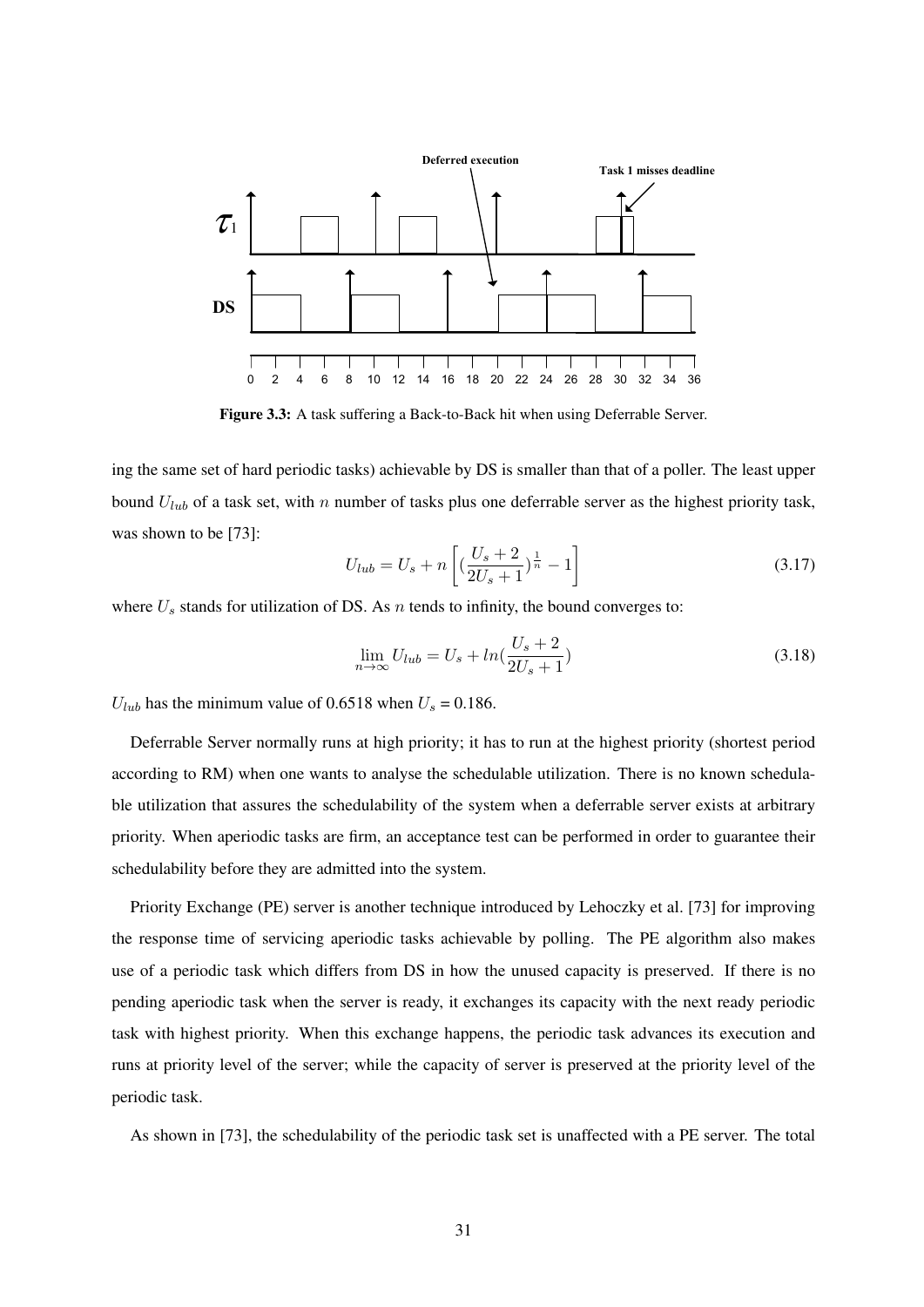Figure 3.3: A task suffering a Back-to-Back hit when using Deferrable Server.

ing the same set of hard periodic tasks) achievable by DS is smaller than that of a poller. The least upper bound $U_{lub}$ of a task set, with $n$ number of tasks plus one deferrable server as the highest priority task, was shown to be [73]:

$$U_{lub} = U_s + n\left[(\frac{U_s + 2}{2U_s + 1})^{\frac{1}{n}} - 1\right] \tag{3.17}$$

where $U_s$ stands for utilization of DS. As $n$ tends to infinity, the bound converges to:

$$\lim_{n\to\infty} U_{lub} = U_s + ln(\frac{U_s + 2}{2U_s + 1}) \tag{3.18}$$

$U_{lub}$ has the minimum value of 0.6518 when $U_s$ = 0.186.

Deferrable Server normally runs at high priority; it has to run at the highest priority (shortest period according to RM) when one wants to analyse the schedulable utilization. There is no known schedulable utilization that assures the schedulability of the system when a deferrable server exists at arbitrary priority. When aperiodic tasks are firm, an acceptance test can be performed in order to guarantee their schedulability before they are admitted into the system.

Priority Exchange (PE) server is another technique introduced by Lehoczky et al. [73] for improving the response time of servicing aperiodic tasks achievable by polling. The PE algorithm also makes use of a periodic task which differs from DS in how the unused capacity is preserved. If there is no pending aperiodic task when the server is ready, it exchanges its capacity with the next ready periodic task with highest priority. When this exchange happens, the periodic task advances its execution and runs at priority level of the server; while the capacity of server is preserved at the priority level of the periodic task.

As shown in [73], the schedulability of the periodic task set is unaffected with a PE server. The total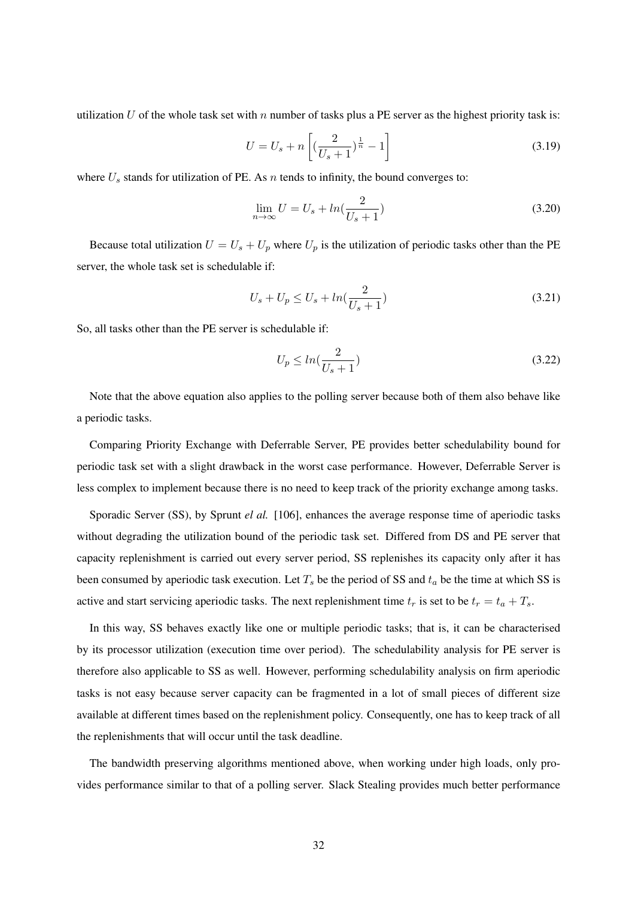utilization $U$ of the whole task set with $n$ number of tasks plus a PE server as the highest priority task is:

$$U = U_s + n\left[(\frac{2}{U_s + 1})^{\frac{1}{n}} - 1\right] \tag{3.19}$$

where $U_s$ stands for utilization of PE. As $n$ tends to infinity, the bound converges to:

$$\lim_{n\to\infty} U = U_s + ln(\frac{2}{U_s + 1}) \tag{3.20}$$

Because total utilization $U = U_s + U_p$ where $U_p$ is the utilization of periodic tasks other than the PE server, the whole task set is schedulable if:

$$U_s + U_p \leq U_s + ln(\frac{2}{U_s + 1}) \tag{3.21}$$

So, all tasks other than the PE server is schedulable if:

$$U_p \leq ln(\frac{2}{U_s + 1}) \tag{3.22}$$

Note that the above equation also applies to the polling server because both of them also behave like a periodic tasks.

Comparing Priority Exchange with Deferrable Server, PE provides better schedulability bound for periodic task set with a slight drawback in the worst case performance. However, Deferrable Server is less complex to implement because there is no need to keep track of the priority exchange among tasks.

Sporadic Server (SS), by Sprunt *el al.* [106], enhances the average response time of aperiodic tasks without degrading the utilization bound of the periodic task set. Differed from DS and PE server that capacity replenishment is carried out every server period, SS replenishes its capacity only after it has been consumed by aperiodic task execution. Let $T_s$ be the period of SS and $t_a$ be the time at which SS is active and start servicing aperiodic tasks. The next replenishment time $t_r$ is set to be $t_r = t_a + T_s$.

In this way, SS behaves exactly like one or multiple periodic tasks; that is, it can be characterised by its processor utilization (execution time over period). The schedulability analysis for PE server is therefore also applicable to SS as well. However, performing schedulability analysis on firm aperiodic tasks is not easy because server capacity can be fragmented in a lot of small pieces of different size available at different times based on the replenishment policy. Consequently, one has to keep track of all the replenishments that will occur until the task deadline.

The bandwidth preserving algorithms mentioned above, when working under high loads, only provides performance similar to that of a polling server. Slack Stealing provides much better performance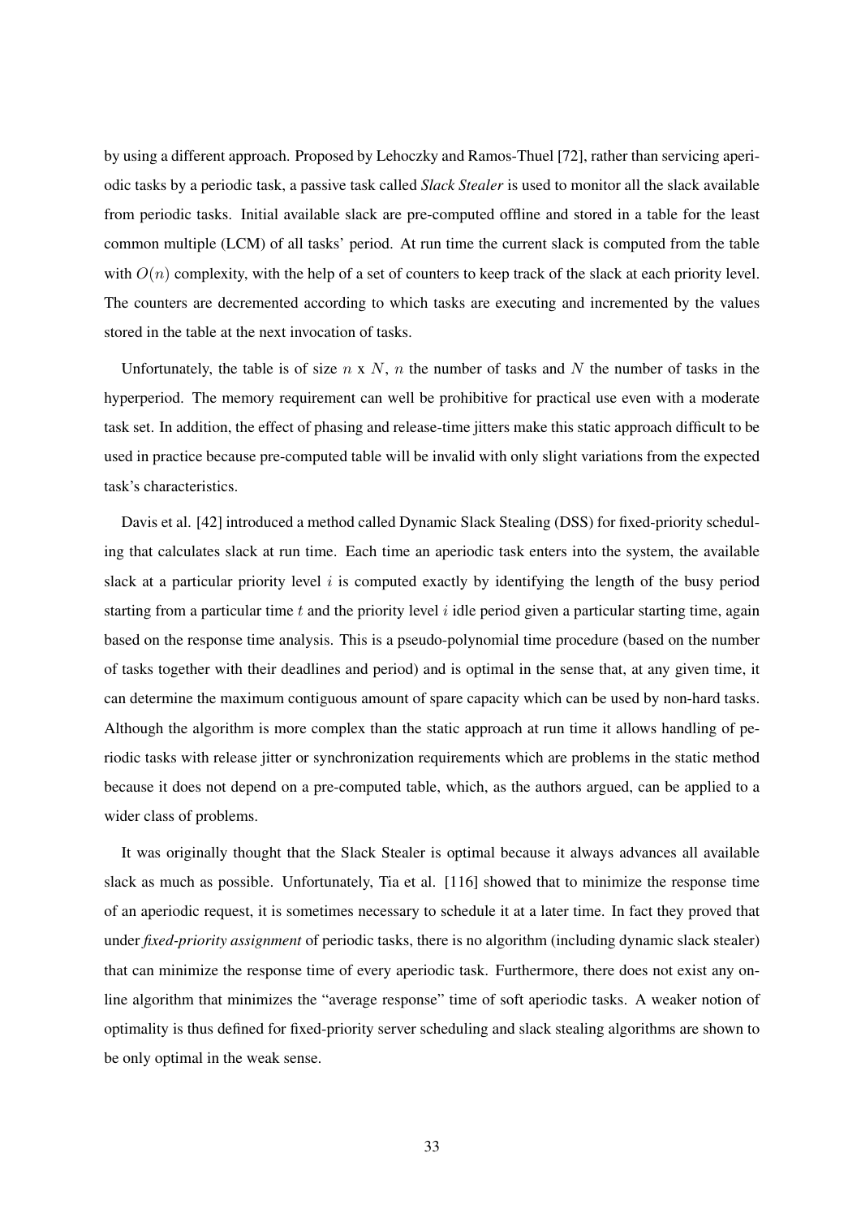by using a different approach. Proposed by Lehoczky and Ramos-Thuel [72], rather than servicing aperiodic tasks by a periodic task, a passive task called *Slack Stealer* is used to monitor all the slack available from periodic tasks. Initial available slack are pre-computed offline and stored in a table for the least common multiple (LCM) of all tasks' period. At run time the current slack is computed from the table with $O(n)$ complexity, with the help of a set of counters to keep track of the slack at each priority level. The counters are decremented according to which tasks are executing and incremented by the values stored in the table at the next invocation of tasks.

Unfortunately, the table is of size $n$ x $N$, $n$ the number of tasks and $N$ the number of tasks in the hyperperiod. The memory requirement can well be prohibitive for practical use even with a moderate task set. In addition, the effect of phasing and release-time jitters make this static approach difficult to be used in practice because pre-computed table will be invalid with only slight variations from the expected task's characteristics.

Davis et al. [42] introduced a method called Dynamic Slack Stealing (DSS) for fixed-priority scheduling that calculates slack at run time. Each time an aperiodic task enters into the system, the available slack at a particular priority level $i$ is computed exactly by identifying the length of the busy period starting from a particular time $t$ and the priority level $i$ idle period given a particular starting time, again based on the response time analysis. This is a pseudo-polynomial time procedure (based on the number of tasks together with their deadlines and period) and is optimal in the sense that, at any given time, it can determine the maximum contiguous amount of spare capacity which can be used by non-hard tasks. Although the algorithm is more complex than the static approach at run time it allows handling of periodic tasks with release jitter or synchronization requirements which are problems in the static method because it does not depend on a pre-computed table, which, as the authors argued, can be applied to a wider class of problems.

It was originally thought that the Slack Stealer is optimal because it always advances all available slack as much as possible. Unfortunately, Tia et al. [116] showed that to minimize the response time of an aperiodic request, it is sometimes necessary to schedule it at a later time. In fact they proved that under *fixed-priority assignment* of periodic tasks, there is no algorithm (including dynamic slack stealer) that can minimize the response time of every aperiodic task. Furthermore, there does not exist any online algorithm that minimizes the "average response" time of soft aperiodic tasks. A weaker notion of optimality is thus defined for fixed-priority server scheduling and slack stealing algorithms are shown to be only optimal in the weak sense.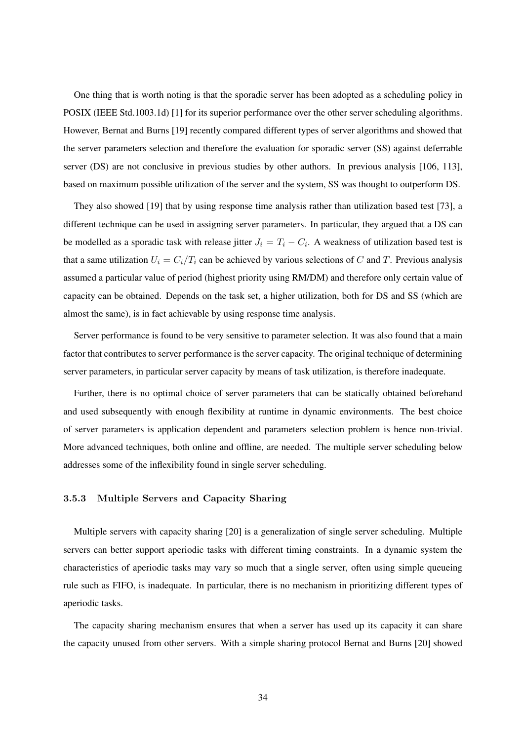One thing that is worth noting is that the sporadic server has been adopted as a scheduling policy in POSIX (IEEE Std.1003.1d) [1] for its superior performance over the other server scheduling algorithms. However, Bernat and Burns [19] recently compared different types of server algorithms and showed that the server parameters selection and therefore the evaluation for sporadic server (SS) against deferrable server (DS) are not conclusive in previous studies by other authors. In previous analysis [106, 113], based on maximum possible utilization of the server and the system, SS was thought to outperform DS.

They also showed [19] that by using response time analysis rather than utilization based test [73], a different technique can be used in assigning server parameters. In particular, they argued that a DS can be modelled as a sporadic task with release jitter $J_i = T_i - C_i$. A weakness of utilization based test is that a same utilization $U_i = C_i/T_i$ can be achieved by various selections of $C$ and $T$. Previous analysis assumed a particular value of period (highest priority using RM/DM) and therefore only certain value of capacity can be obtained. Depends on the task set, a higher utilization, both for DS and SS (which are almost the same), is in fact achievable by using response time analysis.

Server performance is found to be very sensitive to parameter selection. It was also found that a main factor that contributes to server performance is the server capacity. The original technique of determining server parameters, in particular server capacity by means of task utilization, is therefore inadequate.

Further, there is no optimal choice of server parameters that can be statically obtained beforehand and used subsequently with enough flexibility at runtime in dynamic environments. The best choice of server parameters is application dependent and parameters selection problem is hence non-trivial. More advanced techniques, both online and offline, are needed. The multiple server scheduling below addresses some of the inflexibility found in single server scheduling.

### 3.5.3 Multiple Servers and Capacity Sharing

Multiple servers with capacity sharing [20] is a generalization of single server scheduling. Multiple servers can better support aperiodic tasks with different timing constraints. In a dynamic system the characteristics of aperiodic tasks may vary so much that a single server, often using simple queueing rule such as FIFO, is inadequate. In particular, there is no mechanism in prioritizing different types of aperiodic tasks.

The capacity sharing mechanism ensures that when a server has used up its capacity it can share the capacity unused from other servers. With a simple sharing protocol Bernat and Burns [20] showed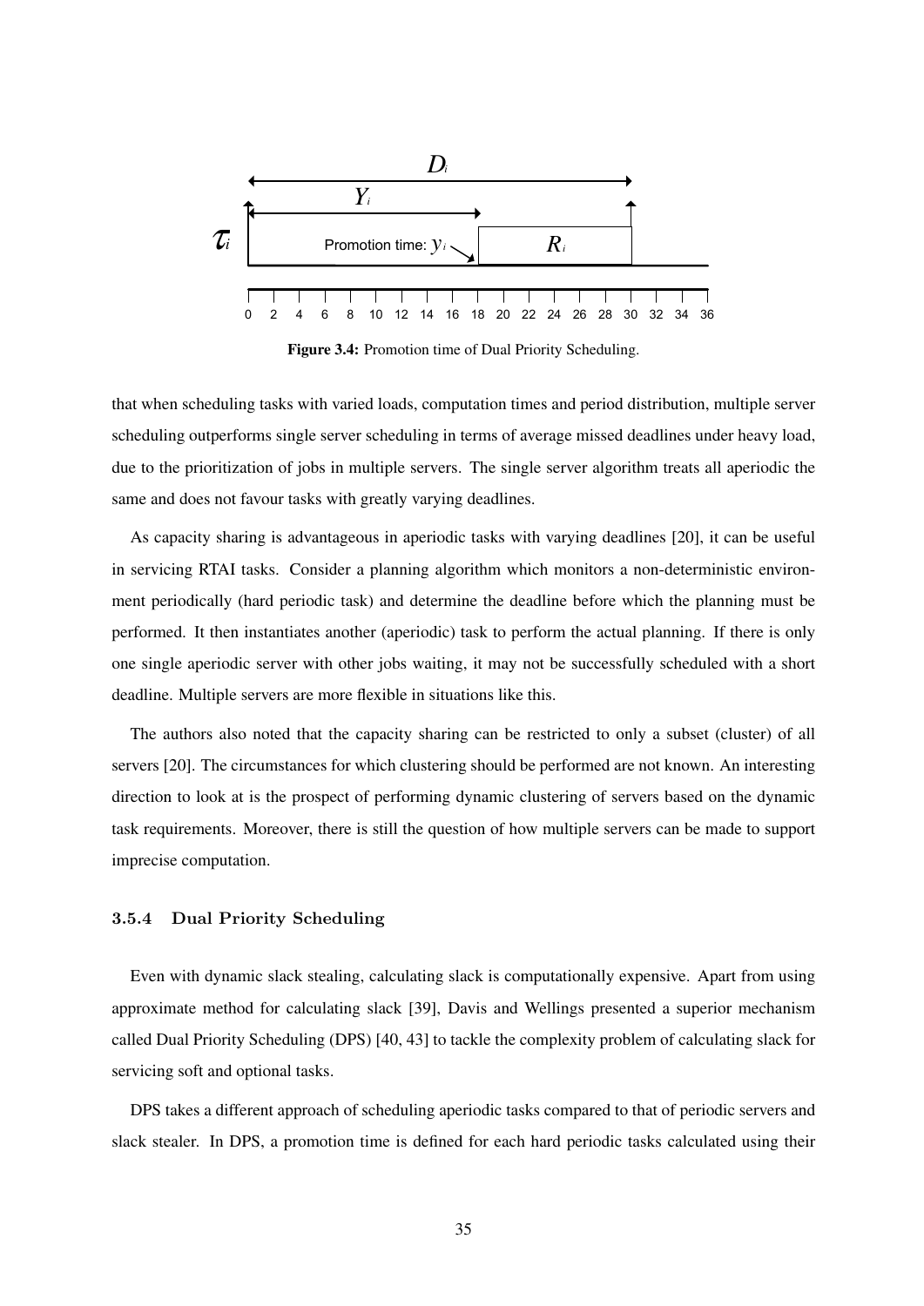Figure 3.4: Promotion time of Dual Priority Scheduling.

that when scheduling tasks with varied loads, computation times and period distribution, multiple server scheduling outperforms single server scheduling in terms of average missed deadlines under heavy load, due to the prioritization of jobs in multiple servers. The single server algorithm treats all aperiodic the same and does not favour tasks with greatly varying deadlines.

As capacity sharing is advantageous in aperiodic tasks with varying deadlines [20], it can be useful in servicing RTAI tasks. Consider a planning algorithm which monitors a non-deterministic environment periodically (hard periodic task) and determine the deadline before which the planning must be performed. It then instantiates another (aperiodic) task to perform the actual planning. If there is only one single aperiodic server with other jobs waiting, it may not be successfully scheduled with a short deadline. Multiple servers are more flexible in situations like this.

The authors also noted that the capacity sharing can be restricted to only a subset (cluster) of all servers [20]. The circumstances for which clustering should be performed are not known. An interesting direction to look at is the prospect of performing dynamic clustering of servers based on the dynamic task requirements. Moreover, there is still the question of how multiple servers can be made to support imprecise computation.

### 3.5.4 Dual Priority Scheduling

Even with dynamic slack stealing, calculating slack is computationally expensive. Apart from using approximate method for calculating slack [39], Davis and Wellings presented a superior mechanism called Dual Priority Scheduling (DPS) [40, 43] to tackle the complexity problem of calculating slack for servicing soft and optional tasks.

DPS takes a different approach of scheduling aperiodic tasks compared to that of periodic servers and slack stealer. In DPS, a promotion time is defined for each hard periodic tasks calculated using their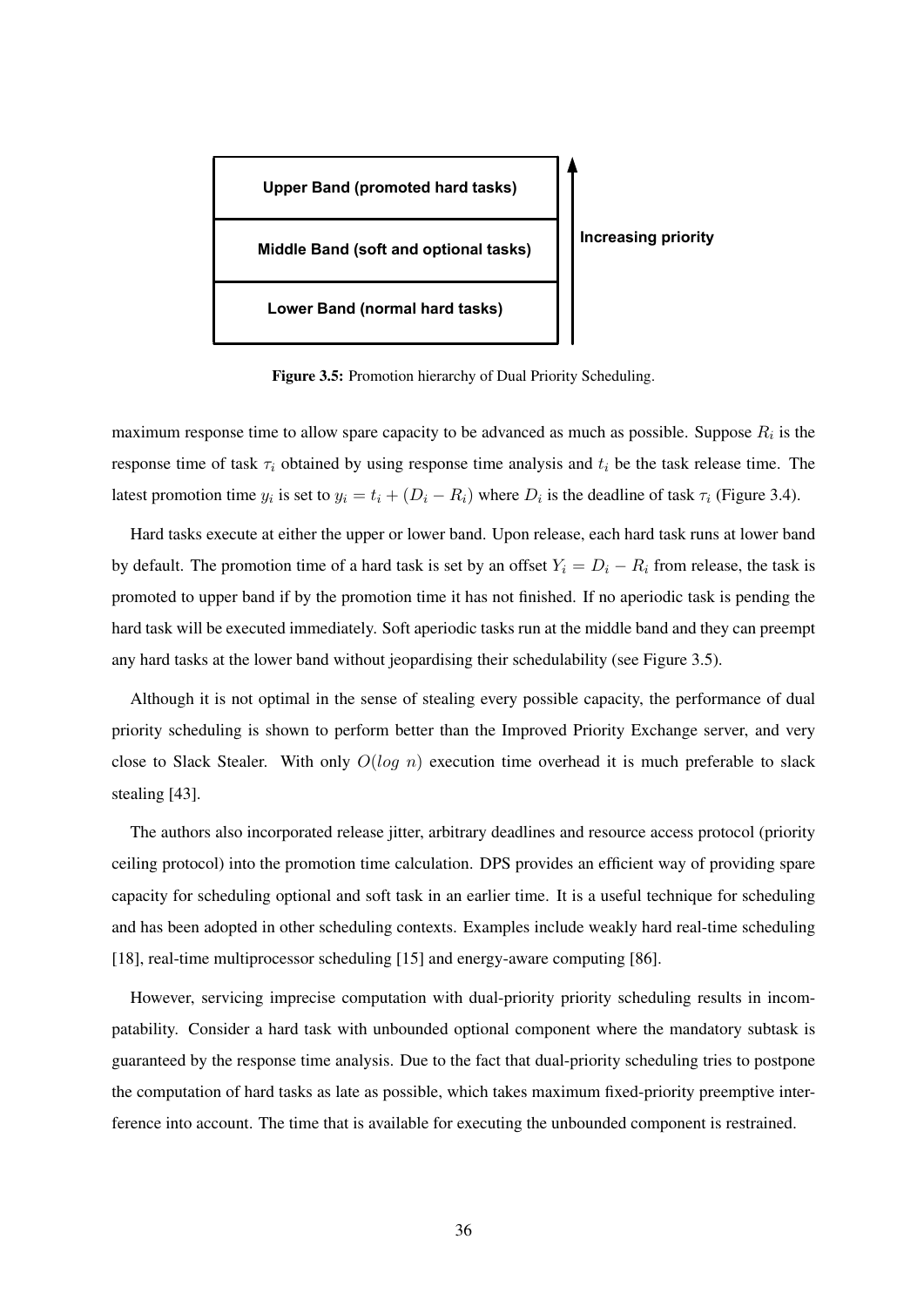Upper Band (promoted hard tasks)

Middle Band (soft and optional tasks)

Lower Band (normal hard tasks)

Increasing priority

**Figure 3.5:** Promotion hierarchy of Dual Priority Scheduling.

maximum response time to allow spare capacity to be advanced as much as possible. Suppose $R_i$ is the response time of task $\tau_i$ obtained by using response time analysis and $t_i$ be the task release time. The latest promotion time $y_i$ is set to $y_i = t_i + (D_i - R_i)$ where $D_i$ is the deadline of task $\tau_i$ (Figure 3.4).

Hard tasks execute at either the upper or lower band. Upon release, each hard task runs at lower band by default. The promotion time of a hard task is set by an offset $Y_i = D_i - R_i$ from release, the task is promoted to upper band if by the promotion time it has not finished. If no aperiodic task is pending the hard task will be executed immediately. Soft aperiodic tasks run at the middle band and they can preempt any hard tasks at the lower band without jeopardising their schedulability (see Figure 3.5).

Although it is not optimal in the sense of stealing every possible capacity, the performance of dual priority scheduling is shown to perform better than the Improved Priority Exchange server, and very close to Slack Stealer. With only $O(log\ n)$ execution time overhead it is much preferable to slack stealing [43].

The authors also incorporated release jitter, arbitrary deadlines and resource access protocol (priority ceiling protocol) into the promotion time calculation. DPS provides an efficient way of providing spare capacity for scheduling optional and soft task in an earlier time. It is a useful technique for scheduling and has been adopted in other scheduling contexts. Examples include weakly hard real-time scheduling [18], real-time multiprocessor scheduling [15] and energy-aware computing [86].

However, servicing imprecise computation with dual-priority priority scheduling results in incompatability. Consider a hard task with unbounded optional component where the mandatory subtask is guaranteed by the response time analysis. Due to the fact that dual-priority scheduling tries to postpone the computation of hard tasks as late as possible, which takes maximum fixed-priority preemptive interference into account. The time that is available for executing the unbounded component is restrained.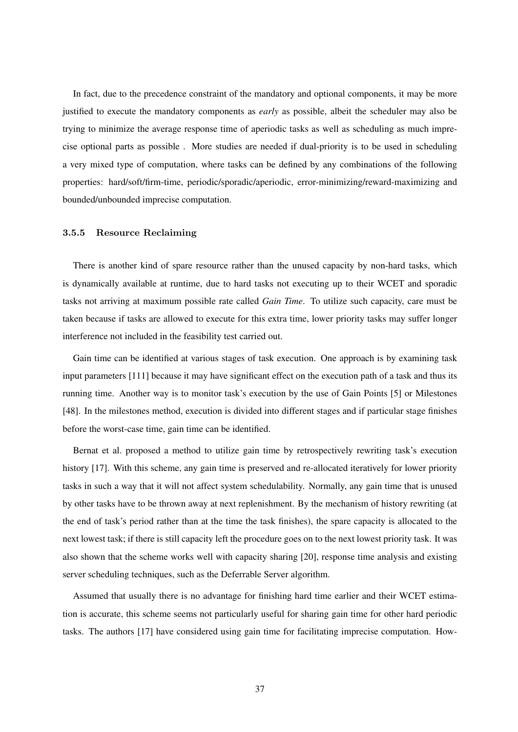In fact, due to the precedence constraint of the mandatory and optional components, it may be more justified to execute the mandatory components as *early* as possible, albeit the scheduler may also be trying to minimize the average response time of aperiodic tasks as well as scheduling as much imprecise optional parts as possible . More studies are needed if dual-priority is to be used in scheduling a very mixed type of computation, where tasks can be defined by any combinations of the following properties: hard/soft/firm-time, periodic/sporadic/aperiodic, error-minimizing/reward-maximizing and bounded/unbounded imprecise computation.

### 3.5.5 Resource Reclaiming

There is another kind of spare resource rather than the unused capacity by non-hard tasks, which is dynamically available at runtime, due to hard tasks not executing up to their WCET and sporadic tasks not arriving at maximum possible rate called *Gain Time*. To utilize such capacity, care must be taken because if tasks are allowed to execute for this extra time, lower priority tasks may suffer longer interference not included in the feasibility test carried out.

Gain time can be identified at various stages of task execution. One approach is by examining task input parameters [111] because it may have significant effect on the execution path of a task and thus its running time. Another way is to monitor task's execution by the use of Gain Points [5] or Milestones [48]. In the milestones method, execution is divided into different stages and if particular stage finishes before the worst-case time, gain time can be identified.

Bernat et al. proposed a method to utilize gain time by retrospectively rewriting task's execution history [17]. With this scheme, any gain time is preserved and re-allocated iteratively for lower priority tasks in such a way that it will not affect system schedulability. Normally, any gain time that is unused by other tasks have to be thrown away at next replenishment. By the mechanism of history rewriting (at the end of task's period rather than at the time the task finishes), the spare capacity is allocated to the next lowest task; if there is still capacity left the procedure goes on to the next lowest priority task. It was also shown that the scheme works well with capacity sharing [20], response time analysis and existing server scheduling techniques, such as the Deferrable Server algorithm.

Assumed that usually there is no advantage for finishing hard time earlier and their WCET estimation is accurate, this scheme seems not particularly useful for sharing gain time for other hard periodic tasks. The authors [17] have considered using gain time for facilitating imprecise computation. How-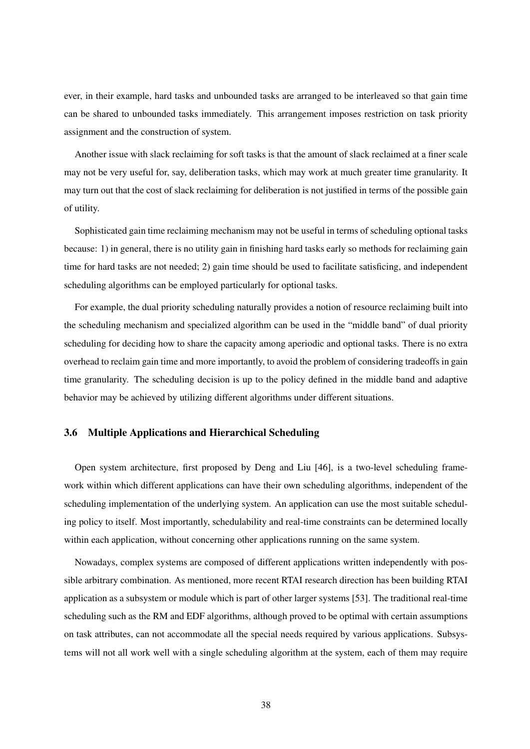ever, in their example, hard tasks and unbounded tasks are arranged to be interleaved so that gain time can be shared to unbounded tasks immediately. This arrangement imposes restriction on task priority assignment and the construction of system.

Another issue with slack reclaiming for soft tasks is that the amount of slack reclaimed at a finer scale may not be very useful for, say, deliberation tasks, which may work at much greater time granularity. It may turn out that the cost of slack reclaiming for deliberation is not justified in terms of the possible gain of utility.

Sophisticated gain time reclaiming mechanism may not be useful in terms of scheduling optional tasks because: 1) in general, there is no utility gain in finishing hard tasks early so methods for reclaiming gain time for hard tasks are not needed; 2) gain time should be used to facilitate satisficing, and independent scheduling algorithms can be employed particularly for optional tasks.

For example, the dual priority scheduling naturally provides a notion of resource reclaiming built into the scheduling mechanism and specialized algorithm can be used in the "middle band" of dual priority scheduling for deciding how to share the capacity among aperiodic and optional tasks. There is no extra overhead to reclaim gain time and more importantly, to avoid the problem of considering tradeoffs in gain time granularity. The scheduling decision is up to the policy defined in the middle band and adaptive behavior may be achieved by utilizing different algorithms under different situations.

### 3.6 Multiple Applications and Hierarchical Scheduling

Open system architecture, first proposed by Deng and Liu [46], is a two-level scheduling framework within which different applications can have their own scheduling algorithms, independent of the scheduling implementation of the underlying system. An application can use the most suitable scheduling policy to itself. Most importantly, schedulability and real-time constraints can be determined locally within each application, without concerning other applications running on the same system.

Nowadays, complex systems are composed of different applications written independently with possible arbitrary combination. As mentioned, more recent RTAI research direction has been building RTAI application as a subsystem or module which is part of other larger systems [53]. The traditional real-time scheduling such as the RM and EDF algorithms, although proved to be optimal with certain assumptions on task attributes, can not accommodate all the special needs required by various applications. Subsystems will not all work well with a single scheduling algorithm at the system, each of them may require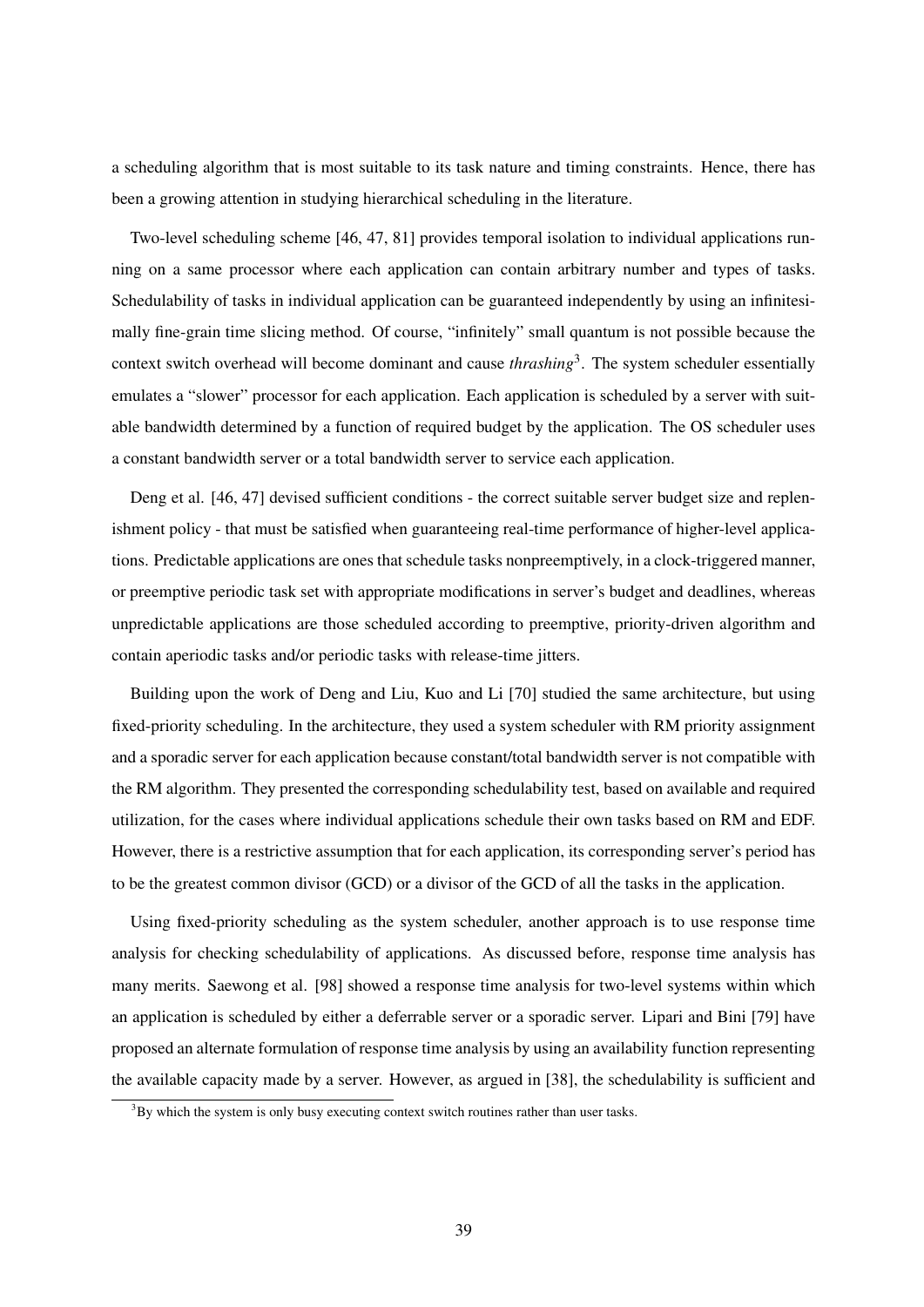a scheduling algorithm that is most suitable to its task nature and timing constraints. Hence, there has been a growing attention in studying hierarchical scheduling in the literature.

Two-level scheduling scheme [46, 47, 81] provides temporal isolation to individual applications running on a same processor where each application can contain arbitrary number and types of tasks. Schedulability of tasks in individual application can be guaranteed independently by using an infinitesimally fine-grain time slicing method. Of course, "infinitely" small quantum is not possible because the context switch overhead will become dominant and cause *thrashing*[3]. The system scheduler essentially emulates a "slower" processor for each application. Each application is scheduled by a server with suitable bandwidth determined by a function of required budget by the application. The OS scheduler uses a constant bandwidth server or a total bandwidth server to service each application.

Deng et al. [46, 47] devised sufficient conditions - the correct suitable server budget size and replenishment policy - that must be satisfied when guaranteeing real-time performance of higher-level applications. Predictable applications are ones that schedule tasks nonpreemptively, in a clock-triggered manner, or preemptive periodic task set with appropriate modifications in server's budget and deadlines, whereas unpredictable applications are those scheduled according to preemptive, priority-driven algorithm and contain aperiodic tasks and/or periodic tasks with release-time jitters.

Building upon the work of Deng and Liu, Kuo and Li [70] studied the same architecture, but using fixed-priority scheduling. In the architecture, they used a system scheduler with RM priority assignment and a sporadic server for each application because constant/total bandwidth server is not compatible with the RM algorithm. They presented the corresponding schedulability test, based on available and required utilization, for the cases where individual applications schedule their own tasks based on RM and EDF. However, there is a restrictive assumption that for each application, its corresponding server's period has to be the greatest common divisor (GCD) or a divisor of the GCD of all the tasks in the application.

Using fixed-priority scheduling as the system scheduler, another approach is to use response time analysis for checking schedulability of applications. As discussed before, response time analysis has many merits. Saewong et al. [98] showed a response time analysis for two-level systems within which an application is scheduled by either a deferrable server or a sporadic server. Lipari and Bini [79] have proposed an alternate formulation of response time analysis by using an availability function representing the available capacity made by a server. However, as argued in [38], the schedulability is sufficient and

[3]By which the system is only busy executing context switch routines rather than user tasks.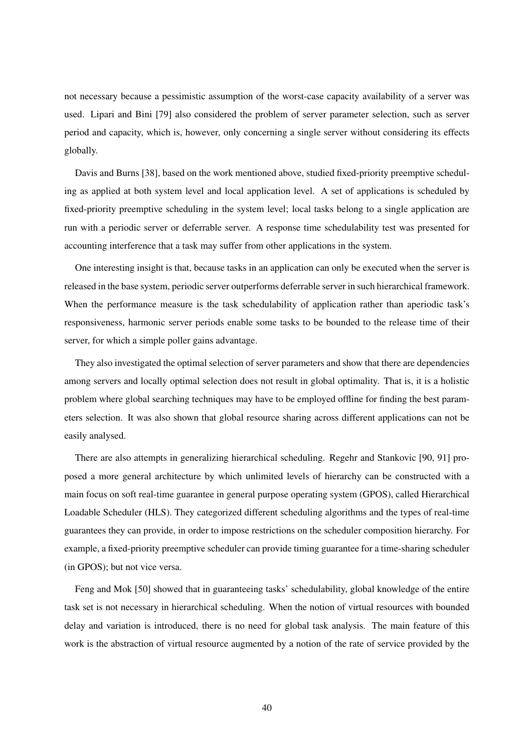not necessary because a pessimistic assumption of the worst-case capacity availability of a server was used. Lipari and Bini [79] also considered the problem of server parameter selection, such as server period and capacity, which is, however, only concerning a single server without considering its effects globally.

Davis and Burns [38], based on the work mentioned above, studied fixed-priority preemptive scheduling as applied at both system level and local application level. A set of applications is scheduled by fixed-priority preemptive scheduling in the system level; local tasks belong to a single application are run with a periodic server or deferrable server. A response time schedulability test was presented for accounting interference that a task may suffer from other applications in the system.

One interesting insight is that, because tasks in an application can only be executed when the server is released in the base system, periodic server outperforms deferrable server in such hierarchical framework. When the performance measure is the task schedulability of application rather than aperiodic task's responsiveness, harmonic server periods enable some tasks to be bounded to the release time of their server, for which a simple poller gains advantage.

They also investigated the optimal selection of server parameters and show that there are dependencies among servers and locally optimal selection does not result in global optimality. That is, it is a holistic problem where global searching techniques may have to be employed offline for finding the best parameters selection. It was also shown that global resource sharing across different applications can not be easily analysed.

There are also attempts in generalizing hierarchical scheduling. Regehr and Stankovic [90, 91] proposed a more general architecture by which unlimited levels of hierarchy can be constructed with a main focus on soft real-time guarantee in general purpose operating system (GPOS), called Hierarchical Loadable Scheduler (HLS). They categorized different scheduling algorithms and the types of real-time guarantees they can provide, in order to impose restrictions on the scheduler composition hierarchy. For example, a fixed-priority preemptive scheduler can provide timing guarantee for a time-sharing scheduler (in GPOS); but not vice versa.

Feng and Mok [50] showed that in guaranteeing tasks' schedulability, global knowledge of the entire task set is not necessary in hierarchical scheduling. When the notion of virtual resources with bounded delay and variation is introduced, there is no need for global task analysis. The main feature of this work is the abstraction of virtual resource augmented by a notion of the rate of service provided by the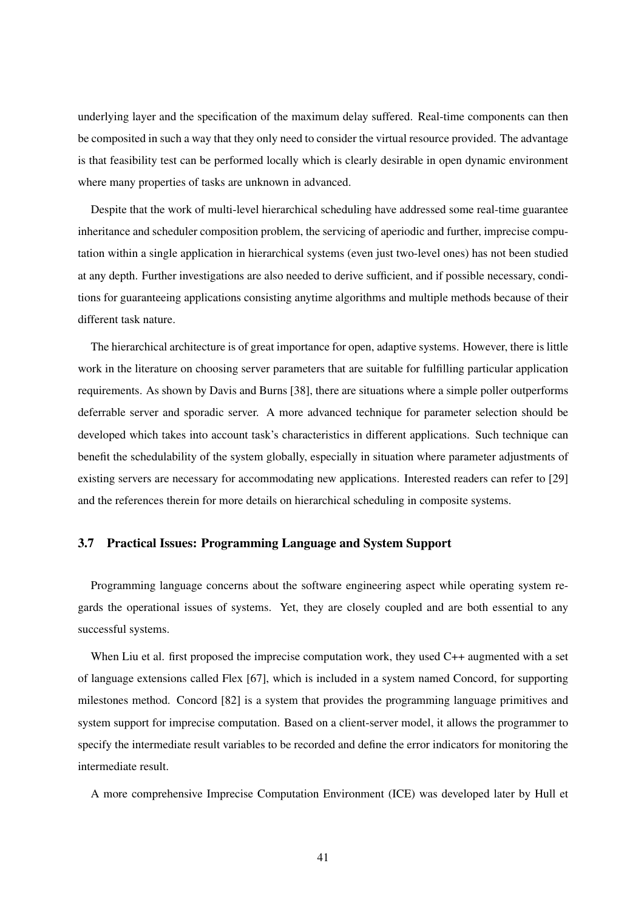underlying layer and the specification of the maximum delay suffered. Real-time components can then be composited in such a way that they only need to consider the virtual resource provided. The advantage is that feasibility test can be performed locally which is clearly desirable in open dynamic environment where many properties of tasks are unknown in advanced.

Despite that the work of multi-level hierarchical scheduling have addressed some real-time guarantee inheritance and scheduler composition problem, the servicing of aperiodic and further, imprecise computation within a single application in hierarchical systems (even just two-level ones) has not been studied at any depth. Further investigations are also needed to derive sufficient, and if possible necessary, conditions for guaranteeing applications consisting anytime algorithms and multiple methods because of their different task nature.

The hierarchical architecture is of great importance for open, adaptive systems. However, there is little work in the literature on choosing server parameters that are suitable for fulfilling particular application requirements. As shown by Davis and Burns [38], there are situations where a simple poller outperforms deferrable server and sporadic server. A more advanced technique for parameter selection should be developed which takes into account task's characteristics in different applications. Such technique can benefit the schedulability of the system globally, especially in situation where parameter adjustments of existing servers are necessary for accommodating new applications. Interested readers can refer to [29] and the references therein for more details on hierarchical scheduling in composite systems.

### 3.7 Practical Issues: Programming Language and System Support

Programming language concerns about the software engineering aspect while operating system regards the operational issues of systems. Yet, they are closely coupled and are both essential to any successful systems.

When Liu et al. first proposed the imprecise computation work, they used C++ augmented with a set of language extensions called Flex [67], which is included in a system named Concord, for supporting milestones method. Concord [82] is a system that provides the programming language primitives and system support for imprecise computation. Based on a client-server model, it allows the programmer to specify the intermediate result variables to be recorded and define the error indicators for monitoring the intermediate result.

A more comprehensive Imprecise Computation Environment (ICE) was developed later by Hull et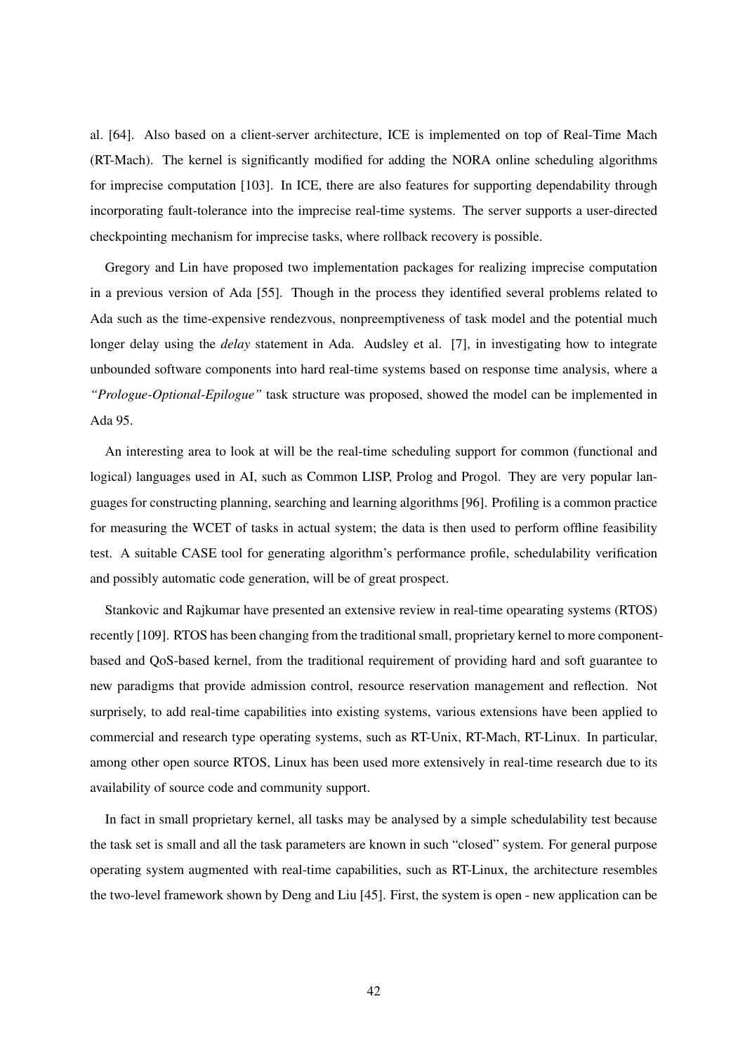al. [64]. Also based on a client-server architecture, ICE is implemented on top of Real-Time Mach (RT-Mach). The kernel is significantly modified for adding the NORA online scheduling algorithms for imprecise computation [103]. In ICE, there are also features for supporting dependability through incorporating fault-tolerance into the imprecise real-time systems. The server supports a user-directed checkpointing mechanism for imprecise tasks, where rollback recovery is possible.

Gregory and Lin have proposed two implementation packages for realizing imprecise computation in a previous version of Ada [55]. Though in the process they identified several problems related to Ada such as the time-expensive rendezvous, nonpreemptiveness of task model and the potential much longer delay using the *delay* statement in Ada. Audsley et al. [7], in investigating how to integrate unbounded software components into hard real-time systems based on response time analysis, where a *"Prologue-Optional-Epilogue"* task structure was proposed, showed the model can be implemented in Ada 95.

An interesting area to look at will be the real-time scheduling support for common (functional and logical) languages used in AI, such as Common LISP, Prolog and Progol. They are very popular languages for constructing planning, searching and learning algorithms [96]. Profiling is a common practice for measuring the WCET of tasks in actual system; the data is then used to perform offline feasibility test. A suitable CASE tool for generating algorithm's performance profile, schedulability verification and possibly automatic code generation, will be of great prospect.

Stankovic and Rajkumar have presented an extensive review in real-time opearating systems (RTOS) recently [109]. RTOS has been changing from the traditional small, proprietary kernel to more component-based and QoS-based kernel, from the traditional requirement of providing hard and soft guarantee to new paradigms that provide admission control, resource reservation management and reflection. Not surprisely, to add real-time capabilities into existing systems, various extensions have been applied to commercial and research type operating systems, such as RT-Unix, RT-Mach, RT-Linux. In particular, among other open source RTOS, Linux has been used more extensively in real-time research due to its availability of source code and community support.

In fact in small proprietary kernel, all tasks may be analysed by a simple schedulability test because the task set is small and all the task parameters are known in such "closed" system. For general purpose operating system augmented with real-time capabilities, such as RT-Linux, the architecture resembles the two-level framework shown by Deng and Liu [45]. First, the system is open - new application can be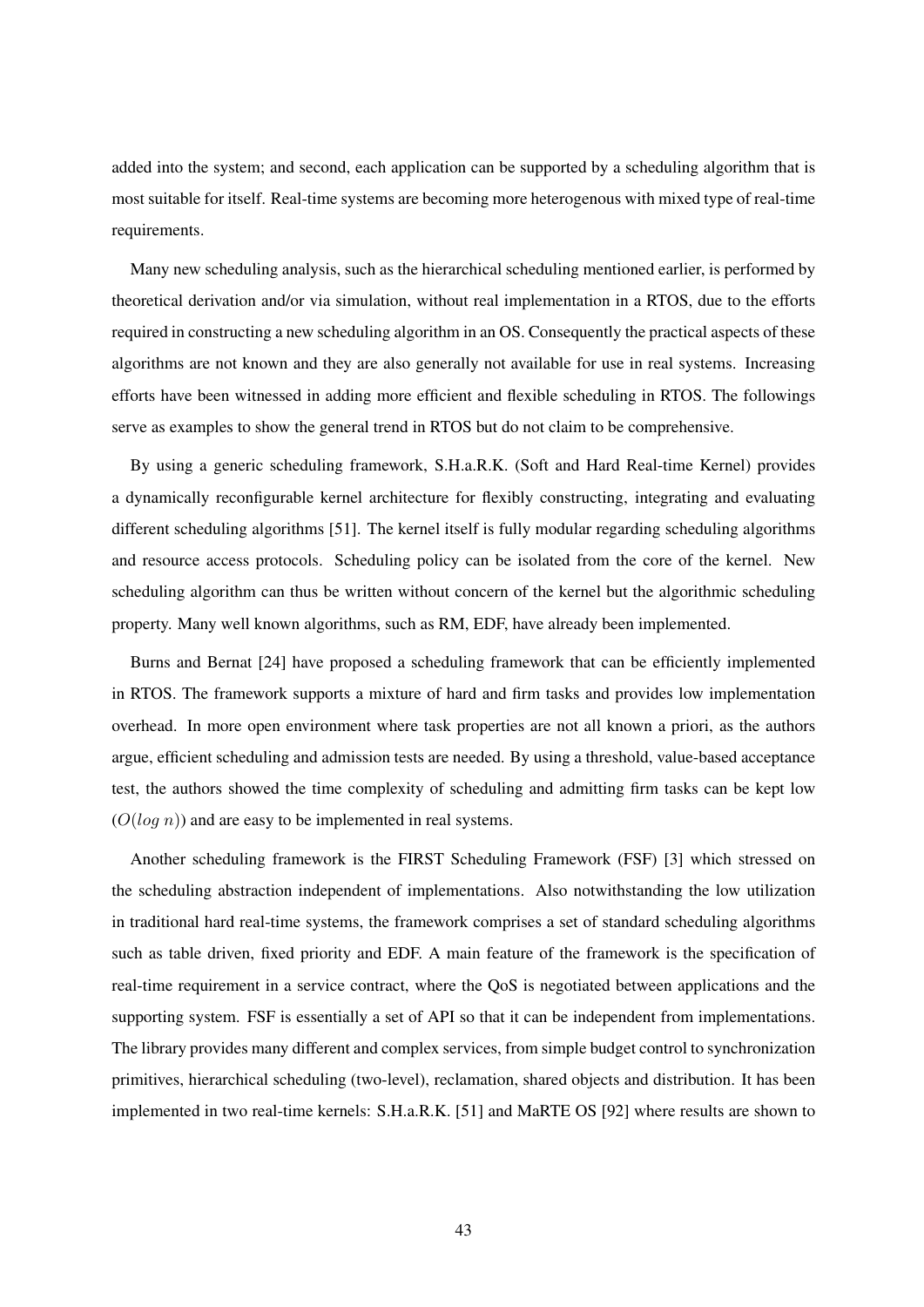added into the system; and second, each application can be supported by a scheduling algorithm that is most suitable for itself. Real-time systems are becoming more heterogenous with mixed type of real-time requirements.

Many new scheduling analysis, such as the hierarchical scheduling mentioned earlier, is performed by theoretical derivation and/or via simulation, without real implementation in a RTOS, due to the efforts required in constructing a new scheduling algorithm in an OS. Consequently the practical aspects of these algorithms are not known and they are also generally not available for use in real systems. Increasing efforts have been witnessed in adding more efficient and flexible scheduling in RTOS. The followings serve as examples to show the general trend in RTOS but do not claim to be comprehensive.

By using a generic scheduling framework, S.H.a.R.K. (Soft and Hard Real-time Kernel) provides a dynamically reconfigurable kernel architecture for flexibly constructing, integrating and evaluating different scheduling algorithms [51]. The kernel itself is fully modular regarding scheduling algorithms and resource access protocols. Scheduling policy can be isolated from the core of the kernel. New scheduling algorithm can thus be written without concern of the kernel but the algorithmic scheduling property. Many well known algorithms, such as RM, EDF, have already been implemented.

Burns and Bernat [24] have proposed a scheduling framework that can be efficiently implemented in RTOS. The framework supports a mixture of hard and firm tasks and provides low implementation overhead. In more open environment where task properties are not all known a priori, as the authors argue, efficient scheduling and admission tests are needed. By using a threshold, value-based acceptance test, the authors showed the time complexity of scheduling and admitting firm tasks can be kept low ($O(log\ n)$) and are easy to be implemented in real systems.

Another scheduling framework is the FIRST Scheduling Framework (FSF) [3] which stressed on the scheduling abstraction independent of implementations. Also notwithstanding the low utilization in traditional hard real-time systems, the framework comprises a set of standard scheduling algorithms such as table driven, fixed priority and EDF. A main feature of the framework is the specification of real-time requirement in a service contract, where the QoS is negotiated between applications and the supporting system. FSF is essentially a set of API so that it can be independent from implementations. The library provides many different and complex services, from simple budget control to synchronization primitives, hierarchical scheduling (two-level), reclamation, shared objects and distribution. It has been implemented in two real-time kernels: S.H.a.R.K. [51] and MaRTE OS [92] where results are shown to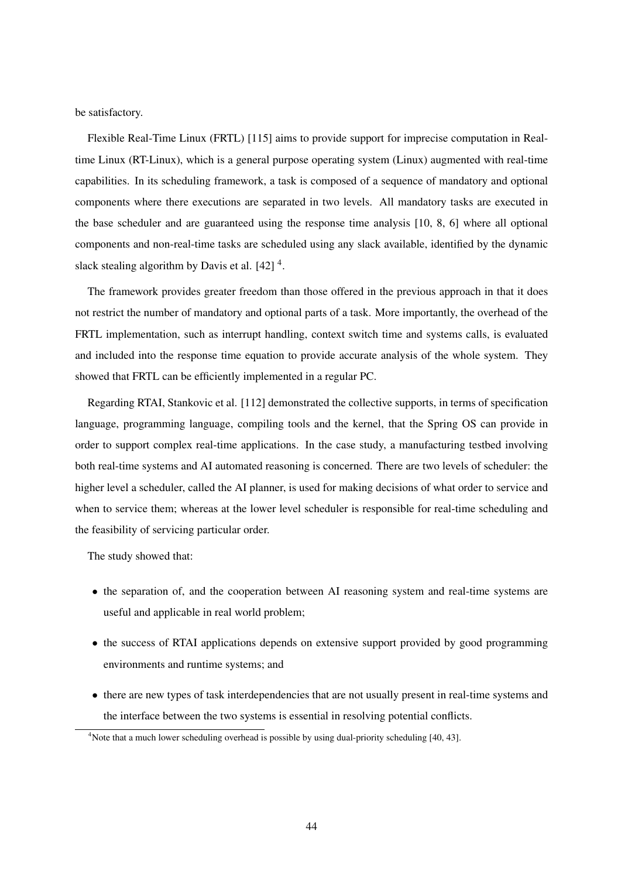be satisfactory.

Flexible Real-Time Linux (FRTL) [115] aims to provide support for imprecise computation in Real-time Linux (RT-Linux), which is a general purpose operating system (Linux) augmented with real-time capabilities. In its scheduling framework, a task is composed of a sequence of mandatory and optional components where there executions are separated in two levels. All mandatory tasks are executed in the base scheduler and are guaranteed using the response time analysis [10, 8, 6] where all optional components and non-real-time tasks are scheduled using any slack available, identified by the dynamic slack stealing algorithm by Davis et al. [42] [4].

The framework provides greater freedom than those offered in the previous approach in that it does not restrict the number of mandatory and optional parts of a task. More importantly, the overhead of the FRTL implementation, such as interrupt handling, context switch time and systems calls, is evaluated and included into the response time equation to provide accurate analysis of the whole system. They showed that FRTL can be efficiently implemented in a regular PC.

Regarding RTAI, Stankovic et al. [112] demonstrated the collective supports, in terms of specification language, programming language, compiling tools and the kernel, that the Spring OS can provide in order to support complex real-time applications. In the case study, a manufacturing testbed involving both real-time systems and AI automated reasoning is concerned. There are two levels of scheduler: the higher level a scheduler, called the AI planner, is used for making decisions of what order to service and when to service them; whereas at the lower level scheduler is responsible for real-time scheduling and the feasibility of servicing particular order.

The study showed that:

- the separation of, and the cooperation between AI reasoning system and real-time systems are useful and applicable in real world problem;
- the success of RTAI applications depends on extensive support provided by good programming environments and runtime systems; and
- there are new types of task interdependencies that are not usually present in real-time systems and the interface between the two systems is essential in resolving potential conflicts.

[4] Note that a much lower scheduling overhead is possible by using dual-priority scheduling [40, 43].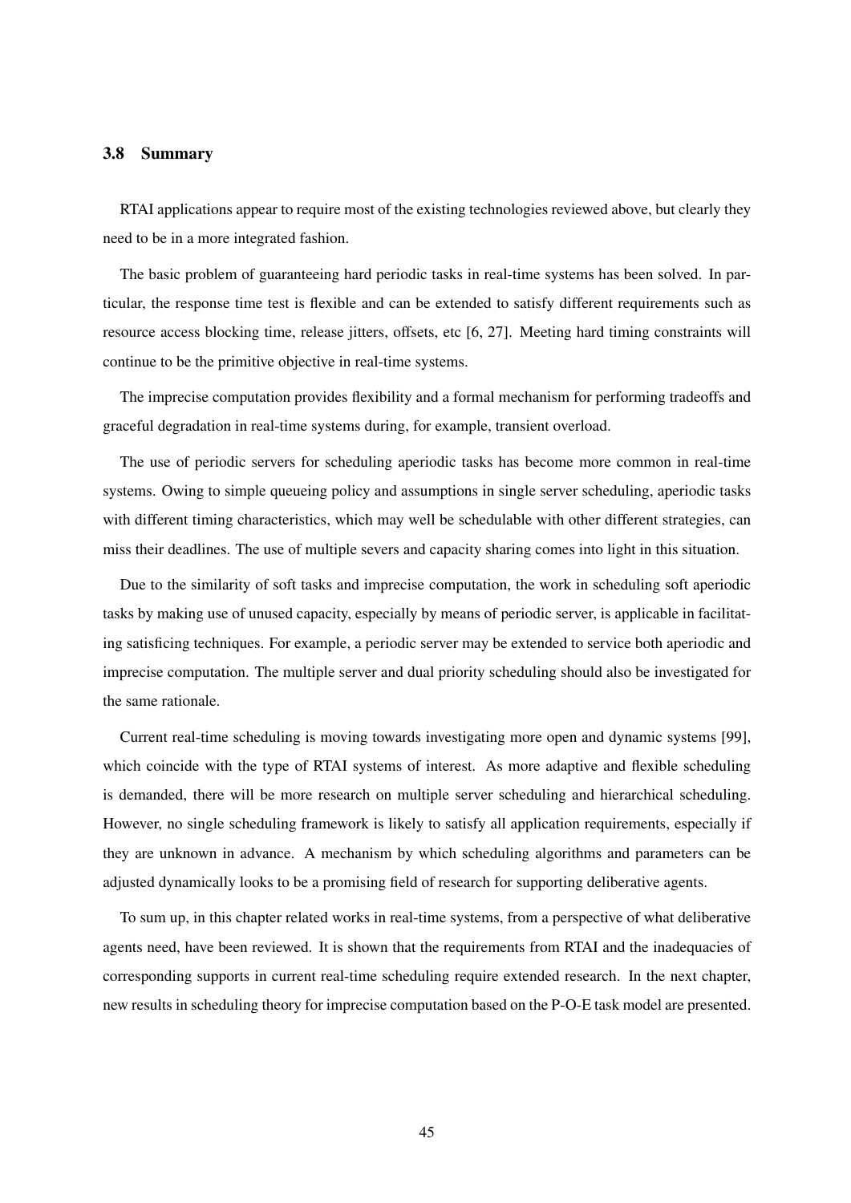### 3.8 Summary

RTAI applications appear to require most of the existing technologies reviewed above, but clearly they need to be in a more integrated fashion.

The basic problem of guaranteeing hard periodic tasks in real-time systems has been solved. In particular, the response time test is flexible and can be extended to satisfy different requirements such as resource access blocking time, release jitters, offsets, etc [6, 27]. Meeting hard timing constraints will continue to be the primitive objective in real-time systems.

The imprecise computation provides flexibility and a formal mechanism for performing tradeoffs and graceful degradation in real-time systems during, for example, transient overload.

The use of periodic servers for scheduling aperiodic tasks has become more common in real-time systems. Owing to simple queueing policy and assumptions in single server scheduling, aperiodic tasks with different timing characteristics, which may well be schedulable with other different strategies, can miss their deadlines. The use of multiple severs and capacity sharing comes into light in this situation.

Due to the similarity of soft tasks and imprecise computation, the work in scheduling soft aperiodic tasks by making use of unused capacity, especially by means of periodic server, is applicable in facilitating satisficing techniques. For example, a periodic server may be extended to service both aperiodic and imprecise computation. The multiple server and dual priority scheduling should also be investigated for the same rationale.

Current real-time scheduling is moving towards investigating more open and dynamic systems [99], which coincide with the type of RTAI systems of interest. As more adaptive and flexible scheduling is demanded, there will be more research on multiple server scheduling and hierarchical scheduling. However, no single scheduling framework is likely to satisfy all application requirements, especially if they are unknown in advance. A mechanism by which scheduling algorithms and parameters can be adjusted dynamically looks to be a promising field of research for supporting deliberative agents.

To sum up, in this chapter related works in real-time systems, from a perspective of what deliberative agents need, have been reviewed. It is shown that the requirements from RTAI and the inadequacies of corresponding supports in current real-time scheduling require extended research. In the next chapter, new results in scheduling theory for imprecise computation based on the P-O-E task model are presented.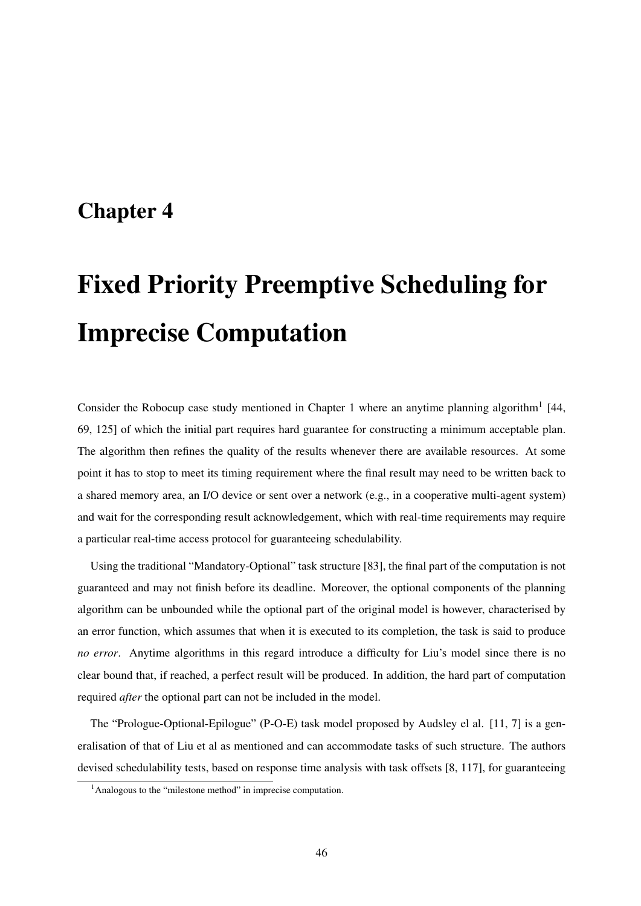# Chapter 4

# Fixed Priority Preemptive Scheduling for Imprecise Computation

Consider the Robocup case study mentioned in Chapter 1 where an anytime planning algorithm[1] [44, 69, 125] of which the initial part requires hard guarantee for constructing a minimum acceptable plan. The algorithm then refines the quality of the results whenever there are available resources. At some point it has to stop to meet its timing requirement where the final result may need to be written back to a shared memory area, an I/O device or sent over a network (e.g., in a cooperative multi-agent system) and wait for the corresponding result acknowledgement, which with real-time requirements may require a particular real-time access protocol for guaranteeing schedulability.

Using the traditional "Mandatory-Optional" task structure [83], the final part of the computation is not guaranteed and may not finish before its deadline. Moreover, the optional components of the planning algorithm can be unbounded while the optional part of the original model is however, characterised by an error function, which assumes that when it is executed to its completion, the task is said to produce *no error*. Anytime algorithms in this regard introduce a difficulty for Liu's model since there is no clear bound that, if reached, a perfect result will be produced. In addition, the hard part of computation required *after* the optional part can not be included in the model.

The "Prologue-Optional-Epilogue" (P-O-E) task model proposed by Audsley el al. [11, 7] is a generalisation of that of Liu et al as mentioned and can accommodate tasks of such structure. The authors devised schedulability tests, based on response time analysis with task offsets [8, 117], for guaranteeing

[1] Analogous to the "milestone method" in imprecise computation.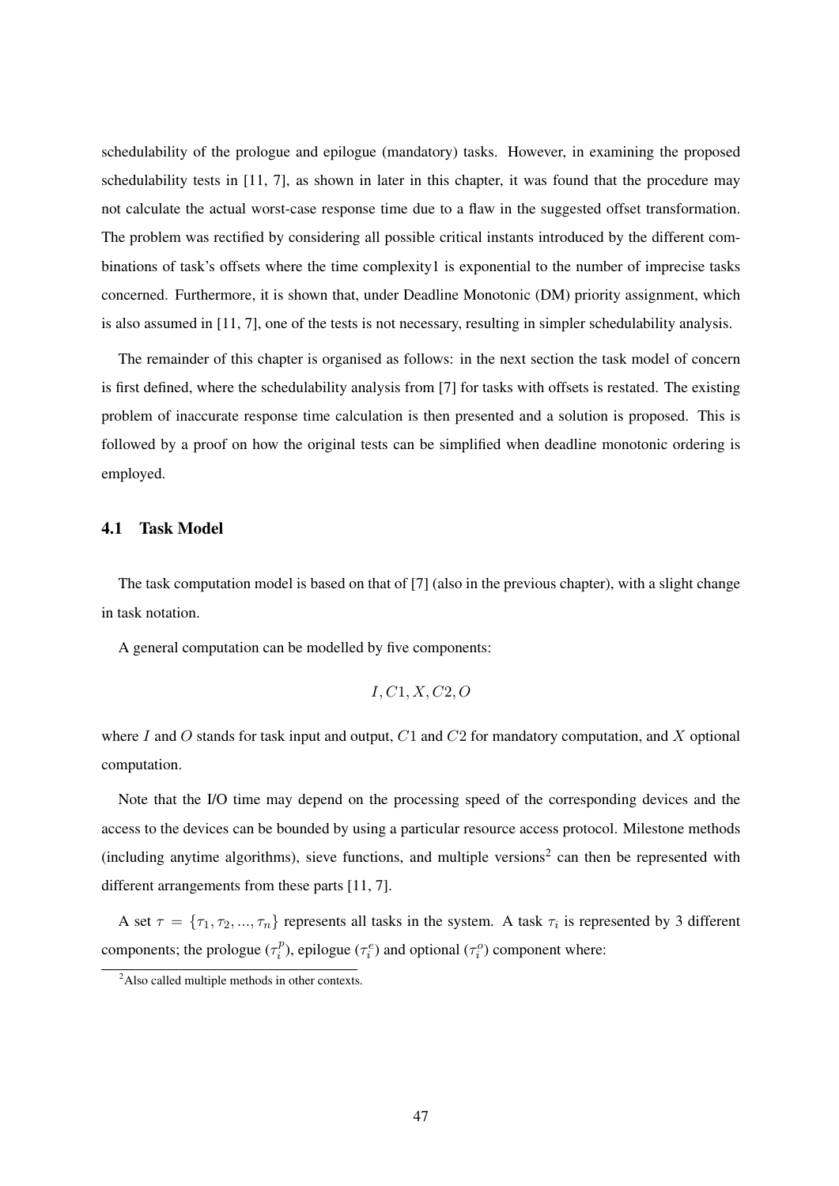schedulability of the prologue and epilogue (mandatory) tasks. However, in examining the proposed schedulability tests in [11, 7], as shown in later in this chapter, it was found that the procedure may not calculate the actual worst-case response time due to a flaw in the suggested offset transformation. The problem was rectified by considering all possible critical instants introduced by the different combinations of task's offsets where the time complexity1 is exponential to the number of imprecise tasks concerned. Furthermore, it is shown that, under Deadline Monotonic (DM) priority assignment, which is also assumed in [11, 7], one of the tests is not necessary, resulting in simpler schedulability analysis.

The remainder of this chapter is organised as follows: in the next section the task model of concern is first defined, where the schedulability analysis from [7] for tasks with offsets is restated. The existing problem of inaccurate response time calculation is then presented and a solution is proposed. This is followed by a proof on how the original tests can be simplified when deadline monotonic ordering is employed.

## 4.1 Task Model

The task computation model is based on that of [7] (also in the previous chapter), with a slight change in task notation.

A general computation can be modelled by five components:

$$I, C1, X, C2, O$$

where $I$ and $O$ stands for task input and output, $C1$ and $C2$ for mandatory computation, and $X$ optional computation.

Note that the I/O time may depend on the processing speed of the corresponding devices and the access to the devices can be bounded by using a particular resource access protocol. Milestone methods (including anytime algorithms), sieve functions, and multiple versions[2] can then be represented with different arrangements from these parts [11, 7].

A set $\tau = \{\tau_1, \tau_2, ..., \tau_n\}$ represents all tasks in the system. A task $\tau_i$ is represented by 3 different components; the prologue ($\tau_i^p$), epilogue ($\tau_i^e$) and optional ($\tau_i^o$) component where:

[2] Also called multiple methods in other contexts.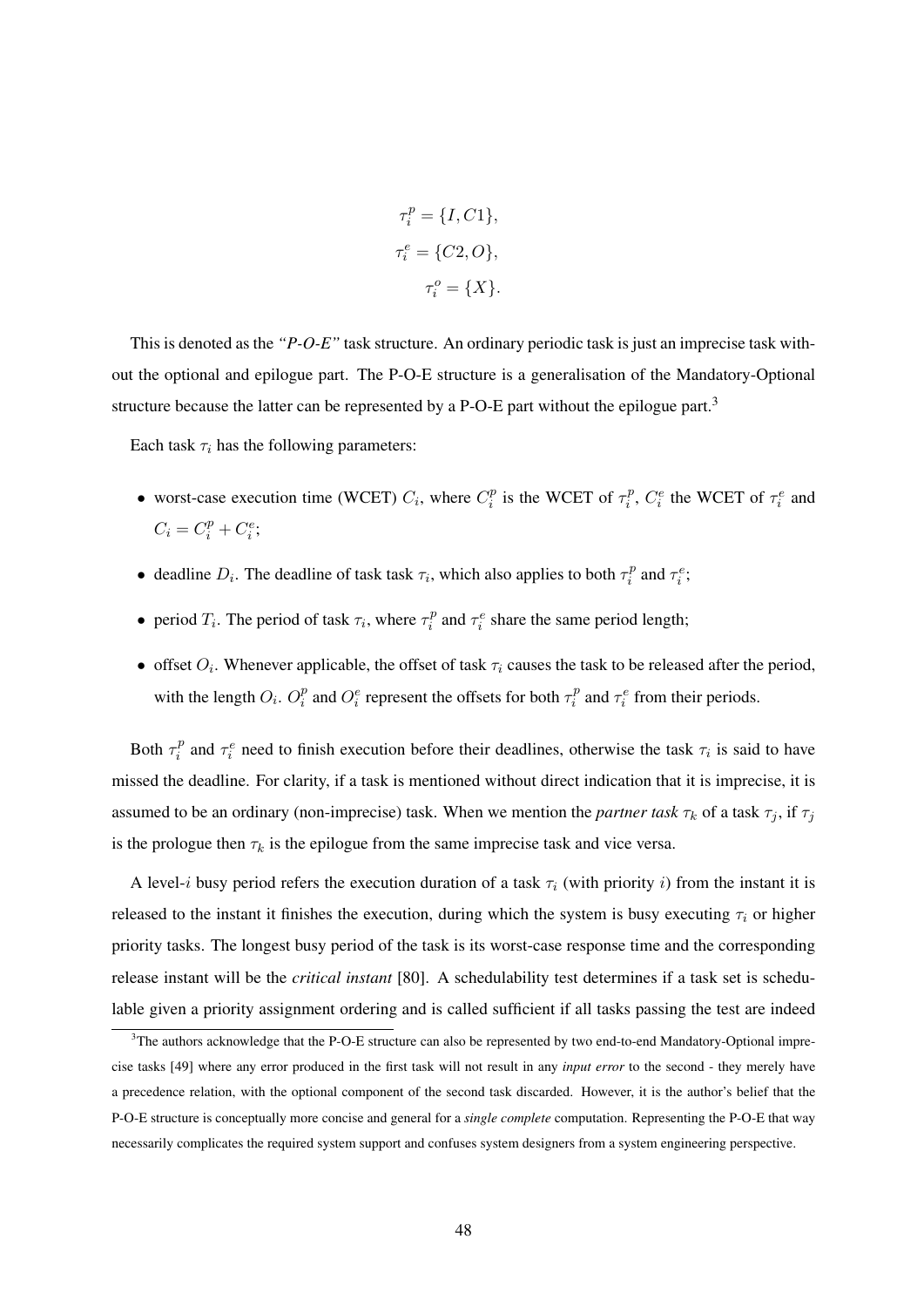$$\tau_i^p = \{I, C1\},$$
$$\tau_i^e = \{C2, O\},$$
$$\tau_i^o = \{X\}.$$

This is denoted as the *"P-O-E"* task structure. An ordinary periodic task is just an imprecise task without the optional and epilogue part. The P-O-E structure is a generalisation of the Mandatory-Optional structure because the latter can be represented by a P-O-E part without the epilogue part.[3]

Each task $\tau_i$ has the following parameters:

- worst-case execution time (WCET) $C_i$, where $C_i^p$ is the WCET of $\tau_i^p$, $C_i^e$ the WCET of $\tau_i^e$ and $C_i = C_i^p + C_i^e$;
- deadline $D_i$. The deadline of task task $\tau_i$, which also applies to both $\tau_i^p$ and $\tau_i^e$;
- period $T_i$. The period of task $\tau_i$, where $\tau_i^p$ and $\tau_i^e$ share the same period length;
- offset $O_i$. Whenever applicable, the offset of task $\tau_i$ causes the task to be released after the period, with the length $O_i$. $O_i^p$ and $O_i^e$ represent the offsets for both $\tau_i^p$ and $\tau_i^e$ from their periods.

Both $\tau_i^p$ and $\tau_i^e$ need to finish execution before their deadlines, otherwise the task $\tau_i$ is said to have missed the deadline. For clarity, if a task is mentioned without direct indication that it is imprecise, it is assumed to be an ordinary (non-imprecise) task. When we mention the *partner task* $\tau_k$ of a task $\tau_j$, if $\tau_j$ is the prologue then $\tau_k$ is the epilogue from the same imprecise task and vice versa.

A level-$i$ busy period refers the execution duration of a task $\tau_i$ (with priority $i$) from the instant it is released to the instant it finishes the execution, during which the system is busy executing $\tau_i$ or higher priority tasks. The longest busy period of the task is its worst-case response time and the corresponding release instant will be the *critical instant* [80]. A schedulability test determines if a task set is schedulable given a priority assignment ordering and is called sufficient if all tasks passing the test are indeed

[3] The authors acknowledge that the P-O-E structure can also be represented by two end-to-end Mandatory-Optional imprecise tasks [49] where any error produced in the first task will not result in any *input error* to the second - they merely have a precedence relation, with the optional component of the second task discarded. However, it is the author's belief that the P-O-E structure is conceptually more concise and general for a *single complete* computation. Representing the P-O-E that way necessarily complicates the required system support and confuses system designers from a system engineering perspective.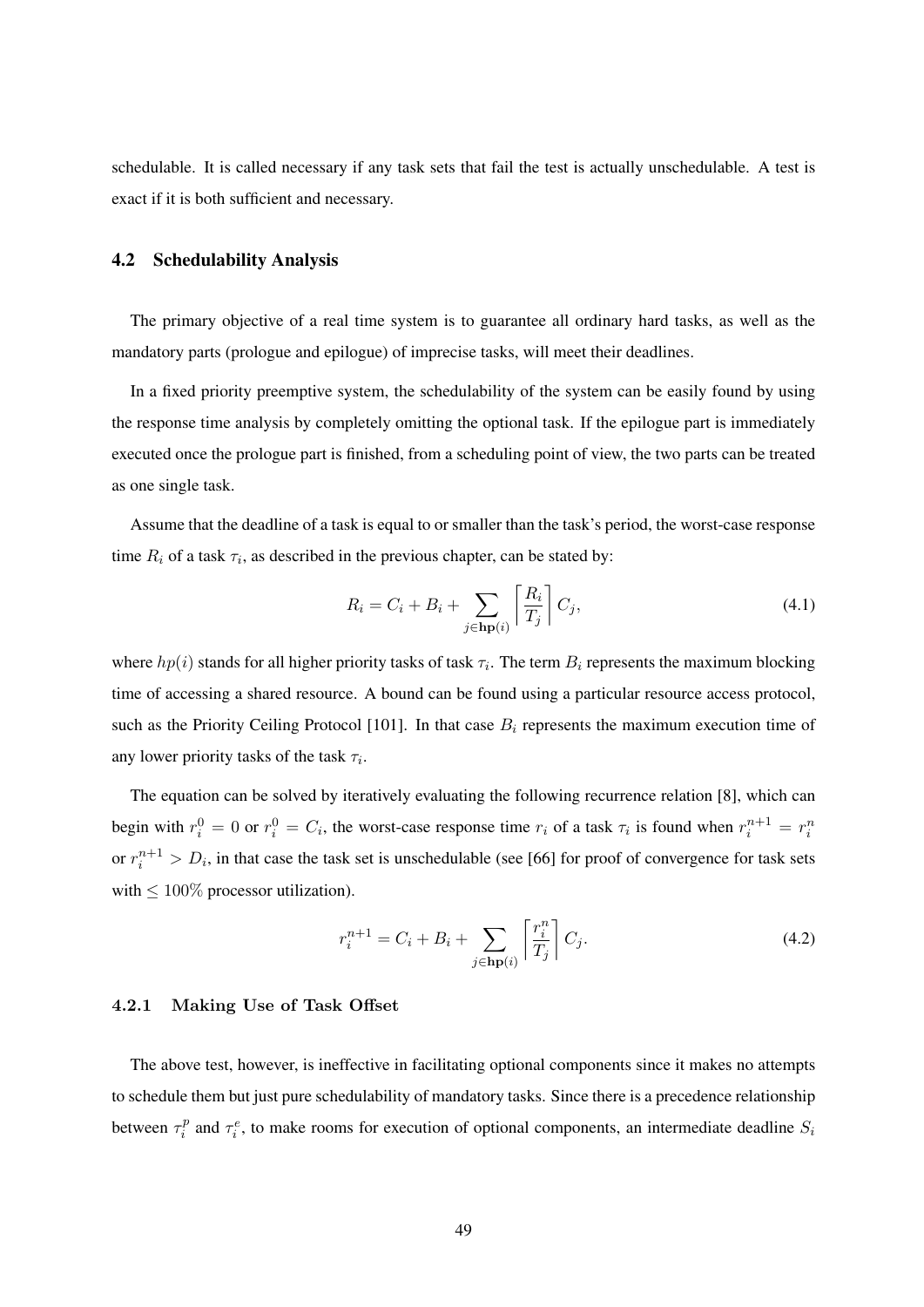schedulable. It is called necessary if any task sets that fail the test is actually unschedulable. A test is exact if it is both sufficient and necessary.

## 4.2 Schedulability Analysis

The primary objective of a real time system is to guarantee all ordinary hard tasks, as well as the mandatory parts (prologue and epilogue) of imprecise tasks, will meet their deadlines.

In a fixed priority preemptive system, the schedulability of the system can be easily found by using the response time analysis by completely omitting the optional task. If the epilogue part is immediately executed once the prologue part is finished, from a scheduling point of view, the two parts can be treated as one single task.

Assume that the deadline of a task is equal to or smaller than the task's period, the worst-case response time $R_i$ of a task $\tau_i$, as described in the previous chapter, can be stated by:

$$R_i = C_i + B_i + \sum_{j \in \mathbf{hp}(i)} \left\lceil \frac{R_i}{T_j} \right\rceil C_j, \tag{4.1}$$

where $hp(i)$ stands for all higher priority tasks of task $\tau_i$. The term $B_i$ represents the maximum blocking time of accessing a shared resource. A bound can be found using a particular resource access protocol, such as the Priority Ceiling Protocol [101]. In that case $B_i$ represents the maximum execution time of any lower priority tasks of the task $\tau_i$.

The equation can be solved by iteratively evaluating the following recurrence relation [8], which can begin with $r_i^0 = 0$ or $r_i^0 = C_i$, the worst-case response time $r_i$ of a task $\tau_i$ is found when $r_i^{n+1} = r_i^n$ or $r_i^{n+1} > D_i$, in that case the task set is unschedulable (see [66] for proof of convergence for task sets with $\leq 100\%$ processor utilization).

$$r_i^{n+1} = C_i + B_i + \sum_{j \in \mathbf{hp}(i)} \left\lceil \frac{r_i^n}{T_j} \right\rceil C_j. \tag{4.2}$$

### 4.2.1 Making Use of Task Offset

The above test, however, is ineffective in facilitating optional components since it makes no attempts to schedule them but just pure schedulability of mandatory tasks. Since there is a precedence relationship between $\tau_i^p$ and $\tau_i^e$, to make rooms for execution of optional components, an intermediate deadline $S_i$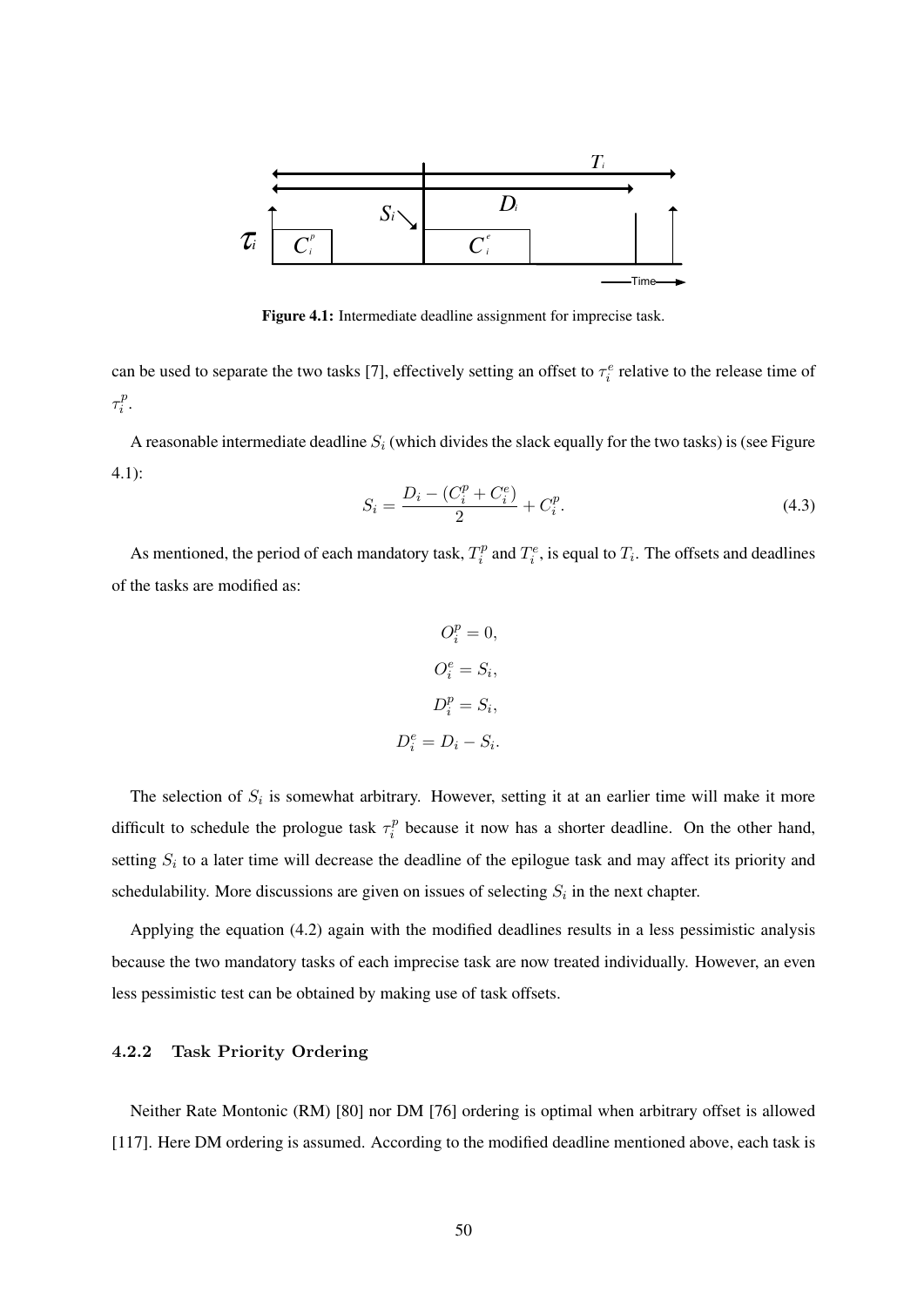Figure 4.1: Intermediate deadline assignment for imprecise task.

can be used to separate the two tasks [7], effectively setting an offset to $\tau_i^e$ relative to the release time of $\tau_i^p$.

A reasonable intermediate deadline $S_i$ (which divides the slack equally for the two tasks) is (see Figure 4.1):

$$S_i = \frac{D_i - (C_i^p + C_i^e)}{2} + C_i^p. \tag{4.3}$$

As mentioned, the period of each mandatory task, $T_i^p$ and $T_i^e$, is equal to $T_i$. The offsets and deadlines of the tasks are modified as:

$$O_i^p = 0,$$
$$O_i^e = S_i,$$
$$D_i^p = S_i,$$
$$D_i^e = D_i - S_i.$$

The selection of $S_i$ is somewhat arbitrary. However, setting it at an earlier time will make it more difficult to schedule the prologue task $\tau_i^p$ because it now has a shorter deadline. On the other hand, setting $S_i$ to a later time will decrease the deadline of the epilogue task and may affect its priority and schedulability. More discussions are given on issues of selecting $S_i$ in the next chapter.

Applying the equation (4.2) again with the modified deadlines results in a less pessimistic analysis because the two mandatory tasks of each imprecise task are now treated individually. However, an even less pessimistic test can be obtained by making use of task offsets.

### 4.2.2 Task Priority Ordering

Neither Rate Montonic (RM) [80] nor DM [76] ordering is optimal when arbitrary offset is allowed [117]. Here DM ordering is assumed. According to the modified deadline mentioned above, each task is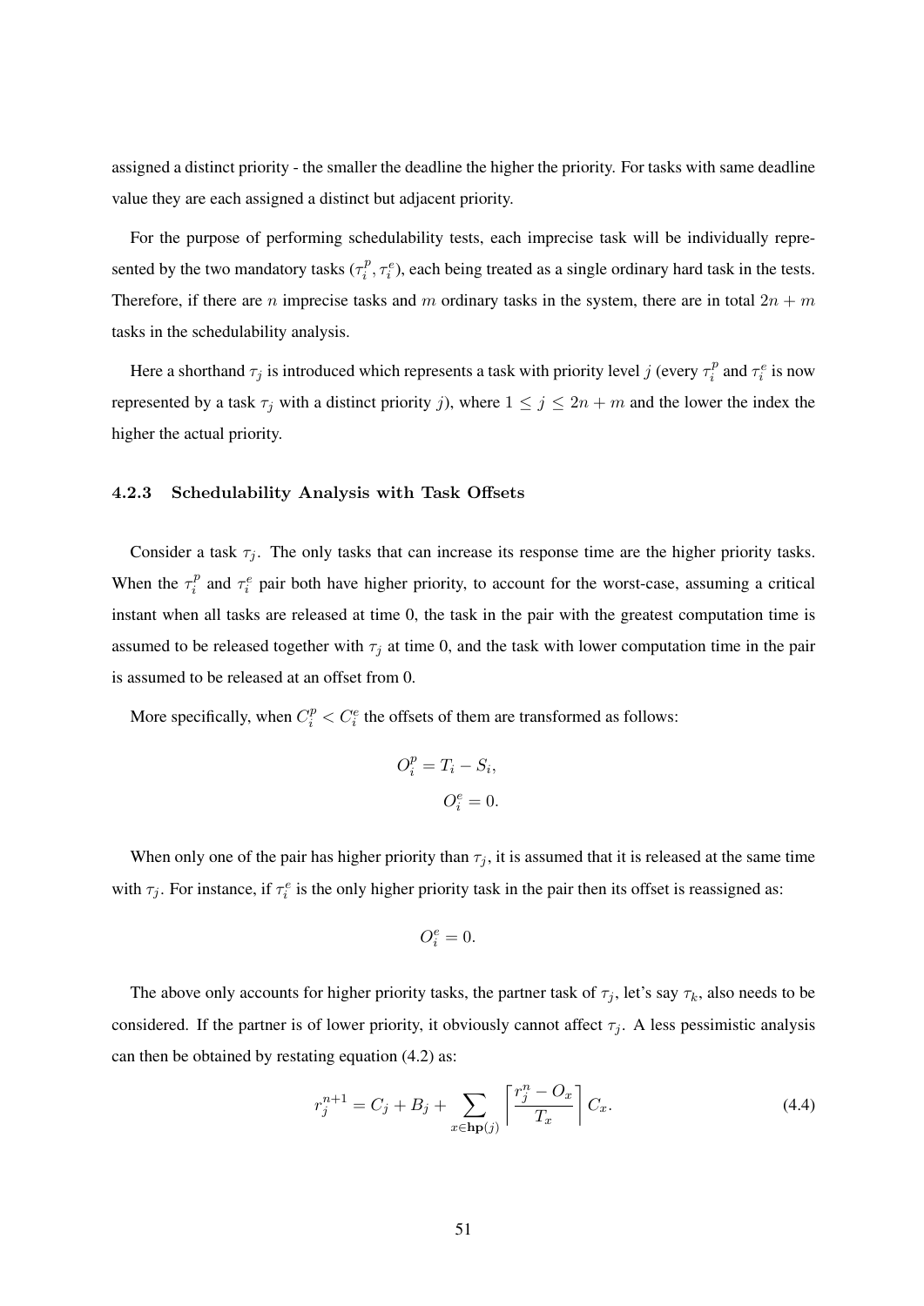assigned a distinct priority - the smaller the deadline the higher the priority. For tasks with same deadline value they are each assigned a distinct but adjacent priority.

For the purpose of performing schedulability tests, each imprecise task will be individually represented by the two mandatory tasks ($\tau_i^p, \tau_i^e$), each being treated as a single ordinary hard task in the tests. Therefore, if there are $n$ imprecise tasks and $m$ ordinary tasks in the system, there are in total $2n + m$ tasks in the schedulability analysis.

Here a shorthand $\tau_j$ is introduced which represents a task with priority level $j$ (every $\tau_i^p$ and $\tau_i^e$ is now represented by a task $\tau_j$ with a distinct priority $j$), where $1 \leq j \leq 2n + m$ and the lower the index the higher the actual priority.

### 4.2.3 Schedulability Analysis with Task Offsets

Consider a task $\tau_j$. The only tasks that can increase its response time are the higher priority tasks. When the $\tau_i^p$ and $\tau_i^e$ pair both have higher priority, to account for the worst-case, assuming a critical instant when all tasks are released at time 0, the task in the pair with the greatest computation time is assumed to be released together with $\tau_j$ at time 0, and the task with lower computation time in the pair is assumed to be released at an offset from 0.

More specifically, when $C_i^p < C_i^e$ the offsets of them are transformed as follows:

$$O_i^p = T_i - S_i,$$
$$O_i^e = 0.$$

When only one of the pair has higher priority than $\tau_j$, it is assumed that it is released at the same time with $\tau_j$. For instance, if $\tau_i^e$ is the only higher priority task in the pair then its offset is reassigned as:

$$O_i^e = 0.$$

The above only accounts for higher priority tasks, the partner task of $\tau_j$, let's say $\tau_k$, also needs to be considered. If the partner is of lower priority, it obviously cannot affect $\tau_j$. A less pessimistic analysis can then be obtained by restating equation (4.2) as:

$$r_j^{n+1} = C_j + B_j + \sum_{x \in \mathbf{hp}(j)} \left\lceil \frac{r_j^n - O_x}{T_x} \right\rceil C_x. \tag{4.4}$$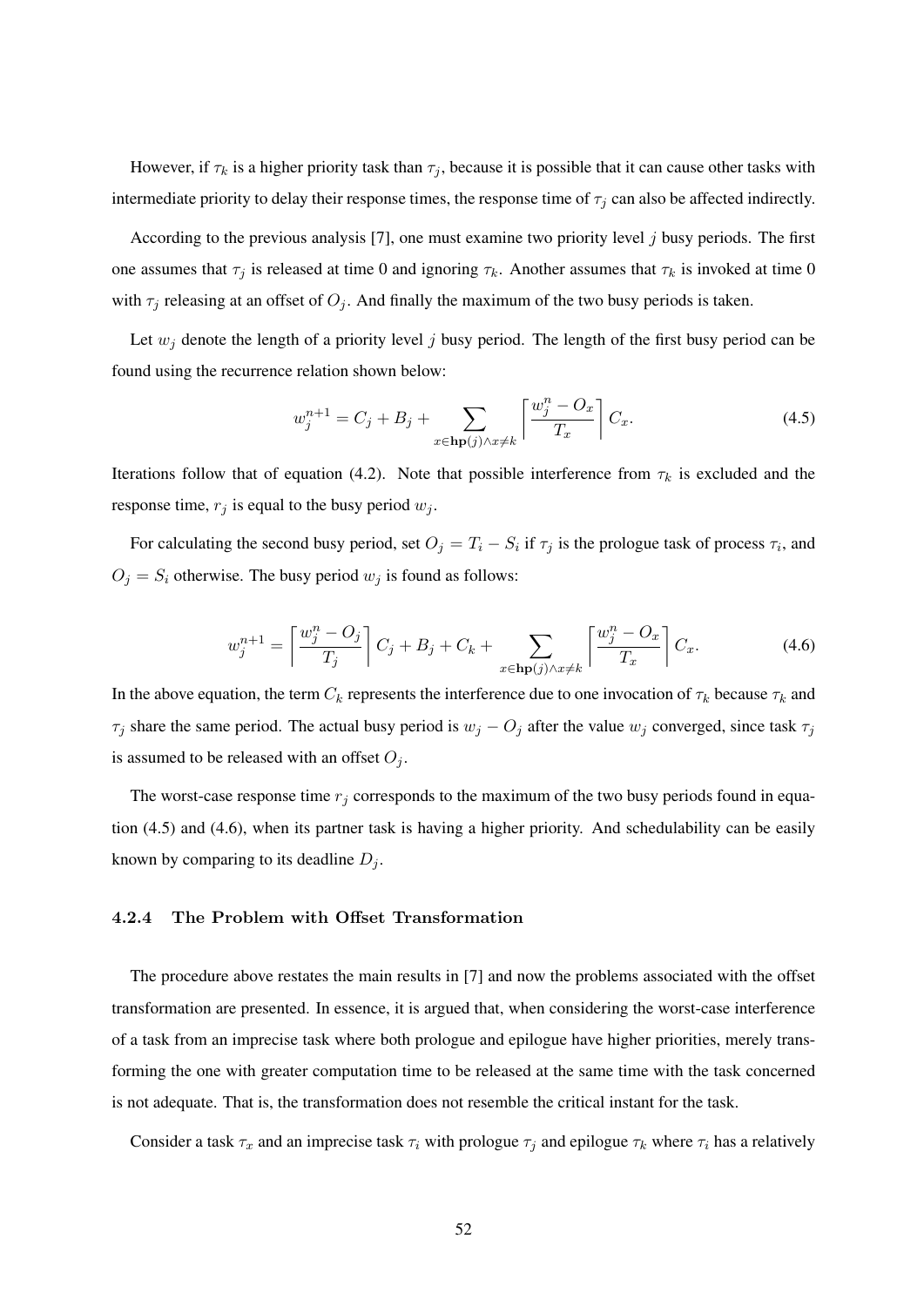However, if $\tau_k$ is a higher priority task than $\tau_j$, because it is possible that it can cause other tasks with intermediate priority to delay their response times, the response time of $\tau_j$ can also be affected indirectly.

According to the previous analysis [7], one must examine two priority level $j$ busy periods. The first one assumes that $\tau_j$ is released at time 0 and ignoring $\tau_k$. Another assumes that $\tau_k$ is invoked at time 0 with $\tau_j$ releasing at an offset of $O_j$. And finally the maximum of the two busy periods is taken.

Let $w_j$ denote the length of a priority level $j$ busy period. The length of the first busy period can be found using the recurrence relation shown below:

$$w_j^{n+1} = C_j + B_j + \sum_{x \in \mathbf{hp}(j) \wedge x \neq k} \left\lceil \frac{w_j^n - O_x}{T_x} \right\rceil C_x. \tag{4.5}$$

Iterations follow that of equation (4.2). Note that possible interference from $\tau_k$ is excluded and the response time, $r_j$ is equal to the busy period $w_j$.

For calculating the second busy period, set $O_j = T_i - S_i$ if $\tau_j$ is the prologue task of process $\tau_i$, and $O_j = S_i$ otherwise. The busy period $w_j$ is found as follows:

$$w_j^{n+1} = \left\lceil \frac{w_j^n - O_j}{T_j} \right\rceil C_j + B_j + C_k + \sum_{x \in \mathbf{hp}(j) \wedge x \neq k} \left\lceil \frac{w_j^n - O_x}{T_x} \right\rceil C_x. \tag{4.6}$$

In the above equation, the term $C_k$ represents the interference due to one invocation of $\tau_k$ because $\tau_k$ and $\tau_j$ share the same period. The actual busy period is $w_j - O_j$ after the value $w_j$ converged, since task $\tau_j$ is assumed to be released with an offset $O_j$.

The worst-case response time $r_j$ corresponds to the maximum of the two busy periods found in equation (4.5) and (4.6), when its partner task is having a higher priority. And schedulability can be easily known by comparing to its deadline $D_j$.

### 4.2.4 The Problem with Offset Transformation

The procedure above restates the main results in [7] and now the problems associated with the offset transformation are presented. In essence, it is argued that, when considering the worst-case interference of a task from an imprecise task where both prologue and epilogue have higher priorities, merely transforming the one with greater computation time to be released at the same time with the task concerned is not adequate. That is, the transformation does not resemble the critical instant for the task.

Consider a task $\tau_x$ and an imprecise task $\tau_i$ with prologue $\tau_j$ and epilogue $\tau_k$ where $\tau_i$ has a relatively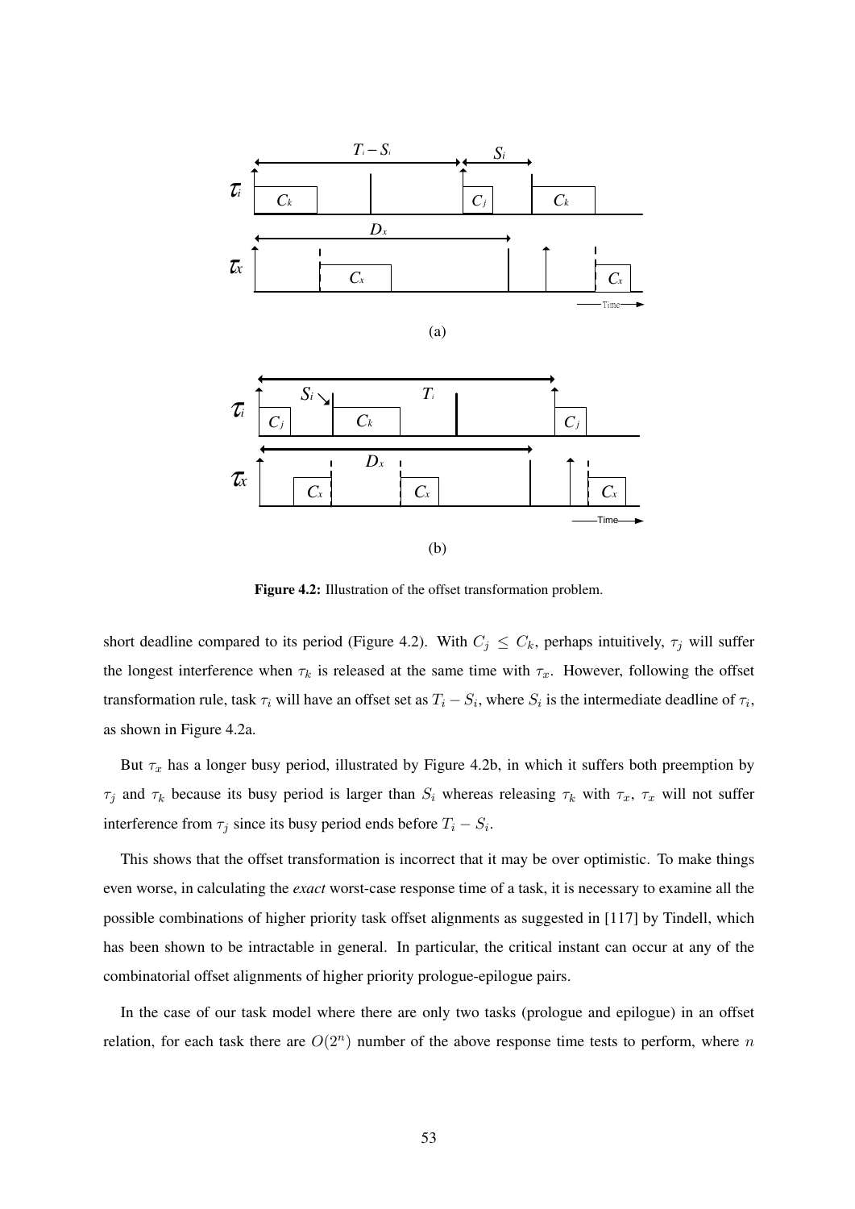Figure 4.2: Illustration of the offset transformation problem.

short deadline compared to its period (Figure 4.2). With $C_j \leq C_k$, perhaps intuitively, $\tau_j$ will suffer the longest interference when $\tau_k$ is released at the same time with $\tau_x$. However, following the offset transformation rule, task $\tau_i$ will have an offset set as $T_i - S_i$, where $S_i$ is the intermediate deadline of $\tau_i$, as shown in Figure 4.2a.

But $\tau_x$ has a longer busy period, illustrated by Figure 4.2b, in which it suffers both preemption by $\tau_j$ and $\tau_k$ because its busy period is larger than $S_i$ whereas releasing $\tau_k$ with $\tau_x$, $\tau_x$ will not suffer interference from $\tau_j$ since its busy period ends before $T_i - S_i$.

This shows that the offset transformation is incorrect that it may be over optimistic. To make things even worse, in calculating the *exact* worst-case response time of a task, it is necessary to examine all the possible combinations of higher priority task offset alignments as suggested in [117] by Tindell, which has been shown to be intractable in general. In particular, the critical instant can occur at any of the combinatorial offset alignments of higher priority prologue-epilogue pairs.

In the case of our task model where there are only two tasks (prologue and epilogue) in an offset relation, for each task there are $O(2^n)$ number of the above response time tests to perform, where $n$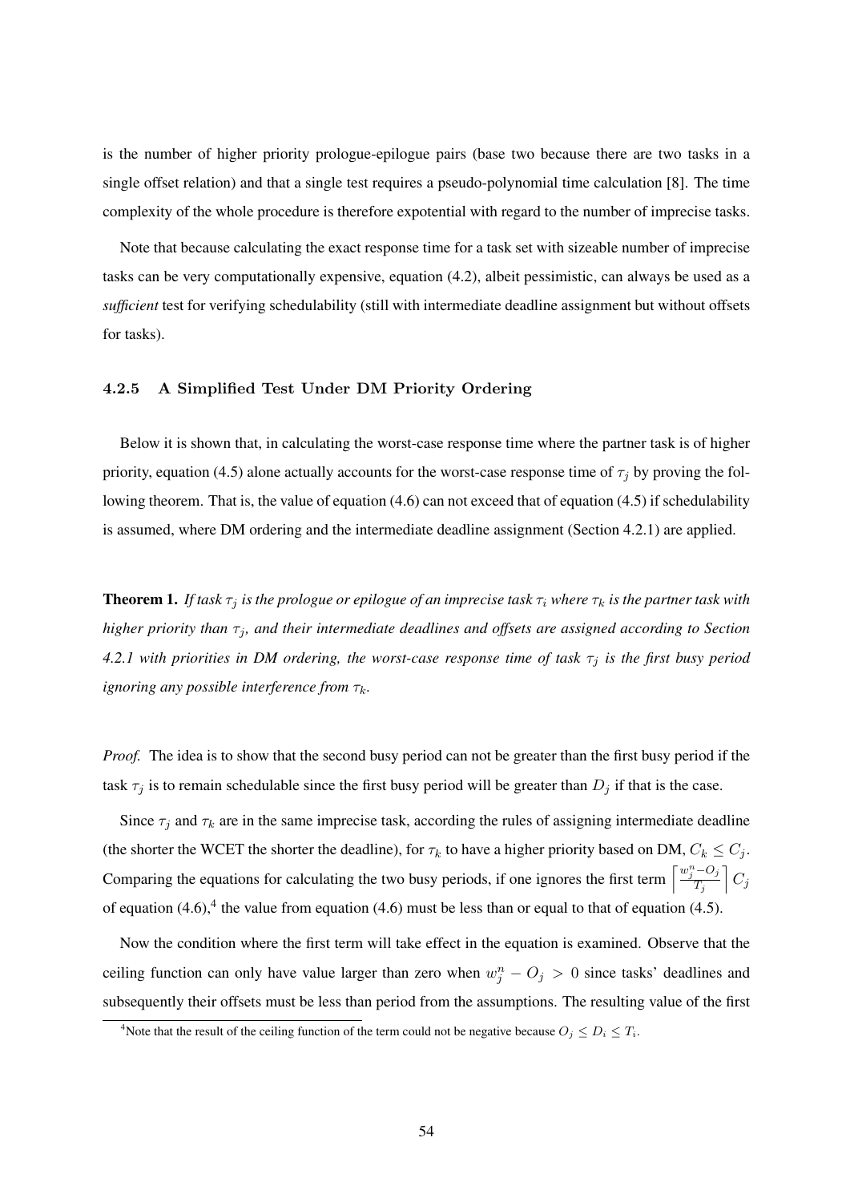is the number of higher priority prologue-epilogue pairs (base two because there are two tasks in a single offset relation) and that a single test requires a pseudo-polynomial time calculation [8]. The time complexity of the whole procedure is therefore expotential with regard to the number of imprecise tasks.

Note that because calculating the exact response time for a task set with sizeable number of imprecise tasks can be very computationally expensive, equation (4.2), albeit pessimistic, can always be used as a *sufficient* test for verifying schedulability (still with intermediate deadline assignment but without offsets for tasks).

### 4.2.5 A Simplified Test Under DM Priority Ordering

Below it is shown that, in calculating the worst-case response time where the partner task is of higher priority, equation (4.5) alone actually accounts for the worst-case response time of $\tau_j$ by proving the following theorem. That is, the value of equation (4.6) can not exceed that of equation (4.5) if schedulability is assumed, where DM ordering and the intermediate deadline assignment (Section 4.2.1) are applied.

**Theorem 1.** *If task $\tau_j$ is the prologue or epilogue of an imprecise task $\tau_i$ where $\tau_k$ is the partner task with higher priority than $\tau_j$, and their intermediate deadlines and offsets are assigned according to Section 4.2.1 with priorities in DM ordering, the worst-case response time of task $\tau_j$ is the first busy period ignoring any possible interference from $\tau_k$.*

*Proof.* The idea is to show that the second busy period can not be greater than the first busy period if the task $\tau_j$ is to remain schedulable since the first busy period will be greater than $D_j$ if that is the case.

Since $\tau_j$ and $\tau_k$ are in the same imprecise task, according the rules of assigning intermediate deadline (the shorter the WCET the shorter the deadline), for $\tau_k$ to have a higher priority based on DM, $C_k \leq C_j$. Comparing the equations for calculating the two busy periods, if one ignores the first term $\left\lceil \frac{w_j^n - O_j}{T_j} \right\rceil C_j$ of equation (4.6),[4] the value from equation (4.6) must be less than or equal to that of equation (4.5).

Now the condition where the first term will take effect in the equation is examined. Observe that the ceiling function can only have value larger than zero when $w_j^n - O_j > 0$ since tasks' deadlines and subsequently their offsets must be less than period from the assumptions. The resulting value of the first

[4] Note that the result of the ceiling function of the term could not be negative because $O_j \leq D_i \leq T_i$.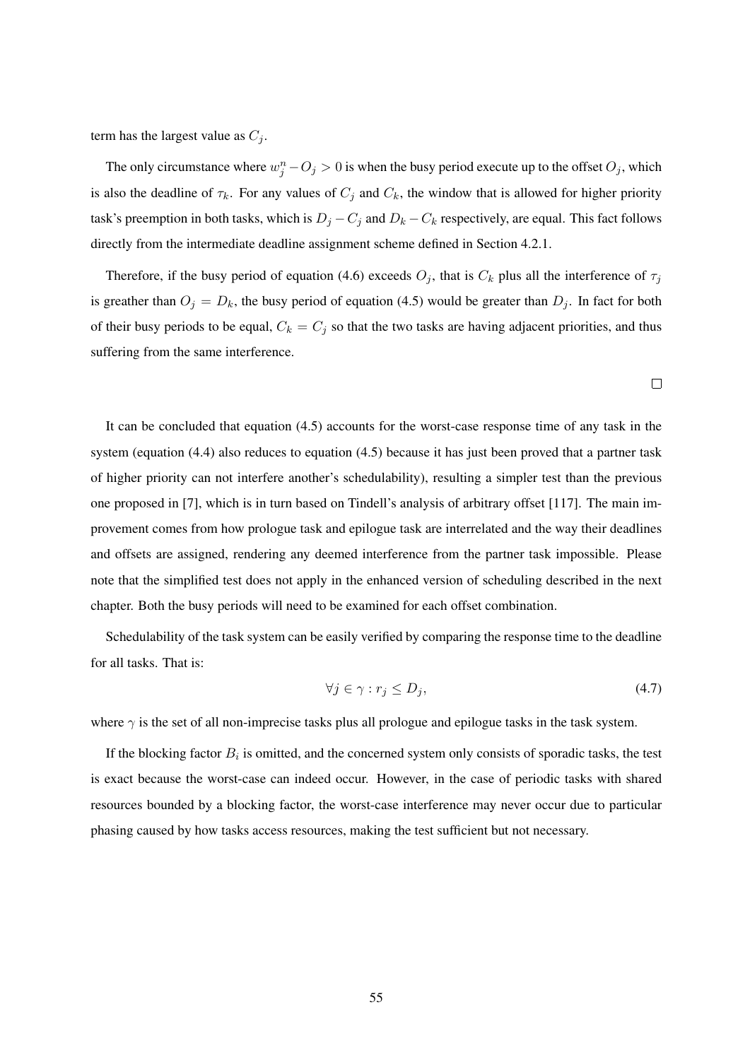term has the largest value as $C_j$.

The only circumstance where $w_j^n - O_j > 0$ is when the busy period execute up to the offset $O_j$, which is also the deadline of $\tau_k$. For any values of $C_j$ and $C_k$, the window that is allowed for higher priority task's preemption in both tasks, which is $D_j - C_j$ and $D_k - C_k$ respectively, are equal. This fact follows directly from the intermediate deadline assignment scheme defined in Section 4.2.1.

Therefore, if the busy period of equation (4.6) exceeds $O_j$, that is $C_k$ plus all the interference of $\tau_j$ is greather than $O_j = D_k$, the busy period of equation (4.5) would be greater than $D_j$. In fact for both of their busy periods to be equal, $C_k = C_j$ so that the two tasks are having adjacent priorities, and thus suffering from the same interference.

□

It can be concluded that equation (4.5) accounts for the worst-case response time of any task in the system (equation (4.4) also reduces to equation (4.5) because it has just been proved that a partner task of higher priority can not interfere another's schedulability), resulting a simpler test than the previous one proposed in [7], which is in turn based on Tindell's analysis of arbitrary offset [117]. The main improvement comes from how prologue task and epilogue task are interrelated and the way their deadlines and offsets are assigned, rendering any deemed interference from the partner task impossible. Please note that the simplified test does not apply in the enhanced version of scheduling described in the next chapter. Both the busy periods will need to be examined for each offset combination.

Schedulability of the task system can be easily verified by comparing the response time to the deadline for all tasks. That is:

$$\forall j \in \gamma : r_j \leq D_j, \tag{4.7}$$

where $\gamma$ is the set of all non-imprecise tasks plus all prologue and epilogue tasks in the task system.

If the blocking factor $B_i$ is omitted, and the concerned system only consists of sporadic tasks, the test is exact because the worst-case can indeed occur. However, in the case of periodic tasks with shared resources bounded by a blocking factor, the worst-case interference may never occur due to particular phasing caused by how tasks access resources, making the test sufficient but not necessary.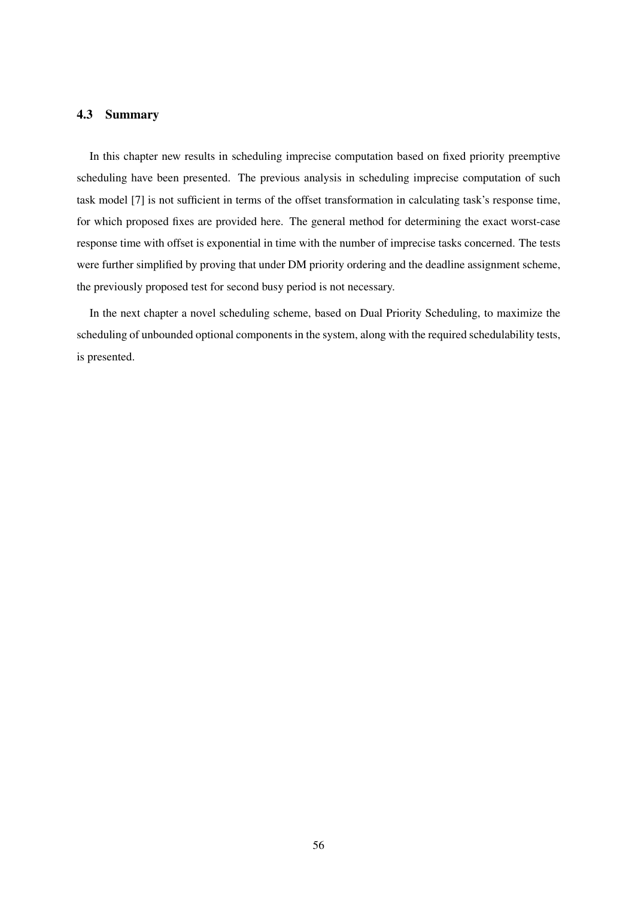### 4.3 Summary

In this chapter new results in scheduling imprecise computation based on fixed priority preemptive scheduling have been presented. The previous analysis in scheduling imprecise computation of such task model [7] is not sufficient in terms of the offset transformation in calculating task's response time, for which proposed fixes are provided here. The general method for determining the exact worst-case response time with offset is exponential in time with the number of imprecise tasks concerned. The tests were further simplified by proving that under DM priority ordering and the deadline assignment scheme, the previously proposed test for second busy period is not necessary.

In the next chapter a novel scheduling scheme, based on Dual Priority Scheduling, to maximize the scheduling of unbounded optional components in the system, along with the required schedulability tests, is presented.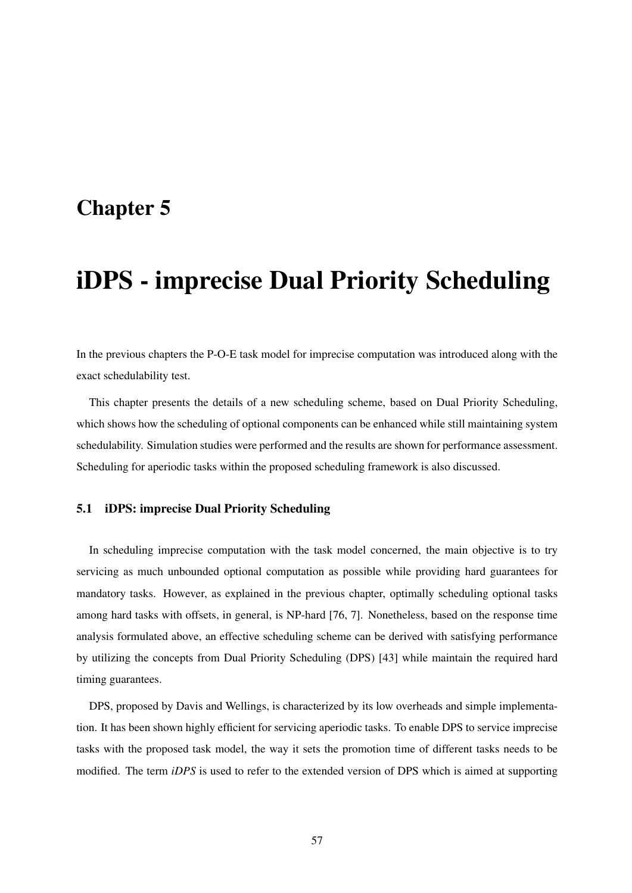# Chapter 5

# iDPS - imprecise Dual Priority Scheduling

In the previous chapters the P-O-E task model for imprecise computation was introduced along with the exact schedulability test.

This chapter presents the details of a new scheduling scheme, based on Dual Priority Scheduling, which shows how the scheduling of optional components can be enhanced while still maintaining system schedulability. Simulation studies were performed and the results are shown for performance assessment. Scheduling for aperiodic tasks within the proposed scheduling framework is also discussed.

## 5.1 iDPS: imprecise Dual Priority Scheduling

In scheduling imprecise computation with the task model concerned, the main objective is to try servicing as much unbounded optional computation as possible while providing hard guarantees for mandatory tasks. However, as explained in the previous chapter, optimally scheduling optional tasks among hard tasks with offsets, in general, is NP-hard [76, 7]. Nonetheless, based on the response time analysis formulated above, an effective scheduling scheme can be derived with satisfying performance by utilizing the concepts from Dual Priority Scheduling (DPS) [43] while maintain the required hard timing guarantees.

DPS, proposed by Davis and Wellings, is characterized by its low overheads and simple implementation. It has been shown highly efficient for servicing aperiodic tasks. To enable DPS to service imprecise tasks with the proposed task model, the way it sets the promotion time of different tasks needs to be modified. The term *iDPS* is used to refer to the extended version of DPS which is aimed at supporting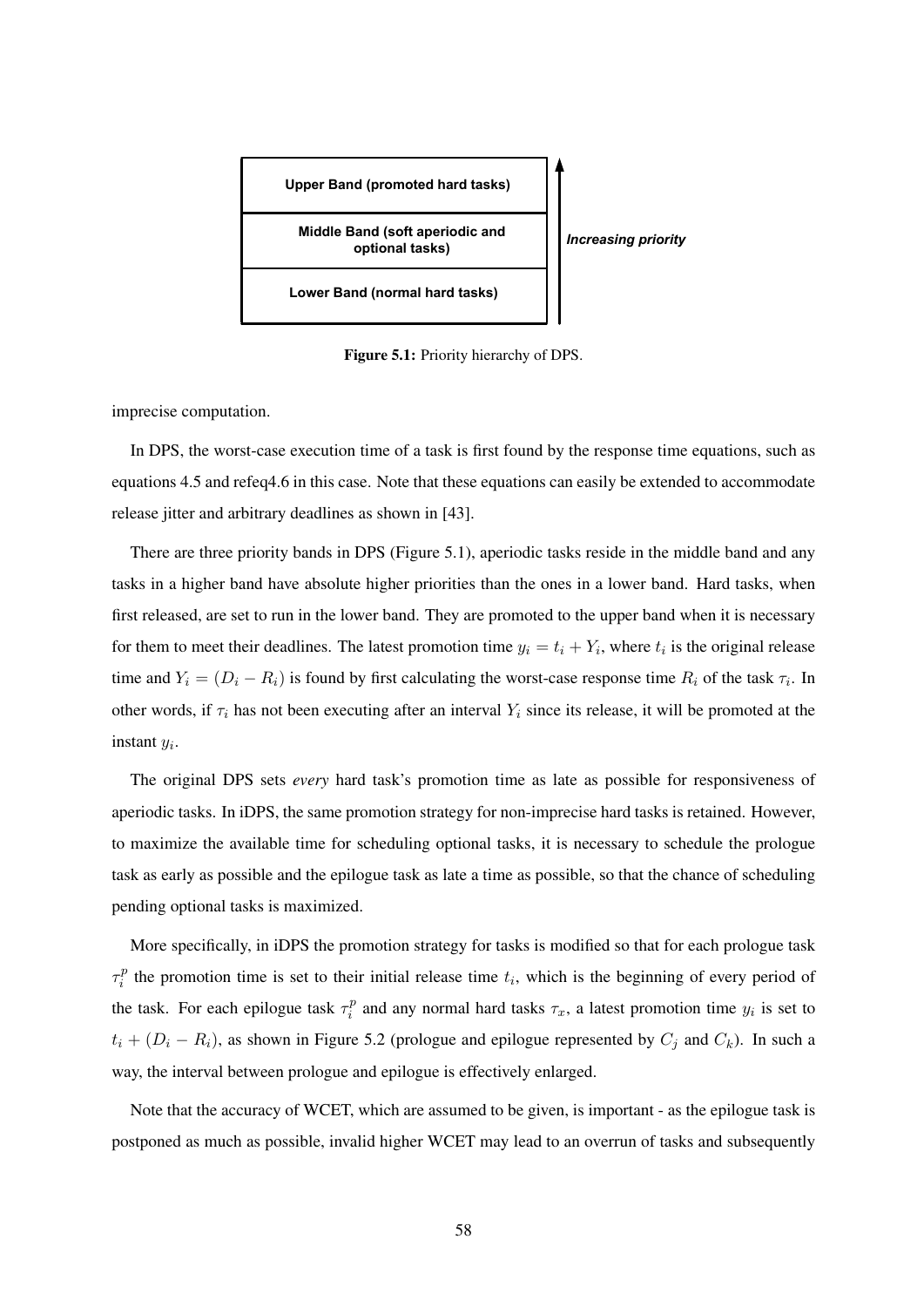Upper Band (promoted hard tasks)

Middle Band (soft aperiodic and optional tasks)

Lower Band (normal hard tasks)

*Increasing priority*

**Figure 5.1:** Priority hierarchy of DPS.

imprecise computation.

In DPS, the worst-case execution time of a task is first found by the response time equations, such as equations 4.5 and refeq4.6 in this case. Note that these equations can easily be extended to accommodate release jitter and arbitrary deadlines as shown in [43].

There are three priority bands in DPS (Figure 5.1), aperiodic tasks reside in the middle band and any tasks in a higher band have absolute higher priorities than the ones in a lower band. Hard tasks, when first released, are set to run in the lower band. They are promoted to the upper band when it is necessary for them to meet their deadlines. The latest promotion time $y_i = t_i + Y_i$, where $t_i$ is the original release time and $Y_i = (D_i - R_i)$ is found by first calculating the worst-case response time $R_i$ of the task $\tau_i$. In other words, if $\tau_i$ has not been executing after an interval $Y_i$ since its release, it will be promoted at the instant $y_i$.

The original DPS sets *every* hard task's promotion time as late as possible for responsiveness of aperiodic tasks. In iDPS, the same promotion strategy for non-imprecise hard tasks is retained. However, to maximize the available time for scheduling optional tasks, it is necessary to schedule the prologue task as early as possible and the epilogue task as late a time as possible, so that the chance of scheduling pending optional tasks is maximized.

More specifically, in iDPS the promotion strategy for tasks is modified so that for each prologue task $\tau_i^p$ the promotion time is set to their initial release time $t_i$, which is the beginning of every period of the task. For each epilogue task $\tau_i^p$ and any normal hard tasks $\tau_x$, a latest promotion time $y_i$ is set to $t_i + (D_i - R_i)$, as shown in Figure 5.2 (prologue and epilogue represented by $C_j$ and $C_k$). In such a way, the interval between prologue and epilogue is effectively enlarged.

Note that the accuracy of WCET, which are assumed to be given, is important - as the epilogue task is postponed as much as possible, invalid higher WCET may lead to an overrun of tasks and subsequently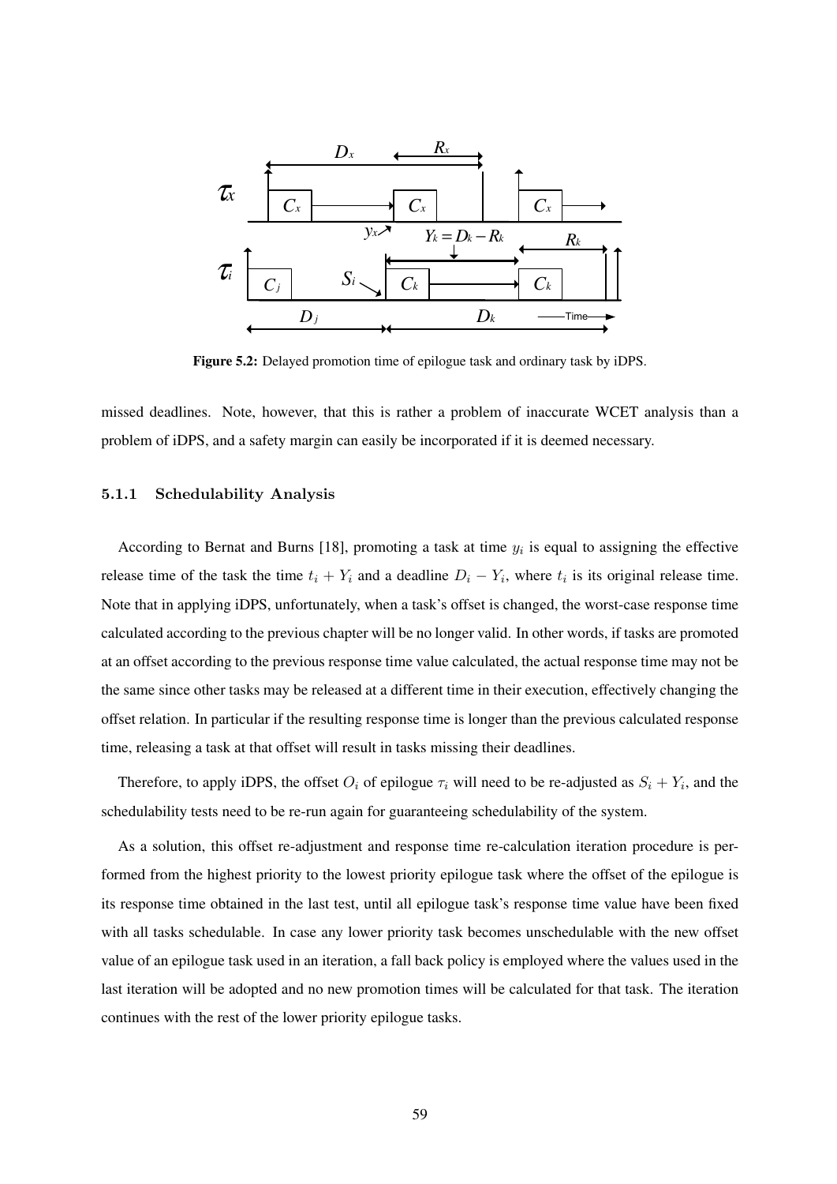Figure 5.2: Delayed promotion time of epilogue task and ordinary task by iDPS.

missed deadlines. Note, however, that this is rather a problem of inaccurate WCET analysis than a problem of iDPS, and a safety margin can easily be incorporated if it is deemed necessary.

### 5.1.1 Schedulability Analysis

According to Bernat and Burns [18], promoting a task at time $y_i$ is equal to assigning the effective release time of the task the time $t_i + Y_i$ and a deadline $D_i - Y_i$, where $t_i$ is its original release time. Note that in applying iDPS, unfortunately, when a task's offset is changed, the worst-case response time calculated according to the previous chapter will be no longer valid. In other words, if tasks are promoted at an offset according to the previous response time value calculated, the actual response time may not be the same since other tasks may be released at a different time in their execution, effectively changing the offset relation. In particular if the resulting response time is longer than the previous calculated response time, releasing a task at that offset will result in tasks missing their deadlines.

Therefore, to apply iDPS, the offset $O_i$ of epilogue $\tau_i$ will need to be re-adjusted as $S_i + Y_i$, and the schedulability tests need to be re-run again for guaranteeing schedulability of the system.

As a solution, this offset re-adjustment and response time re-calculation iteration procedure is performed from the highest priority to the lowest priority epilogue task where the offset of the epilogue is its response time obtained in the last test, until all epilogue task's response time value have been fixed with all tasks schedulable. In case any lower priority task becomes unschedulable with the new offset value of an epilogue task used in an iteration, a fall back policy is employed where the values used in the last iteration will be adopted and no new promotion times will be calculated for that task. The iteration continues with the rest of the lower priority epilogue tasks.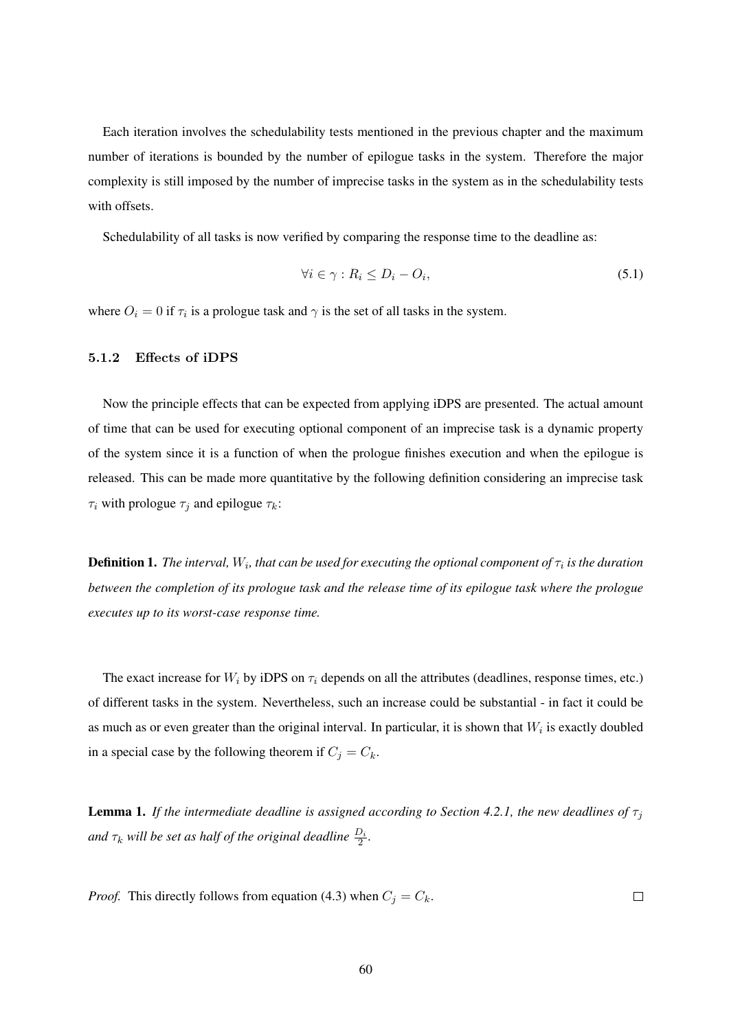Each iteration involves the schedulability tests mentioned in the previous chapter and the maximum number of iterations is bounded by the number of epilogue tasks in the system. Therefore the major complexity is still imposed by the number of imprecise tasks in the system as in the schedulability tests with offsets.

Schedulability of all tasks is now verified by comparing the response time to the deadline as:

$$\forall i \in \gamma : R_i \leq D_i - O_i, \tag{5.1}$$

where $O_i = 0$ if $\tau_i$ is a prologue task and $\gamma$ is the set of all tasks in the system.

### 5.1.2 Effects of iDPS

Now the principle effects that can be expected from applying iDPS are presented. The actual amount of time that can be used for executing optional component of an imprecise task is a dynamic property of the system since it is a function of when the prologue finishes execution and when the epilogue is released. This can be made more quantitative by the following definition considering an imprecise task $\tau_i$ with prologue $\tau_j$ and epilogue $\tau_k$:

**Definition 1.** *The interval, $W_i$, that can be used for executing the optional component of $\tau_i$ is the duration between the completion of its prologue task and the release time of its epilogue task where the prologue executes up to its worst-case response time.*

The exact increase for $W_i$ by iDPS on $\tau_i$ depends on all the attributes (deadlines, response times, etc.) of different tasks in the system. Nevertheless, such an increase could be substantial - in fact it could be as much as or even greater than the original interval. In particular, it is shown that $W_i$ is exactly doubled in a special case by the following theorem if $C_j = C_k$.

**Lemma 1.** *If the intermediate deadline is assigned according to Section 4.2.1, the new deadlines of $\tau_j$ and $\tau_k$ will be set as half of the original deadline $\frac{D_i}{2}$.*

*Proof.* This directly follows from equation (4.3) when $C_j = C_k$. □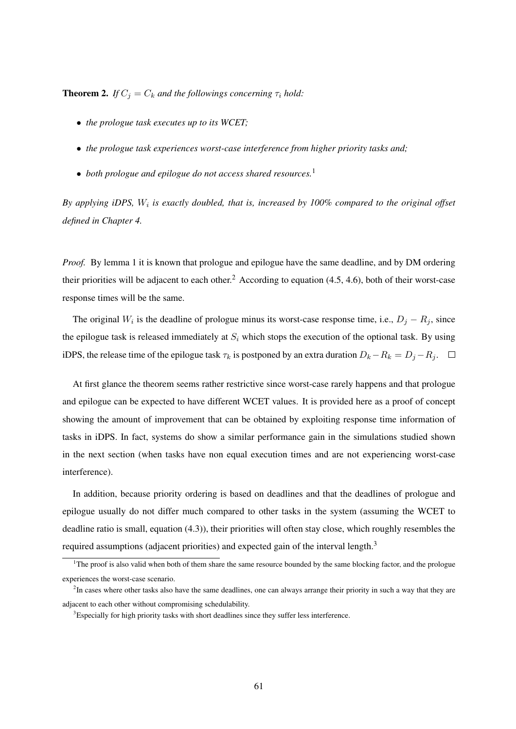**Theorem 2.** *If $C_j = C_k$ and the followings concerning $\tau_i$ hold:*

- *the prologue task executes up to its WCET;*
- *the prologue task experiences worst-case interference from higher priority tasks and;*
- *both prologue and epilogue do not access shared resources.*[1]

*By applying iDPS, $W_i$ is exactly doubled, that is, increased by 100% compared to the original offset defined in Chapter 4.*

*Proof.* By lemma 1 it is known that prologue and epilogue have the same deadline, and by DM ordering their priorities will be adjacent to each other.[2] According to equation (4.5, 4.6), both of their worst-case response times will be the same.

The original $W_i$ is the deadline of prologue minus its worst-case response time, i.e., $D_j - R_j$, since the epilogue task is released immediately at $S_i$ which stops the execution of the optional task. By using iDPS, the release time of the epilogue task $\tau_k$ is postponed by an extra duration $D_k - R_k = D_j - R_j$. □

At first glance the theorem seems rather restrictive since worst-case rarely happens and that prologue and epilogue can be expected to have different WCET values. It is provided here as a proof of concept showing the amount of improvement that can be obtained by exploiting response time information of tasks in iDPS. In fact, systems do show a similar performance gain in the simulations studied shown in the next section (when tasks have non equal execution times and are not experiencing worst-case interference).

In addition, because priority ordering is based on deadlines and that the deadlines of prologue and epilogue usually do not differ much compared to other tasks in the system (assuming the WCET to deadline ratio is small, equation (4.3)), their priorities will often stay close, which roughly resembles the required assumptions (adjacent priorities) and expected gain of the interval length.[3]

---

[1] The proof is also valid when both of them share the same resource bounded by the same blocking factor, and the prologue experiences the worst-case scenario.

[2] In cases where other tasks also have the same deadlines, one can always arrange their priority in such a way that they are adjacent to each other without compromising schedulability.

[3] Especially for high priority tasks with short deadlines since they suffer less interference.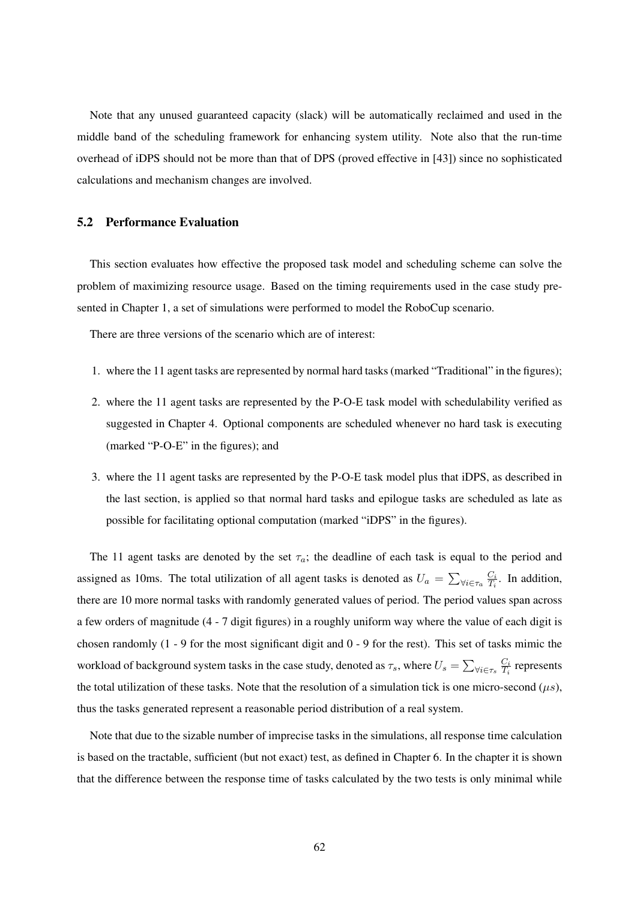Note that any unused guaranteed capacity (slack) will be automatically reclaimed and used in the middle band of the scheduling framework for enhancing system utility. Note also that the run-time overhead of iDPS should not be more than that of DPS (proved effective in [43]) since no sophisticated calculations and mechanism changes are involved.

## 5.2 Performance Evaluation

This section evaluates how effective the proposed task model and scheduling scheme can solve the problem of maximizing resource usage. Based on the timing requirements used in the case study presented in Chapter 1, a set of simulations were performed to model the RoboCup scenario.

There are three versions of the scenario which are of interest:

1. where the 11 agent tasks are represented by normal hard tasks (marked "Traditional" in the figures);
2. where the 11 agent tasks are represented by the P-O-E task model with schedulability verified as suggested in Chapter 4. Optional components are scheduled whenever no hard task is executing (marked "P-O-E" in the figures); and
3. where the 11 agent tasks are represented by the P-O-E task model plus that iDPS, as described in the last section, is applied so that normal hard tasks and epilogue tasks are scheduled as late as possible for facilitating optional computation (marked "iDPS" in the figures).

The 11 agent tasks are denoted by the set $\tau_a$; the deadline of each task is equal to the period and assigned as 10ms. The total utilization of all agent tasks is denoted as $U_a = \sum_{\forall i \in \tau_a} \frac{C_i}{T_i}$. In addition, there are 10 more normal tasks with randomly generated values of period. The period values span across a few orders of magnitude (4 - 7 digit figures) in a roughly uniform way where the value of each digit is chosen randomly (1 - 9 for the most significant digit and 0 - 9 for the rest). This set of tasks mimic the workload of background system tasks in the case study, denoted as $\tau_s$, where $U_s = \sum_{\forall i \in \tau_s} \frac{C_i}{T_i}$ represents the total utilization of these tasks. Note that the resolution of a simulation tick is one micro-second ($\mu s$), thus the tasks generated represent a reasonable period distribution of a real system.

Note that due to the sizable number of imprecise tasks in the simulations, all response time calculation is based on the tractable, sufficient (but not exact) test, as defined in Chapter 6. In the chapter it is shown that the difference between the response time of tasks calculated by the two tests is only minimal while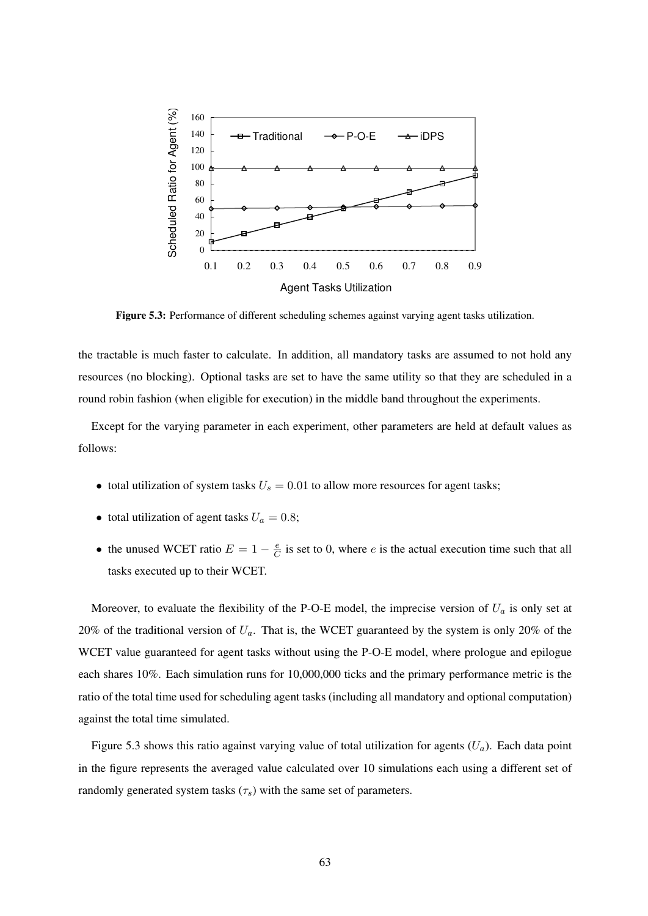Figure 5.3: Performance of different scheduling schemes against varying agent tasks utilization.

the tractable is much faster to calculate. In addition, all mandatory tasks are assumed to not hold any resources (no blocking). Optional tasks are set to have the same utility so that they are scheduled in a round robin fashion (when eligible for execution) in the middle band throughout the experiments.

Except for the varying parameter in each experiment, other parameters are held at default values as follows:

- total utilization of system tasks $U_s = 0.01$ to allow more resources for agent tasks;
- total utilization of agent tasks $U_a = 0.8$;
- the unused WCET ratio $E = 1 - \frac{e}{C}$ is set to 0, where $e$ is the actual execution time such that all tasks executed up to their WCET.

Moreover, to evaluate the flexibility of the P-O-E model, the imprecise version of $U_a$ is only set at 20% of the traditional version of $U_a$. That is, the WCET guaranteed by the system is only 20% of the WCET value guaranteed for agent tasks without using the P-O-E model, where prologue and epilogue each shares 10%. Each simulation runs for 10,000,000 ticks and the primary performance metric is the ratio of the total time used for scheduling agent tasks (including all mandatory and optional computation) against the total time simulated.

Figure 5.3 shows this ratio against varying value of total utilization for agents ($U_a$). Each data point in the figure represents the averaged value calculated over 10 simulations each using a different set of randomly generated system tasks ($\tau_s$) with the same set of parameters.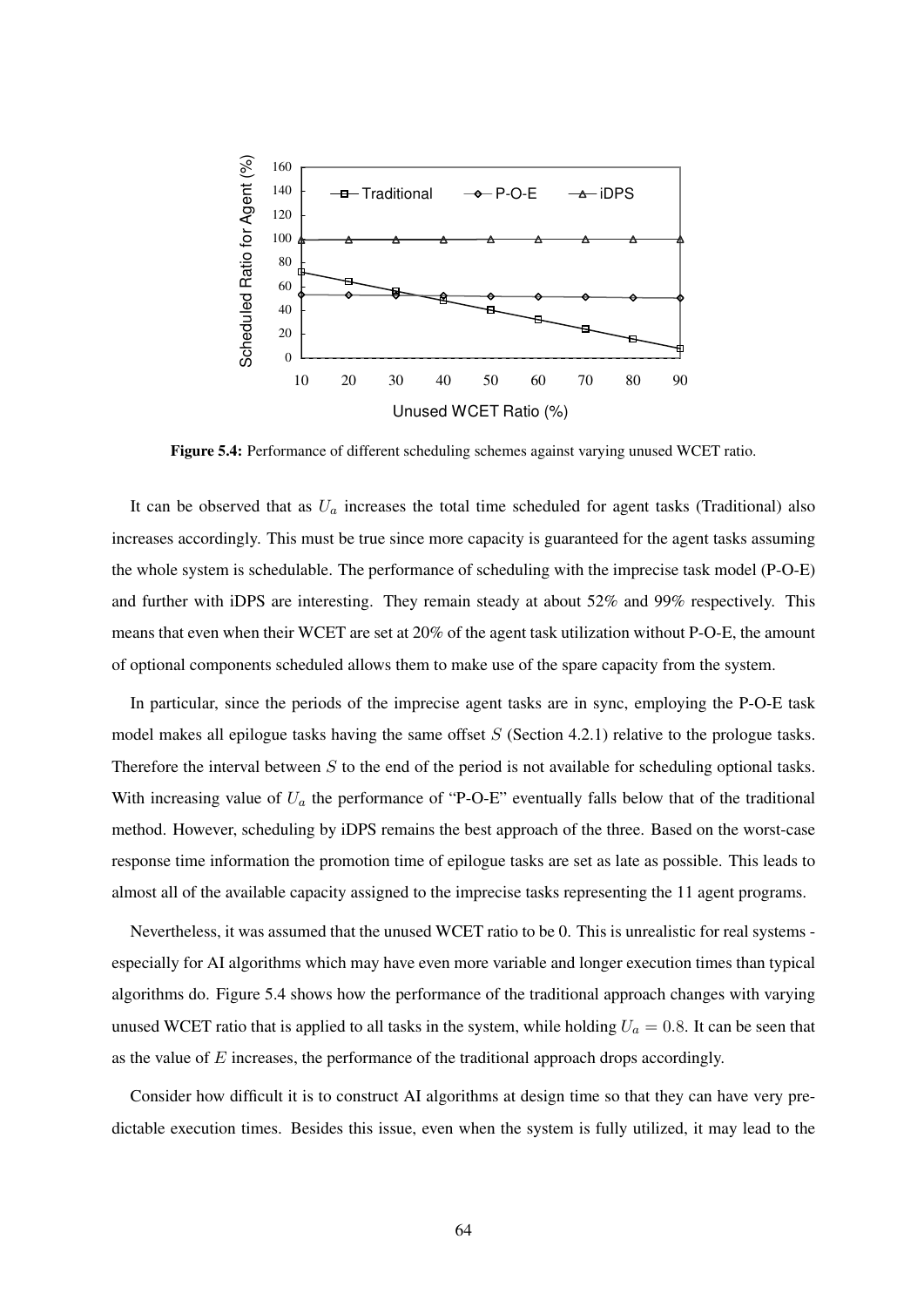Figure 5.4: Performance of different scheduling schemes against varying unused WCET ratio.

It can be observed that as $U_a$ increases the total time scheduled for agent tasks (Traditional) also increases accordingly. This must be true since more capacity is guaranteed for the agent tasks assuming the whole system is schedulable. The performance of scheduling with the imprecise task model (P-O-E) and further with iDPS are interesting. They remain steady at about 52% and 99% respectively. This means that even when their WCET are set at 20% of the agent task utilization without P-O-E, the amount of optional components scheduled allows them to make use of the spare capacity from the system.

In particular, since the periods of the imprecise agent tasks are in sync, employing the P-O-E task model makes all epilogue tasks having the same offset $S$ (Section 4.2.1) relative to the prologue tasks. Therefore the interval between $S$ to the end of the period is not available for scheduling optional tasks. With increasing value of $U_a$ the performance of "P-O-E" eventually falls below that of the traditional method. However, scheduling by iDPS remains the best approach of the three. Based on the worst-case response time information the promotion time of epilogue tasks are set as late as possible. This leads to almost all of the available capacity assigned to the imprecise tasks representing the 11 agent programs.

Nevertheless, it was assumed that the unused WCET ratio to be 0. This is unrealistic for real systems - especially for AI algorithms which may have even more variable and longer execution times than typical algorithms do. Figure 5.4 shows how the performance of the traditional approach changes with varying unused WCET ratio that is applied to all tasks in the system, while holding $U_a = 0.8$. It can be seen that as the value of $E$ increases, the performance of the traditional approach drops accordingly.

Consider how difficult it is to construct AI algorithms at design time so that they can have very predictable execution times. Besides this issue, even when the system is fully utilized, it may lead to the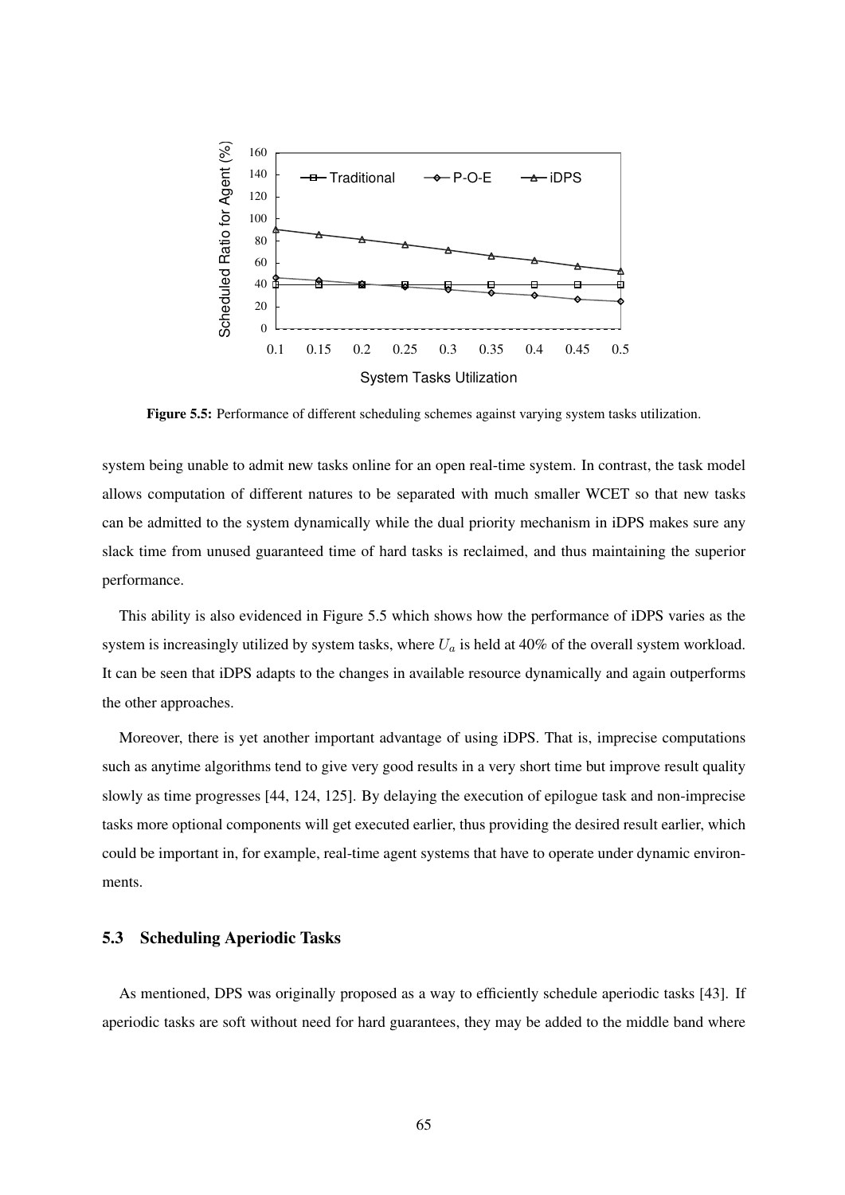**Figure 5.5:** Performance of different scheduling schemes against varying system tasks utilization.

system being unable to admit new tasks online for an open real-time system. In contrast, the task model allows computation of different natures to be separated with much smaller WCET so that new tasks can be admitted to the system dynamically while the dual priority mechanism in iDPS makes sure any slack time from unused guaranteed time of hard tasks is reclaimed, and thus maintaining the superior performance.

This ability is also evidenced in Figure 5.5 which shows how the performance of iDPS varies as the system is increasingly utilized by system tasks, where $U_a$ is held at 40% of the overall system workload. It can be seen that iDPS adapts to the changes in available resource dynamically and again outperforms the other approaches.

Moreover, there is yet another important advantage of using iDPS. That is, imprecise computations such as anytime algorithms tend to give very good results in a very short time but improve result quality slowly as time progresses [44, 124, 125]. By delaying the execution of epilogue task and non-imprecise tasks more optional components will get executed earlier, thus providing the desired result earlier, which could be important in, for example, real-time agent systems that have to operate under dynamic environments.

### 5.3 Scheduling Aperiodic Tasks

As mentioned, DPS was originally proposed as a way to efficiently schedule aperiodic tasks [43]. If aperiodic tasks are soft without need for hard guarantees, they may be added to the middle band where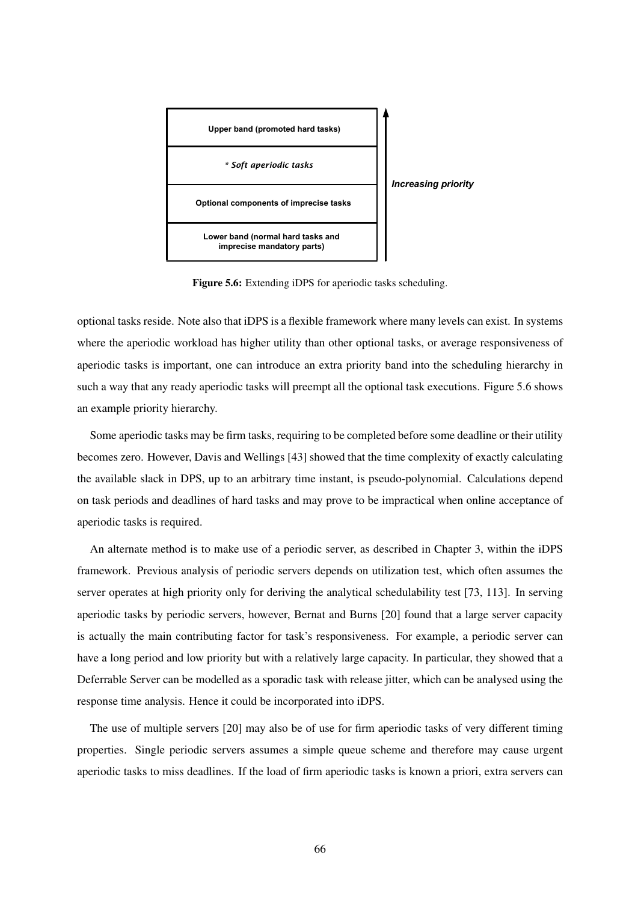| |
|---|
| **Upper band (promoted hard tasks)** |
| * *Soft aperiodic tasks* |
| **Optional components of imprecise tasks** |
| **Lower band (normal hard tasks and imprecise mandatory parts)** |

***Increasing priority*** ↑

**Figure 5.6:** Extending iDPS for aperiodic tasks scheduling.

optional tasks reside. Note also that iDPS is a flexible framework where many levels can exist. In systems where the aperiodic workload has higher utility than other optional tasks, or average responsiveness of aperiodic tasks is important, one can introduce an extra priority band into the scheduling hierarchy in such a way that any ready aperiodic tasks will preempt all the optional task executions. Figure 5.6 shows an example priority hierarchy.

Some aperiodic tasks may be firm tasks, requiring to be completed before some deadline or their utility becomes zero. However, Davis and Wellings [43] showed that the time complexity of exactly calculating the available slack in DPS, up to an arbitrary time instant, is pseudo-polynomial. Calculations depend on task periods and deadlines of hard tasks and may prove to be impractical when online acceptance of aperiodic tasks is required.

An alternate method is to make use of a periodic server, as described in Chapter 3, within the iDPS framework. Previous analysis of periodic servers depends on utilization test, which often assumes the server operates at high priority only for deriving the analytical schedulability test [73, 113]. In serving aperiodic tasks by periodic servers, however, Bernat and Burns [20] found that a large server capacity is actually the main contributing factor for task's responsiveness. For example, a periodic server can have a long period and low priority but with a relatively large capacity. In particular, they showed that a Deferrable Server can be modelled as a sporadic task with release jitter, which can be analysed using the response time analysis. Hence it could be incorporated into iDPS.

The use of multiple servers [20] may also be of use for firm aperiodic tasks of very different timing properties. Single periodic servers assumes a simple queue scheme and therefore may cause urgent aperiodic tasks to miss deadlines. If the load of firm aperiodic tasks is known a priori, extra servers can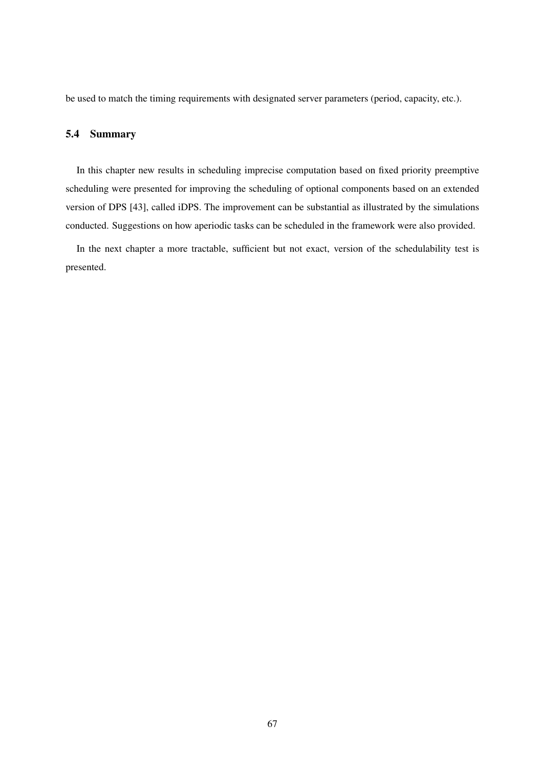be used to match the timing requirements with designated server parameters (period, capacity, etc.).

### 5.4 Summary

In this chapter new results in scheduling imprecise computation based on fixed priority preemptive scheduling were presented for improving the scheduling of optional components based on an extended version of DPS [43], called iDPS. The improvement can be substantial as illustrated by the simulations conducted. Suggestions on how aperiodic tasks can be scheduled in the framework were also provided.

In the next chapter a more tractable, sufficient but not exact, version of the schedulability test is presented.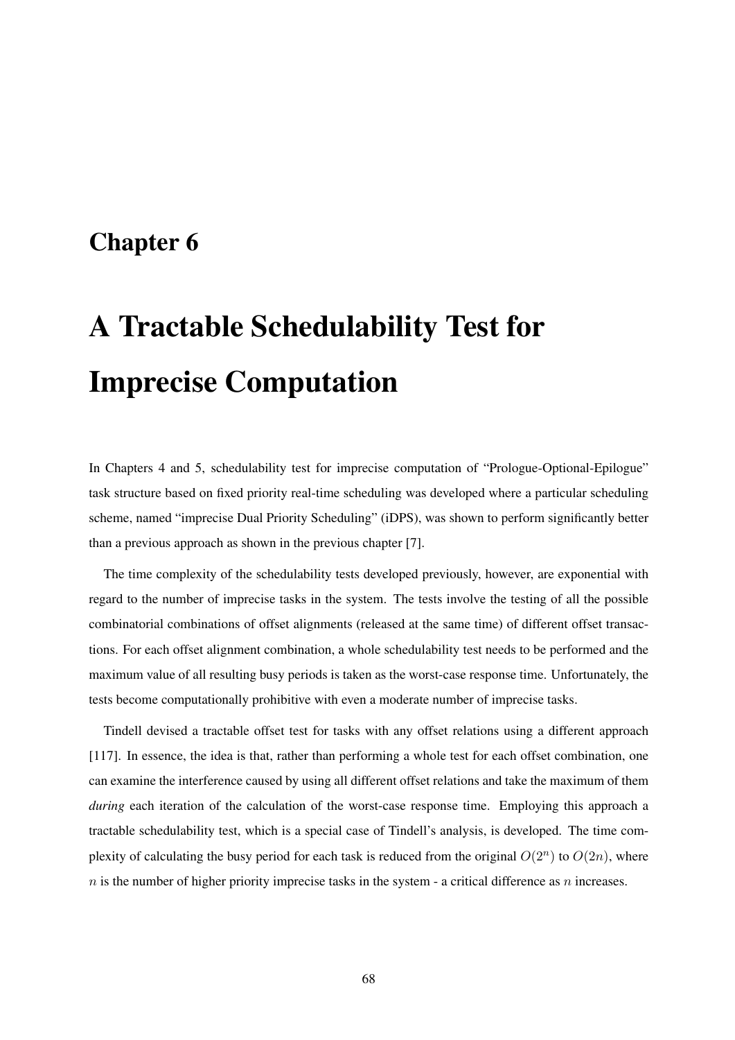# Chapter 6

# A Tractable Schedulability Test for Imprecise Computation

In Chapters 4 and 5, schedulability test for imprecise computation of "Prologue-Optional-Epilogue" task structure based on fixed priority real-time scheduling was developed where a particular scheduling scheme, named "imprecise Dual Priority Scheduling" (iDPS), was shown to perform significantly better than a previous approach as shown in the previous chapter [7].

The time complexity of the schedulability tests developed previously, however, are exponential with regard to the number of imprecise tasks in the system. The tests involve the testing of all the possible combinatorial combinations of offset alignments (released at the same time) of different offset transactions. For each offset alignment combination, a whole schedulability test needs to be performed and the maximum value of all resulting busy periods is taken as the worst-case response time. Unfortunately, the tests become computationally prohibitive with even a moderate number of imprecise tasks.

Tindell devised a tractable offset test for tasks with any offset relations using a different approach [117]. In essence, the idea is that, rather than performing a whole test for each offset combination, one can examine the interference caused by using all different offset relations and take the maximum of them *during* each iteration of the calculation of the worst-case response time. Employing this approach a tractable schedulability test, which is a special case of Tindell's analysis, is developed. The time complexity of calculating the busy period for each task is reduced from the original $O(2^n)$ to $O(2n)$, where $n$ is the number of higher priority imprecise tasks in the system - a critical difference as $n$ increases.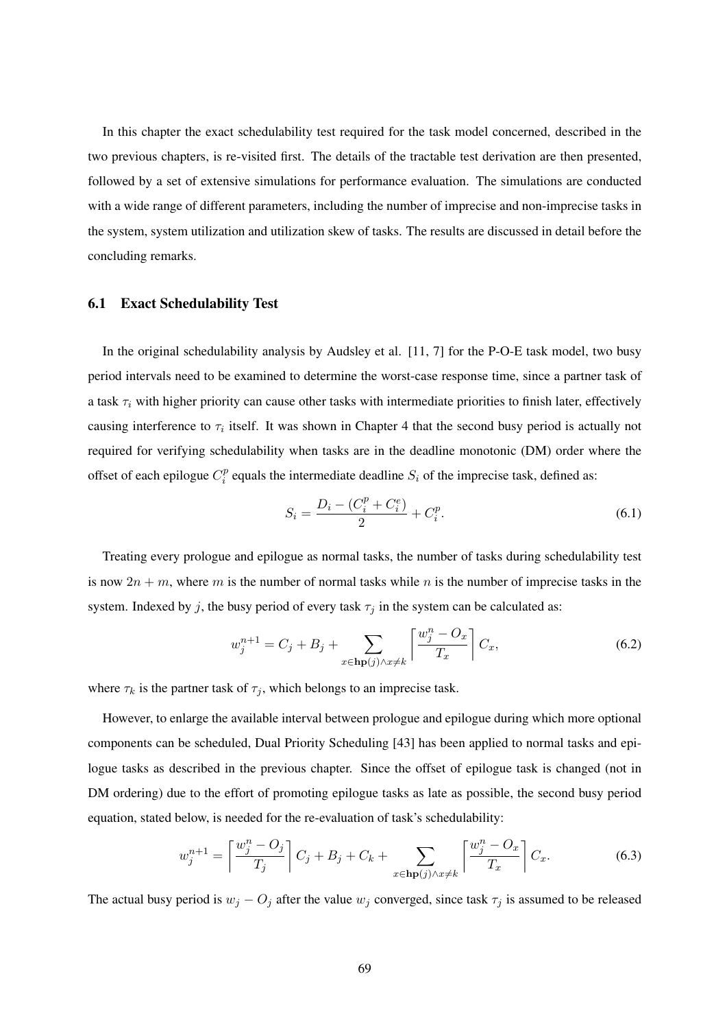In this chapter the exact schedulability test required for the task model concerned, described in the two previous chapters, is re-visited first. The details of the tractable test derivation are then presented, followed by a set of extensive simulations for performance evaluation. The simulations are conducted with a wide range of different parameters, including the number of imprecise and non-imprecise tasks in the system, system utilization and utilization skew of tasks. The results are discussed in detail before the concluding remarks.

## 6.1 Exact Schedulability Test

In the original schedulability analysis by Audsley et al. [11, 7] for the P-O-E task model, two busy period intervals need to be examined to determine the worst-case response time, since a partner task of a task $\tau_i$ with higher priority can cause other tasks with intermediate priorities to finish later, effectively causing interference to $\tau_i$ itself. It was shown in Chapter 4 that the second busy period is actually not required for verifying schedulability when tasks are in the deadline monotonic (DM) order where the offset of each epilogue $C_i^p$ equals the intermediate deadline $S_i$ of the imprecise task, defined as:

$$S_i = \frac{D_i - (C_i^p + C_i^e)}{2} + C_i^p. \tag{6.1}$$

Treating every prologue and epilogue as normal tasks, the number of tasks during schedulability test is now $2n + m$, where $m$ is the number of normal tasks while $n$ is the number of imprecise tasks in the system. Indexed by $j$, the busy period of every task $\tau_j$ in the system can be calculated as:

$$w_j^{n+1} = C_j + B_j + \sum_{x \in \mathbf{hp}(j) \wedge x \neq k} \left\lceil \frac{w_j^n - O_x}{T_x} \right\rceil C_x, \tag{6.2}$$

where $\tau_k$ is the partner task of $\tau_j$, which belongs to an imprecise task.

However, to enlarge the available interval between prologue and epilogue during which more optional components can be scheduled, Dual Priority Scheduling [43] has been applied to normal tasks and epilogue tasks as described in the previous chapter. Since the offset of epilogue task is changed (not in DM ordering) due to the effort of promoting epilogue tasks as late as possible, the second busy period equation, stated below, is needed for the re-evaluation of task's schedulability:

$$w_j^{n+1} = \left\lceil \frac{w_j^n - O_j}{T_j} \right\rceil C_j + B_j + C_k + \sum_{x \in \mathbf{hp}(j) \wedge x \neq k} \left\lceil \frac{w_j^n - O_x}{T_x} \right\rceil C_x. \tag{6.3}$$

The actual busy period is $w_j - O_j$ after the value $w_j$ converged, since task $\tau_j$ is assumed to be released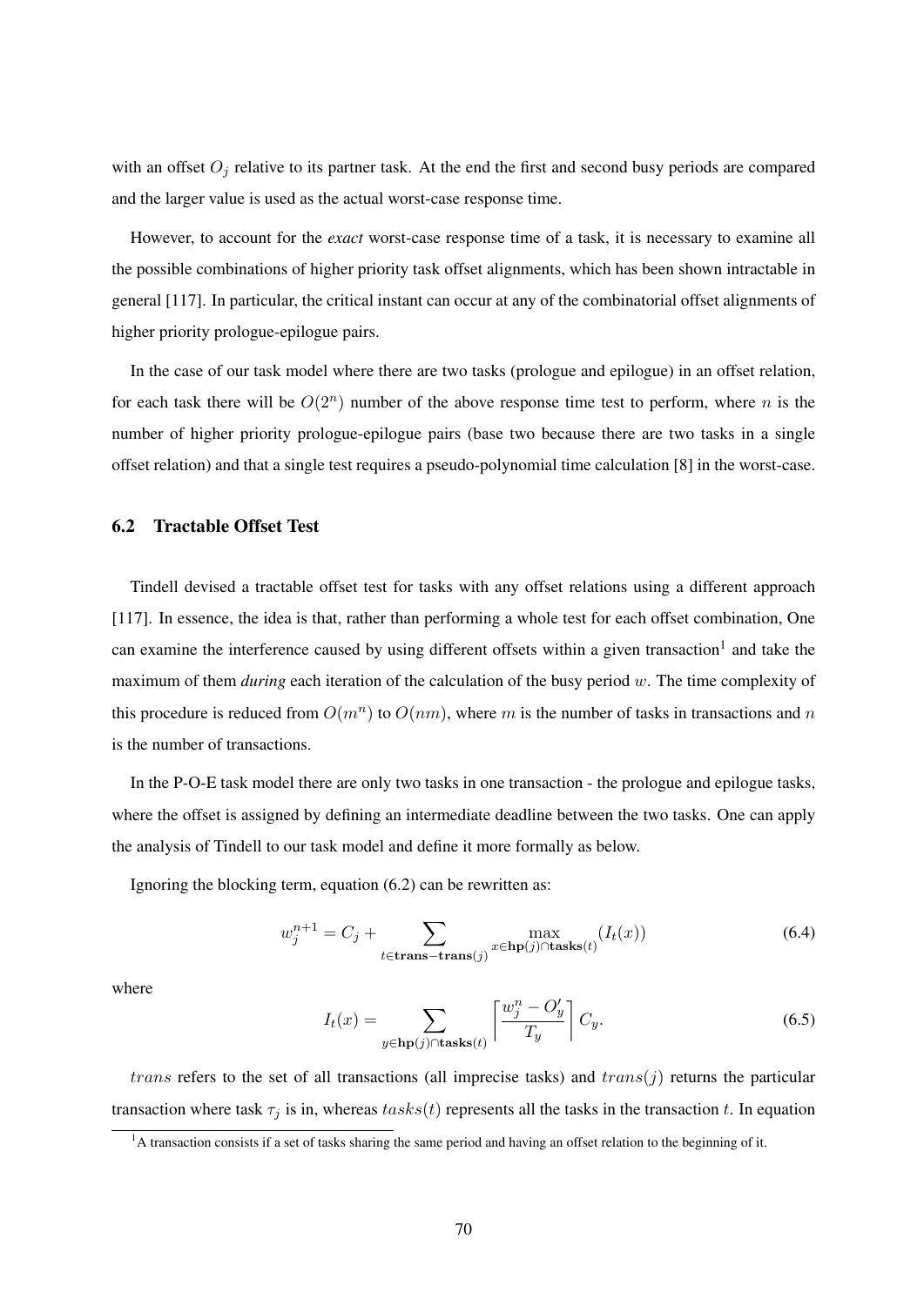with an offset $O_j$ relative to its partner task. At the end the first and second busy periods are compared and the larger value is used as the actual worst-case response time.

However, to account for the *exact* worst-case response time of a task, it is necessary to examine all the possible combinations of higher priority task offset alignments, which has been shown intractable in general [117]. In particular, the critical instant can occur at any of the combinatorial offset alignments of higher priority prologue-epilogue pairs.

In the case of our task model where there are two tasks (prologue and epilogue) in an offset relation, for each task there will be $O(2^n)$ number of the above response time test to perform, where $n$ is the number of higher priority prologue-epilogue pairs (base two because there are two tasks in a single offset relation) and that a single test requires a pseudo-polynomial time calculation [8] in the worst-case.

## 6.2 Tractable Offset Test

Tindell devised a tractable offset test for tasks with any offset relations using a different approach [117]. In essence, the idea is that, rather than performing a whole test for each offset combination, One can examine the interference caused by using different offsets within a given transaction[1] and take the maximum of them *during* each iteration of the calculation of the busy period $w$. The time complexity of this procedure is reduced from $O(m^n)$ to $O(nm)$, where $m$ is the number of tasks in transactions and $n$ is the number of transactions.

In the P-O-E task model there are only two tasks in one transaction - the prologue and epilogue tasks, where the offset is assigned by defining an intermediate deadline between the two tasks. One can apply the analysis of Tindell to our task model and define it more formally as below.

Ignoring the blocking term, equation (6.2) can be rewritten as:

$$w_j^{n+1} = C_j + \sum_{t \in \mathbf{trans} - \mathbf{trans}(j)} \max_{x \in \mathbf{hp}(j) \cap \mathbf{tasks}(t)} (I_t(x)) \tag{6.4}$$

where

$$I_t(x) = \sum_{y \in \mathbf{hp}(j) \cap \mathbf{tasks}(t)} \left\lceil \frac{w_j^n - O_y'}{T_y} \right\rceil C_y. \tag{6.5}$$

$trans$ refers to the set of all transactions (all imprecise tasks) and $trans(j)$ returns the particular transaction where task $\tau_j$ is in, whereas $tasks(t)$ represents all the tasks in the transaction $t$. In equation

[1] A transaction consists if a set of tasks sharing the same period and having an offset relation to the beginning of it.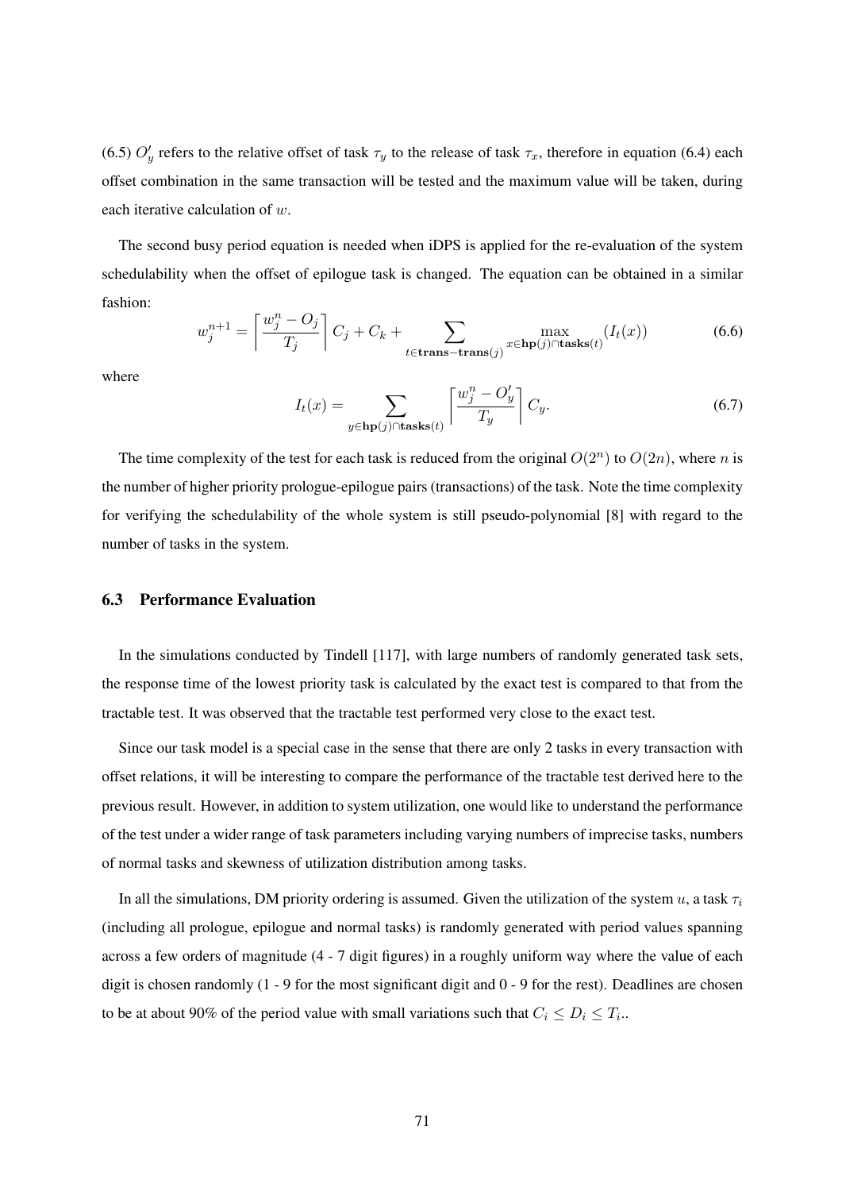(6.5) $O'_y$ refers to the relative offset of task $\tau_y$ to the release of task $\tau_x$, therefore in equation (6.4) each offset combination in the same transaction will be tested and the maximum value will be taken, during each iterative calculation of $w$.

The second busy period equation is needed when iDPS is applied for the re-evaluation of the system schedulability when the offset of epilogue task is changed. The equation can be obtained in a similar fashion:

$$w_j^{n+1} = \left\lceil \frac{w_j^n - O_j}{T_j} \right\rceil C_j + C_k + \sum_{t \in \mathbf{trans} - \mathbf{trans}(j)} \max_{x \in \mathbf{hp}(j) \cap \mathbf{tasks}(t)} (I_t(x)) \tag{6.6}$$

where

$$I_t(x) = \sum_{y \in \mathbf{hp}(j) \cap \mathbf{tasks}(t)} \left\lceil \frac{w_j^n - O'_y}{T_y} \right\rceil C_y. \tag{6.7}$$

The time complexity of the test for each task is reduced from the original $O(2^n)$ to $O(2n)$, where $n$ is the number of higher priority prologue-epilogue pairs (transactions) of the task. Note the time complexity for verifying the schedulability of the whole system is still pseudo-polynomial [8] with regard to the number of tasks in the system.

## 6.3 Performance Evaluation

In the simulations conducted by Tindell [117], with large numbers of randomly generated task sets, the response time of the lowest priority task is calculated by the exact test is compared to that from the tractable test. It was observed that the tractable test performed very close to the exact test.

Since our task model is a special case in the sense that there are only 2 tasks in every transaction with offset relations, it will be interesting to compare the performance of the tractable test derived here to the previous result. However, in addition to system utilization, one would like to understand the performance of the test under a wider range of task parameters including varying numbers of imprecise tasks, numbers of normal tasks and skewness of utilization distribution among tasks.

In all the simulations, DM priority ordering is assumed. Given the utilization of the system $u$, a task $\tau_i$ (including all prologue, epilogue and normal tasks) is randomly generated with period values spanning across a few orders of magnitude (4 - 7 digit figures) in a roughly uniform way where the value of each digit is chosen randomly (1 - 9 for the most significant digit and 0 - 9 for the rest). Deadlines are chosen to be at about 90% of the period value with small variations such that $C_i \leq D_i \leq T_i$..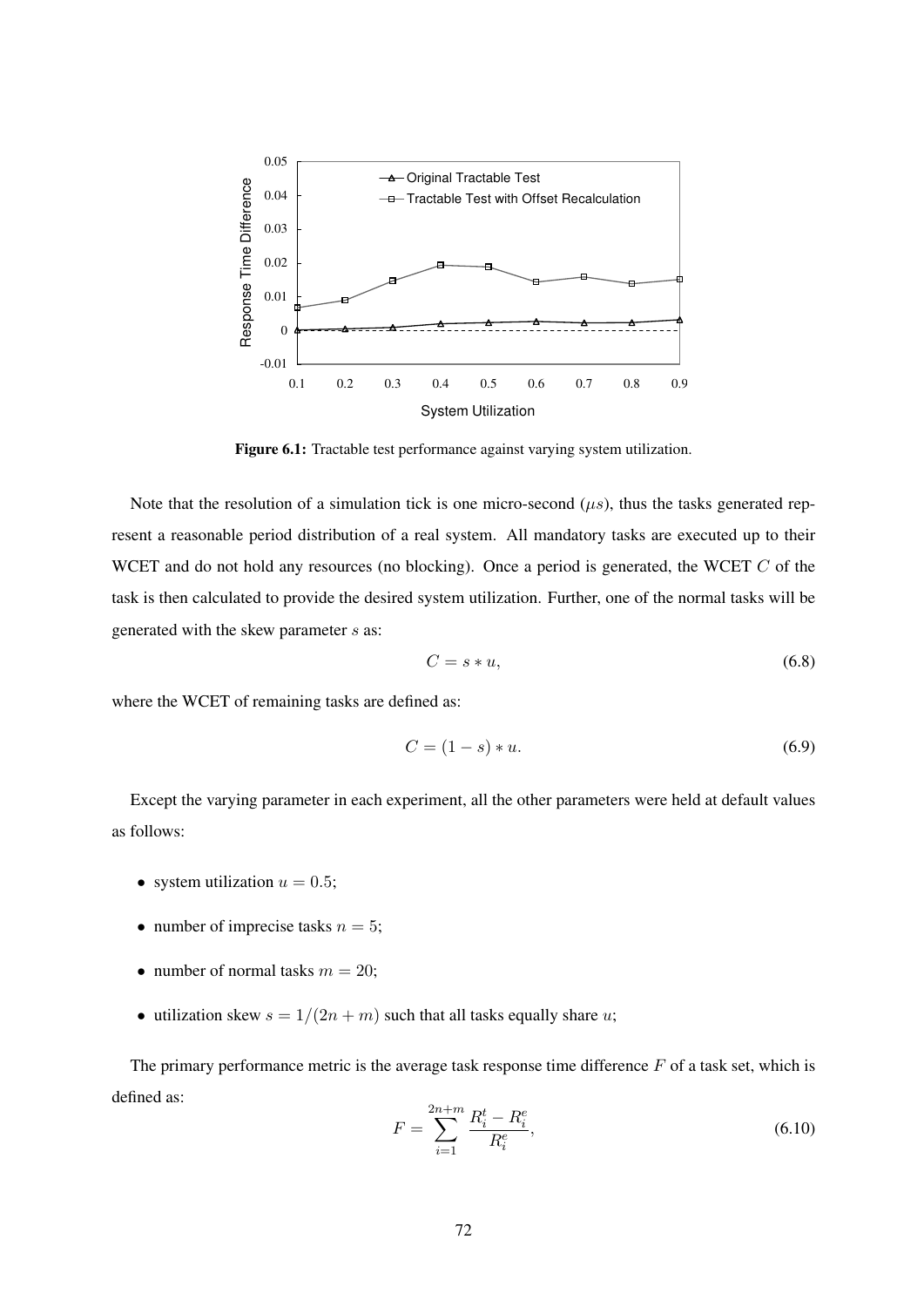**Figure 6.1:** Tractable test performance against varying system utilization.

Note that the resolution of a simulation tick is one micro-second ($\mu s$), thus the tasks generated represent a reasonable period distribution of a real system. All mandatory tasks are executed up to their WCET and do not hold any resources (no blocking). Once a period is generated, the WCET $C$ of the task is then calculated to provide the desired system utilization. Further, one of the normal tasks will be generated with the skew parameter $s$ as:

$$C = s * u, \tag{6.8}$$

where the WCET of remaining tasks are defined as:

$$C = (1 - s) * u. \tag{6.9}$$

Except the varying parameter in each experiment, all the other parameters were held at default values as follows:

- system utilization $u = 0.5$;
- number of imprecise tasks $n = 5$;
- number of normal tasks $m = 20$;
- utilization skew $s = 1/(2n + m)$ such that all tasks equally share $u$;

The primary performance metric is the average task response time difference $F$ of a task set, which is defined as:

$$F = \sum_{i=1}^{2n+m} \frac{R_i^t - R_i^e}{R_i^e}, \tag{6.10}$$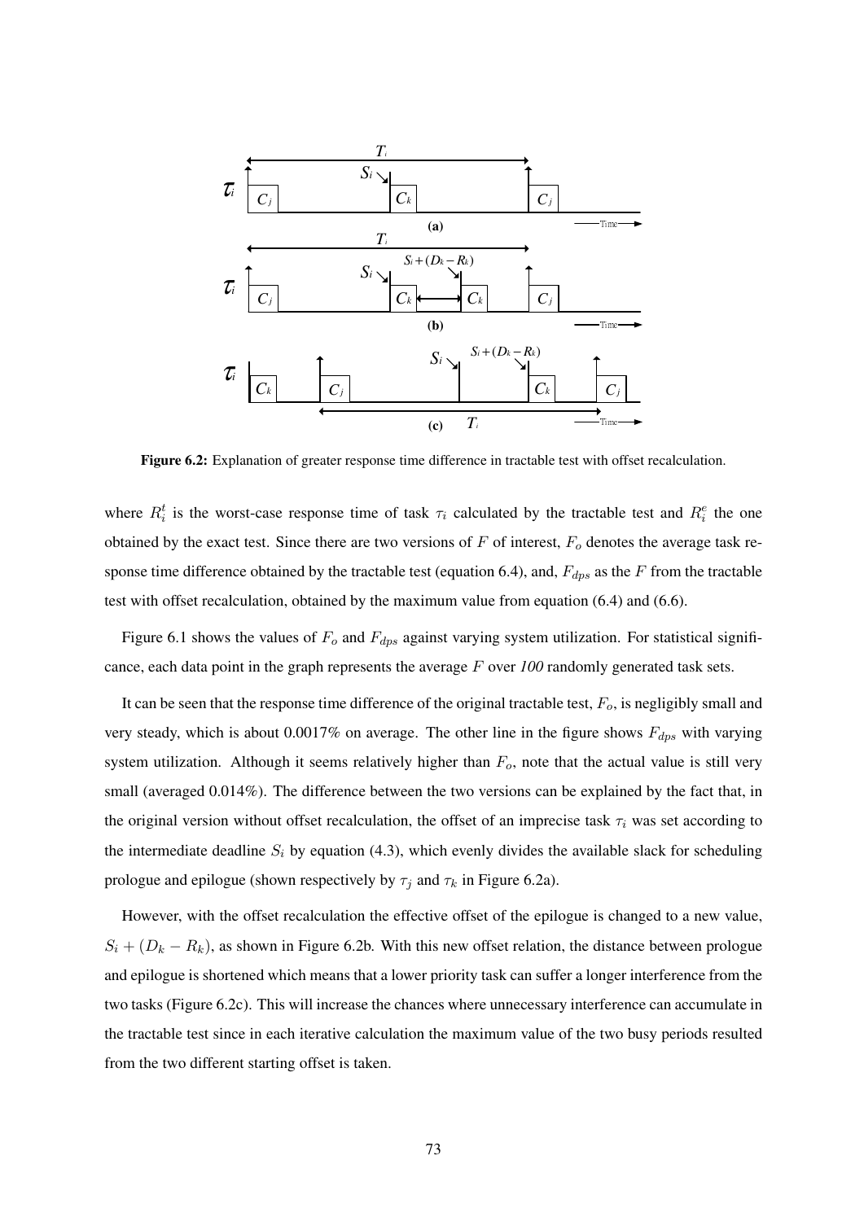Figure 6.2: Explanation of greater response time difference in tractable test with offset recalculation.

where $R_i^t$ is the worst-case response time of task $\tau_i$ calculated by the tractable test and $R_i^e$ the one obtained by the exact test. Since there are two versions of $F$ of interest, $F_o$ denotes the average task response time difference obtained by the tractable test (equation 6.4), and, $F_{dps}$ as the $F$ from the tractable test with offset recalculation, obtained by the maximum value from equation (6.4) and (6.6).

Figure 6.1 shows the values of $F_o$ and $F_{dps}$ against varying system utilization. For statistical significance, each data point in the graph represents the average $F$ over *100* randomly generated task sets.

It can be seen that the response time difference of the original tractable test, $F_o$, is negligibly small and very steady, which is about 0.0017% on average. The other line in the figure shows $F_{dps}$ with varying system utilization. Although it seems relatively higher than $F_o$, note that the actual value is still very small (averaged 0.014%). The difference between the two versions can be explained by the fact that, in the original version without offset recalculation, the offset of an imprecise task $\tau_i$ was set according to the intermediate deadline $S_i$ by equation (4.3), which evenly divides the available slack for scheduling prologue and epilogue (shown respectively by $\tau_j$ and $\tau_k$ in Figure 6.2a).

However, with the offset recalculation the effective offset of the epilogue is changed to a new value, $S_i + (D_k - R_k)$, as shown in Figure 6.2b. With this new offset relation, the distance between prologue and epilogue is shortened which means that a lower priority task can suffer a longer interference from the two tasks (Figure 6.2c). This will increase the chances where unnecessary interference can accumulate in the tractable test since in each iterative calculation the maximum value of the two busy periods resulted from the two different starting offset is taken.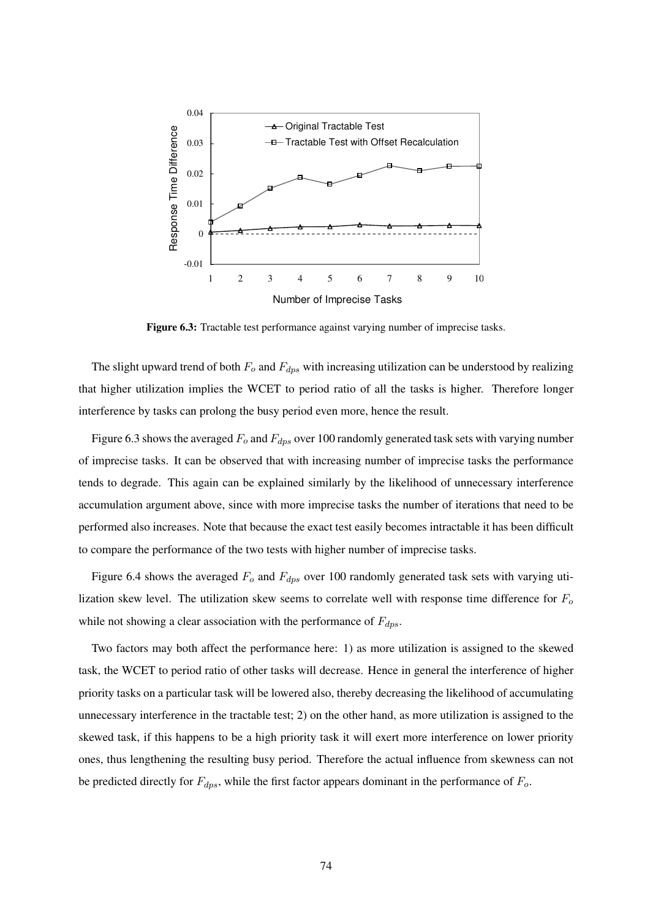Figure 6.3: Tractable test performance against varying number of imprecise tasks.

The slight upward trend of both $F_o$ and $F_{dps}$ with increasing utilization can be understood by realizing that higher utilization implies the WCET to period ratio of all the tasks is higher. Therefore longer interference by tasks can prolong the busy period even more, hence the result.

Figure 6.3 shows the averaged $F_o$ and $F_{dps}$ over 100 randomly generated task sets with varying number of imprecise tasks. It can be observed that with increasing number of imprecise tasks the performance tends to degrade. This again can be explained similarly by the likelihood of unnecessary interference accumulation argument above, since with more imprecise tasks the number of iterations that need to be performed also increases. Note that because the exact test easily becomes intractable it has been difficult to compare the performance of the two tests with higher number of imprecise tasks.

Figure 6.4 shows the averaged $F_o$ and $F_{dps}$ over 100 randomly generated task sets with varying utilization skew level. The utilization skew seems to correlate well with response time difference for $F_o$ while not showing a clear association with the performance of $F_{dps}$.

Two factors may both affect the performance here: 1) as more utilization is assigned to the skewed task, the WCET to period ratio of other tasks will decrease. Hence in general the interference of higher priority tasks on a particular task will be lowered also, thereby decreasing the likelihood of accumulating unnecessary interference in the tractable test; 2) on the other hand, as more utilization is assigned to the skewed task, if this happens to be a high priority task it will exert more interference on lower priority ones, thus lengthening the resulting busy period. Therefore the actual influence from skewness can not be predicted directly for $F_{dps}$, while the first factor appears dominant in the performance of $F_o$.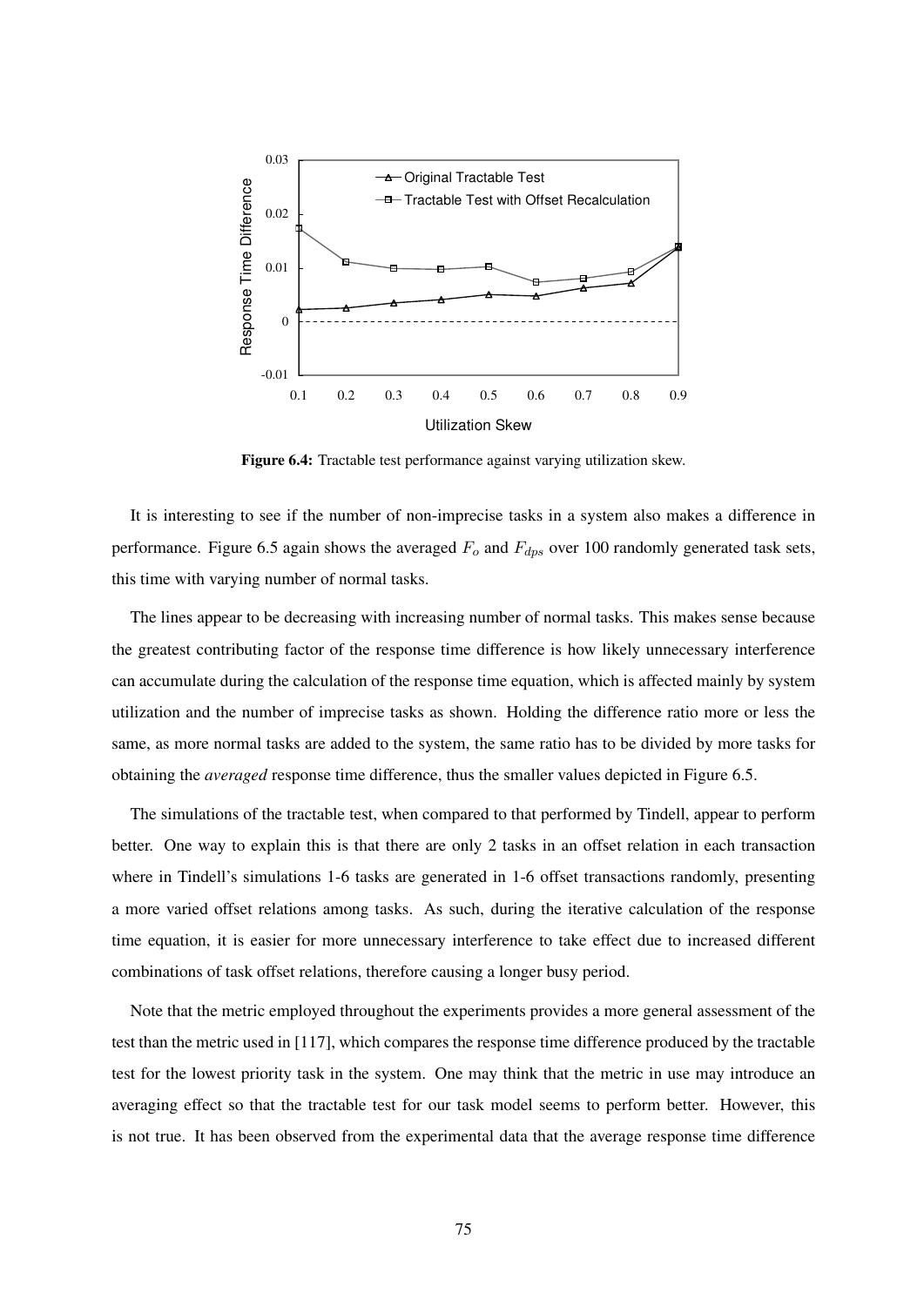Figure 6.4: Tractable test performance against varying utilization skew.

It is interesting to see if the number of non-imprecise tasks in a system also makes a difference in performance. Figure 6.5 again shows the averaged $F_o$ and $F_{dps}$ over 100 randomly generated task sets, this time with varying number of normal tasks.

The lines appear to be decreasing with increasing number of normal tasks. This makes sense because the greatest contributing factor of the response time difference is how likely unnecessary interference can accumulate during the calculation of the response time equation, which is affected mainly by system utilization and the number of imprecise tasks as shown. Holding the difference ratio more or less the same, as more normal tasks are added to the system, the same ratio has to be divided by more tasks for obtaining the *averaged* response time difference, thus the smaller values depicted in Figure 6.5.

The simulations of the tractable test, when compared to that performed by Tindell, appear to perform better. One way to explain this is that there are only 2 tasks in an offset relation in each transaction where in Tindell's simulations 1-6 tasks are generated in 1-6 offset transactions randomly, presenting a more varied offset relations among tasks. As such, during the iterative calculation of the response time equation, it is easier for more unnecessary interference to take effect due to increased different combinations of task offset relations, therefore causing a longer busy period.

Note that the metric employed throughout the experiments provides a more general assessment of the test than the metric used in [117], which compares the response time difference produced by the tractable test for the lowest priority task in the system. One may think that the metric in use may introduce an averaging effect so that the tractable test for our task model seems to perform better. However, this is not true. It has been observed from the experimental data that the average response time difference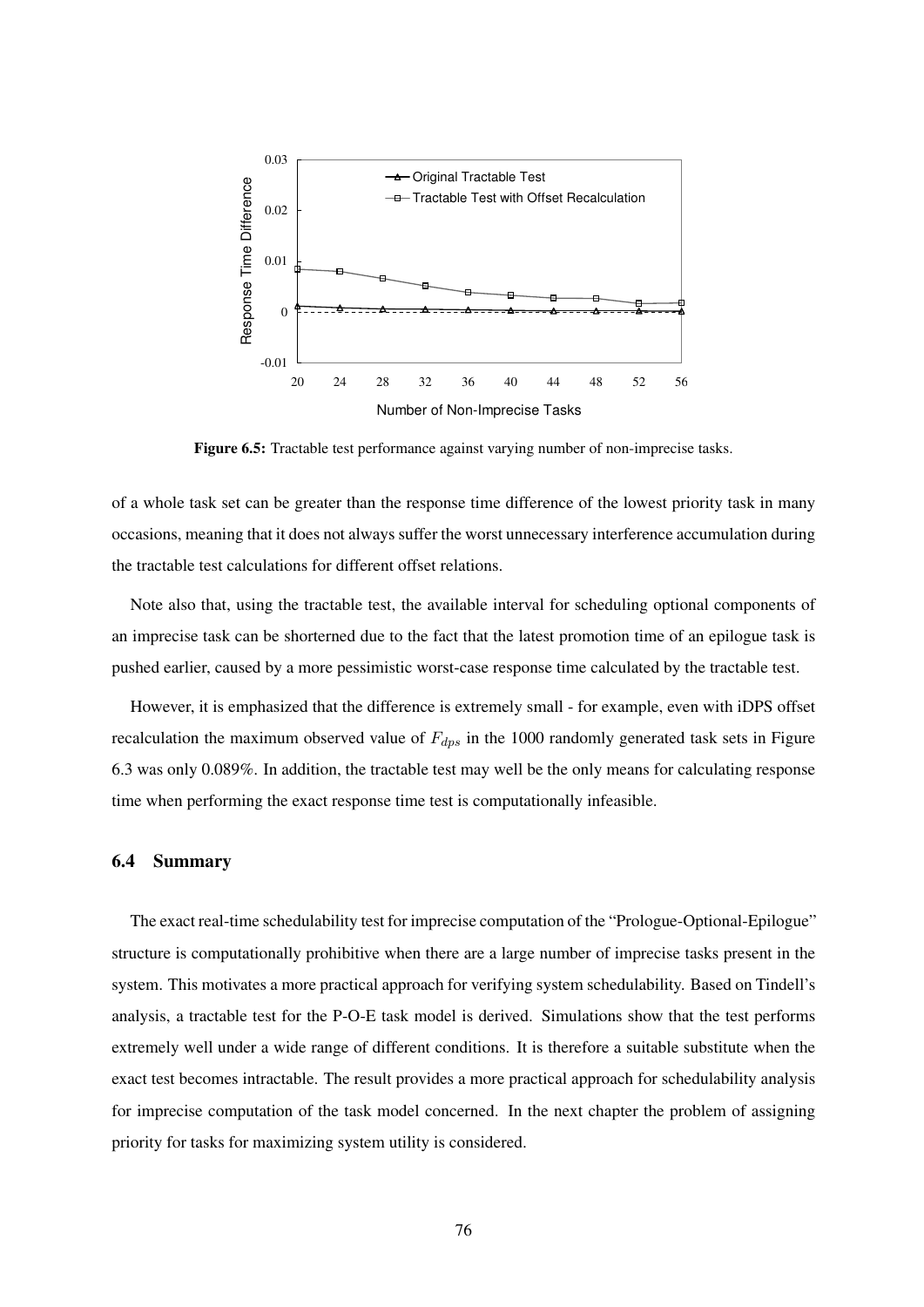**Figure 6.5:** Tractable test performance against varying number of non-imprecise tasks.

of a whole task set can be greater than the response time difference of the lowest priority task in many occasions, meaning that it does not always suffer the worst unnecessary interference accumulation during the tractable test calculations for different offset relations.

Note also that, using the tractable test, the available interval for scheduling optional components of an imprecise task can be shortened due to the fact that the latest promotion time of an epilogue task is pushed earlier, caused by a more pessimistic worst-case response time calculated by the tractable test.

However, it is emphasized that the difference is extremely small - for example, even with iDPS offset recalculation the maximum observed value of $F_{dps}$ in the 1000 randomly generated task sets in Figure 6.3 was only 0.089%. In addition, the tractable test may well be the only means for calculating response time when performing the exact response time test is computationally infeasible.

## 6.4 Summary

The exact real-time schedulability test for imprecise computation of the "Prologue-Optional-Epilogue" structure is computationally prohibitive when there are a large number of imprecise tasks present in the system. This motivates a more practical approach for verifying system schedulability. Based on Tindell's analysis, a tractable test for the P-O-E task model is derived. Simulations show that the test performs extremely well under a wide range of different conditions. It is therefore a suitable substitute when the exact test becomes intractable. The result provides a more practical approach for schedulability analysis for imprecise computation of the task model concerned. In the next chapter the problem of assigning priority for tasks for maximizing system utility is considered.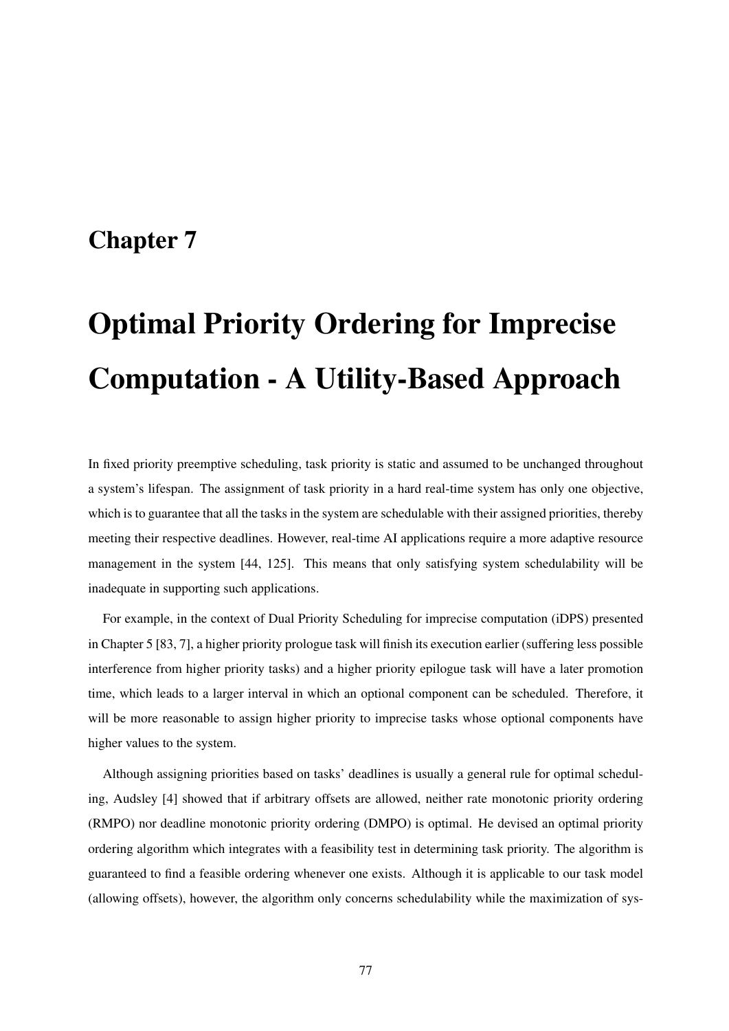# Chapter 7

# Optimal Priority Ordering for Imprecise Computation - A Utility-Based Approach

In fixed priority preemptive scheduling, task priority is static and assumed to be unchanged throughout a system's lifespan. The assignment of task priority in a hard real-time system has only one objective, which is to guarantee that all the tasks in the system are schedulable with their assigned priorities, thereby meeting their respective deadlines. However, real-time AI applications require a more adaptive resource management in the system [44, 125]. This means that only satisfying system schedulability will be inadequate in supporting such applications.

For example, in the context of Dual Priority Scheduling for imprecise computation (iDPS) presented in Chapter 5 [83, 7], a higher priority prologue task will finish its execution earlier (suffering less possible interference from higher priority tasks) and a higher priority epilogue task will have a later promotion time, which leads to a larger interval in which an optional component can be scheduled. Therefore, it will be more reasonable to assign higher priority to imprecise tasks whose optional components have higher values to the system.

Although assigning priorities based on tasks' deadlines is usually a general rule for optimal scheduling, Audsley [4] showed that if arbitrary offsets are allowed, neither rate monotonic priority ordering (RMPO) nor deadline monotonic priority ordering (DMPO) is optimal. He devised an optimal priority ordering algorithm which integrates with a feasibility test in determining task priority. The algorithm is guaranteed to find a feasible ordering whenever one exists. Although it is applicable to our task model (allowing offsets), however, the algorithm only concerns schedulability while the maximization of sys-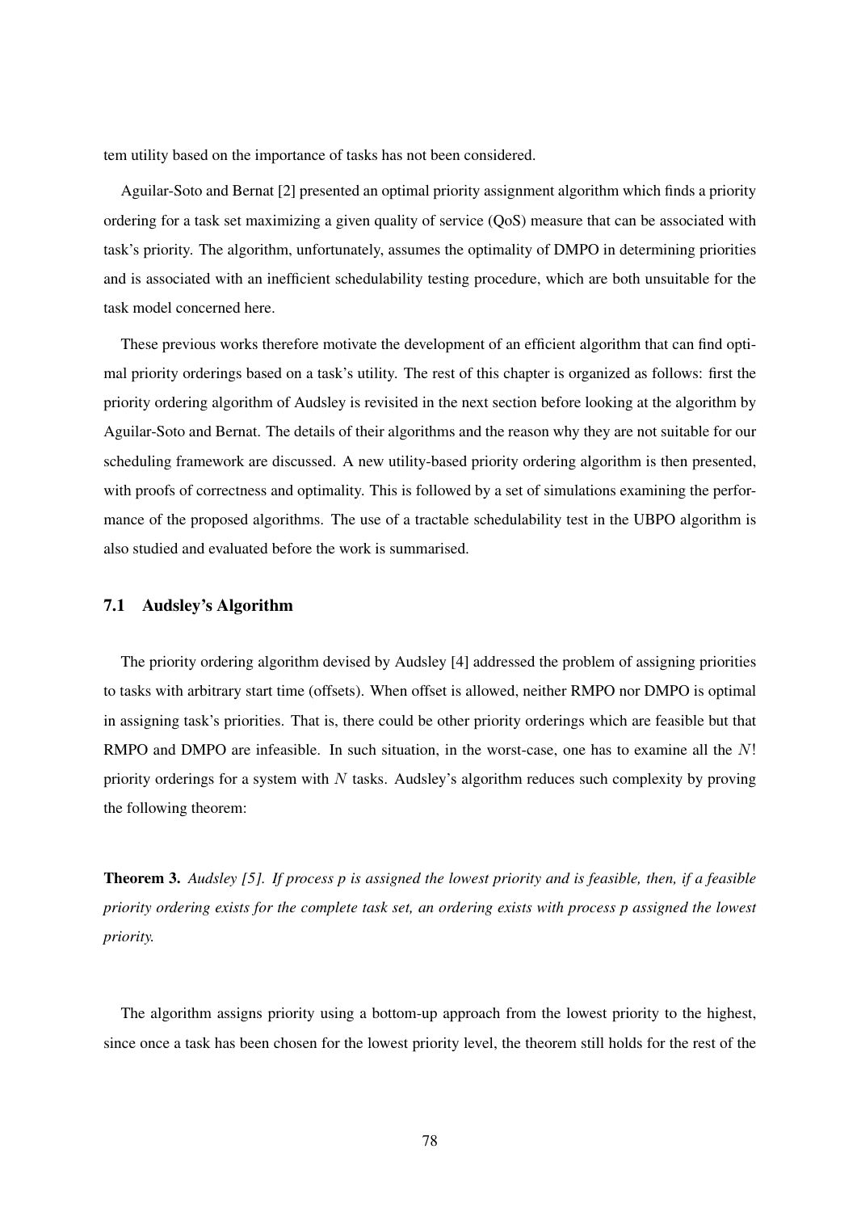tem utility based on the importance of tasks has not been considered.

Aguilar-Soto and Bernat [2] presented an optimal priority assignment algorithm which finds a priority ordering for a task set maximizing a given quality of service (QoS) measure that can be associated with task's priority. The algorithm, unfortunately, assumes the optimality of DMPO in determining priorities and is associated with an inefficient schedulability testing procedure, which are both unsuitable for the task model concerned here.

These previous works therefore motivate the development of an efficient algorithm that can find optimal priority orderings based on a task's utility. The rest of this chapter is organized as follows: first the priority ordering algorithm of Audsley is revisited in the next section before looking at the algorithm by Aguilar-Soto and Bernat. The details of their algorithms and the reason why they are not suitable for our scheduling framework are discussed. A new utility-based priority ordering algorithm is then presented, with proofs of correctness and optimality. This is followed by a set of simulations examining the performance of the proposed algorithms. The use of a tractable schedulability test in the UBPO algorithm is also studied and evaluated before the work is summarised.

### 7.1 Audsley's Algorithm

The priority ordering algorithm devised by Audsley [4] addressed the problem of assigning priorities to tasks with arbitrary start time (offsets). When offset is allowed, neither RMPO nor DMPO is optimal in assigning task's priorities. That is, there could be other priority orderings which are feasible but that RMPO and DMPO are infeasible. In such situation, in the worst-case, one has to examine all the $N!$ priority orderings for a system with $N$ tasks. Audsley's algorithm reduces such complexity by proving the following theorem:

**Theorem 3.** *Audsley [5]. If process p is assigned the lowest priority and is feasible, then, if a feasible priority ordering exists for the complete task set, an ordering exists with process p assigned the lowest priority.*

The algorithm assigns priority using a bottom-up approach from the lowest priority to the highest, since once a task has been chosen for the lowest priority level, the theorem still holds for the rest of the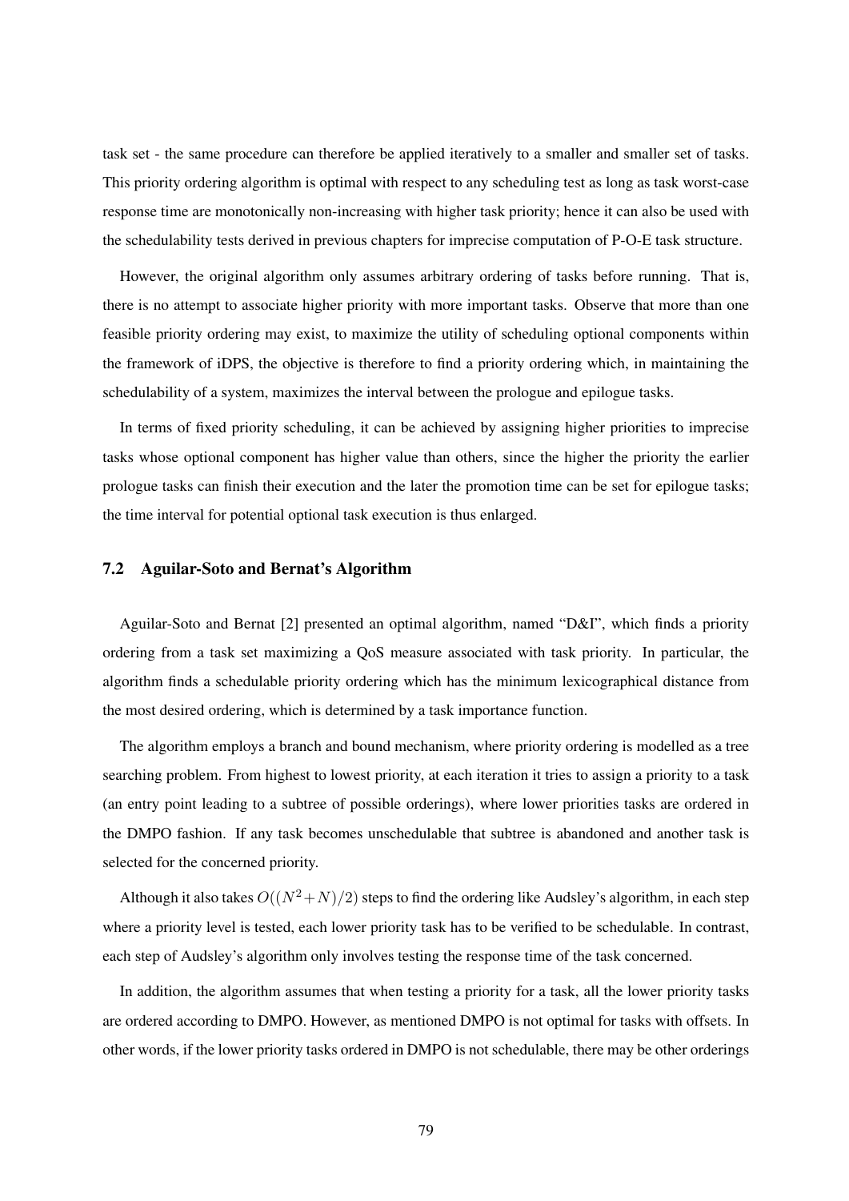task set - the same procedure can therefore be applied iteratively to a smaller and smaller set of tasks. This priority ordering algorithm is optimal with respect to any scheduling test as long as task worst-case response time are monotonically non-increasing with higher task priority; hence it can also be used with the schedulability tests derived in previous chapters for imprecise computation of P-O-E task structure.

However, the original algorithm only assumes arbitrary ordering of tasks before running. That is, there is no attempt to associate higher priority with more important tasks. Observe that more than one feasible priority ordering may exist, to maximize the utility of scheduling optional components within the framework of iDPS, the objective is therefore to find a priority ordering which, in maintaining the schedulability of a system, maximizes the interval between the prologue and epilogue tasks.

In terms of fixed priority scheduling, it can be achieved by assigning higher priorities to imprecise tasks whose optional component has higher value than others, since the higher the priority the earlier prologue tasks can finish their execution and the later the promotion time can be set for epilogue tasks; the time interval for potential optional task execution is thus enlarged.

## 7.2 Aguilar-Soto and Bernat's Algorithm

Aguilar-Soto and Bernat [2] presented an optimal algorithm, named "D&I", which finds a priority ordering from a task set maximizing a QoS measure associated with task priority. In particular, the algorithm finds a schedulable priority ordering which has the minimum lexicographical distance from the most desired ordering, which is determined by a task importance function.

The algorithm employs a branch and bound mechanism, where priority ordering is modelled as a tree searching problem. From highest to lowest priority, at each iteration it tries to assign a priority to a task (an entry point leading to a subtree of possible orderings), where lower priorities tasks are ordered in the DMPO fashion. If any task becomes unschedulable that subtree is abandoned and another task is selected for the concerned priority.

Although it also takes $O((N^2+N)/2)$ steps to find the ordering like Audsley's algorithm, in each step where a priority level is tested, each lower priority task has to be verified to be schedulable. In contrast, each step of Audsley's algorithm only involves testing the response time of the task concerned.

In addition, the algorithm assumes that when testing a priority for a task, all the lower priority tasks are ordered according to DMPO. However, as mentioned DMPO is not optimal for tasks with offsets. In other words, if the lower priority tasks ordered in DMPO is not schedulable, there may be other orderings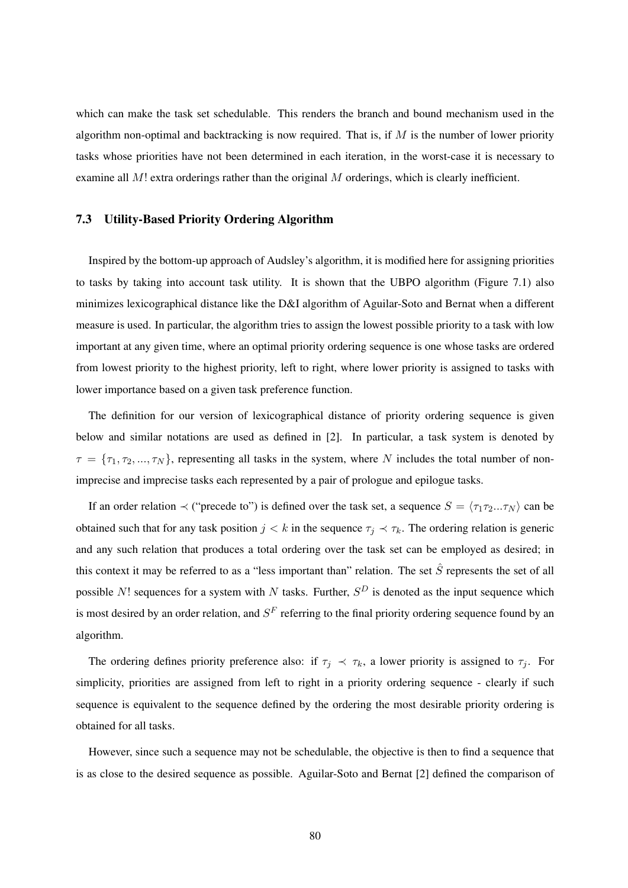which can make the task set schedulable. This renders the branch and bound mechanism used in the algorithm non-optimal and backtracking is now required. That is, if $M$ is the number of lower priority tasks whose priorities have not been determined in each iteration, in the worst-case it is necessary to examine all $M!$ extra orderings rather than the original $M$ orderings, which is clearly inefficient.

### 7.3 Utility-Based Priority Ordering Algorithm

Inspired by the bottom-up approach of Audsley's algorithm, it is modified here for assigning priorities to tasks by taking into account task utility. It is shown that the UBPO algorithm (Figure 7.1) also minimizes lexicographical distance like the D&I algorithm of Aguilar-Soto and Bernat when a different measure is used. In particular, the algorithm tries to assign the lowest possible priority to a task with low important at any given time, where an optimal priority ordering sequence is one whose tasks are ordered from lowest priority to the highest priority, left to right, where lower priority is assigned to tasks with lower importance based on a given task preference function.

The definition for our version of lexicographical distance of priority ordering sequence is given below and similar notations are used as defined in [2]. In particular, a task system is denoted by $\tau = \{\tau_1, \tau_2, ..., \tau_N\}$, representing all tasks in the system, where $N$ includes the total number of non-imprecise and imprecise tasks each represented by a pair of prologue and epilogue tasks.

If an order relation $\prec$ ("precede to") is defined over the task set, a sequence $S = \langle \tau_1 \tau_2 ... \tau_N \rangle$ can be obtained such that for any task position $j < k$ in the sequence $\tau_j \prec \tau_k$. The ordering relation is generic and any such relation that produces a total ordering over the task set can be employed as desired; in this context it may be referred to as a "less important than" relation. The set $\hat{S}$ represents the set of all possible $N!$ sequences for a system with $N$ tasks. Further, $S^D$ is denoted as the input sequence which is most desired by an order relation, and $S^F$ referring to the final priority ordering sequence found by an algorithm.

The ordering defines priority preference also: if $\tau_j \prec \tau_k$, a lower priority is assigned to $\tau_j$. For simplicity, priorities are assigned from left to right in a priority ordering sequence - clearly if such sequence is equivalent to the sequence defined by the ordering the most desirable priority ordering is obtained for all tasks.

However, since such a sequence may not be schedulable, the objective is then to find a sequence that is as close to the desired sequence as possible. Aguilar-Soto and Bernat [2] defined the comparison of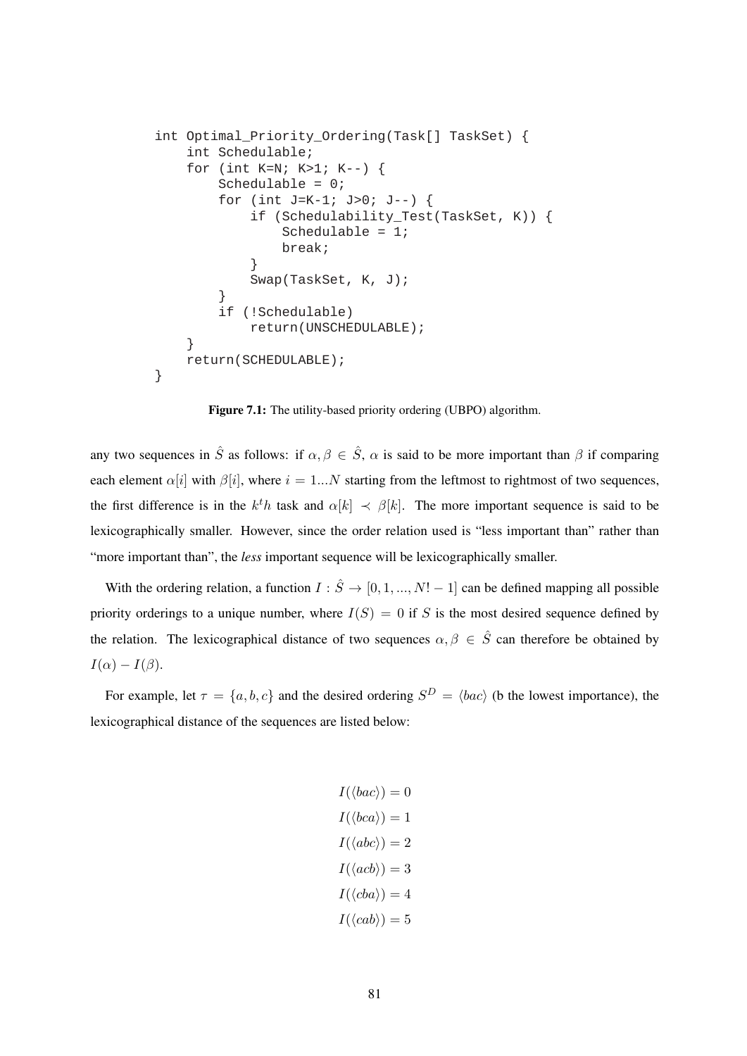```
int Optimal_Priority_Ordering(Task[] TaskSet) {
    int Schedulable;
    for (int K=N; K>1; K--) {
        Schedulable = 0;
        for (int J=K-1; J>0; J--) {
            if (Schedulability_Test(TaskSet, K)) {
                Schedulable = 1;
                break;
            }
            Swap(TaskSet, K, J);
        }
        if (!Schedulable)
            return(UNSCHEDULABLE);
    }
    return(SCHEDULABLE);
}
```

**Figure 7.1:** The utility-based priority ordering (UBPO) algorithm.

any two sequences in $\hat{S}$ as follows: if $\alpha, \beta \in \hat{S}$, $\alpha$ is said to be more important than $\beta$ if comparing each element $\alpha[i]$ with $\beta[i]$, where $i = 1...N$ starting from the leftmost to rightmost of two sequences, the first difference is in the $k^th$ task and $\alpha[k] \prec \beta[k]$. The more important sequence is said to be lexicographically smaller. However, since the order relation used is "less important than" rather than "more important than", the *less* important sequence will be lexicographically smaller.

With the ordering relation, a function $I : \hat{S} \rightarrow [0, 1, ..., N! - 1]$ can be defined mapping all possible priority orderings to a unique number, where $I(S) = 0$ if $S$ is the most desired sequence defined by the relation. The lexicographical distance of two sequences $\alpha, \beta \in \hat{S}$ can therefore be obtained by $I(\alpha) - I(\beta)$.

For example, let $\tau = \{a, b, c\}$ and the desired ordering $S^D = \langle bac \rangle$ (b the lowest importance), the lexicographical distance of the sequences are listed below:

$$I(\langle bac \rangle) = 0$$
$$I(\langle bca \rangle) = 1$$
$$I(\langle abc \rangle) = 2$$
$$I(\langle acb \rangle) = 3$$
$$I(\langle cba \rangle) = 4$$
$$I(\langle cab \rangle) = 5$$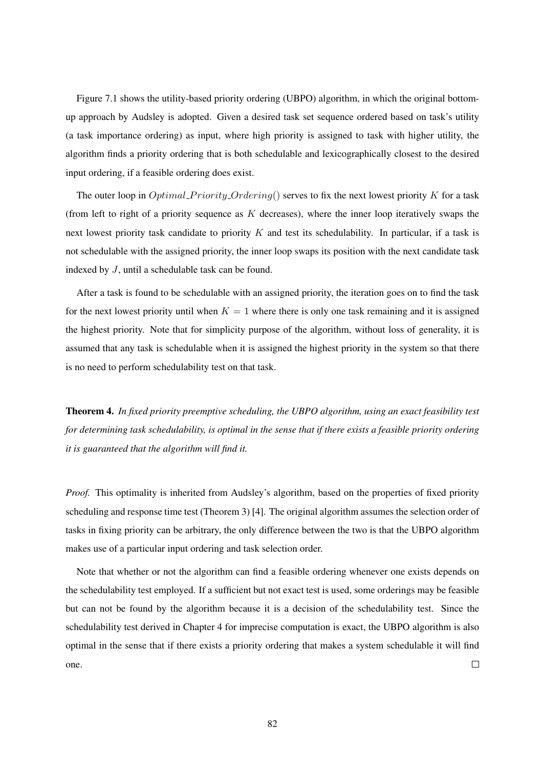Figure 7.1 shows the utility-based priority ordering (UBPO) algorithm, in which the original bottom-up approach by Audsley is adopted. Given a desired task set sequence ordered based on task's utility (a task importance ordering) as input, where high priority is assigned to task with higher utility, the algorithm finds a priority ordering that is both schedulable and lexicographically closest to the desired input ordering, if a feasible ordering does exist.

The outer loop in $Optimal\_Priority\_Ordering()$ serves to fix the next lowest priority $K$ for a task (from left to right of a priority sequence as $K$ decreases), where the inner loop iteratively swaps the next lowest priority task candidate to priority $K$ and test its schedulability. In particular, if a task is not schedulable with the assigned priority, the inner loop swaps its position with the next candidate task indexed by $J$, until a schedulable task can be found.

After a task is found to be schedulable with an assigned priority, the iteration goes on to find the task for the next lowest priority until when $K = 1$ where there is only one task remaining and it is assigned the highest priority. Note that for simplicity purpose of the algorithm, without loss of generality, it is assumed that any task is schedulable when it is assigned the highest priority in the system so that there is no need to perform schedulability test on that task.

**Theorem 4.** *In fixed priority preemptive scheduling, the UBPO algorithm, using an exact feasibility test for determining task schedulability, is optimal in the sense that if there exists a feasible priority ordering it is guaranteed that the algorithm will find it.*

*Proof.* This optimality is inherited from Audsley's algorithm, based on the properties of fixed priority scheduling and response time test (Theorem 3) [4]. The original algorithm assumes the selection order of tasks in fixing priority can be arbitrary, the only difference between the two is that the UBPO algorithm makes use of a particular input ordering and task selection order.

Note that whether or not the algorithm can find a feasible ordering whenever one exists depends on the schedulability test employed. If a sufficient but not exact test is used, some orderings may be feasible but can not be found by the algorithm because it is a decision of the schedulability test. Since the schedulability test derived in Chapter 4 for imprecise computation is exact, the UBPO algorithm is also optimal in the sense that if there exists a priority ordering that makes a system schedulable it will find one. □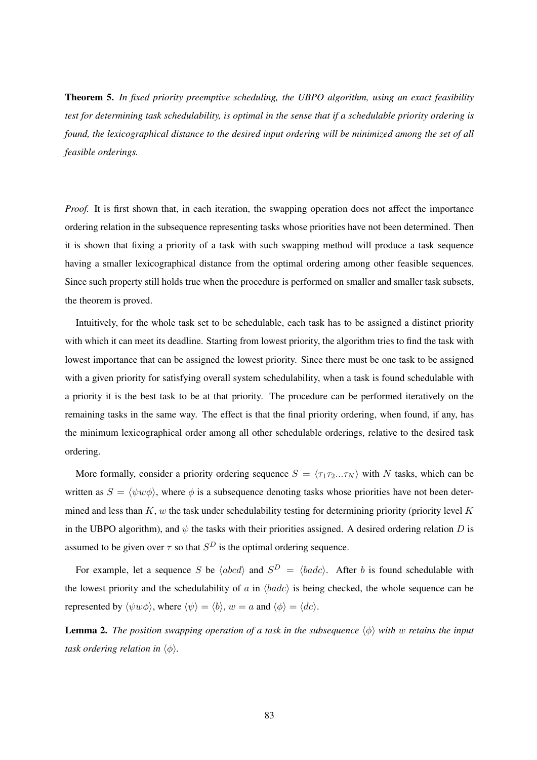**Theorem 5.** *In fixed priority preemptive scheduling, the UBPO algorithm, using an exact feasibility test for determining task schedulability, is optimal in the sense that if a schedulable priority ordering is found, the lexicographical distance to the desired input ordering will be minimized among the set of all feasible orderings.*

*Proof.* It is first shown that, in each iteration, the swapping operation does not affect the importance ordering relation in the subsequence representing tasks whose priorities have not been determined. Then it is shown that fixing a priority of a task with such swapping method will produce a task sequence having a smaller lexicographical distance from the optimal ordering among other feasible sequences. Since such property still holds true when the procedure is performed on smaller and smaller task subsets, the theorem is proved.

Intuitively, for the whole task set to be schedulable, each task has to be assigned a distinct priority with which it can meet its deadline. Starting from lowest priority, the algorithm tries to find the task with lowest importance that can be assigned the lowest priority. Since there must be one task to be assigned with a given priority for satisfying overall system schedulability, when a task is found schedulable with a priority it is the best task to be at that priority. The procedure can be performed iteratively on the remaining tasks in the same way. The effect is that the final priority ordering, when found, if any, has the minimum lexicographical order among all other schedulable orderings, relative to the desired task ordering.

More formally, consider a priority ordering sequence $S = \langle \tau_1 \tau_2 ... \tau_N \rangle$ with $N$ tasks, which can be written as $S = \langle \psi w \phi \rangle$, where $\phi$ is a subsequence denoting tasks whose priorities have not been determined and less than $K$, $w$ the task under schedulability testing for determining priority (priority level $K$ in the UBPO algorithm), and $\psi$ the tasks with their priorities assigned. A desired ordering relation $D$ is assumed to be given over $\tau$ so that $S^D$ is the optimal ordering sequence.

For example, let a sequence $S$ be $\langle abcd \rangle$ and $S^D = \langle badc \rangle$. After $b$ is found schedulable with the lowest priority and the schedulability of $a$ in $\langle badc \rangle$ is being checked, the whole sequence can be represented by $\langle \psi w \phi \rangle$, where $\langle \psi \rangle = \langle b \rangle$, $w = a$ and $\langle \phi \rangle = \langle dc \rangle$.

**Lemma 2.** *The position swapping operation of a task in the subsequence $\langle \phi \rangle$ with $w$ retains the input task ordering relation in $\langle \phi \rangle$.*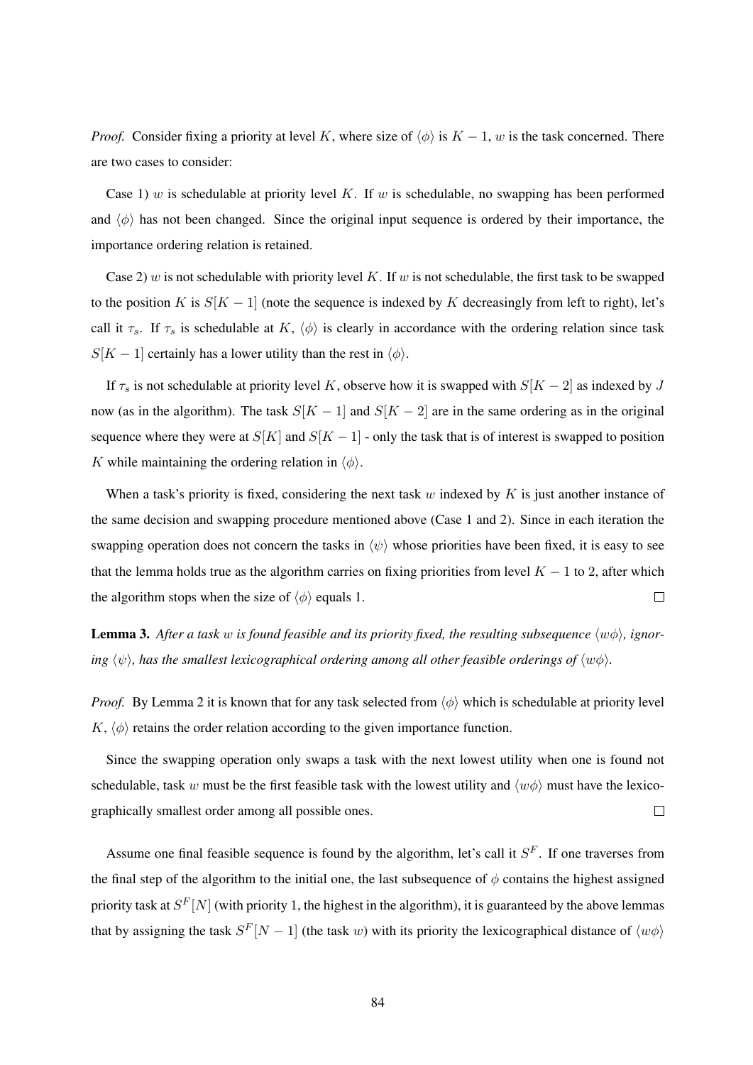*Proof.* Consider fixing a priority at level $K$, where size of $\langle\phi\rangle$ is $K-1$, $w$ is the task concerned. There are two cases to consider:

Case 1) $w$ is schedulable at priority level $K$. If $w$ is schedulable, no swapping has been performed and $\langle\phi\rangle$ has not been changed. Since the original input sequence is ordered by their importance, the importance ordering relation is retained.

Case 2) $w$ is not schedulable with priority level $K$. If $w$ is not schedulable, the first task to be swapped to the position $K$ is $S[K-1]$ (note the sequence is indexed by $K$ decreasingly from left to right), let's call it $\tau_s$. If $\tau_s$ is schedulable at $K$, $\langle\phi\rangle$ is clearly in accordance with the ordering relation since task $S[K-1]$ certainly has a lower utility than the rest in $\langle\phi\rangle$.

If $\tau_s$ is not schedulable at priority level $K$, observe how it is swapped with $S[K-2]$ as indexed by $J$ now (as in the algorithm). The task $S[K-1]$ and $S[K-2]$ are in the same ordering as in the original sequence where they were at $S[K]$ and $S[K-1]$ - only the task that is of interest is swapped to position $K$ while maintaining the ordering relation in $\langle\phi\rangle$.

When a task's priority is fixed, considering the next task $w$ indexed by $K$ is just another instance of the same decision and swapping procedure mentioned above (Case 1 and 2). Since in each iteration the swapping operation does not concern the tasks in $\langle\psi\rangle$ whose priorities have been fixed, it is easy to see that the lemma holds true as the algorithm carries on fixing priorities from level $K-1$ to 2, after which the algorithm stops when the size of $\langle\phi\rangle$ equals 1. □

**Lemma 3.** *After a task $w$ is found feasible and its priority fixed, the resulting subsequence $\langle w\phi\rangle$, ignoring $\langle\psi\rangle$, has the smallest lexicographical ordering among all other feasible orderings of $\langle w\phi\rangle$.*

*Proof.* By Lemma 2 it is known that for any task selected from $\langle\phi\rangle$ which is schedulable at priority level $K$, $\langle\phi\rangle$ retains the order relation according to the given importance function.

Since the swapping operation only swaps a task with the next lowest utility when one is found not schedulable, task $w$ must be the first feasible task with the lowest utility and $\langle w\phi\rangle$ must have the lexicographically smallest order among all possible ones. □

Assume one final feasible sequence is found by the algorithm, let's call it $S^F$. If one traverses from the final step of the algorithm to the initial one, the last subsequence of $\phi$ contains the highest assigned priority task at $S^F[N]$ (with priority 1, the highest in the algorithm), it is guaranteed by the above lemmas that by assigning the task $S^F[N-1]$ (the task $w$) with its priority the lexicographical distance of $\langle w\phi\rangle$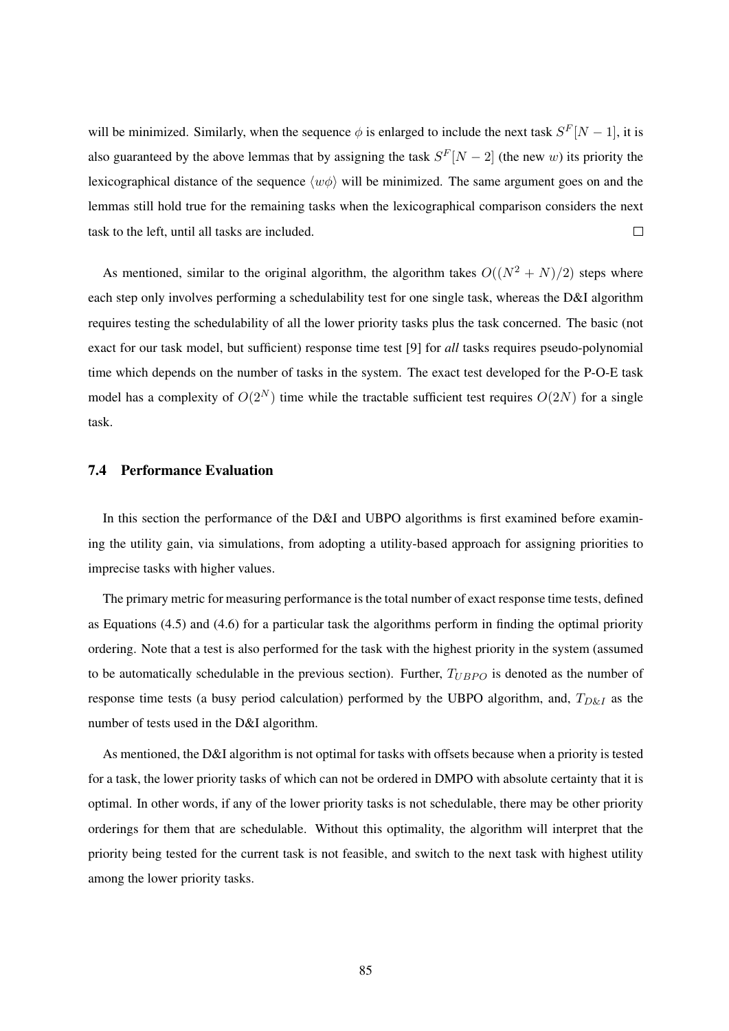will be minimized. Similarly, when the sequence $\phi$ is enlarged to include the next task $S^F[N-1]$, it is also guaranteed by the above lemmas that by assigning the task $S^F[N-2]$ (the new $w$) its priority the lexicographical distance of the sequence $\langle w\phi \rangle$ will be minimized. The same argument goes on and the lemmas still hold true for the remaining tasks when the lexicographical comparison considers the next task to the left, until all tasks are included. $\square$

As mentioned, similar to the original algorithm, the algorithm takes $O((N^2 + N)/2)$ steps where each step only involves performing a schedulability test for one single task, whereas the D&I algorithm requires testing the schedulability of all the lower priority tasks plus the task concerned. The basic (not exact for our task model, but sufficient) response time test [9] for *all* tasks requires pseudo-polynomial time which depends on the number of tasks in the system. The exact test developed for the P-O-E task model has a complexity of $O(2^N)$ time while the tractable sufficient test requires $O(2N)$ for a single task.

### 7.4 Performance Evaluation

In this section the performance of the D&I and UBPO algorithms is first examined before examining the utility gain, via simulations, from adopting a utility-based approach for assigning priorities to imprecise tasks with higher values.

The primary metric for measuring performance is the total number of exact response time tests, defined as Equations (4.5) and (4.6) for a particular task the algorithms perform in finding the optimal priority ordering. Note that a test is also performed for the task with the highest priority in the system (assumed to be automatically schedulable in the previous section). Further, $T_{UBPO}$ is denoted as the number of response time tests (a busy period calculation) performed by the UBPO algorithm, and, $T_{D\&I}$ as the number of tests used in the D&I algorithm.

As mentioned, the D&I algorithm is not optimal for tasks with offsets because when a priority is tested for a task, the lower priority tasks of which can not be ordered in DMPO with absolute certainty that it is optimal. In other words, if any of the lower priority tasks is not schedulable, there may be other priority orderings for them that are schedulable. Without this optimality, the algorithm will interpret that the priority being tested for the current task is not feasible, and switch to the next task with highest utility among the lower priority tasks.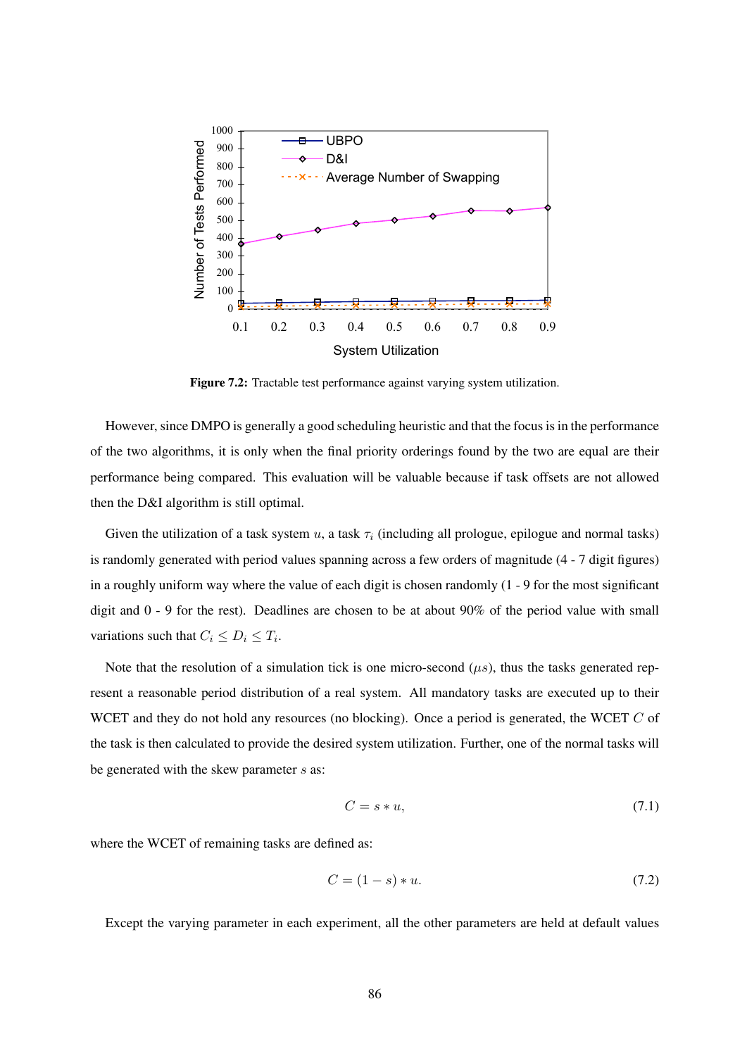Figure 7.2: Tractable test performance against varying system utilization.

However, since DMPO is generally a good scheduling heuristic and that the focus is in the performance of the two algorithms, it is only when the final priority orderings found by the two are equal are their performance being compared. This evaluation will be valuable because if task offsets are not allowed then the D&I algorithm is still optimal.

Given the utilization of a task system $u$, a task $\tau_i$ (including all prologue, epilogue and normal tasks) is randomly generated with period values spanning across a few orders of magnitude (4 - 7 digit figures) in a roughly uniform way where the value of each digit is chosen randomly (1 - 9 for the most significant digit and 0 - 9 for the rest). Deadlines are chosen to be at about 90% of the period value with small variations such that $C_i \leq D_i \leq T_i$.

Note that the resolution of a simulation tick is one micro-second ($\mu s$), thus the tasks generated represent a reasonable period distribution of a real system. All mandatory tasks are executed up to their WCET and they do not hold any resources (no blocking). Once a period is generated, the WCET $C$ of the task is then calculated to provide the desired system utilization. Further, one of the normal tasks will be generated with the skew parameter $s$ as:

$$C = s * u, \tag{7.1}$$

where the WCET of remaining tasks are defined as:

$$C = (1 - s) * u. \tag{7.2}$$

Except the varying parameter in each experiment, all the other parameters are held at default values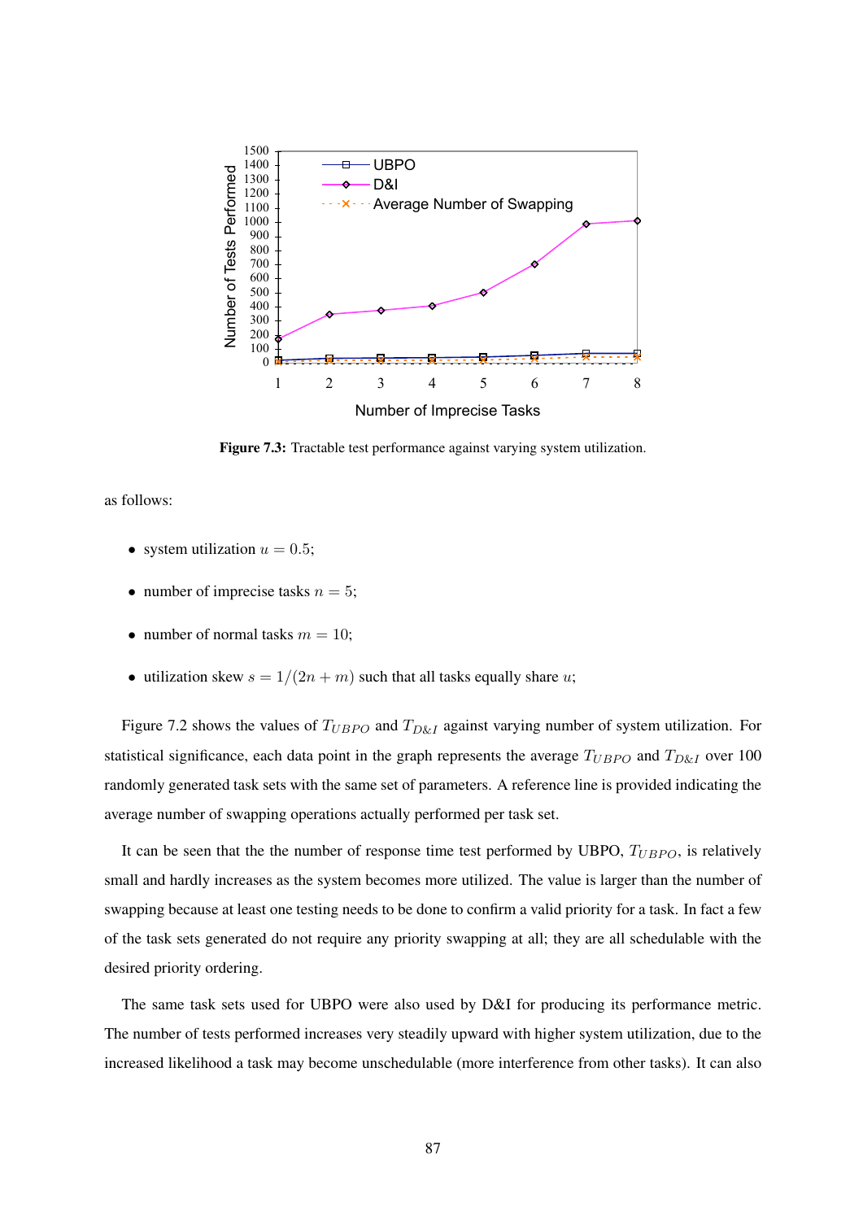**Figure 7.3:** Tractable test performance against varying system utilization.

as follows:

- system utilization $u = 0.5$;
- number of imprecise tasks $n = 5$;
- number of normal tasks $m = 10$;
- utilization skew $s = 1/(2n + m)$ such that all tasks equally share $u$;

Figure 7.2 shows the values of $T_{UBPO}$ and $T_{D\&I}$ against varying number of system utilization. For statistical significance, each data point in the graph represents the average $T_{UBPO}$ and $T_{D\&I}$ over 100 randomly generated task sets with the same set of parameters. A reference line is provided indicating the average number of swapping operations actually performed per task set.

It can be seen that the the number of response time test performed by UBPO, $T_{UBPO}$, is relatively small and hardly increases as the system becomes more utilized. The value is larger than the number of swapping because at least one testing needs to be done to confirm a valid priority for a task. In fact a few of the task sets generated do not require any priority swapping at all; they are all schedulable with the desired priority ordering.

The same task sets used for UBPO were also used by D&I for producing its performance metric. The number of tests performed increases very steadily upward with higher system utilization, due to the increased likelihood a task may become unschedulable (more interference from other tasks). It can also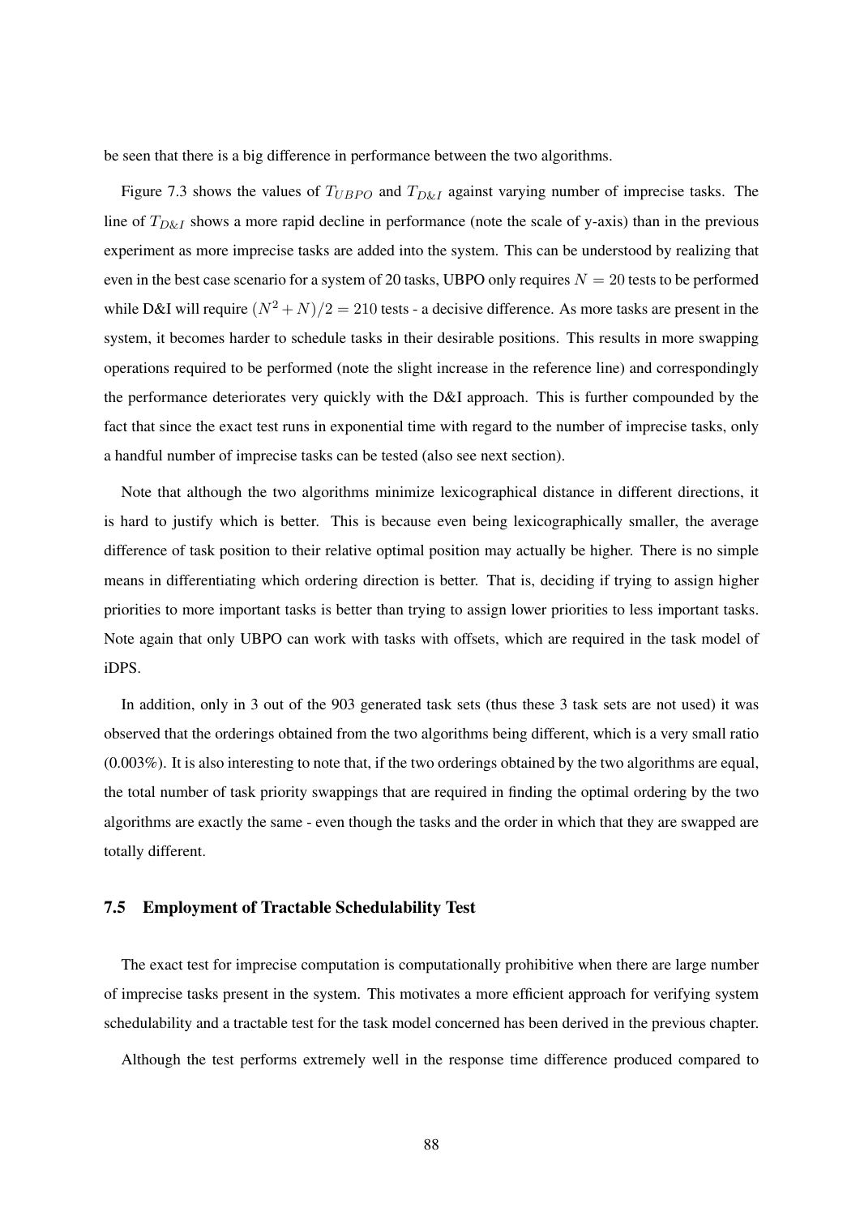be seen that there is a big difference in performance between the two algorithms.

Figure 7.3 shows the values of $T_{UBPO}$ and $T_{D\&I}$ against varying number of imprecise tasks. The line of $T_{D\&I}$ shows a more rapid decline in performance (note the scale of y-axis) than in the previous experiment as more imprecise tasks are added into the system. This can be understood by realizing that even in the best case scenario for a system of 20 tasks, UBPO only requires $N = 20$ tests to be performed while D&I will require $(N^2 + N)/2 = 210$ tests - a decisive difference. As more tasks are present in the system, it becomes harder to schedule tasks in their desirable positions. This results in more swapping operations required to be performed (note the slight increase in the reference line) and correspondingly the performance deteriorates very quickly with the D&I approach. This is further compounded by the fact that since the exact test runs in exponential time with regard to the number of imprecise tasks, only a handful number of imprecise tasks can be tested (also see next section).

Note that although the two algorithms minimize lexicographical distance in different directions, it is hard to justify which is better. This is because even being lexicographically smaller, the average difference of task position to their relative optimal position may actually be higher. There is no simple means in differentiating which ordering direction is better. That is, deciding if trying to assign higher priorities to more important tasks is better than trying to assign lower priorities to less important tasks. Note again that only UBPO can work with tasks with offsets, which are required in the task model of iDPS.

In addition, only in 3 out of the 903 generated task sets (thus these 3 task sets are not used) it was observed that the orderings obtained from the two algorithms being different, which is a very small ratio (0.003%). It is also interesting to note that, if the two orderings obtained by the two algorithms are equal, the total number of task priority swappings that are required in finding the optimal ordering by the two algorithms are exactly the same - even though the tasks and the order in which that they are swapped are totally different.

### 7.5 Employment of Tractable Schedulability Test

The exact test for imprecise computation is computationally prohibitive when there are large number of imprecise tasks present in the system. This motivates a more efficient approach for verifying system schedulability and a tractable test for the task model concerned has been derived in the previous chapter.

Although the test performs extremely well in the response time difference produced compared to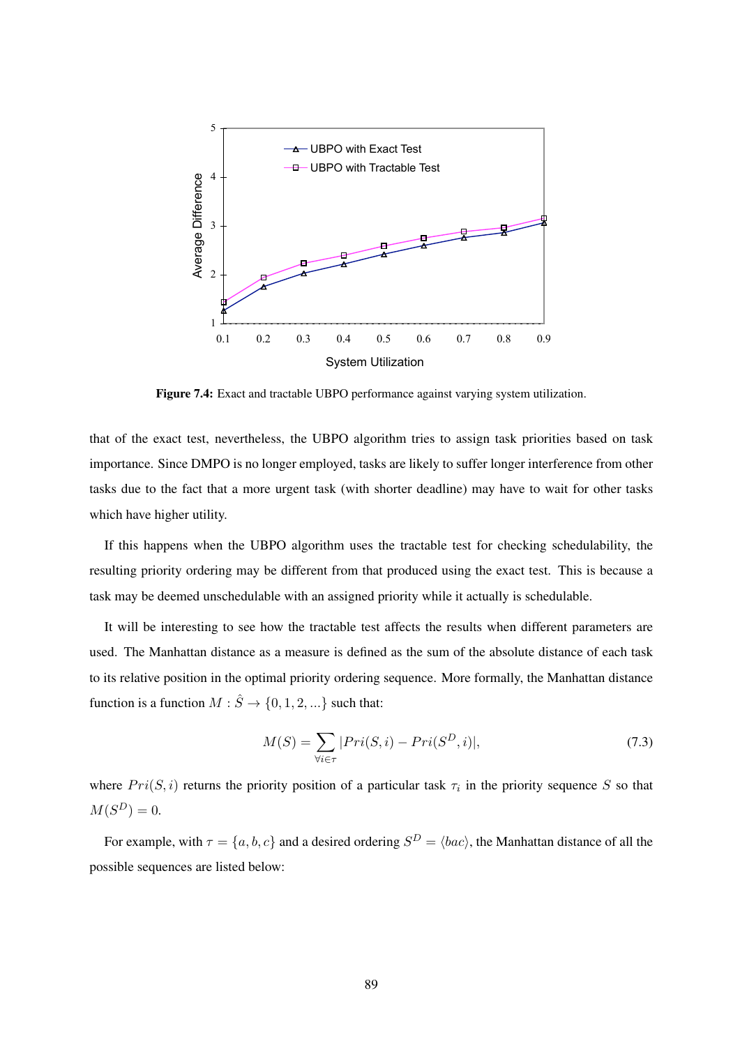Figure 7.4: Exact and tractable UBPO performance against varying system utilization.

that of the exact test, nevertheless, the UBPO algorithm tries to assign task priorities based on task importance. Since DMPO is no longer employed, tasks are likely to suffer longer interference from other tasks due to the fact that a more urgent task (with shorter deadline) may have to wait for other tasks which have higher utility.

If this happens when the UBPO algorithm uses the tractable test for checking schedulability, the resulting priority ordering may be different from that produced using the exact test. This is because a task may be deemed unschedulable with an assigned priority while it actually is schedulable.

It will be interesting to see how the tractable test affects the results when different parameters are used. The Manhattan distance as a measure is defined as the sum of the absolute distance of each task to its relative position in the optimal priority ordering sequence. More formally, the Manhattan distance function is a function $M : \hat{S} \rightarrow \{0, 1, 2, ...\}$ such that:

$$M(S) = \sum_{\forall i \in \tau} |Pri(S, i) - Pri(S^D, i)|, \tag{7.3}$$

where $Pri(S, i)$ returns the priority position of a particular task $\tau_i$ in the priority sequence $S$ so that $M(S^D) = 0$.

For example, with $\tau = \{a, b, c\}$ and a desired ordering $S^D = \langle bac \rangle$, the Manhattan distance of all the possible sequences are listed below: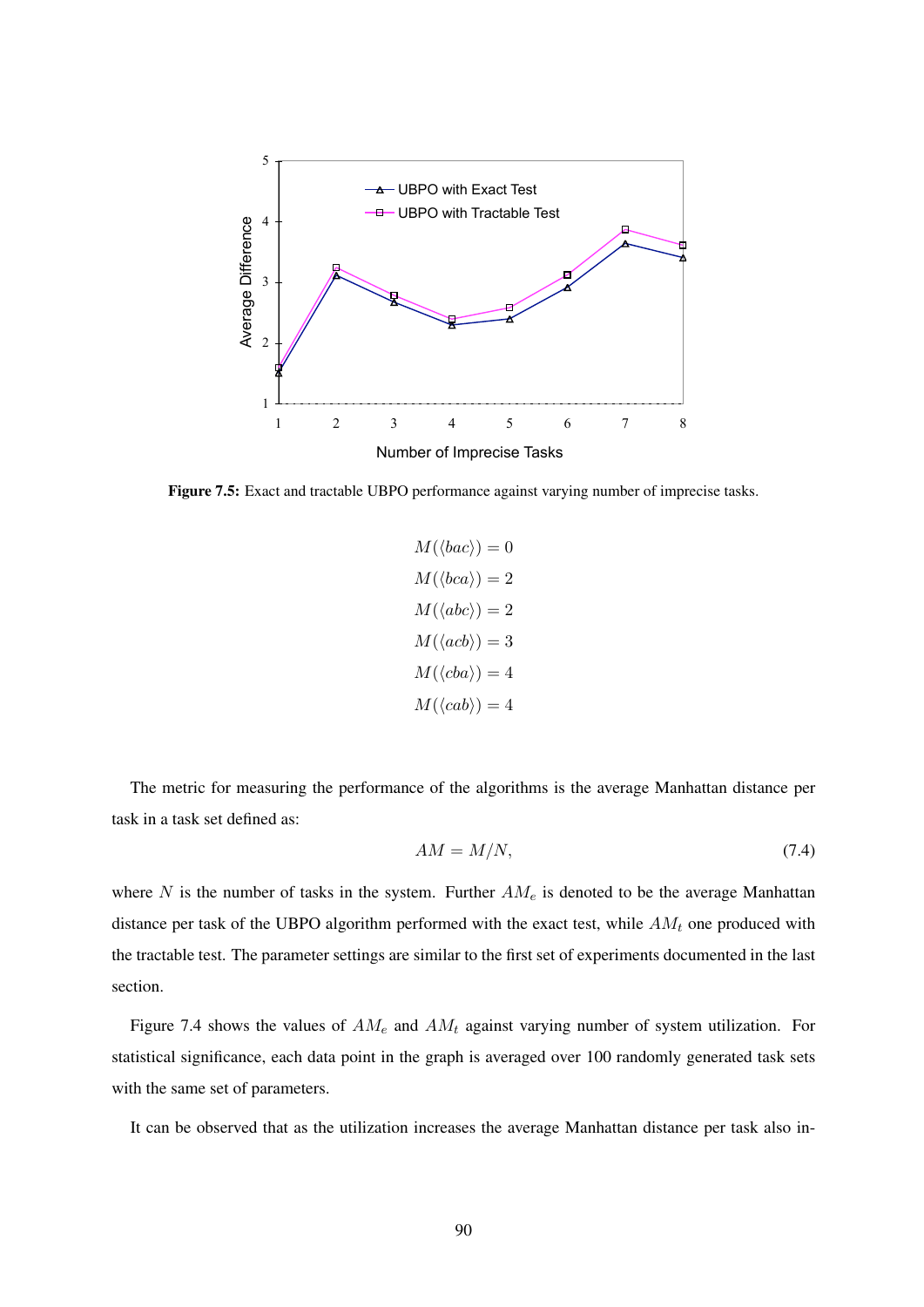Figure 7.5: Exact and tractable UBPO performance against varying number of imprecise tasks.

$$M(\langle bac \rangle) = 0$$
$$M(\langle bca \rangle) = 2$$
$$M(\langle abc \rangle) = 2$$
$$M(\langle acb \rangle) = 3$$
$$M(\langle cba \rangle) = 4$$
$$M(\langle cab \rangle) = 4$$

The metric for measuring the performance of the algorithms is the average Manhattan distance per task in a task set defined as:

$$AM = M/N, \tag{7.4}$$

where $N$ is the number of tasks in the system. Further $AM_e$ is denoted to be the average Manhattan distance per task of the UBPO algorithm performed with the exact test, while $AM_t$ one produced with the tractable test. The parameter settings are similar to the first set of experiments documented in the last section.

Figure 7.4 shows the values of $AM_e$ and $AM_t$ against varying number of system utilization. For statistical significance, each data point in the graph is averaged over 100 randomly generated task sets with the same set of parameters.

It can be observed that as the utilization increases the average Manhattan distance per task also in-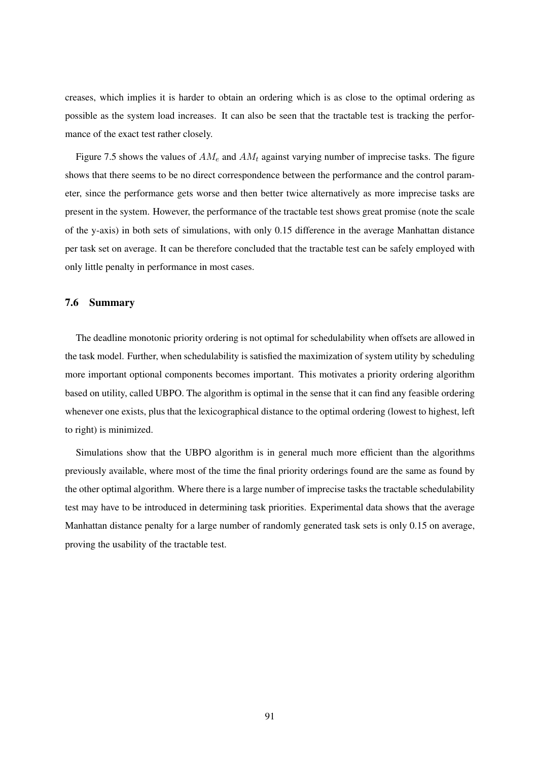creases, which implies it is harder to obtain an ordering which is as close to the optimal ordering as possible as the system load increases. It can also be seen that the tractable test is tracking the performance of the exact test rather closely.

Figure 7.5 shows the values of $AM_e$ and $AM_t$ against varying number of imprecise tasks. The figure shows that there seems to be no direct correspondence between the performance and the control parameter, since the performance gets worse and then better twice alternatively as more imprecise tasks are present in the system. However, the performance of the tractable test shows great promise (note the scale of the y-axis) in both sets of simulations, with only 0.15 difference in the average Manhattan distance per task set on average. It can be therefore concluded that the tractable test can be safely employed with only little penalty in performance in most cases.

## 7.6 Summary

The deadline monotonic priority ordering is not optimal for schedulability when offsets are allowed in the task model. Further, when schedulability is satisfied the maximization of system utility by scheduling more important optional components becomes important. This motivates a priority ordering algorithm based on utility, called UBPO. The algorithm is optimal in the sense that it can find any feasible ordering whenever one exists, plus that the lexicographical distance to the optimal ordering (lowest to highest, left to right) is minimized.

Simulations show that the UBPO algorithm is in general much more efficient than the algorithms previously available, where most of the time the final priority orderings found are the same as found by the other optimal algorithm. Where there is a large number of imprecise tasks the tractable schedulability test may have to be introduced in determining task priorities. Experimental data shows that the average Manhattan distance penalty for a large number of randomly generated task sets is only 0.15 on average, proving the usability of the tractable test.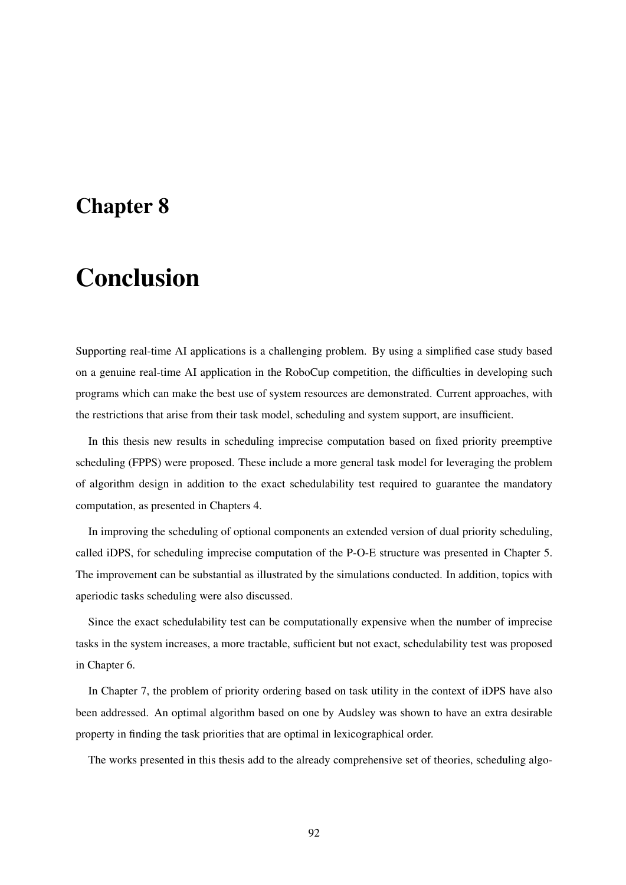# Chapter 8

# Conclusion

Supporting real-time AI applications is a challenging problem. By using a simplified case study based on a genuine real-time AI application in the RoboCup competition, the difficulties in developing such programs which can make the best use of system resources are demonstrated. Current approaches, with the restrictions that arise from their task model, scheduling and system support, are insufficient.

In this thesis new results in scheduling imprecise computation based on fixed priority preemptive scheduling (FPPS) were proposed. These include a more general task model for leveraging the problem of algorithm design in addition to the exact schedulability test required to guarantee the mandatory computation, as presented in Chapters 4.

In improving the scheduling of optional components an extended version of dual priority scheduling, called iDPS, for scheduling imprecise computation of the P-O-E structure was presented in Chapter 5. The improvement can be substantial as illustrated by the simulations conducted. In addition, topics with aperiodic tasks scheduling were also discussed.

Since the exact schedulability test can be computationally expensive when the number of imprecise tasks in the system increases, a more tractable, sufficient but not exact, schedulability test was proposed in Chapter 6.

In Chapter 7, the problem of priority ordering based on task utility in the context of iDPS have also been addressed. An optimal algorithm based on one by Audsley was shown to have an extra desirable property in finding the task priorities that are optimal in lexicographical order.

The works presented in this thesis add to the already comprehensive set of theories, scheduling algo-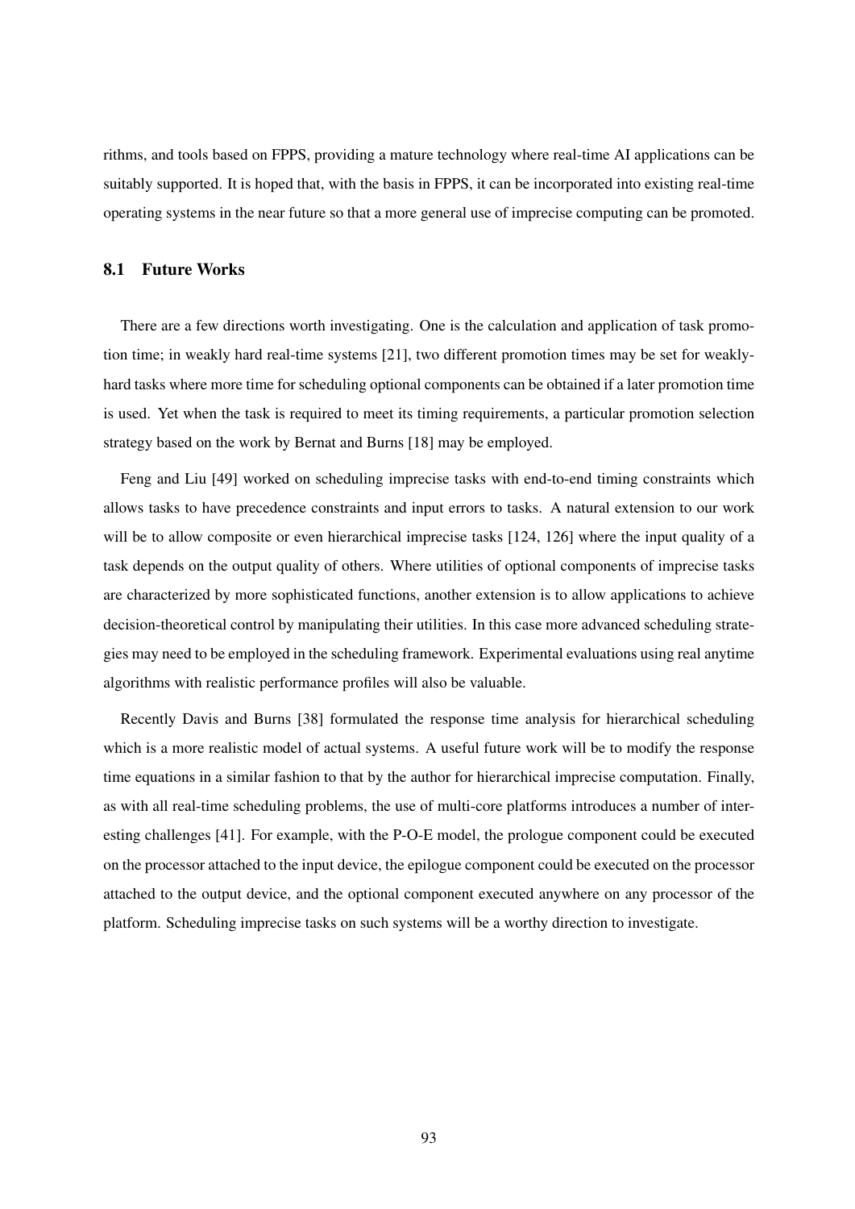rithms, and tools based on FPPS, providing a mature technology where real-time AI applications can be suitably supported. It is hoped that, with the basis in FPPS, it can be incorporated into existing real-time operating systems in the near future so that a more general use of imprecise computing can be promoted.

## 8.1 Future Works

There are a few directions worth investigating. One is the calculation and application of task promotion time; in weakly hard real-time systems [21], two different promotion times may be set for weakly-hard tasks where more time for scheduling optional components can be obtained if a later promotion time is used. Yet when the task is required to meet its timing requirements, a particular promotion selection strategy based on the work by Bernat and Burns [18] may be employed.

Feng and Liu [49] worked on scheduling imprecise tasks with end-to-end timing constraints which allows tasks to have precedence constraints and input errors to tasks. A natural extension to our work will be to allow composite or even hierarchical imprecise tasks [124, 126] where the input quality of a task depends on the output quality of others. Where utilities of optional components of imprecise tasks are characterized by more sophisticated functions, another extension is to allow applications to achieve decision-theoretical control by manipulating their utilities. In this case more advanced scheduling strategies may need to be employed in the scheduling framework. Experimental evaluations using real anytime algorithms with realistic performance profiles will also be valuable.

Recently Davis and Burns [38] formulated the response time analysis for hierarchical scheduling which is a more realistic model of actual systems. A useful future work will be to modify the response time equations in a similar fashion to that by the author for hierarchical imprecise computation. Finally, as with all real-time scheduling problems, the use of multi-core platforms introduces a number of interesting challenges [41]. For example, with the P-O-E model, the prologue component could be executed on the processor attached to the input device, the epilogue component could be executed on the processor attached to the output device, and the optional component executed anywhere on any processor of the platform. Scheduling imprecise tasks on such systems will be a worthy direction to investigate.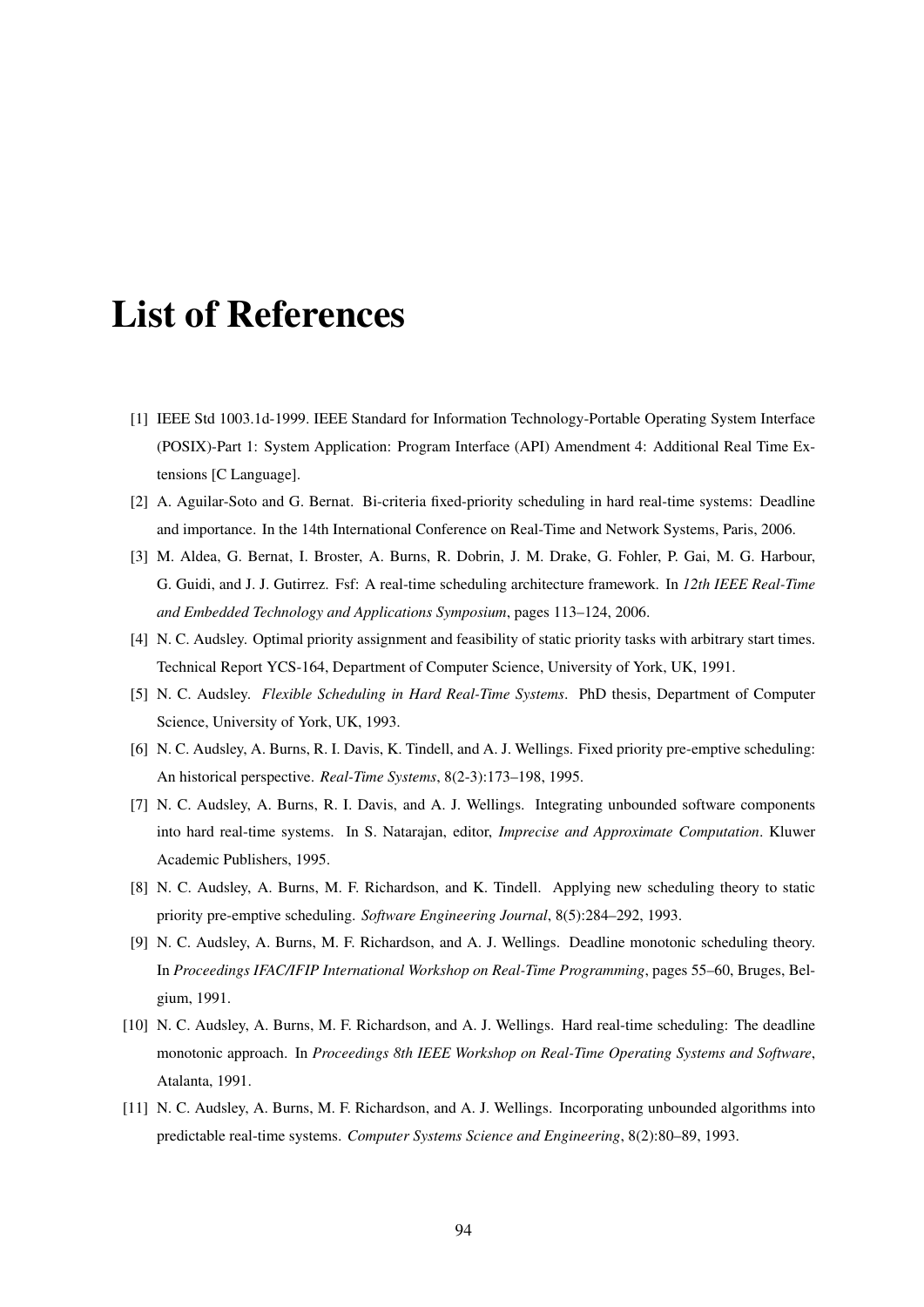# List of References

[1] IEEE Std 1003.1d-1999. IEEE Standard for Information Technology-Portable Operating System Interface (POSIX)-Part 1: System Application: Program Interface (API) Amendment 4: Additional Real Time Extensions [C Language].

[2] A. Aguilar-Soto and G. Bernat. Bi-criteria fixed-priority scheduling in hard real-time systems: Deadline and importance. In the 14th International Conference on Real-Time and Network Systems, Paris, 2006.

[3] M. Aldea, G. Bernat, I. Broster, A. Burns, R. Dobrin, J. M. Drake, G. Fohler, P. Gai, M. G. Harbour, G. Guidi, and J. J. Gutirrez. Fsf: A real-time scheduling architecture framework. In *12th IEEE Real-Time and Embedded Technology and Applications Symposium*, pages 113–124, 2006.

[4] N. C. Audsley. Optimal priority assignment and feasibility of static priority tasks with arbitrary start times. Technical Report YCS-164, Department of Computer Science, University of York, UK, 1991.

[5] N. C. Audsley. *Flexible Scheduling in Hard Real-Time Systems*. PhD thesis, Department of Computer Science, University of York, UK, 1993.

[6] N. C. Audsley, A. Burns, R. I. Davis, K. Tindell, and A. J. Wellings. Fixed priority pre-emptive scheduling: An historical perspective. *Real-Time Systems*, 8(2-3):173–198, 1995.

[7] N. C. Audsley, A. Burns, R. I. Davis, and A. J. Wellings. Integrating unbounded software components into hard real-time systems. In S. Natarajan, editor, *Imprecise and Approximate Computation*. Kluwer Academic Publishers, 1995.

[8] N. C. Audsley, A. Burns, M. F. Richardson, and K. Tindell. Applying new scheduling theory to static priority pre-emptive scheduling. *Software Engineering Journal*, 8(5):284–292, 1993.

[9] N. C. Audsley, A. Burns, M. F. Richardson, and A. J. Wellings. Deadline monotonic scheduling theory. In *Proceedings IFAC/IFIP International Workshop on Real-Time Programming*, pages 55–60, Bruges, Belgium, 1991.

[10] N. C. Audsley, A. Burns, M. F. Richardson, and A. J. Wellings. Hard real-time scheduling: The deadline monotonic approach. In *Proceedings 8th IEEE Workshop on Real-Time Operating Systems and Software*, Atalanta, 1991.

[11] N. C. Audsley, A. Burns, M. F. Richardson, and A. J. Wellings. Incorporating unbounded algorithms into predictable real-time systems. *Computer Systems Science and Engineering*, 8(2):80–89, 1993.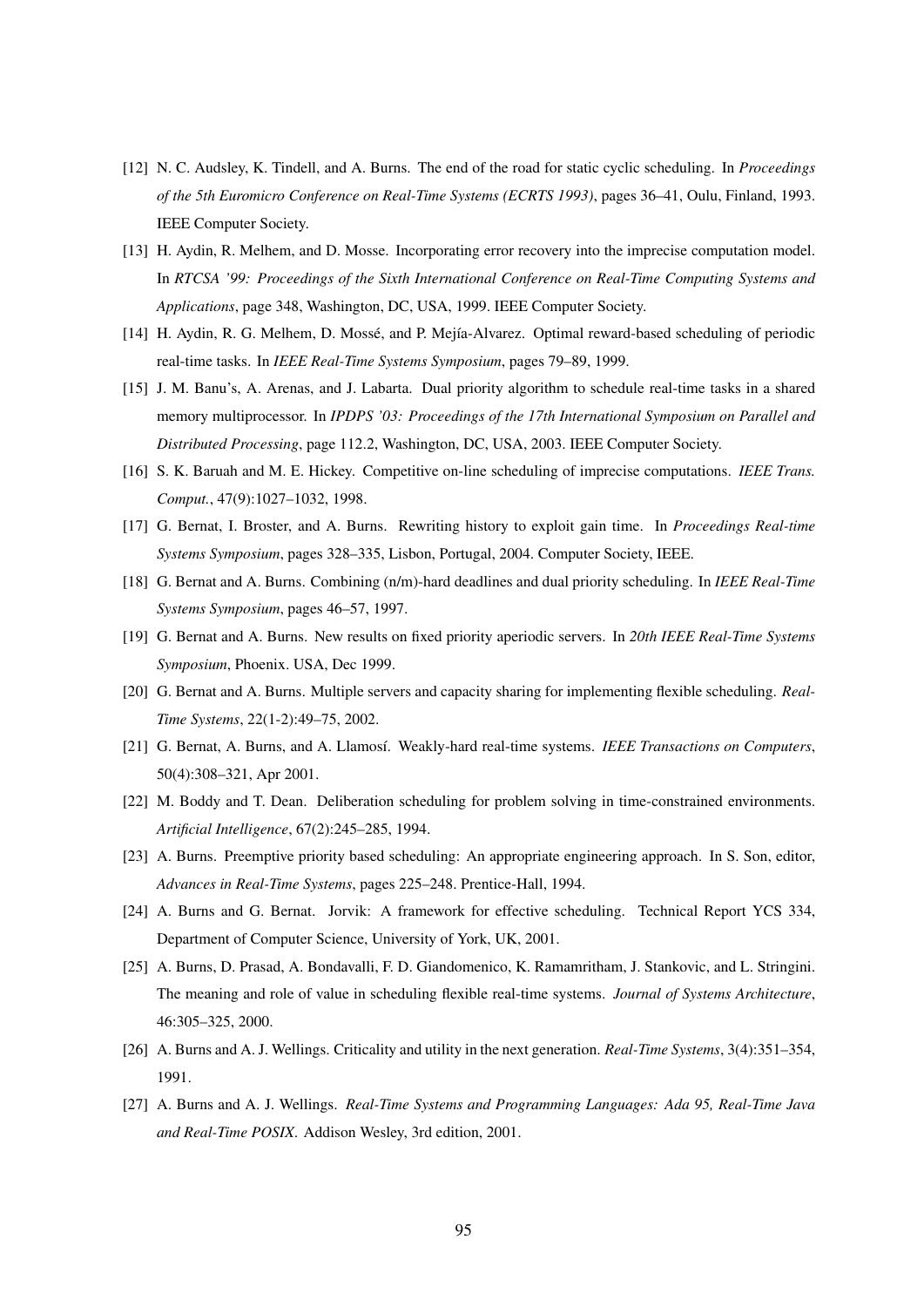[12] N. C. Audsley, K. Tindell, and A. Burns. The end of the road for static cyclic scheduling. In *Proceedings of the 5th Euromicro Conference on Real-Time Systems (ECRTS 1993)*, pages 36–41, Oulu, Finland, 1993. IEEE Computer Society.

[13] H. Aydin, R. Melhem, and D. Mosse. Incorporating error recovery into the imprecise computation model. In *RTCSA '99: Proceedings of the Sixth International Conference on Real-Time Computing Systems and Applications*, page 348, Washington, DC, USA, 1999. IEEE Computer Society.

[14] H. Aydin, R. G. Melhem, D. Mossé, and P. Mejía-Alvarez. Optimal reward-based scheduling of periodic real-time tasks. In *IEEE Real-Time Systems Symposium*, pages 79–89, 1999.

[15] J. M. Banu's, A. Arenas, and J. Labarta. Dual priority algorithm to schedule real-time tasks in a shared memory multiprocessor. In *IPDPS '03: Proceedings of the 17th International Symposium on Parallel and Distributed Processing*, page 112.2, Washington, DC, USA, 2003. IEEE Computer Society.

[16] S. K. Baruah and M. E. Hickey. Competitive on-line scheduling of imprecise computations. *IEEE Trans. Comput.*, 47(9):1027–1032, 1998.

[17] G. Bernat, I. Broster, and A. Burns. Rewriting history to exploit gain time. In *Proceedings Real-time Systems Symposium*, pages 328–335, Lisbon, Portugal, 2004. Computer Society, IEEE.

[18] G. Bernat and A. Burns. Combining (n/m)-hard deadlines and dual priority scheduling. In *IEEE Real-Time Systems Symposium*, pages 46–57, 1997.

[19] G. Bernat and A. Burns. New results on fixed priority aperiodic servers. In *20th IEEE Real-Time Systems Symposium*, Phoenix. USA, Dec 1999.

[20] G. Bernat and A. Burns. Multiple servers and capacity sharing for implementing flexible scheduling. *Real-Time Systems*, 22(1-2):49–75, 2002.

[21] G. Bernat, A. Burns, and A. Llamosí. Weakly-hard real-time systems. *IEEE Transactions on Computers*, 50(4):308–321, Apr 2001.

[22] M. Boddy and T. Dean. Deliberation scheduling for problem solving in time-constrained environments. *Artificial Intelligence*, 67(2):245–285, 1994.

[23] A. Burns. Preemptive priority based scheduling: An appropriate engineering approach. In S. Son, editor, *Advances in Real-Time Systems*, pages 225–248. Prentice-Hall, 1994.

[24] A. Burns and G. Bernat. Jorvik: A framework for effective scheduling. Technical Report YCS 334, Department of Computer Science, University of York, UK, 2001.

[25] A. Burns, D. Prasad, A. Bondavalli, F. D. Giandomenico, K. Ramamritham, J. Stankovic, and L. Stringini. The meaning and role of value in scheduling flexible real-time systems. *Journal of Systems Architecture*, 46:305–325, 2000.

[26] A. Burns and A. J. Wellings. Criticality and utility in the next generation. *Real-Time Systems*, 3(4):351–354, 1991.

[27] A. Burns and A. J. Wellings. *Real-Time Systems and Programming Languages: Ada 95, Real-Time Java and Real-Time POSIX*. Addison Wesley, 3rd edition, 2001.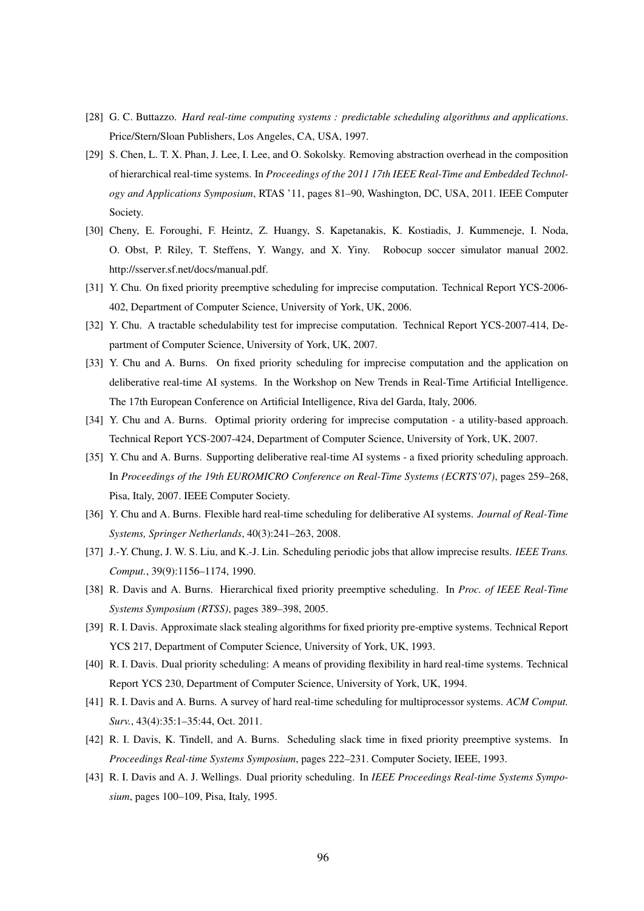[28] G. C. Buttazzo. *Hard real-time computing systems : predictable scheduling algorithms and applications*. Price/Stern/Sloan Publishers, Los Angeles, CA, USA, 1997.

[29] S. Chen, L. T. X. Phan, J. Lee, I. Lee, and O. Sokolsky. Removing abstraction overhead in the composition of hierarchical real-time systems. In *Proceedings of the 2011 17th IEEE Real-Time and Embedded Technology and Applications Symposium*, RTAS '11, pages 81–90, Washington, DC, USA, 2011. IEEE Computer Society.

[30] Cheny, E. Foroughi, F. Heintz, Z. Huangy, S. Kapetanakis, K. Kostiadis, J. Kummeneje, I. Noda, O. Obst, P. Riley, T. Steffens, Y. Wangy, and X. Yiny. Robocup soccer simulator manual 2002. http://sserver.sf.net/docs/manual.pdf.

[31] Y. Chu. On fixed priority preemptive scheduling for imprecise computation. Technical Report YCS-2006-402, Department of Computer Science, University of York, UK, 2006.

[32] Y. Chu. A tractable schedulability test for imprecise computation. Technical Report YCS-2007-414, Department of Computer Science, University of York, UK, 2007.

[33] Y. Chu and A. Burns. On fixed priority scheduling for imprecise computation and the application on deliberative real-time AI systems. In the Workshop on New Trends in Real-Time Artificial Intelligence. The 17th European Conference on Artificial Intelligence, Riva del Garda, Italy, 2006.

[34] Y. Chu and A. Burns. Optimal priority ordering for imprecise computation - a utility-based approach. Technical Report YCS-2007-424, Department of Computer Science, University of York, UK, 2007.

[35] Y. Chu and A. Burns. Supporting deliberative real-time AI systems - a fixed priority scheduling approach. In *Proceedings of the 19th EUROMICRO Conference on Real-Time Systems (ECRTS'07)*, pages 259–268, Pisa, Italy, 2007. IEEE Computer Society.

[36] Y. Chu and A. Burns. Flexible hard real-time scheduling for deliberative AI systems. *Journal of Real-Time Systems, Springer Netherlands*, 40(3):241–263, 2008.

[37] J.-Y. Chung, J. W. S. Liu, and K.-J. Lin. Scheduling periodic jobs that allow imprecise results. *IEEE Trans. Comput.*, 39(9):1156–1174, 1990.

[38] R. Davis and A. Burns. Hierarchical fixed priority preemptive scheduling. In *Proc. of IEEE Real-Time Systems Symposium (RTSS)*, pages 389–398, 2005.

[39] R. I. Davis. Approximate slack stealing algorithms for fixed priority pre-emptive systems. Technical Report YCS 217, Department of Computer Science, University of York, UK, 1993.

[40] R. I. Davis. Dual priority scheduling: A means of providing flexibility in hard real-time systems. Technical Report YCS 230, Department of Computer Science, University of York, UK, 1994.

[41] R. I. Davis and A. Burns. A survey of hard real-time scheduling for multiprocessor systems. *ACM Comput. Surv.*, 43(4):35:1–35:44, Oct. 2011.

[42] R. I. Davis, K. Tindell, and A. Burns. Scheduling slack time in fixed priority preemptive systems. In *Proceedings Real-time Systems Symposium*, pages 222–231. Computer Society, IEEE, 1993.

[43] R. I. Davis and A. J. Wellings. Dual priority scheduling. In *IEEE Proceedings Real-time Systems Symposium*, pages 100–109, Pisa, Italy, 1995.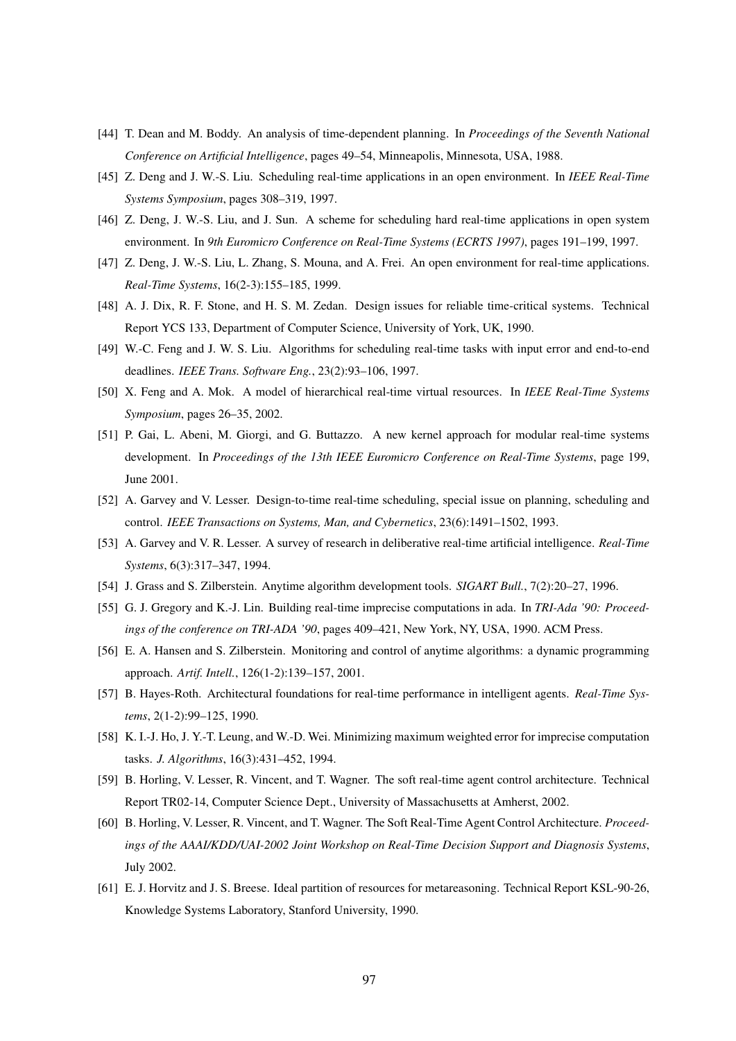[44] T. Dean and M. Boddy. An analysis of time-dependent planning. In *Proceedings of the Seventh National Conference on Artificial Intelligence*, pages 49–54, Minneapolis, Minnesota, USA, 1988.

[45] Z. Deng and J. W.-S. Liu. Scheduling real-time applications in an open environment. In *IEEE Real-Time Systems Symposium*, pages 308–319, 1997.

[46] Z. Deng, J. W.-S. Liu, and J. Sun. A scheme for scheduling hard real-time applications in open system environment. In *9th Euromicro Conference on Real-Time Systems (ECRTS 1997)*, pages 191–199, 1997.

[47] Z. Deng, J. W.-S. Liu, L. Zhang, S. Mouna, and A. Frei. An open environment for real-time applications. *Real-Time Systems*, 16(2-3):155–185, 1999.

[48] A. J. Dix, R. F. Stone, and H. S. M. Zedan. Design issues for reliable time-critical systems. Technical Report YCS 133, Department of Computer Science, University of York, UK, 1990.

[49] W.-C. Feng and J. W. S. Liu. Algorithms for scheduling real-time tasks with input error and end-to-end deadlines. *IEEE Trans. Software Eng.*, 23(2):93–106, 1997.

[50] X. Feng and A. Mok. A model of hierarchical real-time virtual resources. In *IEEE Real-Time Systems Symposium*, pages 26–35, 2002.

[51] P. Gai, L. Abeni, M. Giorgi, and G. Buttazzo. A new kernel approach for modular real-time systems development. In *Proceedings of the 13th IEEE Euromicro Conference on Real-Time Systems*, page 199, June 2001.

[52] A. Garvey and V. Lesser. Design-to-time real-time scheduling, special issue on planning, scheduling and control. *IEEE Transactions on Systems, Man, and Cybernetics*, 23(6):1491–1502, 1993.

[53] A. Garvey and V. R. Lesser. A survey of research in deliberative real-time artificial intelligence. *Real-Time Systems*, 6(3):317–347, 1994.

[54] J. Grass and S. Zilberstein. Anytime algorithm development tools. *SIGART Bull.*, 7(2):20–27, 1996.

[55] G. J. Gregory and K.-J. Lin. Building real-time imprecise computations in ada. In *TRI-Ada '90: Proceedings of the conference on TRI-ADA '90*, pages 409–421, New York, NY, USA, 1990. ACM Press.

[56] E. A. Hansen and S. Zilberstein. Monitoring and control of anytime algorithms: a dynamic programming approach. *Artif. Intell.*, 126(1-2):139–157, 2001.

[57] B. Hayes-Roth. Architectural foundations for real-time performance in intelligent agents. *Real-Time Systems*, 2(1-2):99–125, 1990.

[58] K. I.-J. Ho, J. Y.-T. Leung, and W.-D. Wei. Minimizing maximum weighted error for imprecise computation tasks. *J. Algorithms*, 16(3):431–452, 1994.

[59] B. Horling, V. Lesser, R. Vincent, and T. Wagner. The soft real-time agent control architecture. Technical Report TR02-14, Computer Science Dept., University of Massachusetts at Amherst, 2002.

[60] B. Horling, V. Lesser, R. Vincent, and T. Wagner. The Soft Real-Time Agent Control Architecture. *Proceedings of the AAAI/KDD/UAI-2002 Joint Workshop on Real-Time Decision Support and Diagnosis Systems*, July 2002.

[61] E. J. Horvitz and J. S. Breese. Ideal partition of resources for metareasoning. Technical Report KSL-90-26, Knowledge Systems Laboratory, Stanford University, 1990.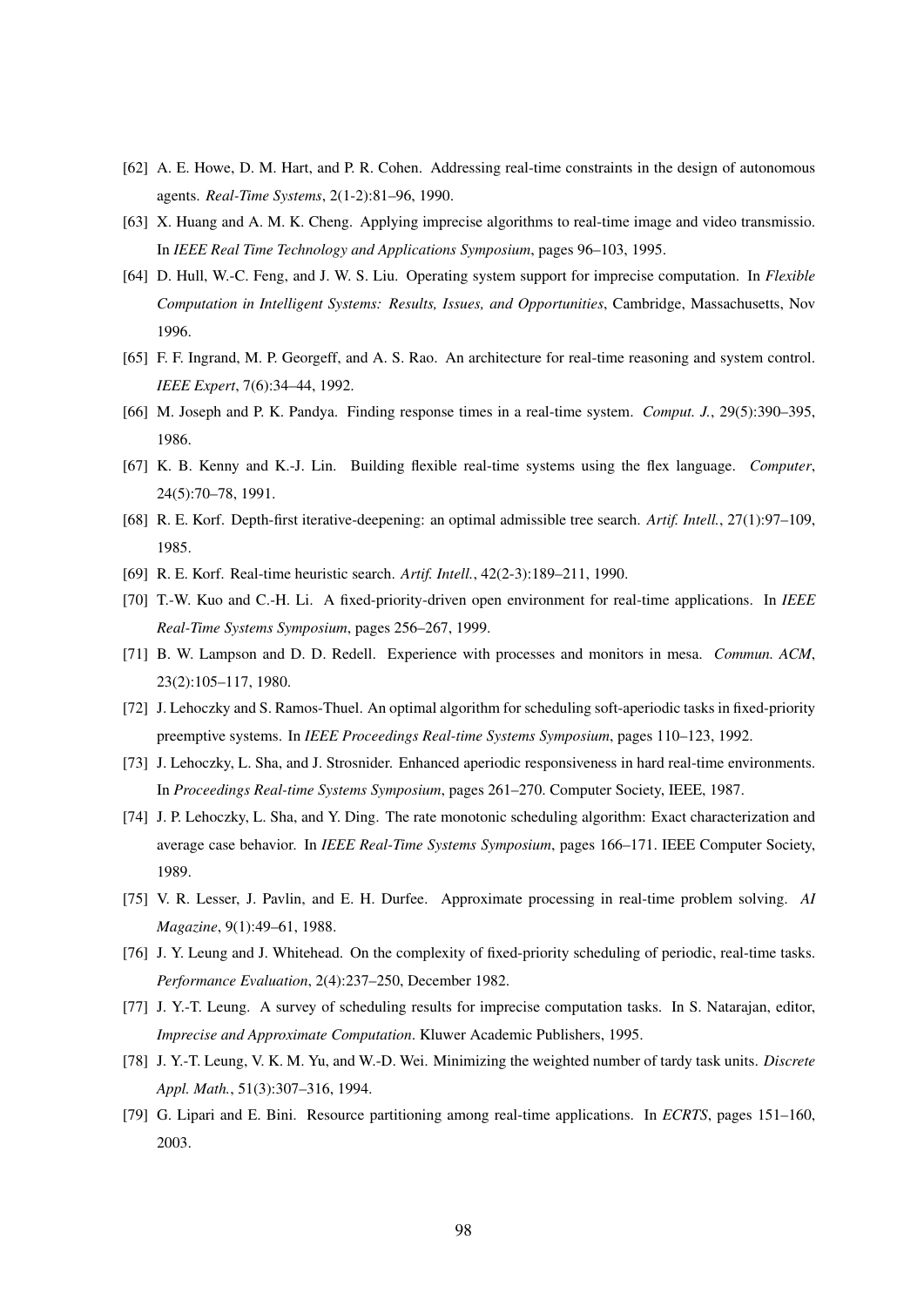[62] A. E. Howe, D. M. Hart, and P. R. Cohen. Addressing real-time constraints in the design of autonomous agents. *Real-Time Systems*, 2(1-2):81–96, 1990.

[63] X. Huang and A. M. K. Cheng. Applying imprecise algorithms to real-time image and video transmissio. In *IEEE Real Time Technology and Applications Symposium*, pages 96–103, 1995.

[64] D. Hull, W.-C. Feng, and J. W. S. Liu. Operating system support for imprecise computation. In *Flexible Computation in Intelligent Systems: Results, Issues, and Opportunities*, Cambridge, Massachusetts, Nov 1996.

[65] F. F. Ingrand, M. P. Georgeff, and A. S. Rao. An architecture for real-time reasoning and system control. *IEEE Expert*, 7(6):34–44, 1992.

[66] M. Joseph and P. K. Pandya. Finding response times in a real-time system. *Comput. J.*, 29(5):390–395, 1986.

[67] K. B. Kenny and K.-J. Lin. Building flexible real-time systems using the flex language. *Computer*, 24(5):70–78, 1991.

[68] R. E. Korf. Depth-first iterative-deepening: an optimal admissible tree search. *Artif. Intell.*, 27(1):97–109, 1985.

[69] R. E. Korf. Real-time heuristic search. *Artif. Intell.*, 42(2-3):189–211, 1990.

[70] T.-W. Kuo and C.-H. Li. A fixed-priority-driven open environment for real-time applications. In *IEEE Real-Time Systems Symposium*, pages 256–267, 1999.

[71] B. W. Lampson and D. D. Redell. Experience with processes and monitors in mesa. *Commun. ACM*, 23(2):105–117, 1980.

[72] J. Lehoczky and S. Ramos-Thuel. An optimal algorithm for scheduling soft-aperiodic tasks in fixed-priority preemptive systems. In *IEEE Proceedings Real-time Systems Symposium*, pages 110–123, 1992.

[73] J. Lehoczky, L. Sha, and J. Strosnider. Enhanced aperiodic responsiveness in hard real-time environments. In *Proceedings Real-time Systems Symposium*, pages 261–270. Computer Society, IEEE, 1987.

[74] J. P. Lehoczky, L. Sha, and Y. Ding. The rate monotonic scheduling algorithm: Exact characterization and average case behavior. In *IEEE Real-Time Systems Symposium*, pages 166–171. IEEE Computer Society, 1989.

[75] V. R. Lesser, J. Pavlin, and E. H. Durfee. Approximate processing in real-time problem solving. *AI Magazine*, 9(1):49–61, 1988.

[76] J. Y. Leung and J. Whitehead. On the complexity of fixed-priority scheduling of periodic, real-time tasks. *Performance Evaluation*, 2(4):237–250, December 1982.

[77] J. Y.-T. Leung. A survey of scheduling results for imprecise computation tasks. In S. Natarajan, editor, *Imprecise and Approximate Computation*. Kluwer Academic Publishers, 1995.

[78] J. Y.-T. Leung, V. K. M. Yu, and W.-D. Wei. Minimizing the weighted number of tardy task units. *Discrete Appl. Math.*, 51(3):307–316, 1994.

[79] G. Lipari and E. Bini. Resource partitioning among real-time applications. In *ECRTS*, pages 151–160, 2003.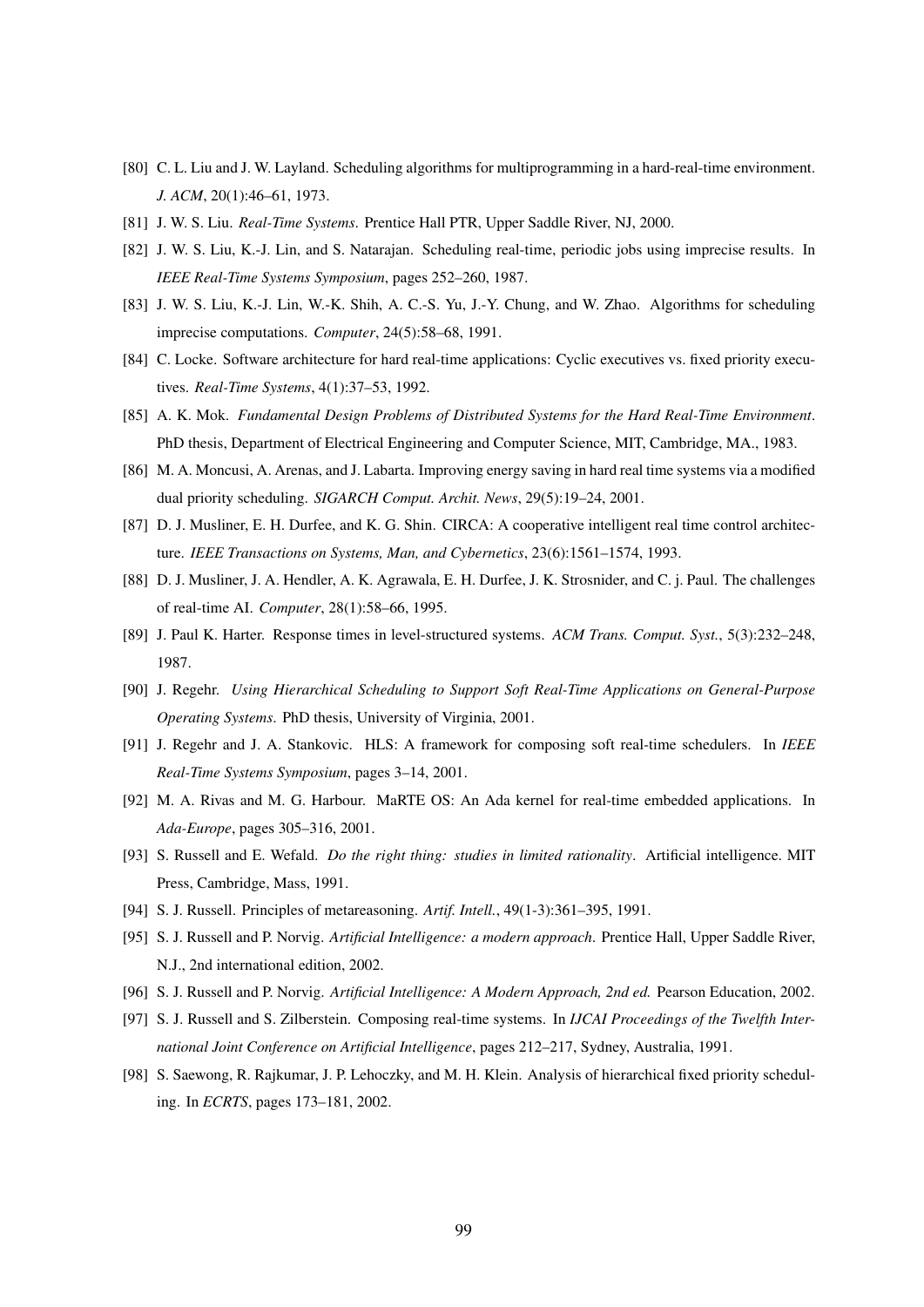[80] C. L. Liu and J. W. Layland. Scheduling algorithms for multiprogramming in a hard-real-time environment. *J. ACM*, 20(1):46–61, 1973.

[81] J. W. S. Liu. *Real-Time Systems*. Prentice Hall PTR, Upper Saddle River, NJ, 2000.

[82] J. W. S. Liu, K.-J. Lin, and S. Natarajan. Scheduling real-time, periodic jobs using imprecise results. In *IEEE Real-Time Systems Symposium*, pages 252–260, 1987.

[83] J. W. S. Liu, K.-J. Lin, W.-K. Shih, A. C.-S. Yu, J.-Y. Chung, and W. Zhao. Algorithms for scheduling imprecise computations. *Computer*, 24(5):58–68, 1991.

[84] C. Locke. Software architecture for hard real-time applications: Cyclic executives vs. fixed priority executives. *Real-Time Systems*, 4(1):37–53, 1992.

[85] A. K. Mok. *Fundamental Design Problems of Distributed Systems for the Hard Real-Time Environment*. PhD thesis, Department of Electrical Engineering and Computer Science, MIT, Cambridge, MA., 1983.

[86] M. A. Moncusi, A. Arenas, and J. Labarta. Improving energy saving in hard real time systems via a modified dual priority scheduling. *SIGARCH Comput. Archit. News*, 29(5):19–24, 2001.

[87] D. J. Musliner, E. H. Durfee, and K. G. Shin. CIRCA: A cooperative intelligent real time control architecture. *IEEE Transactions on Systems, Man, and Cybernetics*, 23(6):1561–1574, 1993.

[88] D. J. Musliner, J. A. Hendler, A. K. Agrawala, E. H. Durfee, J. K. Strosnider, and C. j. Paul. The challenges of real-time AI. *Computer*, 28(1):58–66, 1995.

[89] J. Paul K. Harter. Response times in level-structured systems. *ACM Trans. Comput. Syst.*, 5(3):232–248, 1987.

[90] J. Regehr. *Using Hierarchical Scheduling to Support Soft Real-Time Applications on General-Purpose Operating Systems*. PhD thesis, University of Virginia, 2001.

[91] J. Regehr and J. A. Stankovic. HLS: A framework for composing soft real-time schedulers. In *IEEE Real-Time Systems Symposium*, pages 3–14, 2001.

[92] M. A. Rivas and M. G. Harbour. MaRTE OS: An Ada kernel for real-time embedded applications. In *Ada-Europe*, pages 305–316, 2001.

[93] S. Russell and E. Wefald. *Do the right thing: studies in limited rationality*. Artificial intelligence. MIT Press, Cambridge, Mass, 1991.

[94] S. J. Russell. Principles of metareasoning. *Artif. Intell.*, 49(1-3):361–395, 1991.

[95] S. J. Russell and P. Norvig. *Artificial Intelligence: a modern approach*. Prentice Hall, Upper Saddle River, N.J., 2nd international edition, 2002.

[96] S. J. Russell and P. Norvig. *Artificial Intelligence: A Modern Approach, 2nd ed.* Pearson Education, 2002.

[97] S. J. Russell and S. Zilberstein. Composing real-time systems. In *IJCAI Proceedings of the Twelfth International Joint Conference on Artificial Intelligence*, pages 212–217, Sydney, Australia, 1991.

[98] S. Saewong, R. Rajkumar, J. P. Lehoczky, and M. H. Klein. Analysis of hierarchical fixed priority scheduling. In *ECRTS*, pages 173–181, 2002.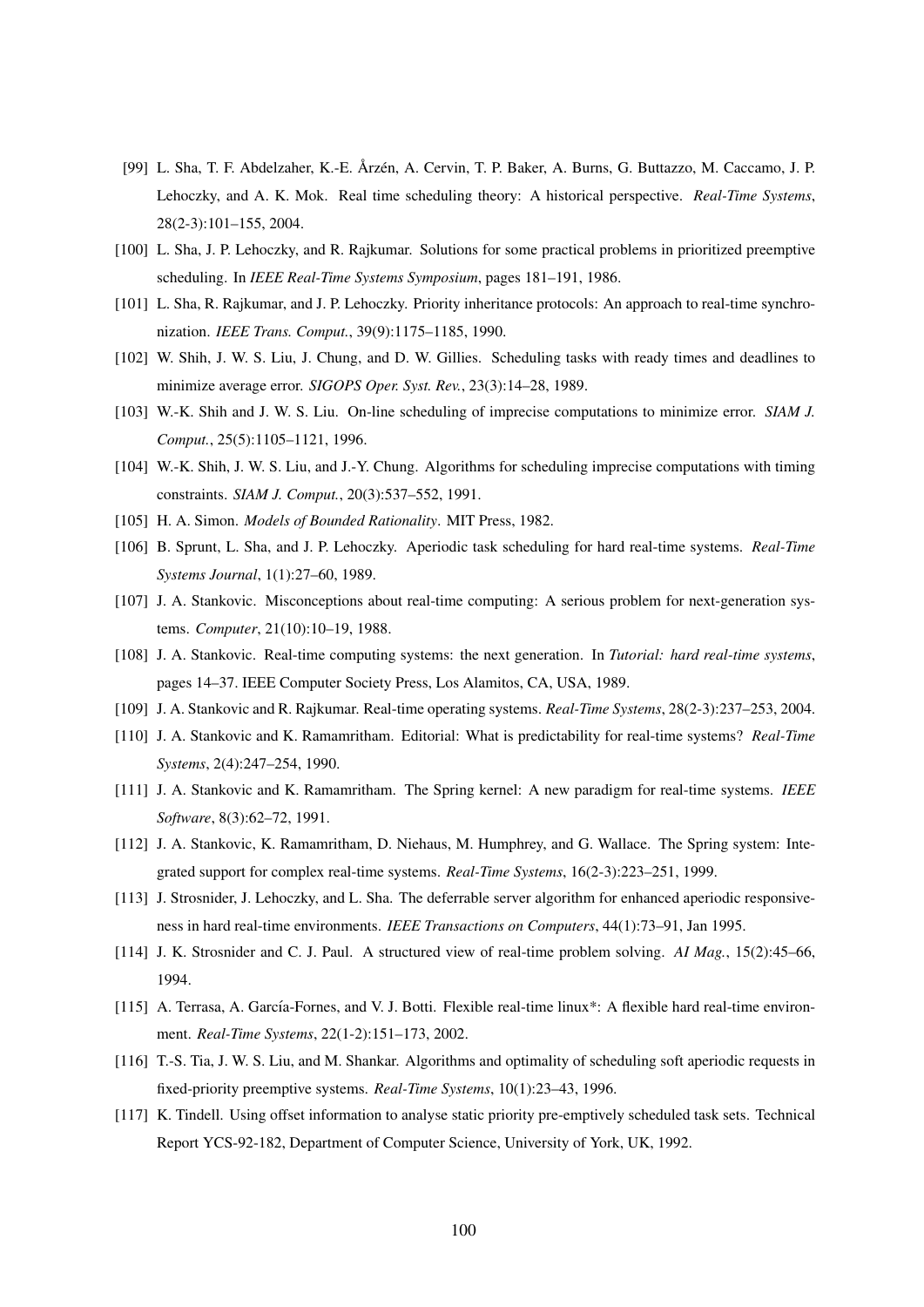[99] L. Sha, T. F. Abdelzaher, K.-E. Årzén, A. Cervin, T. P. Baker, A. Burns, G. Buttazzo, M. Caccamo, J. P. Lehoczky, and A. K. Mok. Real time scheduling theory: A historical perspective. *Real-Time Systems*, 28(2-3):101–155, 2004.

[100] L. Sha, J. P. Lehoczky, and R. Rajkumar. Solutions for some practical problems in prioritized preemptive scheduling. In *IEEE Real-Time Systems Symposium*, pages 181–191, 1986.

[101] L. Sha, R. Rajkumar, and J. P. Lehoczky. Priority inheritance protocols: An approach to real-time synchronization. *IEEE Trans. Comput.*, 39(9):1175–1185, 1990.

[102] W. Shih, J. W. S. Liu, J. Chung, and D. W. Gillies. Scheduling tasks with ready times and deadlines to minimize average error. *SIGOPS Oper. Syst. Rev.*, 23(3):14–28, 1989.

[103] W.-K. Shih and J. W. S. Liu. On-line scheduling of imprecise computations to minimize error. *SIAM J. Comput.*, 25(5):1105–1121, 1996.

[104] W.-K. Shih, J. W. S. Liu, and J.-Y. Chung. Algorithms for scheduling imprecise computations with timing constraints. *SIAM J. Comput.*, 20(3):537–552, 1991.

[105] H. A. Simon. *Models of Bounded Rationality*. MIT Press, 1982.

[106] B. Sprunt, L. Sha, and J. P. Lehoczky. Aperiodic task scheduling for hard real-time systems. *Real-Time Systems Journal*, 1(1):27–60, 1989.

[107] J. A. Stankovic. Misconceptions about real-time computing: A serious problem for next-generation systems. *Computer*, 21(10):10–19, 1988.

[108] J. A. Stankovic. Real-time computing systems: the next generation. In *Tutorial: hard real-time systems*, pages 14–37. IEEE Computer Society Press, Los Alamitos, CA, USA, 1989.

[109] J. A. Stankovic and R. Rajkumar. Real-time operating systems. *Real-Time Systems*, 28(2-3):237–253, 2004.

[110] J. A. Stankovic and K. Ramamritham. Editorial: What is predictability for real-time systems? *Real-Time Systems*, 2(4):247–254, 1990.

[111] J. A. Stankovic and K. Ramamritham. The Spring kernel: A new paradigm for real-time systems. *IEEE Software*, 8(3):62–72, 1991.

[112] J. A. Stankovic, K. Ramamritham, D. Niehaus, M. Humphrey, and G. Wallace. The Spring system: Integrated support for complex real-time systems. *Real-Time Systems*, 16(2-3):223–251, 1999.

[113] J. Strosnider, J. Lehoczky, and L. Sha. The deferrable server algorithm for enhanced aperiodic responsiveness in hard real-time environments. *IEEE Transactions on Computers*, 44(1):73–91, Jan 1995.

[114] J. K. Strosnider and C. J. Paul. A structured view of real-time problem solving. *AI Mag.*, 15(2):45–66, 1994.

[115] A. Terrasa, A. García-Fornes, and V. J. Botti. Flexible real-time linux*: A flexible hard real-time environment. *Real-Time Systems*, 22(1-2):151–173, 2002.

[116] T.-S. Tia, J. W. S. Liu, and M. Shankar. Algorithms and optimality of scheduling soft aperiodic requests in fixed-priority preemptive systems. *Real-Time Systems*, 10(1):23–43, 1996.

[117] K. Tindell. Using offset information to analyse static priority pre-emptively scheduled task sets. Technical Report YCS-92-182, Department of Computer Science, University of York, UK, 1992.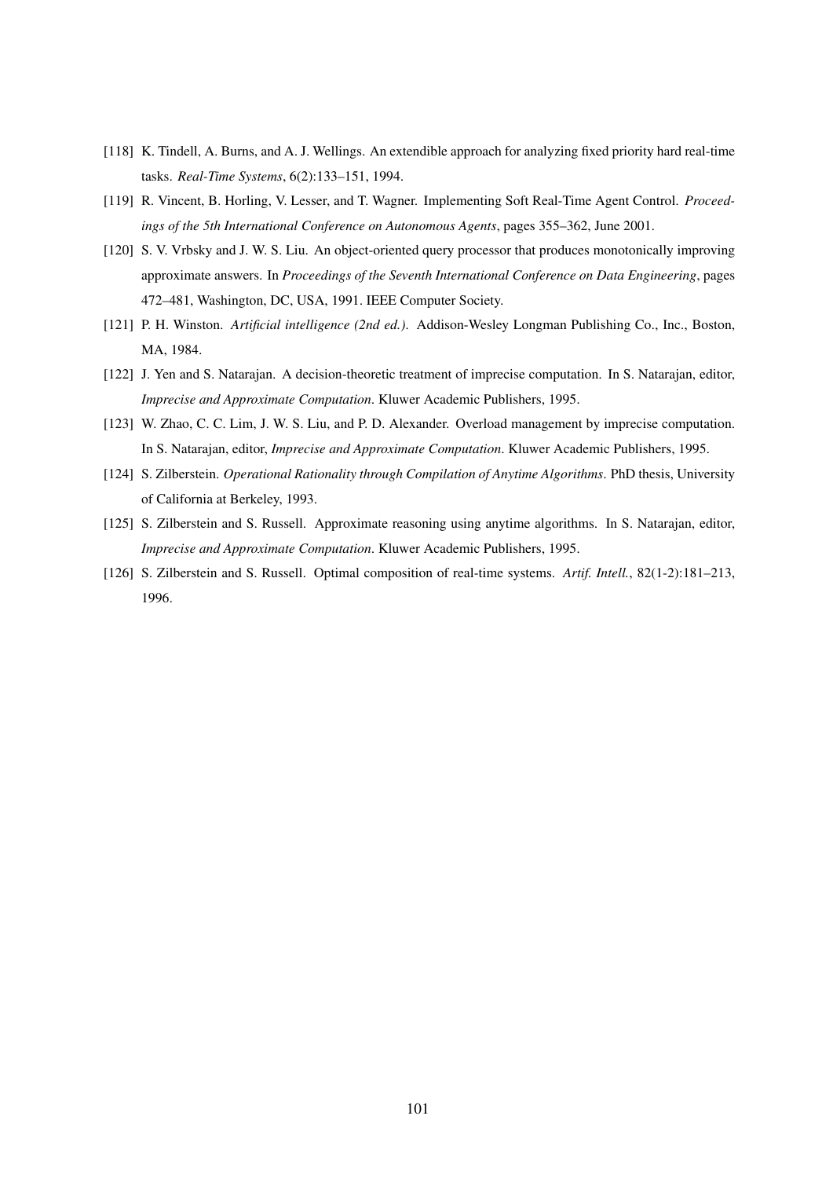[118] K. Tindell, A. Burns, and A. J. Wellings. An extendible approach for analyzing fixed priority hard real-time tasks. *Real-Time Systems*, 6(2):133–151, 1994.

[119] R. Vincent, B. Horling, V. Lesser, and T. Wagner. Implementing Soft Real-Time Agent Control. *Proceedings of the 5th International Conference on Autonomous Agents*, pages 355–362, June 2001.

[120] S. V. Vrbsky and J. W. S. Liu. An object-oriented query processor that produces monotonically improving approximate answers. In *Proceedings of the Seventh International Conference on Data Engineering*, pages 472–481, Washington, DC, USA, 1991. IEEE Computer Society.

[121] P. H. Winston. *Artificial intelligence (2nd ed.)*. Addison-Wesley Longman Publishing Co., Inc., Boston, MA, 1984.

[122] J. Yen and S. Natarajan. A decision-theoretic treatment of imprecise computation. In S. Natarajan, editor, *Imprecise and Approximate Computation*. Kluwer Academic Publishers, 1995.

[123] W. Zhao, C. C. Lim, J. W. S. Liu, and P. D. Alexander. Overload management by imprecise computation. In S. Natarajan, editor, *Imprecise and Approximate Computation*. Kluwer Academic Publishers, 1995.

[124] S. Zilberstein. *Operational Rationality through Compilation of Anytime Algorithms*. PhD thesis, University of California at Berkeley, 1993.

[125] S. Zilberstein and S. Russell. Approximate reasoning using anytime algorithms. In S. Natarajan, editor, *Imprecise and Approximate Computation*. Kluwer Academic Publishers, 1995.

[126] S. Zilberstein and S. Russell. Optimal composition of real-time systems. *Artif. Intell.*, 82(1-2):181–213, 1996.